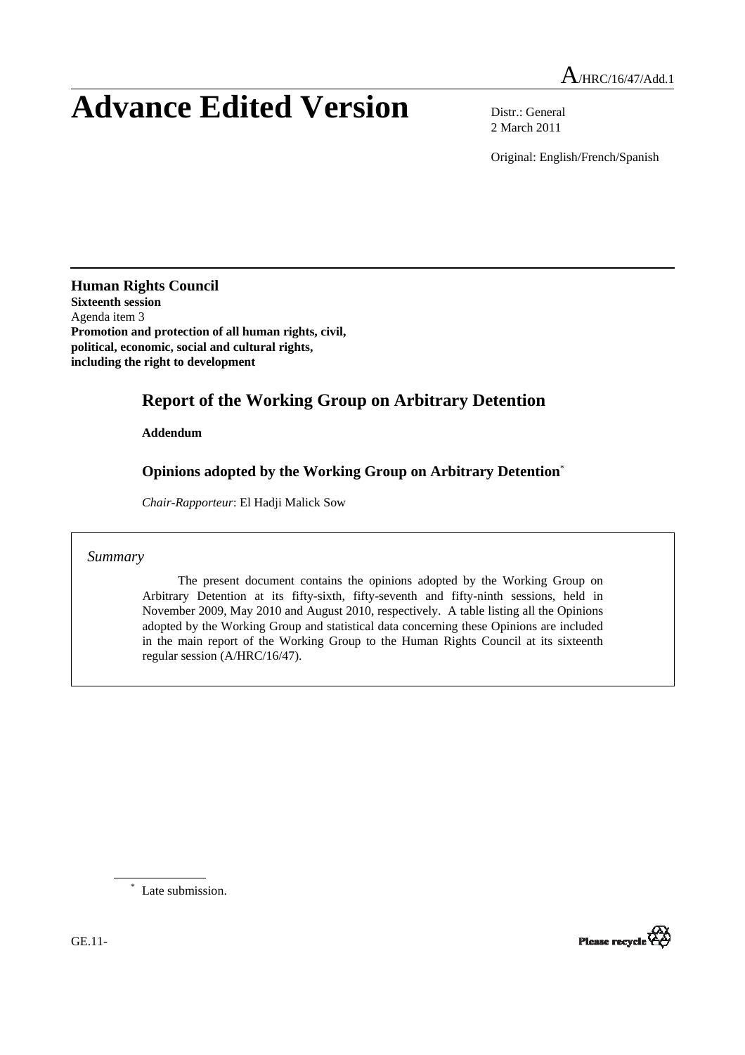A/HRC/16/47/Add.1

# Advance Edited Version

Distr.: General
2 March 2011

Original: English/French/Spanish

**Human Rights Council**
**Sixteenth session**
Agenda item 3
**Promotion and protection of all human rights, civil, political, economic, social and cultural rights, including the right to development**

## Report of the Working Group on Arbitrary Detention

**Addendum**

### Opinions adopted by the Working Group on Arbitrary Detention*

*Chair-Rapporteur*: El Hadji Malick Sow

*Summary*

The present document contains the opinions adopted by the Working Group on Arbitrary Detention at its fifty-sixth, fifty-seventh and fifty-ninth sessions, held in November 2009, May 2010 and August 2010, respectively. A table listing all the Opinions adopted by the Working Group and statistical data concerning these Opinions are included in the main report of the Working Group to the Human Rights Council at its sixteenth regular session (A/HRC/16/47).

* Late submission.

GE.11-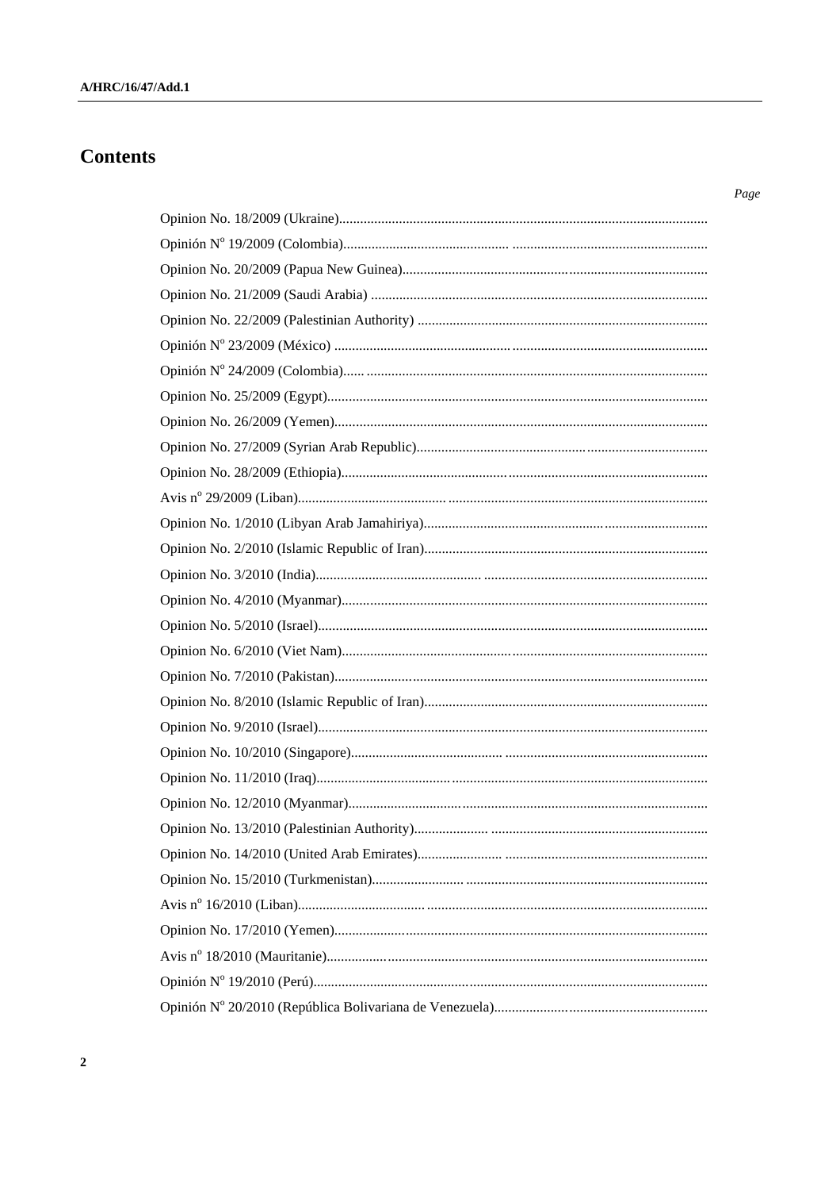# Contents

*Page*

Opinion No. 18/2009 (Ukraine)

Opinión Nº 19/2009 (Colombia)

Opinion No. 20/2009 (Papua New Guinea)

Opinion No. 21/2009 (Saudi Arabia)

Opinion No. 22/2009 (Palestinian Authority)

Opinión Nº 23/2009 (México)

Opinión Nº 24/2009 (Colombia)

Opinion No. 25/2009 (Egypt)

Opinion No. 26/2009 (Yemen)

Opinion No. 27/2009 (Syrian Arab Republic)

Opinion No. 28/2009 (Ethiopia)

Avis nº 29/2009 (Liban)

Opinion No. 1/2010 (Libyan Arab Jamahiriya)

Opinion No. 2/2010 (Islamic Republic of Iran)

Opinion No. 3/2010 (India)

Opinion No. 4/2010 (Myanmar)

Opinion No. 5/2010 (Israel)

Opinion No. 6/2010 (Viet Nam)

Opinion No. 7/2010 (Pakistan)

Opinion No. 8/2010 (Islamic Republic of Iran)

Opinion No. 9/2010 (Israel)

Opinion No. 10/2010 (Singapore)

Opinion No. 11/2010 (Iraq)

Opinion No. 12/2010 (Myanmar)

Opinion No. 13/2010 (Palestinian Authority)

Opinion No. 14/2010 (United Arab Emirates)

Opinion No. 15/2010 (Turkmenistan)

Avis nº 16/2010 (Liban)

Opinion No. 17/2010 (Yemen)

Avis nº 18/2010 (Mauritanie)

Opinión Nº 19/2010 (Perú)

Opinión Nº 20/2010 (República Bolivariana de Venezuela)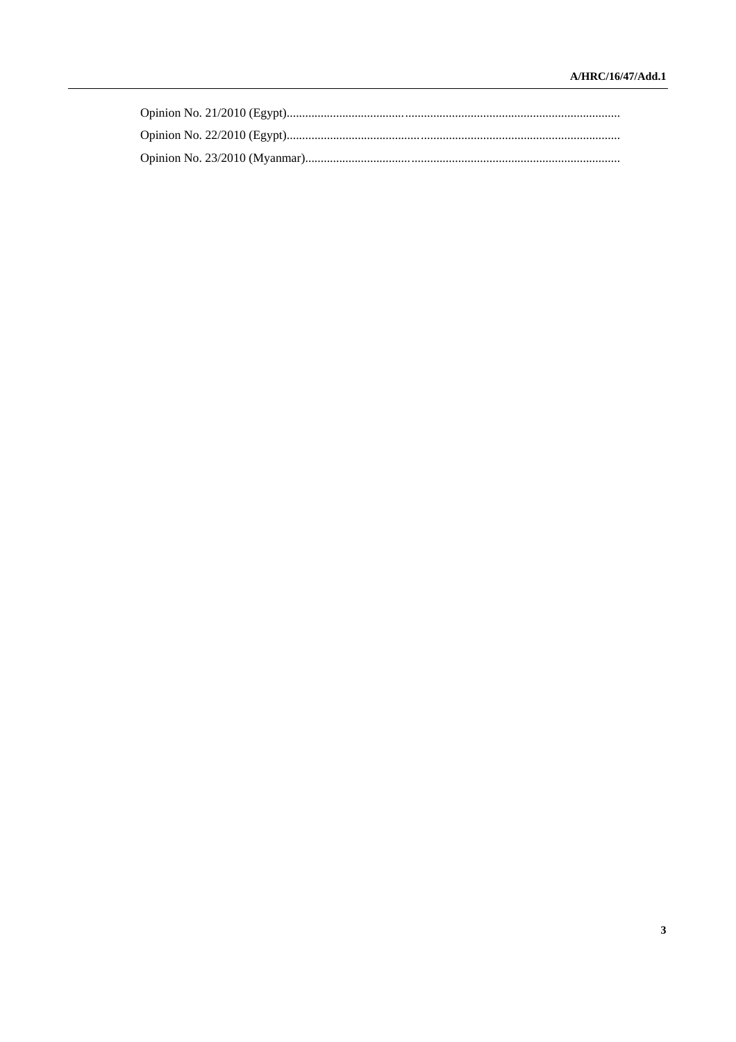Opinion No. 21/2010 (Egypt)

Opinion No. 22/2010 (Egypt)

Opinion No. 23/2010 (Myanmar)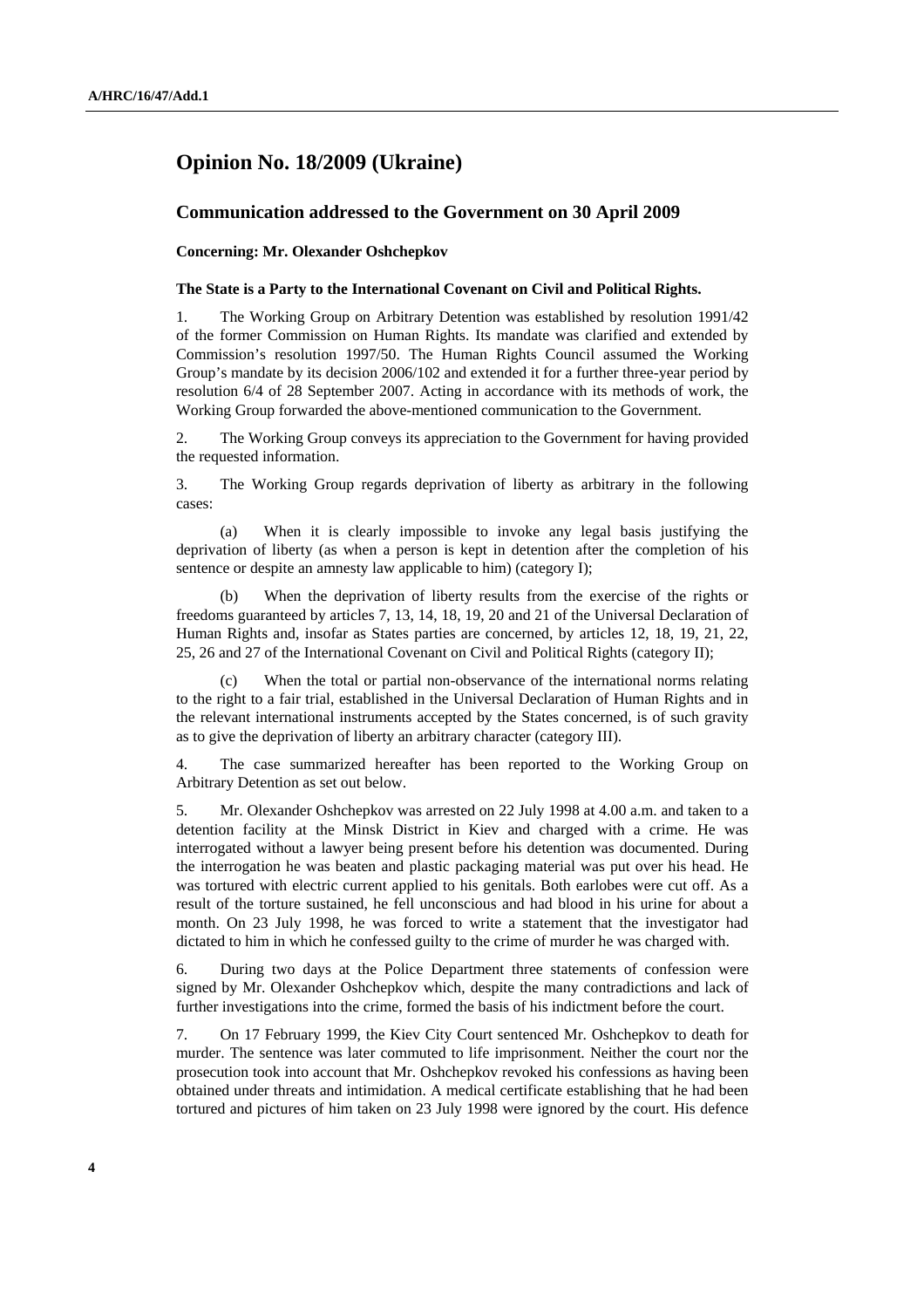## Opinion No. 18/2009 (Ukraine)

### Communication addressed to the Government on 30 April 2009

**Concerning: Mr. Olexander Oshchepkov**

**The State is a Party to the International Covenant on Civil and Political Rights.**

1. The Working Group on Arbitrary Detention was established by resolution 1991/42 of the former Commission on Human Rights. Its mandate was clarified and extended by Commission's resolution 1997/50. The Human Rights Council assumed the Working Group's mandate by its decision 2006/102 and extended it for a further three-year period by resolution 6/4 of 28 September 2007. Acting in accordance with its methods of work, the Working Group forwarded the above-mentioned communication to the Government.

2. The Working Group conveys its appreciation to the Government for having provided the requested information.

3. The Working Group regards deprivation of liberty as arbitrary in the following cases:

(a) When it is clearly impossible to invoke any legal basis justifying the deprivation of liberty (as when a person is kept in detention after the completion of his sentence or despite an amnesty law applicable to him) (category I);

(b) When the deprivation of liberty results from the exercise of the rights or freedoms guaranteed by articles 7, 13, 14, 18, 19, 20 and 21 of the Universal Declaration of Human Rights and, insofar as States parties are concerned, by articles 12, 18, 19, 21, 22, 25, 26 and 27 of the International Covenant on Civil and Political Rights (category II);

(c) When the total or partial non-observance of the international norms relating to the right to a fair trial, established in the Universal Declaration of Human Rights and in the relevant international instruments accepted by the States concerned, is of such gravity as to give the deprivation of liberty an arbitrary character (category III).

4. The case summarized hereafter has been reported to the Working Group on Arbitrary Detention as set out below.

5. Mr. Olexander Oshchepkov was arrested on 22 July 1998 at 4.00 a.m. and taken to a detention facility at the Minsk District in Kiev and charged with a crime. He was interrogated without a lawyer being present before his detention was documented. During the interrogation he was beaten and plastic packaging material was put over his head. He was tortured with electric current applied to his genitals. Both earlobes were cut off. As a result of the torture sustained, he fell unconscious and had blood in his urine for about a month. On 23 July 1998, he was forced to write a statement that the investigator had dictated to him in which he confessed guilty to the crime of murder he was charged with.

6. During two days at the Police Department three statements of confession were signed by Mr. Olexander Oshchepkov which, despite the many contradictions and lack of further investigations into the crime, formed the basis of his indictment before the court.

7. On 17 February 1999, the Kiev City Court sentenced Mr. Oshchepkov to death for murder. The sentence was later commuted to life imprisonment. Neither the court nor the prosecution took into account that Mr. Oshchepkov revoked his confessions as having been obtained under threats and intimidation. A medical certificate establishing that he had been tortured and pictures of him taken on 23 July 1998 were ignored by the court. His defence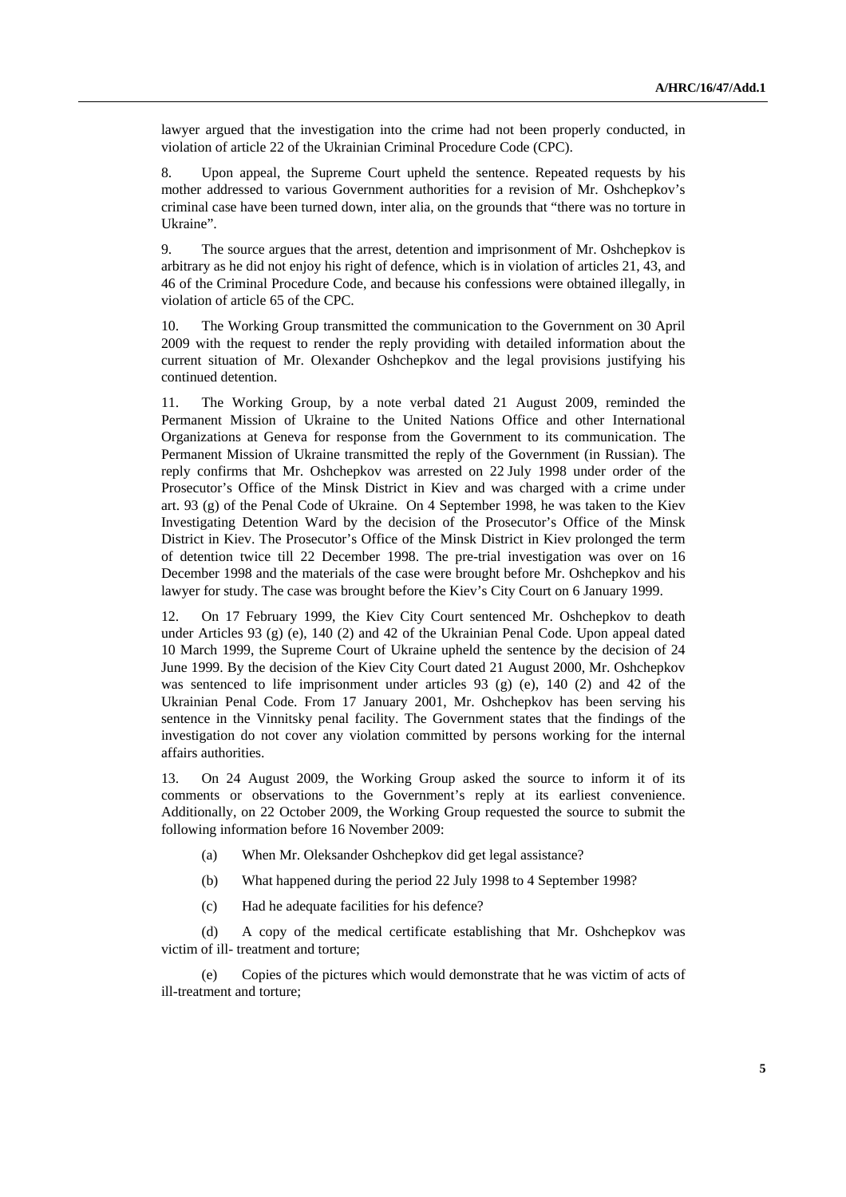lawyer argued that the investigation into the crime had not been properly conducted, in violation of article 22 of the Ukrainian Criminal Procedure Code (CPC).

8. Upon appeal, the Supreme Court upheld the sentence. Repeated requests by his mother addressed to various Government authorities for a revision of Mr. Oshchepkov's criminal case have been turned down, inter alia, on the grounds that "there was no torture in Ukraine".

9. The source argues that the arrest, detention and imprisonment of Mr. Oshchepkov is arbitrary as he did not enjoy his right of defence, which is in violation of articles 21, 43, and 46 of the Criminal Procedure Code, and because his confessions were obtained illegally, in violation of article 65 of the CPC.

10. The Working Group transmitted the communication to the Government on 30 April 2009 with the request to render the reply providing with detailed information about the current situation of Mr. Olexander Oshchepkov and the legal provisions justifying his continued detention.

11. The Working Group, by a note verbal dated 21 August 2009, reminded the Permanent Mission of Ukraine to the United Nations Office and other International Organizations at Geneva for response from the Government to its communication. The Permanent Mission of Ukraine transmitted the reply of the Government (in Russian). The reply confirms that Mr. Oshchepkov was arrested on 22 July 1998 under order of the Prosecutor's Office of the Minsk District in Kiev and was charged with a crime under art. 93 (g) of the Penal Code of Ukraine. On 4 September 1998, he was taken to the Kiev Investigating Detention Ward by the decision of the Prosecutor's Office of the Minsk District in Kiev. The Prosecutor's Office of the Minsk District in Kiev prolonged the term of detention twice till 22 December 1998. The pre-trial investigation was over on 16 December 1998 and the materials of the case were brought before Mr. Oshchepkov and his lawyer for study. The case was brought before the Kiev's City Court on 6 January 1999.

12. On 17 February 1999, the Kiev City Court sentenced Mr. Oshchepkov to death under Articles 93 (g) (e), 140 (2) and 42 of the Ukrainian Penal Code. Upon appeal dated 10 March 1999, the Supreme Court of Ukraine upheld the sentence by the decision of 24 June 1999. By the decision of the Kiev City Court dated 21 August 2000, Mr. Oshchepkov was sentenced to life imprisonment under articles 93 (g) (e), 140 (2) and 42 of the Ukrainian Penal Code. From 17 January 2001, Mr. Oshchepkov has been serving his sentence in the Vinnitsky penal facility. The Government states that the findings of the investigation do not cover any violation committed by persons working for the internal affairs authorities.

13. On 24 August 2009, the Working Group asked the source to inform it of its comments or observations to the Government's reply at its earliest convenience. Additionally, on 22 October 2009, the Working Group requested the source to submit the following information before 16 November 2009:

(a) When Mr. Oleksander Oshchepkov did get legal assistance?

(b) What happened during the period 22 July 1998 to 4 September 1998?

(c) Had he adequate facilities for his defence?

(d) A copy of the medical certificate establishing that Mr. Oshchepkov was victim of ill- treatment and torture;

(e) Copies of the pictures which would demonstrate that he was victim of acts of ill-treatment and torture;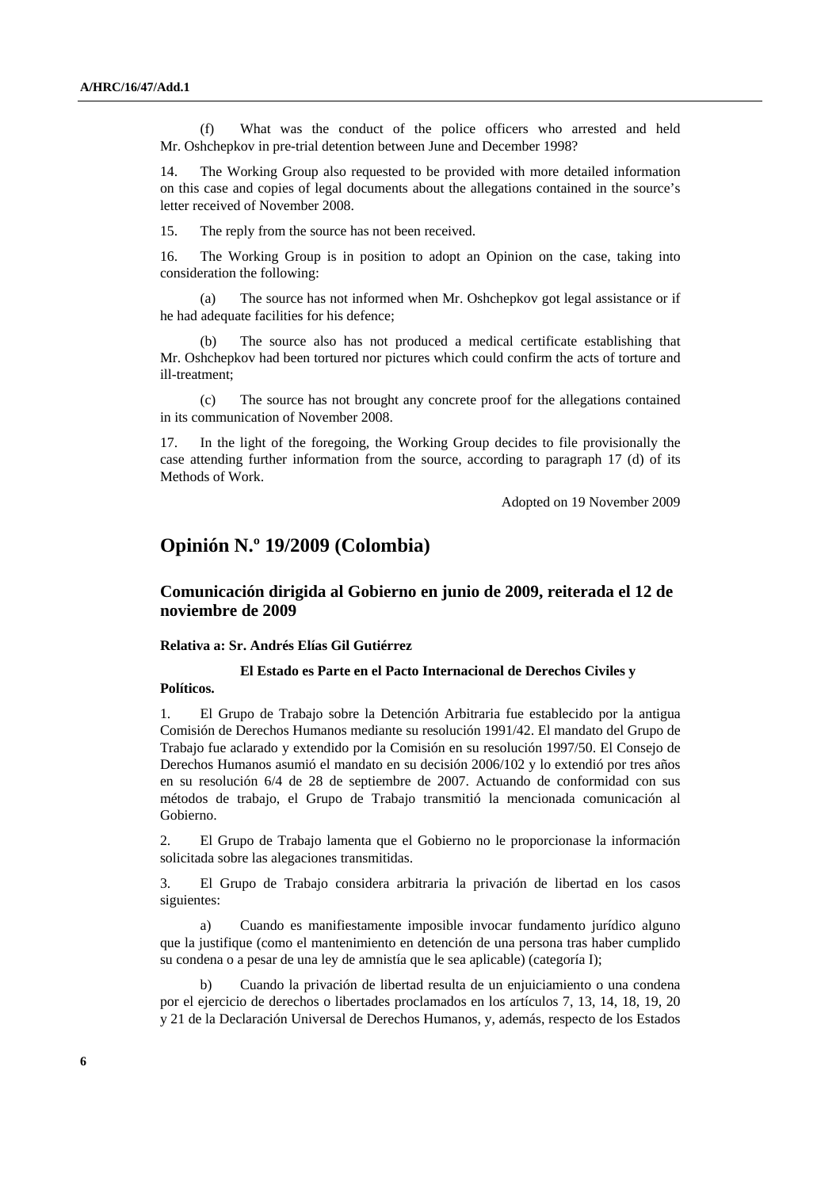(f) What was the conduct of the police officers who arrested and held Mr. Oshchepkov in pre-trial detention between June and December 1998?

14. The Working Group also requested to be provided with more detailed information on this case and copies of legal documents about the allegations contained in the source's letter received of November 2008.

15. The reply from the source has not been received.

16. The Working Group is in position to adopt an Opinion on the case, taking into consideration the following:

(a) The source has not informed when Mr. Oshchepkov got legal assistance or if he had adequate facilities for his defence;

(b) The source also has not produced a medical certificate establishing that Mr. Oshchepkov had been tortured nor pictures which could confirm the acts of torture and ill-treatment;

(c) The source has not brought any concrete proof for the allegations contained in its communication of November 2008.

17. In the light of the foregoing, the Working Group decides to file provisionally the case attending further information from the source, according to paragraph 17 (d) of its Methods of Work.

Adopted on 19 November 2009

## Opinión N.º 19/2009 (Colombia)

### Comunicación dirigida al Gobierno en junio de 2009, reiterada el 12 de noviembre de 2009

**Relativa a: Sr. Andrés Elías Gil Gutiérrez**

**El Estado es Parte en el Pacto Internacional de Derechos Civiles y Políticos.**

1. El Grupo de Trabajo sobre la Detención Arbitraria fue establecido por la antigua Comisión de Derechos Humanos mediante su resolución 1991/42. El mandato del Grupo de Trabajo fue aclarado y extendido por la Comisión en su resolución 1997/50. El Consejo de Derechos Humanos asumió el mandato en su decisión 2006/102 y lo extendió por tres años en su resolución 6/4 de 28 de septiembre de 2007. Actuando de conformidad con sus métodos de trabajo, el Grupo de Trabajo transmitió la mencionada comunicación al Gobierno.

2. El Grupo de Trabajo lamenta que el Gobierno no le proporcionase la información solicitada sobre las alegaciones transmitidas.

3. El Grupo de Trabajo considera arbitraria la privación de libertad en los casos siguientes:

a) Cuando es manifiestamente imposible invocar fundamento jurídico alguno que la justifique (como el mantenimiento en detención de una persona tras haber cumplido su condena o a pesar de una ley de amnistía que le sea aplicable) (categoría I);

b) Cuando la privación de libertad resulta de un enjuiciamiento o una condena por el ejercicio de derechos o libertades proclamados en los artículos 7, 13, 14, 18, 19, 20 y 21 de la Declaración Universal de Derechos Humanos, y, además, respecto de los Estados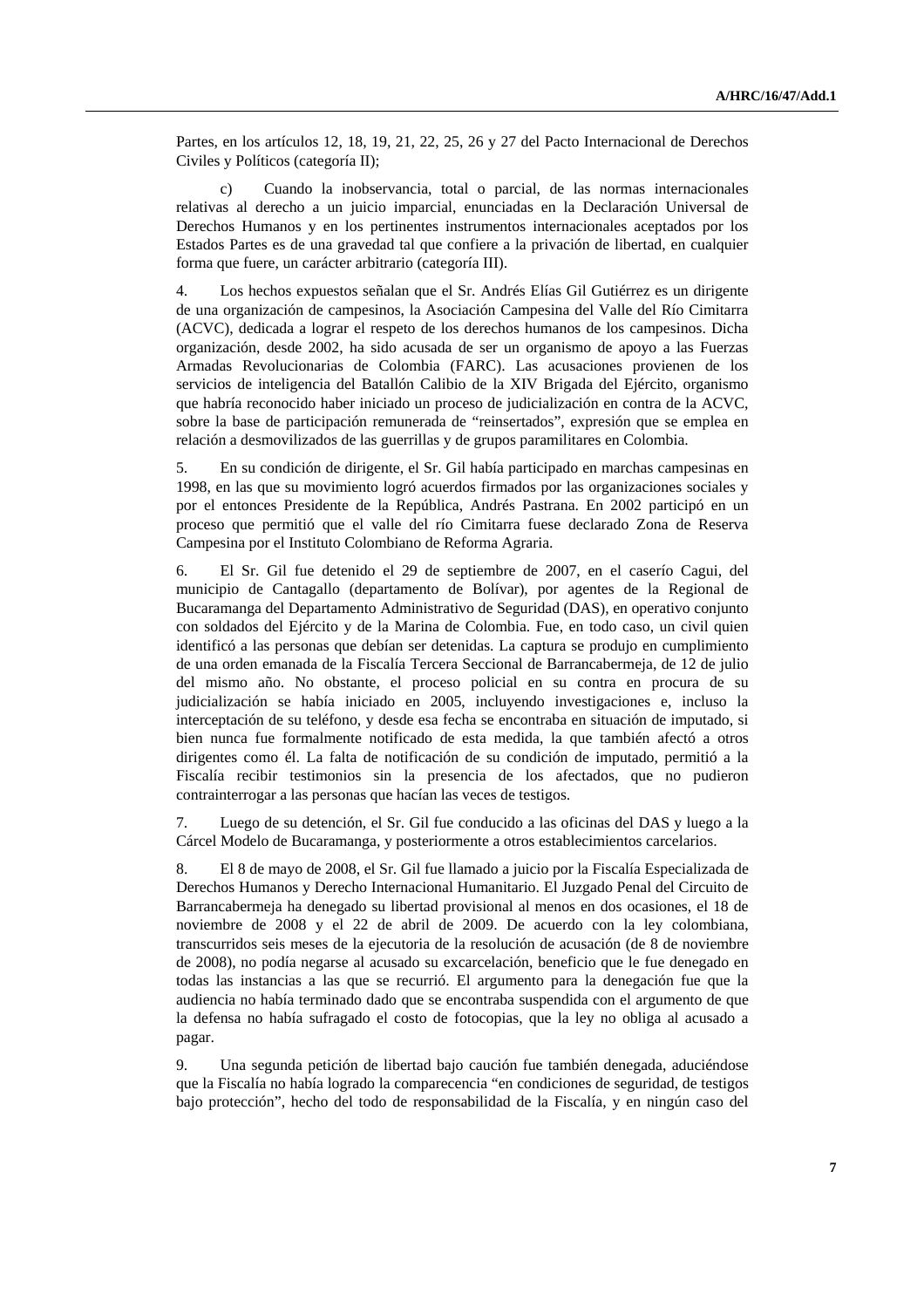Partes, en los artículos 12, 18, 19, 21, 22, 25, 26 y 27 del Pacto Internacional de Derechos Civiles y Políticos (categoría II);

c) Cuando la inobservancia, total o parcial, de las normas internacionales relativas al derecho a un juicio imparcial, enunciadas en la Declaración Universal de Derechos Humanos y en los pertinentes instrumentos internacionales aceptados por los Estados Partes es de una gravedad tal que confiere a la privación de libertad, en cualquier forma que fuere, un carácter arbitrario (categoría III).

4. Los hechos expuestos señalan que el Sr. Andrés Elías Gil Gutiérrez es un dirigente de una organización de campesinos, la Asociación Campesina del Valle del Río Cimitarra (ACVC), dedicada a lograr el respeto de los derechos humanos de los campesinos. Dicha organización, desde 2002, ha sido acusada de ser un organismo de apoyo a las Fuerzas Armadas Revolucionarias de Colombia (FARC). Las acusaciones provienen de los servicios de inteligencia del Batallón Calibio de la XIV Brigada del Ejército, organismo que habría reconocido haber iniciado un proceso de judicialización en contra de la ACVC, sobre la base de participación remunerada de "reinsertados", expresión que se emplea en relación a desmovilizados de las guerrillas y de grupos paramilitares en Colombia.

5. En su condición de dirigente, el Sr. Gil había participado en marchas campesinas en 1998, en las que su movimiento logró acuerdos firmados por las organizaciones sociales y por el entonces Presidente de la República, Andrés Pastrana. En 2002 participó en un proceso que permitió que el valle del río Cimitarra fuese declarado Zona de Reserva Campesina por el Instituto Colombiano de Reforma Agraria.

6. El Sr. Gil fue detenido el 29 de septiembre de 2007, en el caserío Cagui, del municipio de Cantagallo (departamento de Bolívar), por agentes de la Regional de Bucaramanga del Departamento Administrativo de Seguridad (DAS), en operativo conjunto con soldados del Ejército y de la Marina de Colombia. Fue, en todo caso, un civil quien identificó a las personas que debían ser detenidas. La captura se produjo en cumplimiento de una orden emanada de la Fiscalía Tercera Seccional de Barrancabermeja, de 12 de julio del mismo año. No obstante, el proceso policial en su contra en procura de su judicialización se había iniciado en 2005, incluyendo investigaciones e, incluso la interceptación de su teléfono, y desde esa fecha se encontraba en situación de imputado, si bien nunca fue formalmente notificado de esta medida, la que también afectó a otros dirigentes como él. La falta de notificación de su condición de imputado, permitió a la Fiscalía recibir testimonios sin la presencia de los afectados, que no pudieron contrainterrogar a las personas que hacían las veces de testigos.

7. Luego de su detención, el Sr. Gil fue conducido a las oficinas del DAS y luego a la Cárcel Modelo de Bucaramanga, y posteriormente a otros establecimientos carcelarios.

8. El 8 de mayo de 2008, el Sr. Gil fue llamado a juicio por la Fiscalía Especializada de Derechos Humanos y Derecho Internacional Humanitario. El Juzgado Penal del Circuito de Barrancabermeja ha denegado su libertad provisional al menos en dos ocasiones, el 18 de noviembre de 2008 y el 22 de abril de 2009. De acuerdo con la ley colombiana, transcurridos seis meses de la ejecutoria de la resolución de acusación (de 8 de noviembre de 2008), no podía negarse al acusado su excarcelación, beneficio que le fue denegado en todas las instancias a las que se recurrió. El argumento para la denegación fue que la audiencia no había terminado dado que se encontraba suspendida con el argumento de que la defensa no había sufragado el costo de fotocopias, que la ley no obliga al acusado a pagar.

9. Una segunda petición de libertad bajo caución fue también denegada, aduciéndose que la Fiscalía no había logrado la comparecencia "en condiciones de seguridad, de testigos bajo protección", hecho del todo de responsabilidad de la Fiscalía, y en ningún caso del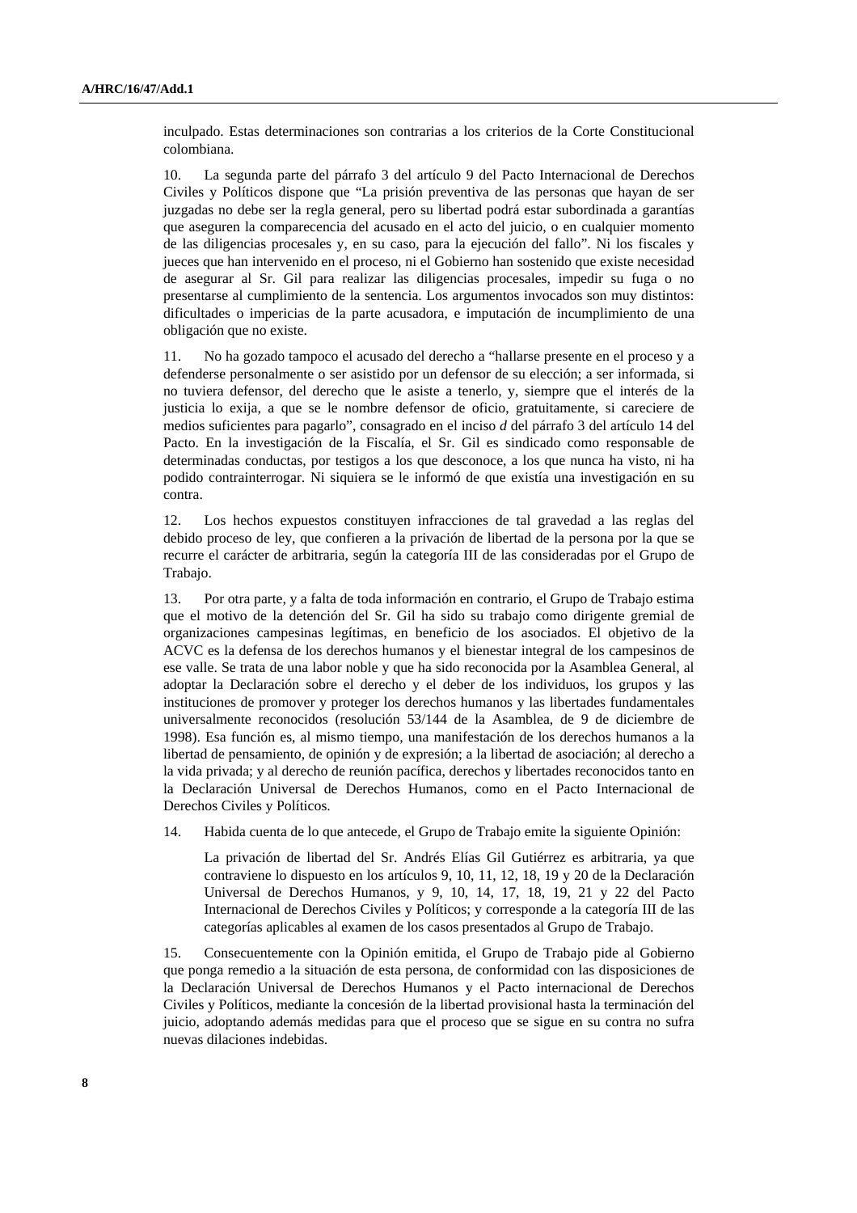inculpado. Estas determinaciones son contrarias a los criterios de la Corte Constitucional colombiana.

10. La segunda parte del párrafo 3 del artículo 9 del Pacto Internacional de Derechos Civiles y Políticos dispone que "La prisión preventiva de las personas que hayan de ser juzgadas no debe ser la regla general, pero su libertad podrá estar subordinada a garantías que aseguren la comparecencia del acusado en el acto del juicio, o en cualquier momento de las diligencias procesales y, en su caso, para la ejecución del fallo". Ni los fiscales y jueces que han intervenido en el proceso, ni el Gobierno han sostenido que existe necesidad de asegurar al Sr. Gil para realizar las diligencias procesales, impedir su fuga o no presentarse al cumplimiento de la sentencia. Los argumentos invocados son muy distintos: dificultades o impericias de la parte acusadora, e imputación de incumplimiento de una obligación que no existe.

11. No ha gozado tampoco el acusado del derecho a "hallarse presente en el proceso y a defenderse personalmente o ser asistido por un defensor de su elección; a ser informada, si no tuviera defensor, del derecho que le asiste a tenerlo, y, siempre que el interés de la justicia lo exija, a que se le nombre defensor de oficio, gratuitamente, si careciere de medios suficientes para pagarlo", consagrado en el inciso *d* del párrafo 3 del artículo 14 del Pacto. En la investigación de la Fiscalía, el Sr. Gil es sindicado como responsable de determinadas conductas, por testigos a los que desconoce, a los que nunca ha visto, ni ha podido contrainterrogar. Ni siquiera se le informó de que existía una investigación en su contra.

12. Los hechos expuestos constituyen infracciones de tal gravedad a las reglas del debido proceso de ley, que confieren a la privación de libertad de la persona por la que se recurre el carácter de arbitraria, según la categoría III de las consideradas por el Grupo de Trabajo.

13. Por otra parte, y a falta de toda información en contrario, el Grupo de Trabajo estima que el motivo de la detención del Sr. Gil ha sido su trabajo como dirigente gremial de organizaciones campesinas legítimas, en beneficio de los asociados. El objetivo de la ACVC es la defensa de los derechos humanos y el bienestar integral de los campesinos de ese valle. Se trata de una labor noble y que ha sido reconocida por la Asamblea General, al adoptar la Declaración sobre el derecho y el deber de los individuos, los grupos y las instituciones de promover y proteger los derechos humanos y las libertades fundamentales universalmente reconocidos (resolución 53/144 de la Asamblea, de 9 de diciembre de 1998). Esa función es, al mismo tiempo, una manifestación de los derechos humanos a la libertad de pensamiento, de opinión y de expresión; a la libertad de asociación; al derecho a la vida privada; y al derecho de reunión pacífica, derechos y libertades reconocidos tanto en la Declaración Universal de Derechos Humanos, como en el Pacto Internacional de Derechos Civiles y Políticos.

14. Habida cuenta de lo que antecede, el Grupo de Trabajo emite la siguiente Opinión:

> La privación de libertad del Sr. Andrés Elías Gil Gutiérrez es arbitraria, ya que contraviene lo dispuesto en los artículos 9, 10, 11, 12, 18, 19 y 20 de la Declaración Universal de Derechos Humanos, y 9, 10, 14, 17, 18, 19, 21 y 22 del Pacto Internacional de Derechos Civiles y Políticos; y corresponde a la categoría III de las categorías aplicables al examen de los casos presentados al Grupo de Trabajo.

15. Consecuentemente con la Opinión emitida, el Grupo de Trabajo pide al Gobierno que ponga remedio a la situación de esta persona, de conformidad con las disposiciones de la Declaración Universal de Derechos Humanos y el Pacto internacional de Derechos Civiles y Políticos, mediante la concesión de la libertad provisional hasta la terminación del juicio, adoptando además medidas para que el proceso que se sigue en su contra no sufra nuevas dilaciones indebidas.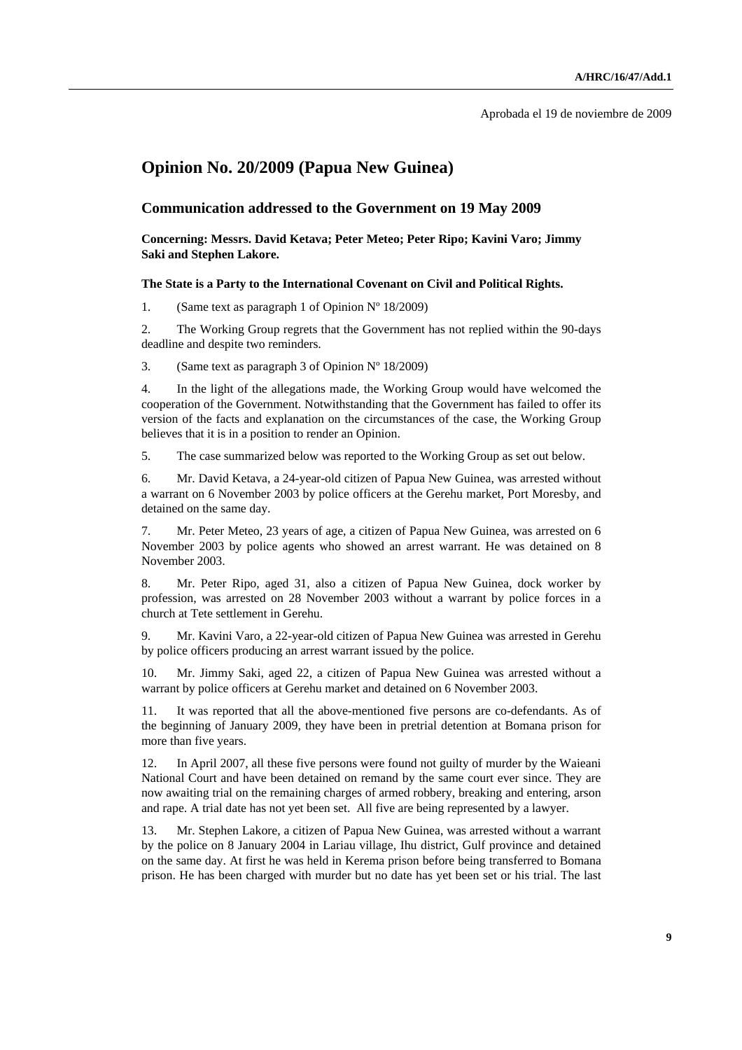Aprobada el 19 de noviembre de 2009

## Opinion No. 20/2009 (Papua New Guinea)

### Communication addressed to the Government on 19 May 2009

**Concerning: Messrs. David Ketava; Peter Meteo; Peter Ripo; Kavini Varo; Jimmy Saki and Stephen Lakore.**

**The State is a Party to the International Covenant on Civil and Political Rights.**

1. (Same text as paragraph 1 of Opinion Nº 18/2009)

2. The Working Group regrets that the Government has not replied within the 90-days deadline and despite two reminders.

3. (Same text as paragraph 3 of Opinion Nº 18/2009)

4. In the light of the allegations made, the Working Group would have welcomed the cooperation of the Government. Notwithstanding that the Government has failed to offer its version of the facts and explanation on the circumstances of the case, the Working Group believes that it is in a position to render an Opinion.

5. The case summarized below was reported to the Working Group as set out below.

6. Mr. David Ketava, a 24-year-old citizen of Papua New Guinea, was arrested without a warrant on 6 November 2003 by police officers at the Gerehu market, Port Moresby, and detained on the same day.

7. Mr. Peter Meteo, 23 years of age, a citizen of Papua New Guinea, was arrested on 6 November 2003 by police agents who showed an arrest warrant. He was detained on 8 November 2003.

8. Mr. Peter Ripo, aged 31, also a citizen of Papua New Guinea, dock worker by profession, was arrested on 28 November 2003 without a warrant by police forces in a church at Tete settlement in Gerehu.

9. Mr. Kavini Varo, a 22-year-old citizen of Papua New Guinea was arrested in Gerehu by police officers producing an arrest warrant issued by the police.

10. Mr. Jimmy Saki, aged 22, a citizen of Papua New Guinea was arrested without a warrant by police officers at Gerehu market and detained on 6 November 2003.

11. It was reported that all the above-mentioned five persons are co-defendants. As of the beginning of January 2009, they have been in pretrial detention at Bomana prison for more than five years.

12. In April 2007, all these five persons were found not guilty of murder by the Waieani National Court and have been detained on remand by the same court ever since. They are now awaiting trial on the remaining charges of armed robbery, breaking and entering, arson and rape. A trial date has not yet been set. All five are being represented by a lawyer.

13. Mr. Stephen Lakore, a citizen of Papua New Guinea, was arrested without a warrant by the police on 8 January 2004 in Lariau village, Ihu district, Gulf province and detained on the same day. At first he was held in Kerema prison before being transferred to Bomana prison. He has been charged with murder but no date has yet been set or his trial. The last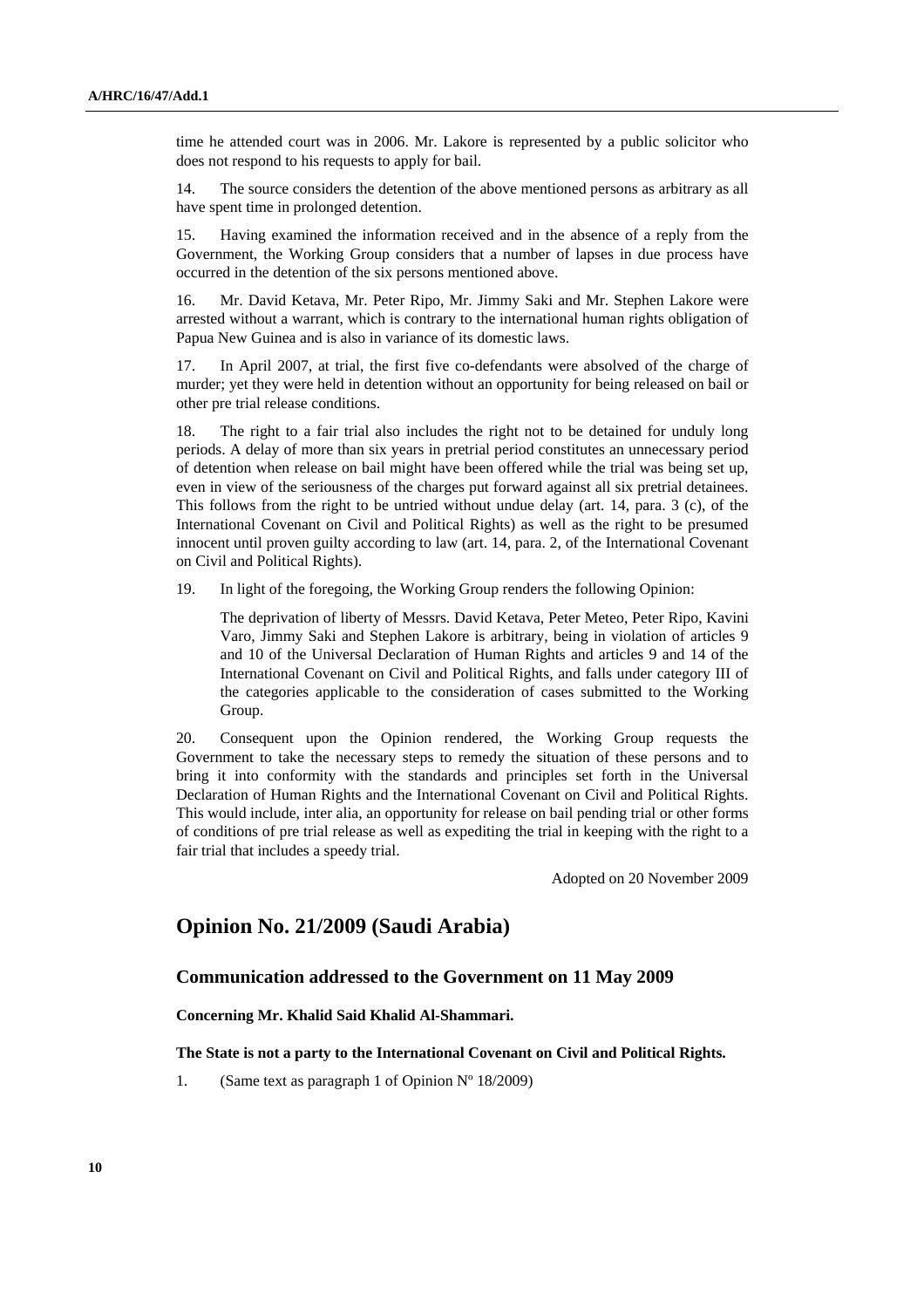time he attended court was in 2006. Mr. Lakore is represented by a public solicitor who does not respond to his requests to apply for bail.

14. The source considers the detention of the above mentioned persons as arbitrary as all have spent time in prolonged detention.

15. Having examined the information received and in the absence of a reply from the Government, the Working Group considers that a number of lapses in due process have occurred in the detention of the six persons mentioned above.

16. Mr. David Ketava, Mr. Peter Ripo, Mr. Jimmy Saki and Mr. Stephen Lakore were arrested without a warrant, which is contrary to the international human rights obligation of Papua New Guinea and is also in variance of its domestic laws.

17. In April 2007, at trial, the first five co-defendants were absolved of the charge of murder; yet they were held in detention without an opportunity for being released on bail or other pre trial release conditions.

18. The right to a fair trial also includes the right not to be detained for unduly long periods. A delay of more than six years in pretrial period constitutes an unnecessary period of detention when release on bail might have been offered while the trial was being set up, even in view of the seriousness of the charges put forward against all six pretrial detainees. This follows from the right to be untried without undue delay (art. 14, para. 3 (c), of the International Covenant on Civil and Political Rights) as well as the right to be presumed innocent until proven guilty according to law (art. 14, para. 2, of the International Covenant on Civil and Political Rights).

19. In light of the foregoing, the Working Group renders the following Opinion:

> The deprivation of liberty of Messrs. David Ketava, Peter Meteo, Peter Ripo, Kavini Varo, Jimmy Saki and Stephen Lakore is arbitrary, being in violation of articles 9 and 10 of the Universal Declaration of Human Rights and articles 9 and 14 of the International Covenant on Civil and Political Rights, and falls under category III of the categories applicable to the consideration of cases submitted to the Working Group.

20. Consequent upon the Opinion rendered, the Working Group requests the Government to take the necessary steps to remedy the situation of these persons and to bring it into conformity with the standards and principles set forth in the Universal Declaration of Human Rights and the International Covenant on Civil and Political Rights. This would include, inter alia, an opportunity for release on bail pending trial or other forms of conditions of pre trial release as well as expediting the trial in keeping with the right to a fair trial that includes a speedy trial.

Adopted on 20 November 2009

## Opinion No. 21/2009 (Saudi Arabia)

### Communication addressed to the Government on 11 May 2009

**Concerning Mr. Khalid Said Khalid Al-Shammari.**

**The State is not a party to the International Covenant on Civil and Political Rights.**

1. (Same text as paragraph 1 of Opinion Nº 18/2009)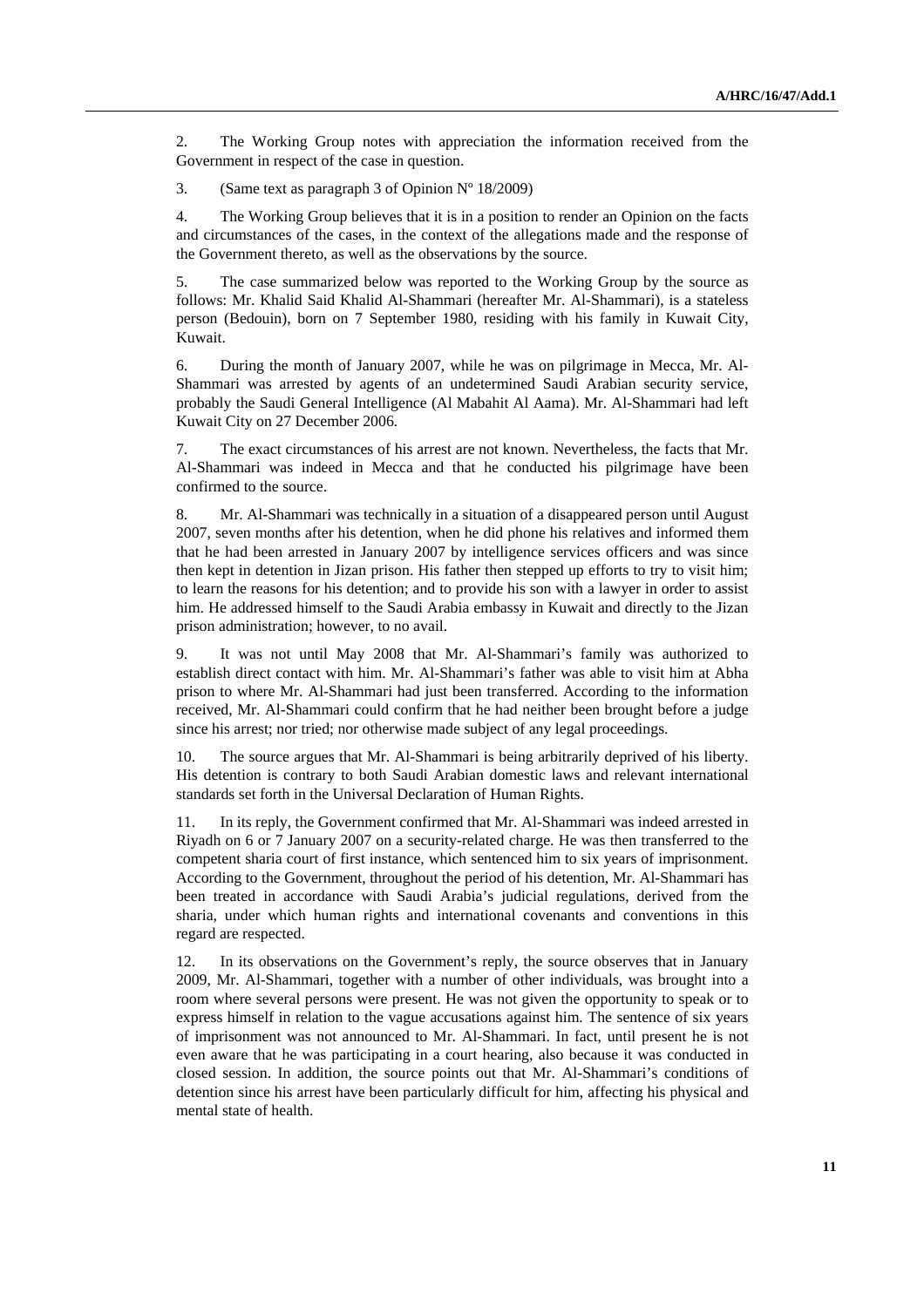2. The Working Group notes with appreciation the information received from the Government in respect of the case in question.

3. (Same text as paragraph 3 of Opinion Nº 18/2009)

4. The Working Group believes that it is in a position to render an Opinion on the facts and circumstances of the cases, in the context of the allegations made and the response of the Government thereto, as well as the observations by the source.

5. The case summarized below was reported to the Working Group by the source as follows: Mr. Khalid Said Khalid Al-Shammari (hereafter Mr. Al-Shammari), is a stateless person (Bedouin), born on 7 September 1980, residing with his family in Kuwait City, Kuwait.

6. During the month of January 2007, while he was on pilgrimage in Mecca, Mr. Al-Shammari was arrested by agents of an undetermined Saudi Arabian security service, probably the Saudi General Intelligence (Al Mabahit Al Aama). Mr. Al-Shammari had left Kuwait City on 27 December 2006.

7. The exact circumstances of his arrest are not known. Nevertheless, the facts that Mr. Al-Shammari was indeed in Mecca and that he conducted his pilgrimage have been confirmed to the source.

8. Mr. Al-Shammari was technically in a situation of a disappeared person until August 2007, seven months after his detention, when he did phone his relatives and informed them that he had been arrested in January 2007 by intelligence services officers and was since then kept in detention in Jizan prison. His father then stepped up efforts to try to visit him; to learn the reasons for his detention; and to provide his son with a lawyer in order to assist him. He addressed himself to the Saudi Arabia embassy in Kuwait and directly to the Jizan prison administration; however, to no avail.

9. It was not until May 2008 that Mr. Al-Shammari's family was authorized to establish direct contact with him. Mr. Al-Shammari's father was able to visit him at Abha prison to where Mr. Al-Shammari had just been transferred. According to the information received, Mr. Al-Shammari could confirm that he had neither been brought before a judge since his arrest; nor tried; nor otherwise made subject of any legal proceedings.

10. The source argues that Mr. Al-Shammari is being arbitrarily deprived of his liberty. His detention is contrary to both Saudi Arabian domestic laws and relevant international standards set forth in the Universal Declaration of Human Rights.

11. In its reply, the Government confirmed that Mr. Al-Shammari was indeed arrested in Riyadh on 6 or 7 January 2007 on a security-related charge. He was then transferred to the competent sharia court of first instance, which sentenced him to six years of imprisonment. According to the Government, throughout the period of his detention, Mr. Al-Shammari has been treated in accordance with Saudi Arabia's judicial regulations, derived from the sharia, under which human rights and international covenants and conventions in this regard are respected.

12. In its observations on the Government's reply, the source observes that in January 2009, Mr. Al-Shammari, together with a number of other individuals, was brought into a room where several persons were present. He was not given the opportunity to speak or to express himself in relation to the vague accusations against him. The sentence of six years of imprisonment was not announced to Mr. Al-Shammari. In fact, until present he is not even aware that he was participating in a court hearing, also because it was conducted in closed session. In addition, the source points out that Mr. Al-Shammari's conditions of detention since his arrest have been particularly difficult for him, affecting his physical and mental state of health.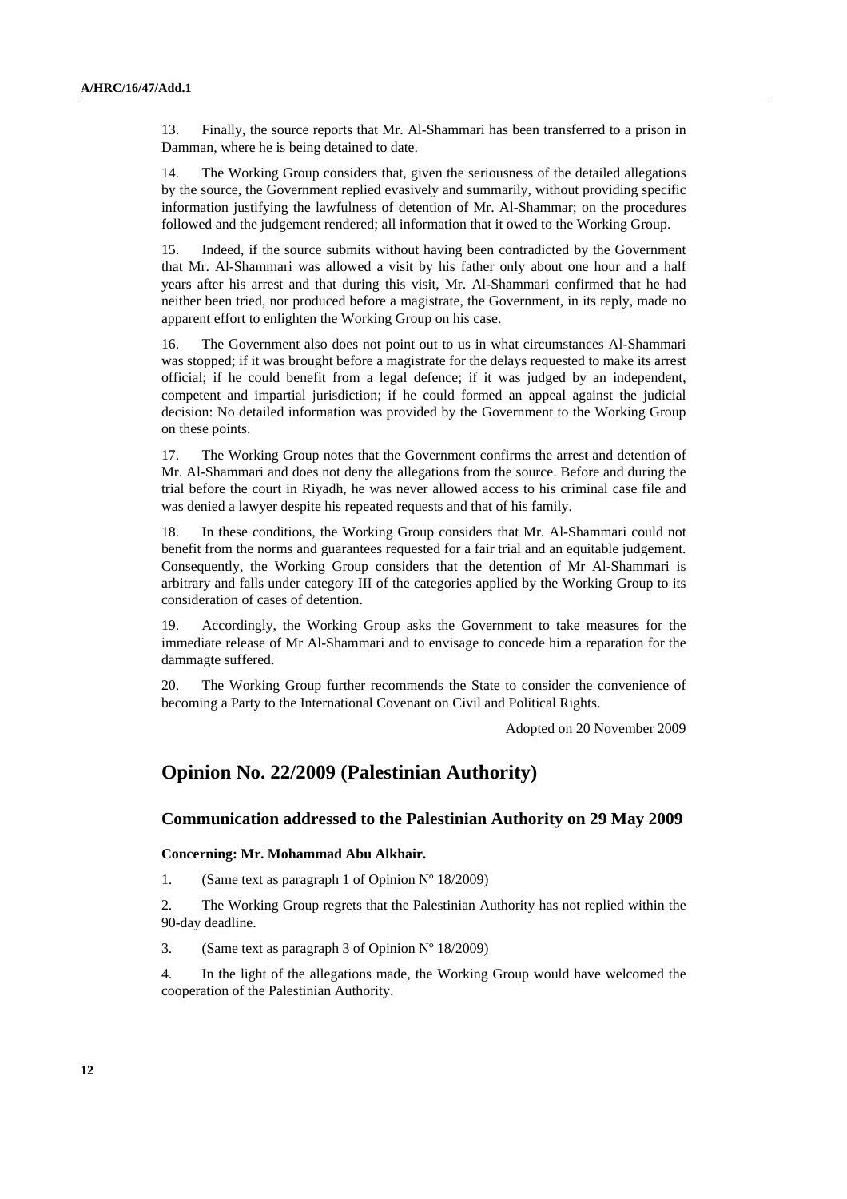13. Finally, the source reports that Mr. Al-Shammari has been transferred to a prison in Damman, where he is being detained to date.

14. The Working Group considers that, given the seriousness of the detailed allegations by the source, the Government replied evasively and summarily, without providing specific information justifying the lawfulness of detention of Mr. Al-Shammar; on the procedures followed and the judgement rendered; all information that it owed to the Working Group.

15. Indeed, if the source submits without having been contradicted by the Government that Mr. Al-Shammari was allowed a visit by his father only about one hour and a half years after his arrest and that during this visit, Mr. Al-Shammari confirmed that he had neither been tried, nor produced before a magistrate, the Government, in its reply, made no apparent effort to enlighten the Working Group on his case.

16. The Government also does not point out to us in what circumstances Al-Shammari was stopped; if it was brought before a magistrate for the delays requested to make its arrest official; if he could benefit from a legal defence; if it was judged by an independent, competent and impartial jurisdiction; if he could formed an appeal against the judicial decision: No detailed information was provided by the Government to the Working Group on these points.

17. The Working Group notes that the Government confirms the arrest and detention of Mr. Al-Shammari and does not deny the allegations from the source. Before and during the trial before the court in Riyadh, he was never allowed access to his criminal case file and was denied a lawyer despite his repeated requests and that of his family.

18. In these conditions, the Working Group considers that Mr. Al-Shammari could not benefit from the norms and guarantees requested for a fair trial and an equitable judgement. Consequently, the Working Group considers that the detention of Mr Al-Shammari is arbitrary and falls under category III of the categories applied by the Working Group to its consideration of cases of detention.

19. Accordingly, the Working Group asks the Government to take measures for the immediate release of Mr Al-Shammari and to envisage to concede him a reparation for the dammagte suffered.

20. The Working Group further recommends the State to consider the convenience of becoming a Party to the International Covenant on Civil and Political Rights.

Adopted on 20 November 2009

## Opinion No. 22/2009 (Palestinian Authority)

### Communication addressed to the Palestinian Authority on 29 May 2009

**Concerning: Mr. Mohammad Abu Alkhair.**

1. (Same text as paragraph 1 of Opinion Nº 18/2009)

2. The Working Group regrets that the Palestinian Authority has not replied within the 90-day deadline.

3. (Same text as paragraph 3 of Opinion Nº 18/2009)

4. In the light of the allegations made, the Working Group would have welcomed the cooperation of the Palestinian Authority.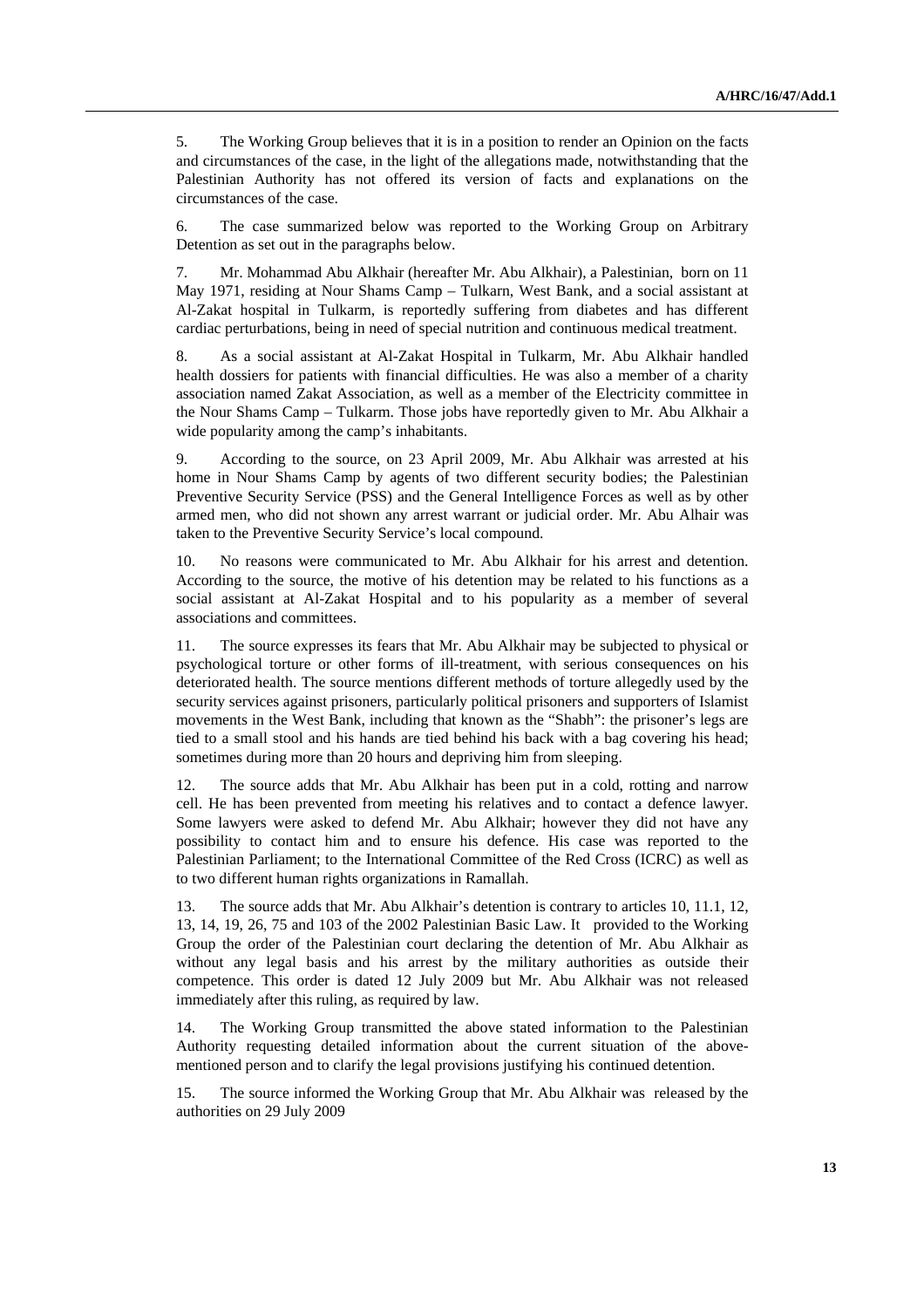5. The Working Group believes that it is in a position to render an Opinion on the facts and circumstances of the case, in the light of the allegations made, notwithstanding that the Palestinian Authority has not offered its version of facts and explanations on the circumstances of the case.

6. The case summarized below was reported to the Working Group on Arbitrary Detention as set out in the paragraphs below.

7. Mr. Mohammad Abu Alkhair (hereafter Mr. Abu Alkhair), a Palestinian, born on 11 May 1971, residing at Nour Shams Camp – Tulkarn, West Bank, and a social assistant at Al-Zakat hospital in Tulkarm, is reportedly suffering from diabetes and has different cardiac perturbations, being in need of special nutrition and continuous medical treatment.

8. As a social assistant at Al-Zakat Hospital in Tulkarm, Mr. Abu Alkhair handled health dossiers for patients with financial difficulties. He was also a member of a charity association named Zakat Association, as well as a member of the Electricity committee in the Nour Shams Camp – Tulkarm. Those jobs have reportedly given to Mr. Abu Alkhair a wide popularity among the camp's inhabitants.

9. According to the source, on 23 April 2009, Mr. Abu Alkhair was arrested at his home in Nour Shams Camp by agents of two different security bodies; the Palestinian Preventive Security Service (PSS) and the General Intelligence Forces as well as by other armed men, who did not shown any arrest warrant or judicial order. Mr. Abu Alhair was taken to the Preventive Security Service's local compound.

10. No reasons were communicated to Mr. Abu Alkhair for his arrest and detention. According to the source, the motive of his detention may be related to his functions as a social assistant at Al-Zakat Hospital and to his popularity as a member of several associations and committees.

11. The source expresses its fears that Mr. Abu Alkhair may be subjected to physical or psychological torture or other forms of ill-treatment, with serious consequences on his deteriorated health. The source mentions different methods of torture allegedly used by the security services against prisoners, particularly political prisoners and supporters of Islamist movements in the West Bank, including that known as the "Shabh": the prisoner's legs are tied to a small stool and his hands are tied behind his back with a bag covering his head; sometimes during more than 20 hours and depriving him from sleeping.

12. The source adds that Mr. Abu Alkhair has been put in a cold, rotting and narrow cell. He has been prevented from meeting his relatives and to contact a defence lawyer. Some lawyers were asked to defend Mr. Abu Alkhair; however they did not have any possibility to contact him and to ensure his defence. His case was reported to the Palestinian Parliament; to the International Committee of the Red Cross (ICRC) as well as to two different human rights organizations in Ramallah.

13. The source adds that Mr. Abu Alkhair's detention is contrary to articles 10, 11.1, 12, 13, 14, 19, 26, 75 and 103 of the 2002 Palestinian Basic Law. It provided to the Working Group the order of the Palestinian court declaring the detention of Mr. Abu Alkhair as without any legal basis and his arrest by the military authorities as outside their competence. This order is dated 12 July 2009 but Mr. Abu Alkhair was not released immediately after this ruling, as required by law.

14. The Working Group transmitted the above stated information to the Palestinian Authority requesting detailed information about the current situation of the above-mentioned person and to clarify the legal provisions justifying his continued detention.

15. The source informed the Working Group that Mr. Abu Alkhair was released by the authorities on 29 July 2009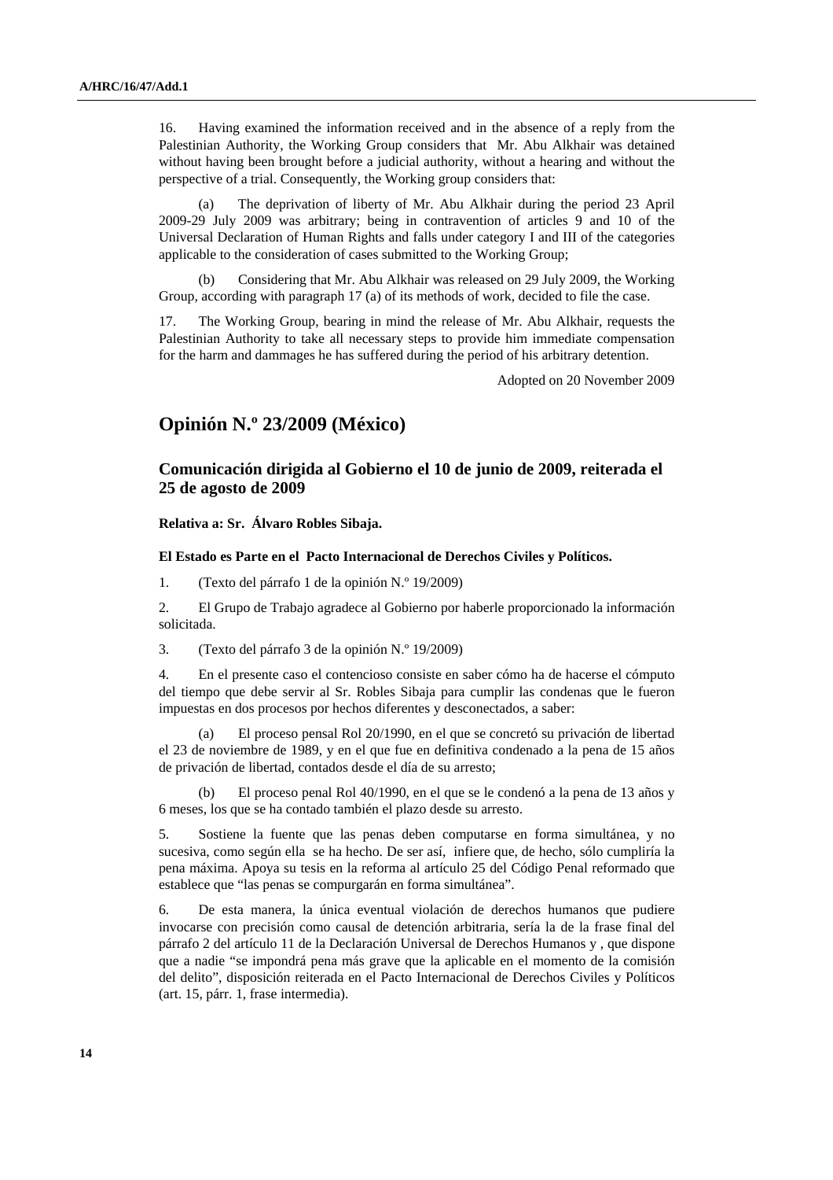16. Having examined the information received and in the absence of a reply from the Palestinian Authority, the Working Group considers that Mr. Abu Alkhair was detained without having been brought before a judicial authority, without a hearing and without the perspective of a trial. Consequently, the Working group considers that:

(a) The deprivation of liberty of Mr. Abu Alkhair during the period 23 April 2009-29 July 2009 was arbitrary; being in contravention of articles 9 and 10 of the Universal Declaration of Human Rights and falls under category I and III of the categories applicable to the consideration of cases submitted to the Working Group;

(b) Considering that Mr. Abu Alkhair was released on 29 July 2009, the Working Group, according with paragraph 17 (a) of its methods of work, decided to file the case.

17. The Working Group, bearing in mind the release of Mr. Abu Alkhair, requests the Palestinian Authority to take all necessary steps to provide him immediate compensation for the harm and dammages he has suffered during the period of his arbitrary detention.

Adopted on 20 November 2009

## Opinión N.º 23/2009 (México)

### Comunicación dirigida al Gobierno el 10 de junio de 2009, reiterada el 25 de agosto de 2009

**Relativa a: Sr. Álvaro Robles Sibaja.**

**El Estado es Parte en el Pacto Internacional de Derechos Civiles y Políticos.**

1. (Texto del párrafo 1 de la opinión N.º 19/2009)

2. El Grupo de Trabajo agradece al Gobierno por haberle proporcionado la información solicitada.

3. (Texto del párrafo 3 de la opinión N.º 19/2009)

4. En el presente caso el contencioso consiste en saber cómo ha de hacerse el cómputo del tiempo que debe servir al Sr. Robles Sibaja para cumplir las condenas que le fueron impuestas en dos procesos por hechos diferentes y desconectados, a saber:

(a) El proceso pensal Rol 20/1990, en el que se concretó su privación de libertad el 23 de noviembre de 1989, y en el que fue en definitiva condenado a la pena de 15 años de privación de libertad, contados desde el día de su arresto;

(b) El proceso penal Rol 40/1990, en el que se le condenó a la pena de 13 años y 6 meses, los que se ha contado también el plazo desde su arresto.

5. Sostiene la fuente que las penas deben computarse en forma simultánea, y no sucesiva, como según ella se ha hecho. De ser así, infiere que, de hecho, sólo cumpliría la pena máxima. Apoya su tesis en la reforma al artículo 25 del Código Penal reformado que establece que "las penas se compurgarán en forma simultánea".

6. De esta manera, la única eventual violación de derechos humanos que pudiere invocarse con precisión como causal de detención arbitraria, sería la de la frase final del párrafo 2 del artículo 11 de la Declaración Universal de Derechos Humanos y , que dispone que a nadie "se impondrá pena más grave que la aplicable en el momento de la comisión del delito", disposición reiterada en el Pacto Internacional de Derechos Civiles y Políticos (art. 15, párr. 1, frase intermedia).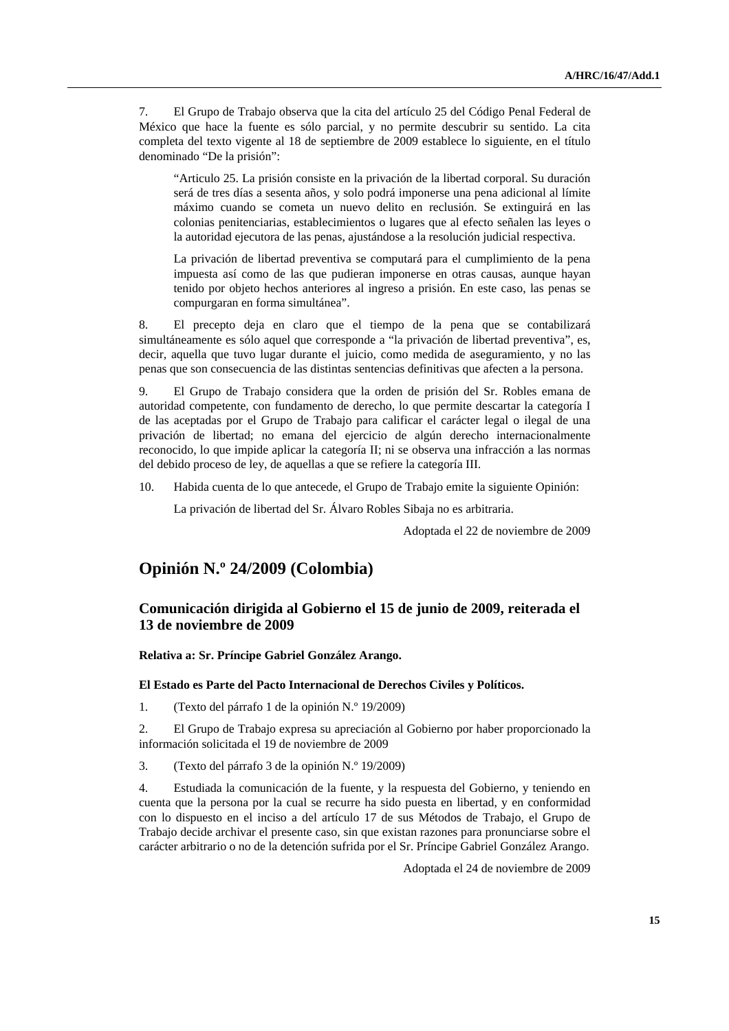7. El Grupo de Trabajo observa que la cita del artículo 25 del Código Penal Federal de México que hace la fuente es sólo parcial, y no permite descubrir su sentido. La cita completa del texto vigente al 18 de septiembre de 2009 establece lo siguiente, en el título denominado "De la prisión":

> "Articulo 25. La prisión consiste en la privación de la libertad corporal. Su duración será de tres días a sesenta años, y solo podrá imponerse una pena adicional al límite máximo cuando se cometa un nuevo delito en reclusión. Se extinguirá en las colonias penitenciarias, establecimientos o lugares que al efecto señalen las leyes o la autoridad ejecutora de las penas, ajustándose a la resolución judicial respectiva.
>
> La privación de libertad preventiva se computará para el cumplimiento de la pena impuesta así como de las que pudieran imponerse en otras causas, aunque hayan tenido por objeto hechos anteriores al ingreso a prisión. En este caso, las penas se compurgaran en forma simultánea".

8. El precepto deja en claro que el tiempo de la pena que se contabilizará simultáneamente es sólo aquel que corresponde a "la privación de libertad preventiva", es, decir, aquella que tuvo lugar durante el juicio, como medida de aseguramiento, y no las penas que son consecuencia de las distintas sentencias definitivas que afecten a la persona.

9. El Grupo de Trabajo considera que la orden de prisión del Sr. Robles emana de autoridad competente, con fundamento de derecho, lo que permite descartar la categoría I de las aceptadas por el Grupo de Trabajo para calificar el carácter legal o ilegal de una privación de libertad; no emana del ejercicio de algún derecho internacionalmente reconocido, lo que impide aplicar la categoría II; ni se observa una infracción a las normas del debido proceso de ley, de aquellas a que se refiere la categoría III.

10. Habida cuenta de lo que antecede, el Grupo de Trabajo emite la siguiente Opinión:

La privación de libertad del Sr. Álvaro Robles Sibaja no es arbitraria.

Adoptada el 22 de noviembre de 2009

## Opinión N.º 24/2009 (Colombia)

### Comunicación dirigida al Gobierno el 15 de junio de 2009, reiterada el 13 de noviembre de 2009

**Relativa a: Sr. Príncipe Gabriel González Arango.**

**El Estado es Parte del Pacto Internacional de Derechos Civiles y Políticos.**

1. (Texto del párrafo 1 de la opinión N.º 19/2009)

2. El Grupo de Trabajo expresa su apreciación al Gobierno por haber proporcionado la información solicitada el 19 de noviembre de 2009

3. (Texto del párrafo 3 de la opinión N.º 19/2009)

4. Estudiada la comunicación de la fuente, y la respuesta del Gobierno, y teniendo en cuenta que la persona por la cual se recurre ha sido puesta en libertad, y en conformidad con lo dispuesto en el inciso a del artículo 17 de sus Métodos de Trabajo, el Grupo de Trabajo decide archivar el presente caso, sin que existan razones para pronunciarse sobre el carácter arbitrario o no de la detención sufrida por el Sr. Príncipe Gabriel González Arango.

Adoptada el 24 de noviembre de 2009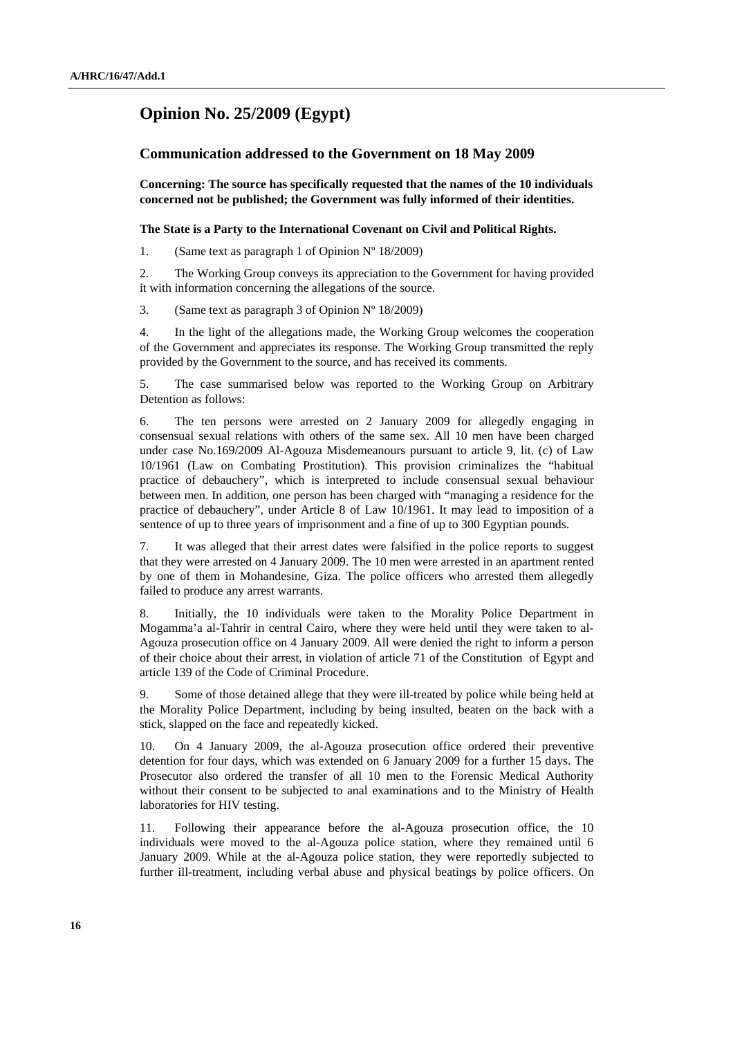## Opinion No. 25/2009 (Egypt)

### Communication addressed to the Government on 18 May 2009

**Concerning: The source has specifically requested that the names of the 10 individuals concerned not be published; the Government was fully informed of their identities.**

**The State is a Party to the International Covenant on Civil and Political Rights.**

1. (Same text as paragraph 1 of Opinion Nº 18/2009)

2. The Working Group conveys its appreciation to the Government for having provided it with information concerning the allegations of the source.

3. (Same text as paragraph 3 of Opinion Nº 18/2009)

4. In the light of the allegations made, the Working Group welcomes the cooperation of the Government and appreciates its response. The Working Group transmitted the reply provided by the Government to the source, and has received its comments.

5. The case summarised below was reported to the Working Group on Arbitrary Detention as follows:

6. The ten persons were arrested on 2 January 2009 for allegedly engaging in consensual sexual relations with others of the same sex. All 10 men have been charged under case No.169/2009 Al-Agouza Misdemeanours pursuant to article 9, lit. (c) of Law 10/1961 (Law on Combating Prostitution). This provision criminalizes the "habitual practice of debauchery", which is interpreted to include consensual sexual behaviour between men. In addition, one person has been charged with "managing a residence for the practice of debauchery", under Article 8 of Law 10/1961. It may lead to imposition of a sentence of up to three years of imprisonment and a fine of up to 300 Egyptian pounds.

7. It was alleged that their arrest dates were falsified in the police reports to suggest that they were arrested on 4 January 2009. The 10 men were arrested in an apartment rented by one of them in Mohandesine, Giza. The police officers who arrested them allegedly failed to produce any arrest warrants.

8. Initially, the 10 individuals were taken to the Morality Police Department in Mogamma'a al-Tahrir in central Cairo, where they were held until they were taken to al-Agouza prosecution office on 4 January 2009. All were denied the right to inform a person of their choice about their arrest, in violation of article 71 of the Constitution of Egypt and article 139 of the Code of Criminal Procedure.

9. Some of those detained allege that they were ill-treated by police while being held at the Morality Police Department, including by being insulted, beaten on the back with a stick, slapped on the face and repeatedly kicked.

10. On 4 January 2009, the al-Agouza prosecution office ordered their preventive detention for four days, which was extended on 6 January 2009 for a further 15 days. The Prosecutor also ordered the transfer of all 10 men to the Forensic Medical Authority without their consent to be subjected to anal examinations and to the Ministry of Health laboratories for HIV testing.

11. Following their appearance before the al-Agouza prosecution office, the 10 individuals were moved to the al-Agouza police station, where they remained until 6 January 2009. While at the al-Agouza police station, they were reportedly subjected to further ill-treatment, including verbal abuse and physical beatings by police officers. On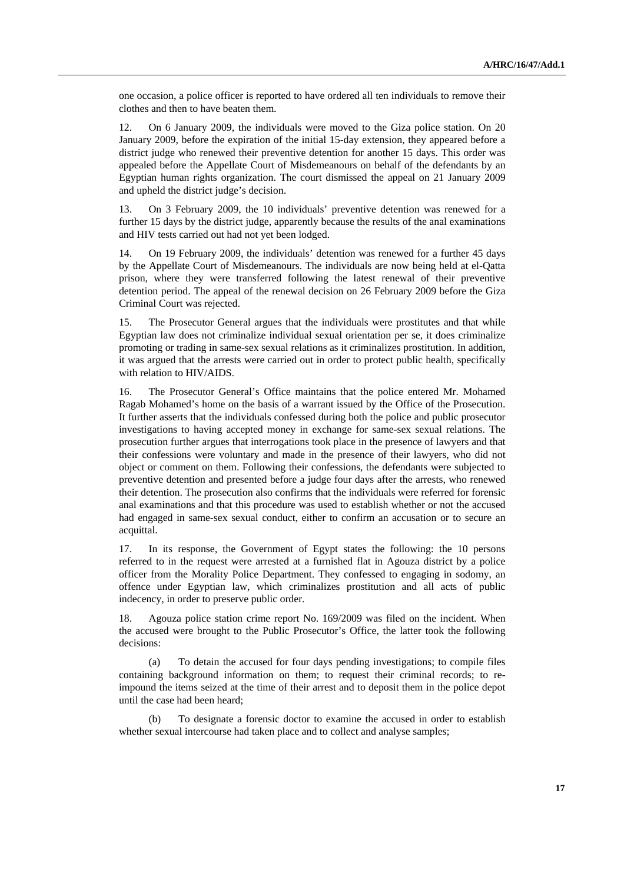one occasion, a police officer is reported to have ordered all ten individuals to remove their clothes and then to have beaten them.

12. On 6 January 2009, the individuals were moved to the Giza police station. On 20 January 2009, before the expiration of the initial 15-day extension, they appeared before a district judge who renewed their preventive detention for another 15 days. This order was appealed before the Appellate Court of Misdemeanours on behalf of the defendants by an Egyptian human rights organization. The court dismissed the appeal on 21 January 2009 and upheld the district judge's decision.

13. On 3 February 2009, the 10 individuals' preventive detention was renewed for a further 15 days by the district judge, apparently because the results of the anal examinations and HIV tests carried out had not yet been lodged.

14. On 19 February 2009, the individuals' detention was renewed for a further 45 days by the Appellate Court of Misdemeanours. The individuals are now being held at el-Qatta prison, where they were transferred following the latest renewal of their preventive detention period. The appeal of the renewal decision on 26 February 2009 before the Giza Criminal Court was rejected.

15. The Prosecutor General argues that the individuals were prostitutes and that while Egyptian law does not criminalize individual sexual orientation per se, it does criminalize promoting or trading in same-sex sexual relations as it criminalizes prostitution. In addition, it was argued that the arrests were carried out in order to protect public health, specifically with relation to HIV/AIDS.

16. The Prosecutor General's Office maintains that the police entered Mr. Mohamed Ragab Mohamed's home on the basis of a warrant issued by the Office of the Prosecution. It further asserts that the individuals confessed during both the police and public prosecutor investigations to having accepted money in exchange for same-sex sexual relations. The prosecution further argues that interrogations took place in the presence of lawyers and that their confessions were voluntary and made in the presence of their lawyers, who did not object or comment on them. Following their confessions, the defendants were subjected to preventive detention and presented before a judge four days after the arrests, who renewed their detention. The prosecution also confirms that the individuals were referred for forensic anal examinations and that this procedure was used to establish whether or not the accused had engaged in same-sex sexual conduct, either to confirm an accusation or to secure an acquittal.

17. In its response, the Government of Egypt states the following: the 10 persons referred to in the request were arrested at a furnished flat in Agouza district by a police officer from the Morality Police Department. They confessed to engaging in sodomy, an offence under Egyptian law, which criminalizes prostitution and all acts of public indecency, in order to preserve public order.

18. Agouza police station crime report No. 169/2009 was filed on the incident. When the accused were brought to the Public Prosecutor's Office, the latter took the following decisions:

(a) To detain the accused for four days pending investigations; to compile files containing background information on them; to request their criminal records; to re-impound the items seized at the time of their arrest and to deposit them in the police depot until the case had been heard;

(b) To designate a forensic doctor to examine the accused in order to establish whether sexual intercourse had taken place and to collect and analyse samples;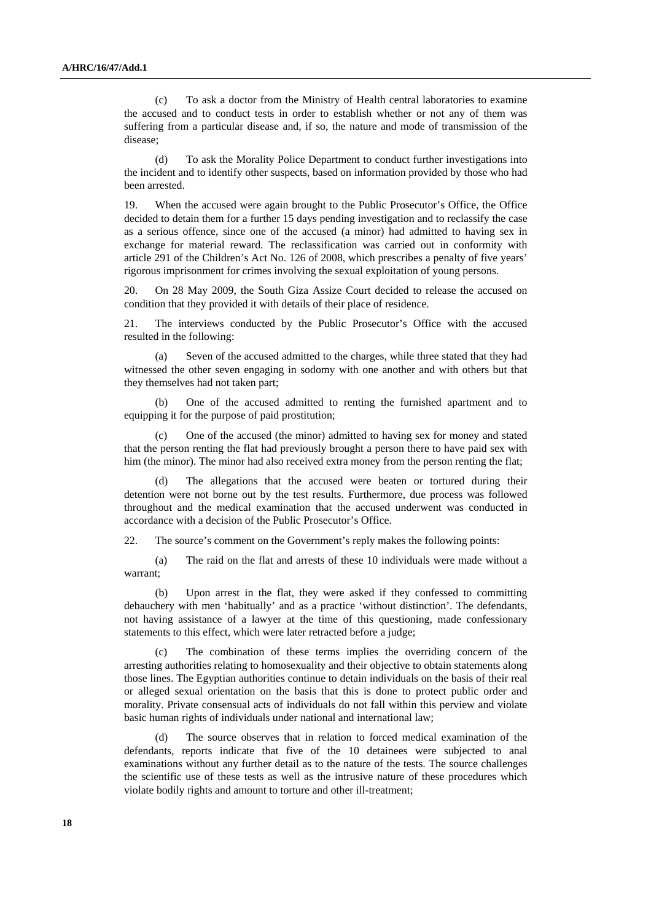(c) To ask a doctor from the Ministry of Health central laboratories to examine the accused and to conduct tests in order to establish whether or not any of them was suffering from a particular disease and, if so, the nature and mode of transmission of the disease;

(d) To ask the Morality Police Department to conduct further investigations into the incident and to identify other suspects, based on information provided by those who had been arrested.

19. When the accused were again brought to the Public Prosecutor's Office, the Office decided to detain them for a further 15 days pending investigation and to reclassify the case as a serious offence, since one of the accused (a minor) had admitted to having sex in exchange for material reward. The reclassification was carried out in conformity with article 291 of the Children's Act No. 126 of 2008, which prescribes a penalty of five years' rigorous imprisonment for crimes involving the sexual exploitation of young persons.

20. On 28 May 2009, the South Giza Assize Court decided to release the accused on condition that they provided it with details of their place of residence.

21. The interviews conducted by the Public Prosecutor's Office with the accused resulted in the following:

(a) Seven of the accused admitted to the charges, while three stated that they had witnessed the other seven engaging in sodomy with one another and with others but that they themselves had not taken part;

(b) One of the accused admitted to renting the furnished apartment and to equipping it for the purpose of paid prostitution;

(c) One of the accused (the minor) admitted to having sex for money and stated that the person renting the flat had previously brought a person there to have paid sex with him (the minor). The minor had also received extra money from the person renting the flat;

(d) The allegations that the accused were beaten or tortured during their detention were not borne out by the test results. Furthermore, due process was followed throughout and the medical examination that the accused underwent was conducted in accordance with a decision of the Public Prosecutor's Office.

22. The source's comment on the Government's reply makes the following points:

(a) The raid on the flat and arrests of these 10 individuals were made without a warrant;

(b) Upon arrest in the flat, they were asked if they confessed to committing debauchery with men 'habitually' and as a practice 'without distinction'. The defendants, not having assistance of a lawyer at the time of this questioning, made confessionary statements to this effect, which were later retracted before a judge;

(c) The combination of these terms implies the overriding concern of the arresting authorities relating to homosexuality and their objective to obtain statements along those lines. The Egyptian authorities continue to detain individuals on the basis of their real or alleged sexual orientation on the basis that this is done to protect public order and morality. Private consensual acts of individuals do not fall within this perview and violate basic human rights of individuals under national and international law;

(d) The source observes that in relation to forced medical examination of the defendants, reports indicate that five of the 10 detainees were subjected to anal examinations without any further detail as to the nature of the tests. The source challenges the scientific use of these tests as well as the intrusive nature of these procedures which violate bodily rights and amount to torture and other ill-treatment;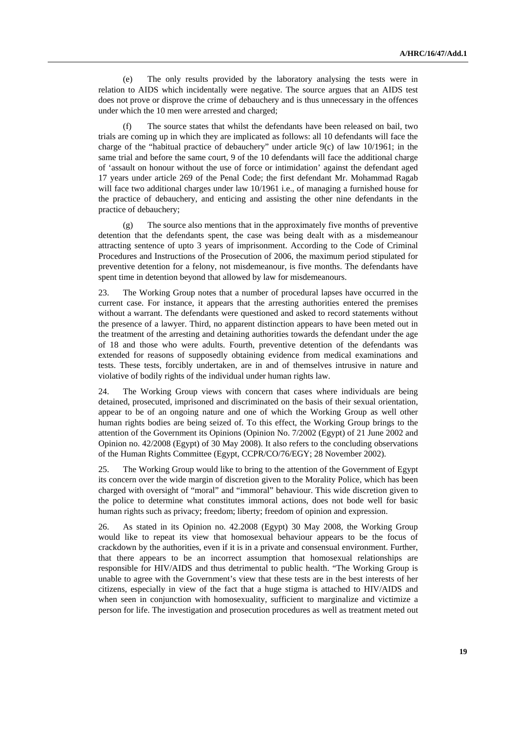(e) The only results provided by the laboratory analysing the tests were in relation to AIDS which incidentally were negative. The source argues that an AIDS test does not prove or disprove the crime of debauchery and is thus unnecessary in the offences under which the 10 men were arrested and charged;

(f) The source states that whilst the defendants have been released on bail, two trials are coming up in which they are implicated as follows: all 10 defendants will face the charge of the "habitual practice of debauchery" under article 9(c) of law 10/1961; in the same trial and before the same court, 9 of the 10 defendants will face the additional charge of 'assault on honour without the use of force or intimidation' against the defendant aged 17 years under article 269 of the Penal Code; the first defendant Mr. Mohammad Ragab will face two additional charges under law 10/1961 i.e., of managing a furnished house for the practice of debauchery, and enticing and assisting the other nine defendants in the practice of debauchery;

(g) The source also mentions that in the approximately five months of preventive detention that the defendants spent, the case was being dealt with as a misdemeanour attracting sentence of upto 3 years of imprisonment. According to the Code of Criminal Procedures and Instructions of the Prosecution of 2006, the maximum period stipulated for preventive detention for a felony, not misdemeanour, is five months. The defendants have spent time in detention beyond that allowed by law for misdemeanours.

23. The Working Group notes that a number of procedural lapses have occurred in the current case. For instance, it appears that the arresting authorities entered the premises without a warrant. The defendants were questioned and asked to record statements without the presence of a lawyer. Third, no apparent distinction appears to have been meted out in the treatment of the arresting and detaining authorities towards the defendant under the age of 18 and those who were adults. Fourth, preventive detention of the defendants was extended for reasons of supposedly obtaining evidence from medical examinations and tests. These tests, forcibly undertaken, are in and of themselves intrusive in nature and violative of bodily rights of the individual under human rights law.

24. The Working Group views with concern that cases where individuals are being detained, prosecuted, imprisoned and discriminated on the basis of their sexual orientation, appear to be of an ongoing nature and one of which the Working Group as well other human rights bodies are being seized of. To this effect, the Working Group brings to the attention of the Government its Opinions (Opinion No. 7/2002 (Egypt) of 21 June 2002 and Opinion no. 42/2008 (Egypt) of 30 May 2008). It also refers to the concluding observations of the Human Rights Committee (Egypt, CCPR/CO/76/EGY; 28 November 2002).

25. The Working Group would like to bring to the attention of the Government of Egypt its concern over the wide margin of discretion given to the Morality Police, which has been charged with oversight of "moral" and "immoral" behaviour. This wide discretion given to the police to determine what constitutes immoral actions, does not bode well for basic human rights such as privacy; freedom; liberty; freedom of opinion and expression.

26. As stated in its Opinion no. 42.2008 (Egypt) 30 May 2008, the Working Group would like to repeat its view that homosexual behaviour appears to be the focus of crackdown by the authorities, even if it is in a private and consensual environment. Further, that there appears to be an incorrect assumption that homosexual relationships are responsible for HIV/AIDS and thus detrimental to public health. "The Working Group is unable to agree with the Government's view that these tests are in the best interests of her citizens, especially in view of the fact that a huge stigma is attached to HIV/AIDS and when seen in conjunction with homosexuality, sufficient to marginalize and victimize a person for life. The investigation and prosecution procedures as well as treatment meted out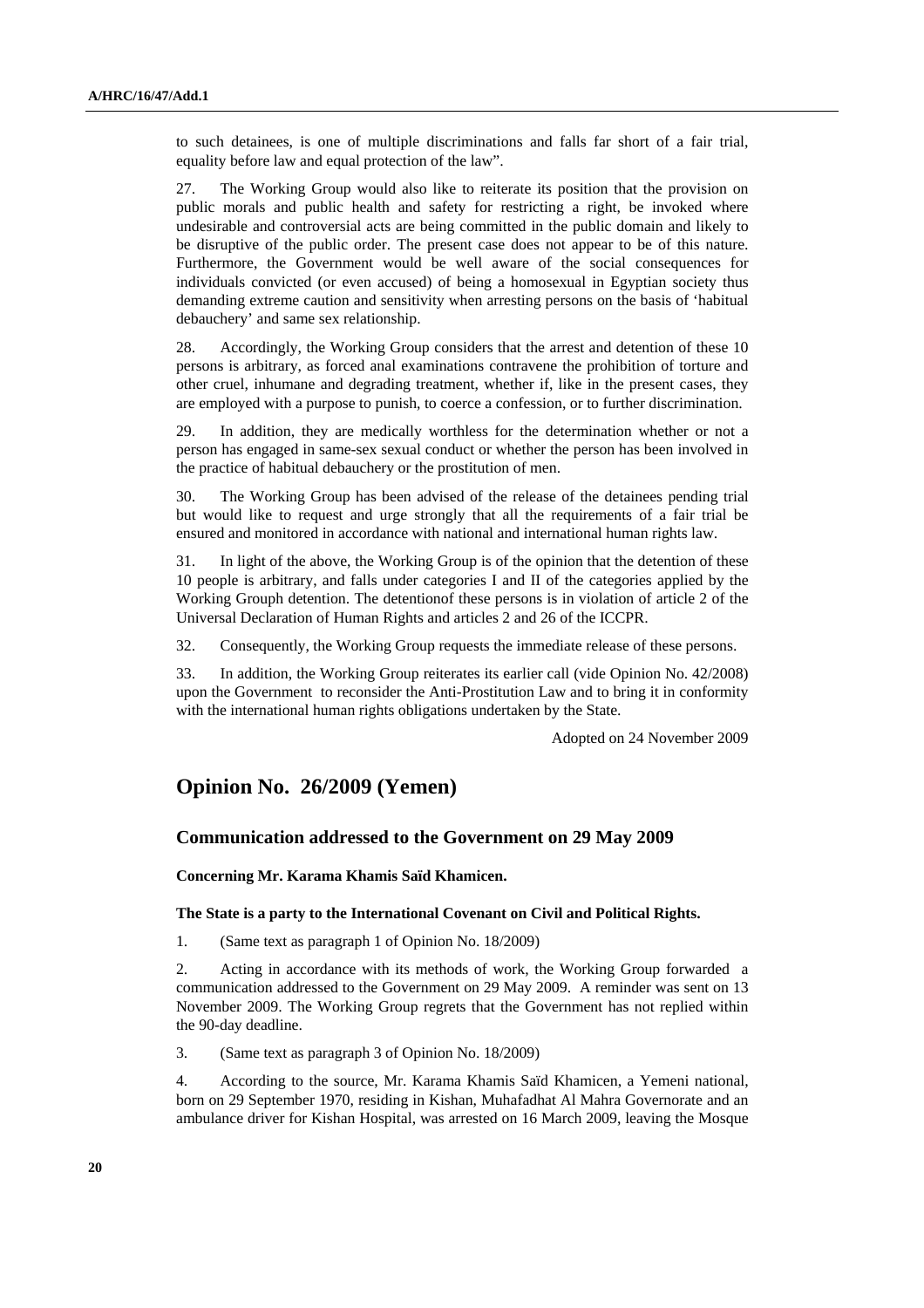to such detainees, is one of multiple discriminations and falls far short of a fair trial, equality before law and equal protection of the law".

27. The Working Group would also like to reiterate its position that the provision on public morals and public health and safety for restricting a right, be invoked where undesirable and controversial acts are being committed in the public domain and likely to be disruptive of the public order. The present case does not appear to be of this nature. Furthermore, the Government would be well aware of the social consequences for individuals convicted (or even accused) of being a homosexual in Egyptian society thus demanding extreme caution and sensitivity when arresting persons on the basis of 'habitual debauchery' and same sex relationship.

28. Accordingly, the Working Group considers that the arrest and detention of these 10 persons is arbitrary, as forced anal examinations contravene the prohibition of torture and other cruel, inhumane and degrading treatment, whether if, like in the present cases, they are employed with a purpose to punish, to coerce a confession, or to further discrimination.

29. In addition, they are medically worthless for the determination whether or not a person has engaged in same-sex sexual conduct or whether the person has been involved in the practice of habitual debauchery or the prostitution of men.

30. The Working Group has been advised of the release of the detainees pending trial but would like to request and urge strongly that all the requirements of a fair trial be ensured and monitored in accordance with national and international human rights law.

31. In light of the above, the Working Group is of the opinion that the detention of these 10 people is arbitrary, and falls under categories I and II of the categories applied by the Working Grouph detention. The detentionof these persons is in violation of article 2 of the Universal Declaration of Human Rights and articles 2 and 26 of the ICCPR.

32. Consequently, the Working Group requests the immediate release of these persons.

33. In addition, the Working Group reiterates its earlier call (vide Opinion No. 42/2008) upon the Government to reconsider the Anti-Prostitution Law and to bring it in conformity with the international human rights obligations undertaken by the State.

Adopted on 24 November 2009

## Opinion No. 26/2009 (Yemen)

### Communication addressed to the Government on 29 May 2009

**Concerning Mr. Karama Khamis Saïd Khamicen.**

**The State is a party to the International Covenant on Civil and Political Rights.**

1. (Same text as paragraph 1 of Opinion No. 18/2009)

2. Acting in accordance with its methods of work, the Working Group forwarded a communication addressed to the Government on 29 May 2009. A reminder was sent on 13 November 2009. The Working Group regrets that the Government has not replied within the 90-day deadline.

3. (Same text as paragraph 3 of Opinion No. 18/2009)

4. According to the source, Mr. Karama Khamis Saïd Khamicen, a Yemeni national, born on 29 September 1970, residing in Kishan, Muhafadhat Al Mahra Governorate and an ambulance driver for Kishan Hospital, was arrested on 16 March 2009, leaving the Mosque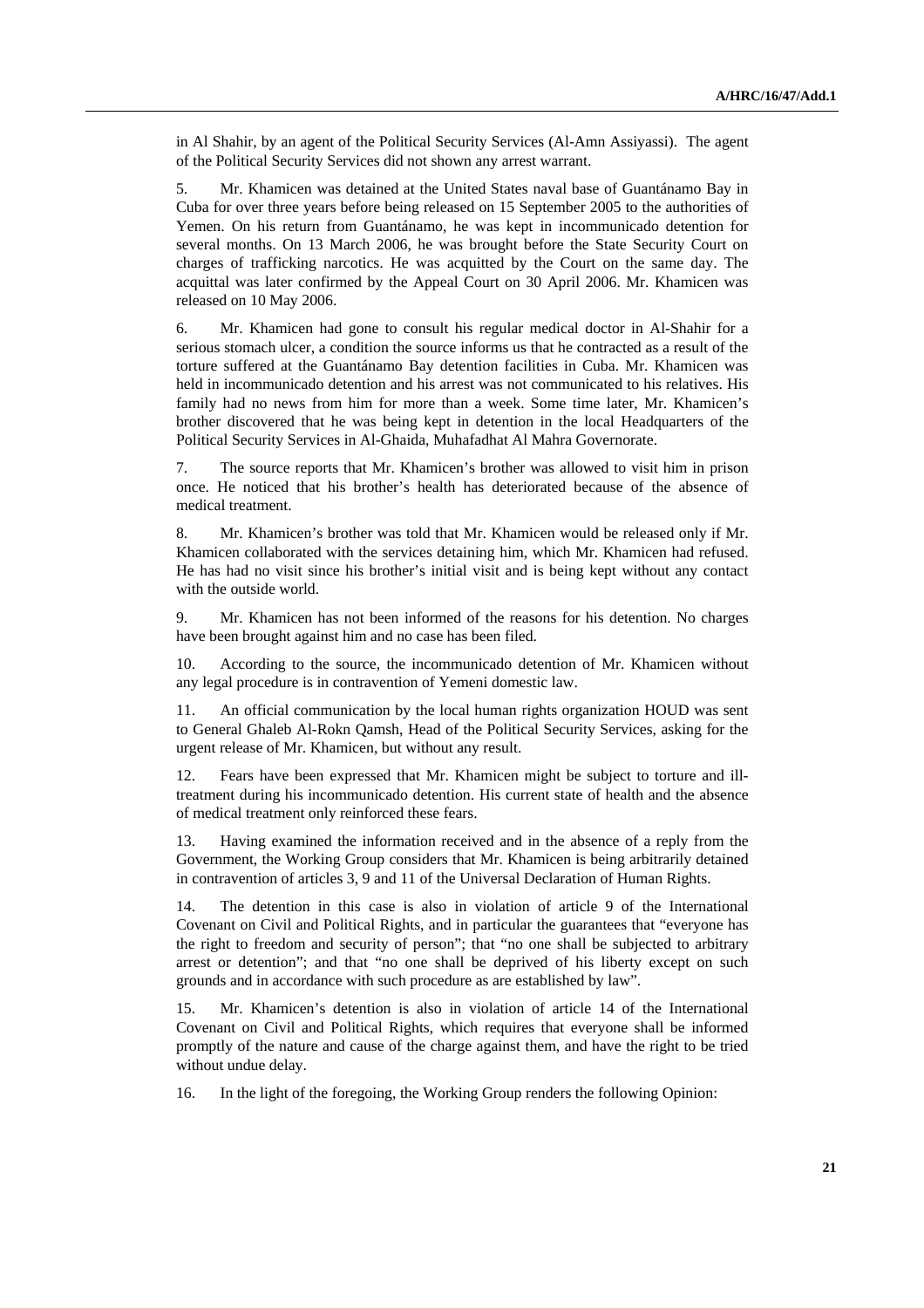in Al Shahir, by an agent of the Political Security Services (Al-Amn Assiyassi). The agent of the Political Security Services did not shown any arrest warrant.

5. Mr. Khamicen was detained at the United States naval base of Guantánamo Bay in Cuba for over three years before being released on 15 September 2005 to the authorities of Yemen. On his return from Guantánamo, he was kept in incommunicado detention for several months. On 13 March 2006, he was brought before the State Security Court on charges of trafficking narcotics. He was acquitted by the Court on the same day. The acquittal was later confirmed by the Appeal Court on 30 April 2006. Mr. Khamicen was released on 10 May 2006.

6. Mr. Khamicen had gone to consult his regular medical doctor in Al-Shahir for a serious stomach ulcer, a condition the source informs us that he contracted as a result of the torture suffered at the Guantánamo Bay detention facilities in Cuba. Mr. Khamicen was held in incommunicado detention and his arrest was not communicated to his relatives. His family had no news from him for more than a week. Some time later, Mr. Khamicen's brother discovered that he was being kept in detention in the local Headquarters of the Political Security Services in Al-Ghaida, Muhafadhat Al Mahra Governorate.

7. The source reports that Mr. Khamicen's brother was allowed to visit him in prison once. He noticed that his brother's health has deteriorated because of the absence of medical treatment.

8. Mr. Khamicen's brother was told that Mr. Khamicen would be released only if Mr. Khamicen collaborated with the services detaining him, which Mr. Khamicen had refused. He has had no visit since his brother's initial visit and is being kept without any contact with the outside world.

9. Mr. Khamicen has not been informed of the reasons for his detention. No charges have been brought against him and no case has been filed.

10. According to the source, the incommunicado detention of Mr. Khamicen without any legal procedure is in contravention of Yemeni domestic law.

11. An official communication by the local human rights organization HOUD was sent to General Ghaleb Al-Rokn Qamsh, Head of the Political Security Services, asking for the urgent release of Mr. Khamicen, but without any result.

12. Fears have been expressed that Mr. Khamicen might be subject to torture and ill-treatment during his incommunicado detention. His current state of health and the absence of medical treatment only reinforced these fears.

13. Having examined the information received and in the absence of a reply from the Government, the Working Group considers that Mr. Khamicen is being arbitrarily detained in contravention of articles 3, 9 and 11 of the Universal Declaration of Human Rights.

14. The detention in this case is also in violation of article 9 of the International Covenant on Civil and Political Rights, and in particular the guarantees that "everyone has the right to freedom and security of person"; that "no one shall be subjected to arbitrary arrest or detention"; and that "no one shall be deprived of his liberty except on such grounds and in accordance with such procedure as are established by law".

15. Mr. Khamicen's detention is also in violation of article 14 of the International Covenant on Civil and Political Rights, which requires that everyone shall be informed promptly of the nature and cause of the charge against them, and have the right to be tried without undue delay.

16. In the light of the foregoing, the Working Group renders the following Opinion: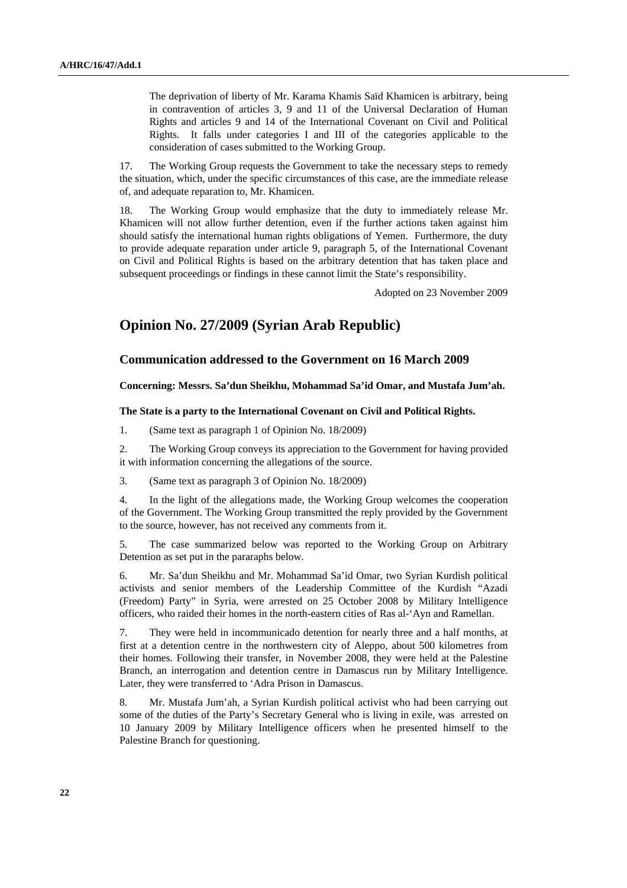The deprivation of liberty of Mr. Karama Khamis Saïd Khamicen is arbitrary, being in contravention of articles 3, 9 and 11 of the Universal Declaration of Human Rights and articles 9 and 14 of the International Covenant on Civil and Political Rights. It falls under categories I and III of the categories applicable to the consideration of cases submitted to the Working Group.

17. The Working Group requests the Government to take the necessary steps to remedy the situation, which, under the specific circumstances of this case, are the immediate release of, and adequate reparation to, Mr. Khamicen.

18. The Working Group would emphasize that the duty to immediately release Mr. Khamicen will not allow further detention, even if the further actions taken against him should satisfy the international human rights obligations of Yemen. Furthermore, the duty to provide adequate reparation under article 9, paragraph 5, of the International Covenant on Civil and Political Rights is based on the arbitrary detention that has taken place and subsequent proceedings or findings in these cannot limit the State's responsibility.

Adopted on 23 November 2009

## Opinion No. 27/2009 (Syrian Arab Republic)

### Communication addressed to the Government on 16 March 2009

**Concerning: Messrs. Sa'dun Sheikhu, Mohammad Sa'id Omar, and Mustafa Jum'ah.**

**The State is a party to the International Covenant on Civil and Political Rights.**

1. (Same text as paragraph 1 of Opinion No. 18/2009)

2. The Working Group conveys its appreciation to the Government for having provided it with information concerning the allegations of the source.

3. (Same text as paragraph 3 of Opinion No. 18/2009)

4. In the light of the allegations made, the Working Group welcomes the cooperation of the Government. The Working Group transmitted the reply provided by the Government to the source, however, has not received any comments from it.

5. The case summarized below was reported to the Working Group on Arbitrary Detention as set put in the pararaphs below.

6. Mr. Sa'dun Sheikhu and Mr. Mohammad Sa'id Omar, two Syrian Kurdish political activists and senior members of the Leadership Committee of the Kurdish "Azadi (Freedom) Party" in Syria, were arrested on 25 October 2008 by Military Intelligence officers, who raided their homes in the north-eastern cities of Ras al-'Ayn and Ramellan.

7. They were held in incommunicado detention for nearly three and a half months, at first at a detention centre in the northwestern city of Aleppo, about 500 kilometres from their homes. Following their transfer, in November 2008, they were held at the Palestine Branch, an interrogation and detention centre in Damascus run by Military Intelligence. Later, they were transferred to 'Adra Prison in Damascus.

8. Mr. Mustafa Jum'ah, a Syrian Kurdish political activist who had been carrying out some of the duties of the Party's Secretary General who is living in exile, was arrested on 10 January 2009 by Military Intelligence officers when he presented himself to the Palestine Branch for questioning.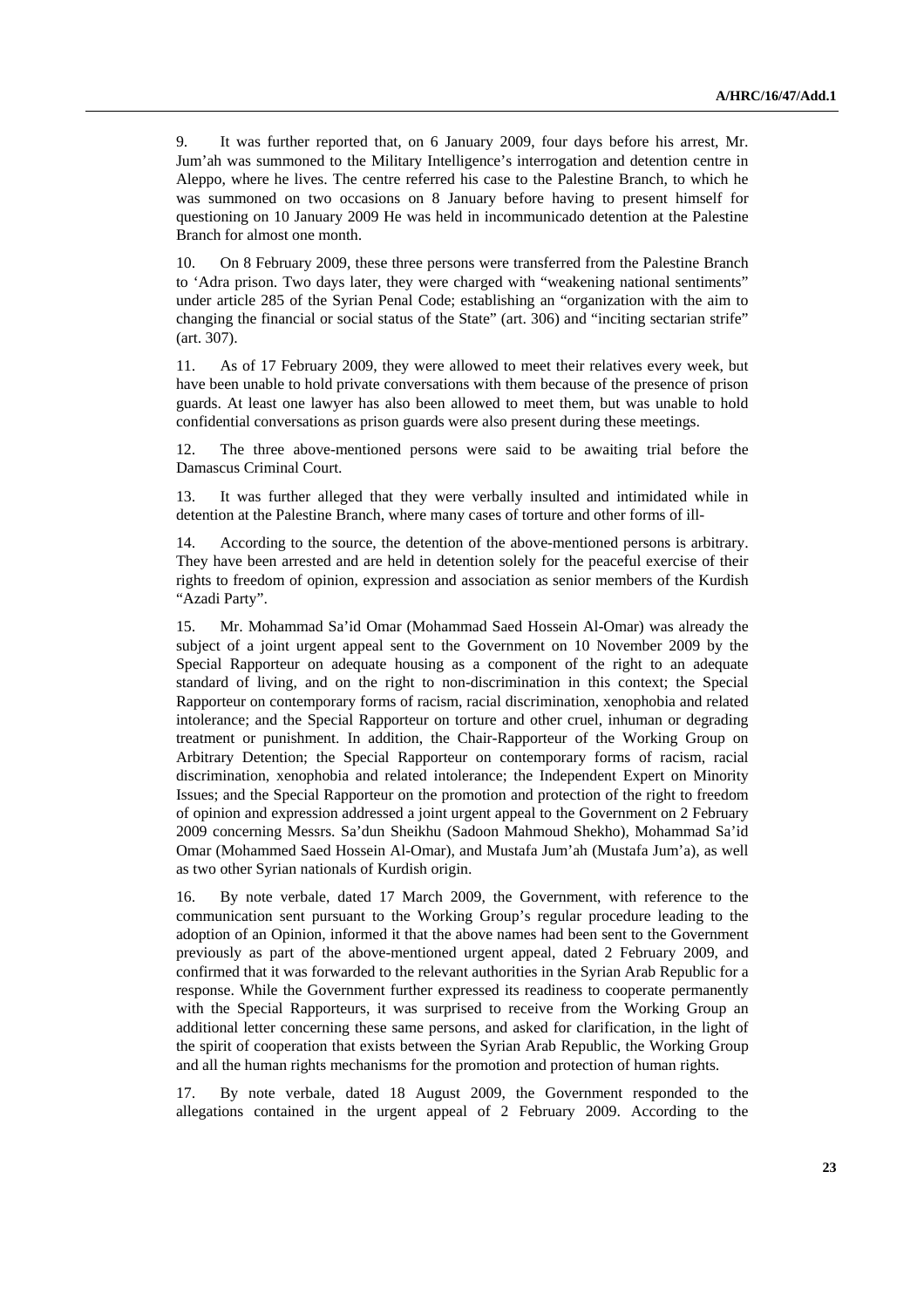9. It was further reported that, on 6 January 2009, four days before his arrest, Mr. Jum'ah was summoned to the Military Intelligence's interrogation and detention centre in Aleppo, where he lives. The centre referred his case to the Palestine Branch, to which he was summoned on two occasions on 8 January before having to present himself for questioning on 10 January 2009 He was held in incommunicado detention at the Palestine Branch for almost one month.

10. On 8 February 2009, these three persons were transferred from the Palestine Branch to 'Adra prison. Two days later, they were charged with "weakening national sentiments" under article 285 of the Syrian Penal Code; establishing an "organization with the aim to changing the financial or social status of the State" (art. 306) and "inciting sectarian strife" (art. 307).

11. As of 17 February 2009, they were allowed to meet their relatives every week, but have been unable to hold private conversations with them because of the presence of prison guards. At least one lawyer has also been allowed to meet them, but was unable to hold confidential conversations as prison guards were also present during these meetings.

12. The three above-mentioned persons were said to be awaiting trial before the Damascus Criminal Court.

13. It was further alleged that they were verbally insulted and intimidated while in detention at the Palestine Branch, where many cases of torture and other forms of ill-

14. According to the source, the detention of the above-mentioned persons is arbitrary. They have been arrested and are held in detention solely for the peaceful exercise of their rights to freedom of opinion, expression and association as senior members of the Kurdish "Azadi Party".

15. Mr. Mohammad Sa'id Omar (Mohammad Saed Hossein Al-Omar) was already the subject of a joint urgent appeal sent to the Government on 10 November 2009 by the Special Rapporteur on adequate housing as a component of the right to an adequate standard of living, and on the right to non-discrimination in this context; the Special Rapporteur on contemporary forms of racism, racial discrimination, xenophobia and related intolerance; and the Special Rapporteur on torture and other cruel, inhuman or degrading treatment or punishment. In addition, the Chair-Rapporteur of the Working Group on Arbitrary Detention; the Special Rapporteur on contemporary forms of racism, racial discrimination, xenophobia and related intolerance; the Independent Expert on Minority Issues; and the Special Rapporteur on the promotion and protection of the right to freedom of opinion and expression addressed a joint urgent appeal to the Government on 2 February 2009 concerning Messrs. Sa'dun Sheikhu (Sadoon Mahmoud Shekho), Mohammad Sa'id Omar (Mohammed Saed Hossein Al-Omar), and Mustafa Jum'ah (Mustafa Jum'a), as well as two other Syrian nationals of Kurdish origin.

16. By note verbale, dated 17 March 2009, the Government, with reference to the communication sent pursuant to the Working Group's regular procedure leading to the adoption of an Opinion, informed it that the above names had been sent to the Government previously as part of the above-mentioned urgent appeal, dated 2 February 2009, and confirmed that it was forwarded to the relevant authorities in the Syrian Arab Republic for a response. While the Government further expressed its readiness to cooperate permanently with the Special Rapporteurs, it was surprised to receive from the Working Group an additional letter concerning these same persons, and asked for clarification, in the light of the spirit of cooperation that exists between the Syrian Arab Republic, the Working Group and all the human rights mechanisms for the promotion and protection of human rights.

17. By note verbale, dated 18 August 2009, the Government responded to the allegations contained in the urgent appeal of 2 February 2009. According to the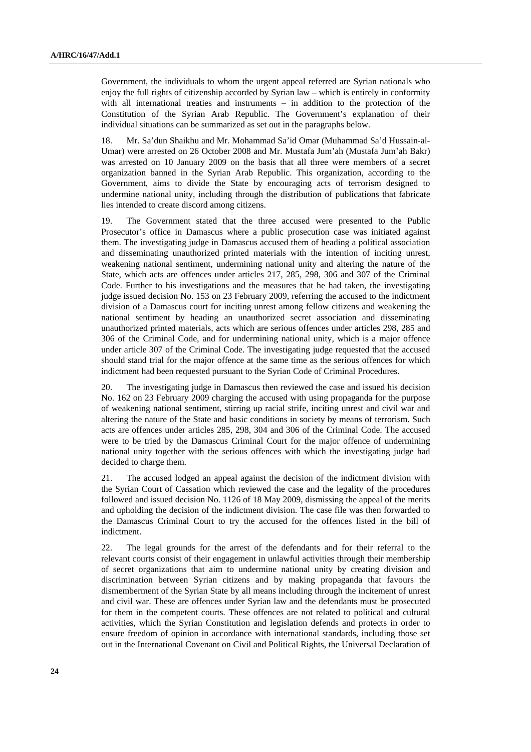Government, the individuals to whom the urgent appeal referred are Syrian nationals who enjoy the full rights of citizenship accorded by Syrian law – which is entirely in conformity with all international treaties and instruments – in addition to the protection of the Constitution of the Syrian Arab Republic. The Government's explanation of their individual situations can be summarized as set out in the paragraphs below.

18. Mr. Sa'dun Shaikhu and Mr. Mohammad Sa'id Omar (Muhammad Sa'd Hussain-al-Umar) were arrested on 26 October 2008 and Mr. Mustafa Jum'ah (Mustafa Jum'ah Bakr) was arrested on 10 January 2009 on the basis that all three were members of a secret organization banned in the Syrian Arab Republic. This organization, according to the Government, aims to divide the State by encouraging acts of terrorism designed to undermine national unity, including through the distribution of publications that fabricate lies intended to create discord among citizens.

19. The Government stated that the three accused were presented to the Public Prosecutor's office in Damascus where a public prosecution case was initiated against them. The investigating judge in Damascus accused them of heading a political association and disseminating unauthorized printed materials with the intention of inciting unrest, weakening national sentiment, undermining national unity and altering the nature of the State, which acts are offences under articles 217, 285, 298, 306 and 307 of the Criminal Code. Further to his investigations and the measures that he had taken, the investigating judge issued decision No. 153 on 23 February 2009, referring the accused to the indictment division of a Damascus court for inciting unrest among fellow citizens and weakening the national sentiment by heading an unauthorized secret association and disseminating unauthorized printed materials, acts which are serious offences under articles 298, 285 and 306 of the Criminal Code, and for undermining national unity, which is a major offence under article 307 of the Criminal Code. The investigating judge requested that the accused should stand trial for the major offence at the same time as the serious offences for which indictment had been requested pursuant to the Syrian Code of Criminal Procedures.

20. The investigating judge in Damascus then reviewed the case and issued his decision No. 162 on 23 February 2009 charging the accused with using propaganda for the purpose of weakening national sentiment, stirring up racial strife, inciting unrest and civil war and altering the nature of the State and basic conditions in society by means of terrorism. Such acts are offences under articles 285, 298, 304 and 306 of the Criminal Code. The accused were to be tried by the Damascus Criminal Court for the major offence of undermining national unity together with the serious offences with which the investigating judge had decided to charge them.

21. The accused lodged an appeal against the decision of the indictment division with the Syrian Court of Cassation which reviewed the case and the legality of the procedures followed and issued decision No. 1126 of 18 May 2009, dismissing the appeal of the merits and upholding the decision of the indictment division. The case file was then forwarded to the Damascus Criminal Court to try the accused for the offences listed in the bill of indictment.

22. The legal grounds for the arrest of the defendants and for their referral to the relevant courts consist of their engagement in unlawful activities through their membership of secret organizations that aim to undermine national unity by creating division and discrimination between Syrian citizens and by making propaganda that favours the dismemberment of the Syrian State by all means including through the incitement of unrest and civil war. These are offences under Syrian law and the defendants must be prosecuted for them in the competent courts. These offences are not related to political and cultural activities, which the Syrian Constitution and legislation defends and protects in order to ensure freedom of opinion in accordance with international standards, including those set out in the International Covenant on Civil and Political Rights, the Universal Declaration of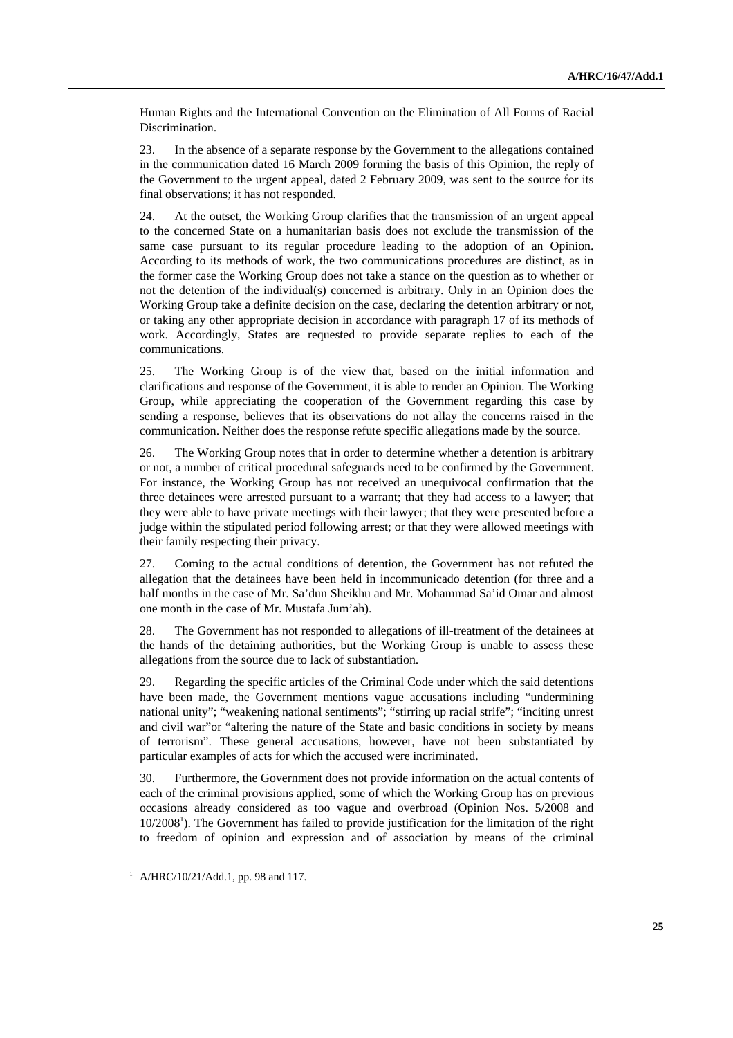Human Rights and the International Convention on the Elimination of All Forms of Racial Discrimination.

23. In the absence of a separate response by the Government to the allegations contained in the communication dated 16 March 2009 forming the basis of this Opinion, the reply of the Government to the urgent appeal, dated 2 February 2009, was sent to the source for its final observations; it has not responded.

24. At the outset, the Working Group clarifies that the transmission of an urgent appeal to the concerned State on a humanitarian basis does not exclude the transmission of the same case pursuant to its regular procedure leading to the adoption of an Opinion. According to its methods of work, the two communications procedures are distinct, as in the former case the Working Group does not take a stance on the question as to whether or not the detention of the individual(s) concerned is arbitrary. Only in an Opinion does the Working Group take a definite decision on the case, declaring the detention arbitrary or not, or taking any other appropriate decision in accordance with paragraph 17 of its methods of work. Accordingly, States are requested to provide separate replies to each of the communications.

25. The Working Group is of the view that, based on the initial information and clarifications and response of the Government, it is able to render an Opinion. The Working Group, while appreciating the cooperation of the Government regarding this case by sending a response, believes that its observations do not allay the concerns raised in the communication. Neither does the response refute specific allegations made by the source.

26. The Working Group notes that in order to determine whether a detention is arbitrary or not, a number of critical procedural safeguards need to be confirmed by the Government. For instance, the Working Group has not received an unequivocal confirmation that the three detainees were arrested pursuant to a warrant; that they had access to a lawyer; that they were able to have private meetings with their lawyer; that they were presented before a judge within the stipulated period following arrest; or that they were allowed meetings with their family respecting their privacy.

27. Coming to the actual conditions of detention, the Government has not refuted the allegation that the detainees have been held in incommunicado detention (for three and a half months in the case of Mr. Sa'dun Sheikhu and Mr. Mohammad Sa'id Omar and almost one month in the case of Mr. Mustafa Jum'ah).

28. The Government has not responded to allegations of ill-treatment of the detainees at the hands of the detaining authorities, but the Working Group is unable to assess these allegations from the source due to lack of substantiation.

29. Regarding the specific articles of the Criminal Code under which the said detentions have been made, the Government mentions vague accusations including "undermining national unity"; "weakening national sentiments"; "stirring up racial strife"; "inciting unrest and civil war"or "altering the nature of the State and basic conditions in society by means of terrorism". These general accusations, however, have not been substantiated by particular examples of acts for which the accused were incriminated.

30. Furthermore, the Government does not provide information on the actual contents of each of the criminal provisions applied, some of which the Working Group has on previous occasions already considered as too vague and overbroad (Opinion Nos. 5/2008 and 10/2008[1]). The Government has failed to provide justification for the limitation of the right to freedom of opinion and expression and of association by means of the criminal

[1] A/HRC/10/21/Add.1, pp. 98 and 117.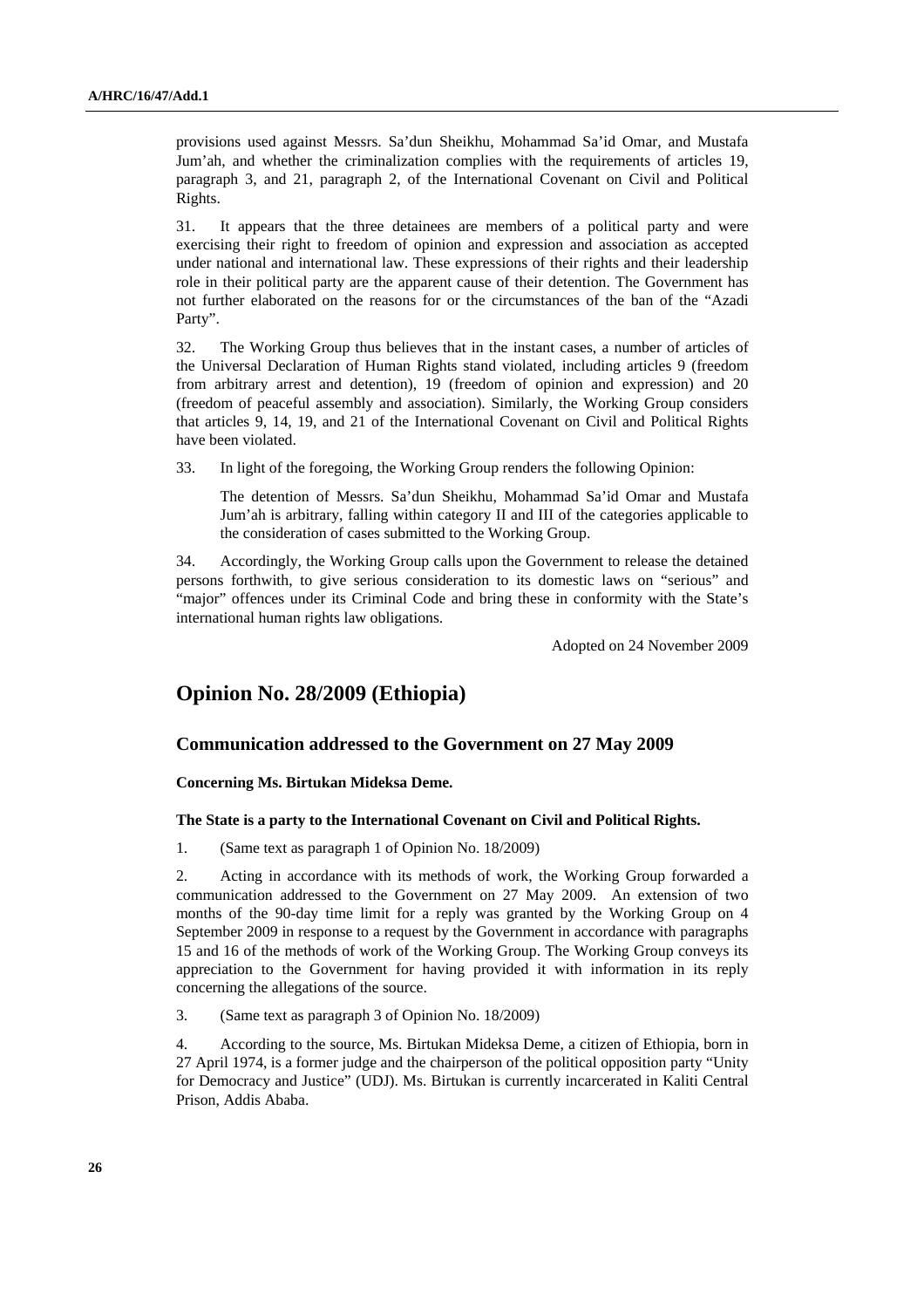provisions used against Messrs. Sa'dun Sheikhu, Mohammad Sa'id Omar, and Mustafa Jum'ah, and whether the criminalization complies with the requirements of articles 19, paragraph 3, and 21, paragraph 2, of the International Covenant on Civil and Political Rights.

31. It appears that the three detainees are members of a political party and were exercising their right to freedom of opinion and expression and association as accepted under national and international law. These expressions of their rights and their leadership role in their political party are the apparent cause of their detention. The Government has not further elaborated on the reasons for or the circumstances of the ban of the "Azadi Party".

32. The Working Group thus believes that in the instant cases, a number of articles of the Universal Declaration of Human Rights stand violated, including articles 9 (freedom from arbitrary arrest and detention), 19 (freedom of opinion and expression) and 20 (freedom of peaceful assembly and association). Similarly, the Working Group considers that articles 9, 14, 19, and 21 of the International Covenant on Civil and Political Rights have been violated.

33. In light of the foregoing, the Working Group renders the following Opinion:

> The detention of Messrs. Sa'dun Sheikhu, Mohammad Sa'id Omar and Mustafa Jum'ah is arbitrary, falling within category II and III of the categories applicable to the consideration of cases submitted to the Working Group.

34. Accordingly, the Working Group calls upon the Government to release the detained persons forthwith, to give serious consideration to its domestic laws on "serious" and "major" offences under its Criminal Code and bring these in conformity with the State's international human rights law obligations.

Adopted on 24 November 2009

## Opinion No. 28/2009 (Ethiopia)

### Communication addressed to the Government on 27 May 2009

**Concerning Ms. Birtukan Mideksa Deme.**

**The State is a party to the International Covenant on Civil and Political Rights.**

1. (Same text as paragraph 1 of Opinion No. 18/2009)

2. Acting in accordance with its methods of work, the Working Group forwarded a communication addressed to the Government on 27 May 2009. An extension of two months of the 90-day time limit for a reply was granted by the Working Group on 4 September 2009 in response to a request by the Government in accordance with paragraphs 15 and 16 of the methods of work of the Working Group. The Working Group conveys its appreciation to the Government for having provided it with information in its reply concerning the allegations of the source.

3. (Same text as paragraph 3 of Opinion No. 18/2009)

4. According to the source, Ms. Birtukan Mideksa Deme, a citizen of Ethiopia, born in 27 April 1974, is a former judge and the chairperson of the political opposition party "Unity for Democracy and Justice" (UDJ). Ms. Birtukan is currently incarcerated in Kaliti Central Prison, Addis Ababa.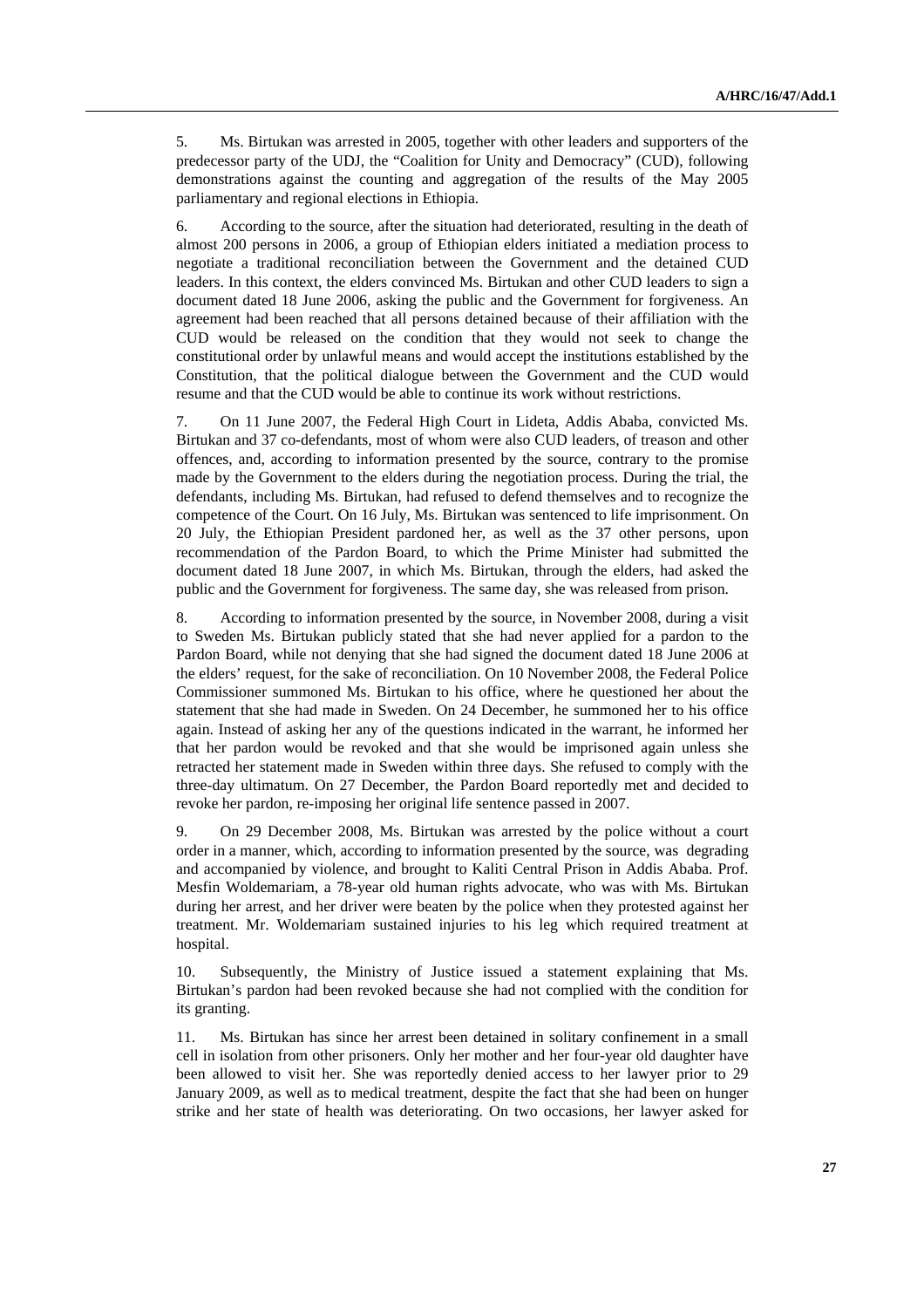5. Ms. Birtukan was arrested in 2005, together with other leaders and supporters of the predecessor party of the UDJ, the "Coalition for Unity and Democracy" (CUD), following demonstrations against the counting and aggregation of the results of the May 2005 parliamentary and regional elections in Ethiopia.

6. According to the source, after the situation had deteriorated, resulting in the death of almost 200 persons in 2006, a group of Ethiopian elders initiated a mediation process to negotiate a traditional reconciliation between the Government and the detained CUD leaders. In this context, the elders convinced Ms. Birtukan and other CUD leaders to sign a document dated 18 June 2006, asking the public and the Government for forgiveness. An agreement had been reached that all persons detained because of their affiliation with the CUD would be released on the condition that they would not seek to change the constitutional order by unlawful means and would accept the institutions established by the Constitution, that the political dialogue between the Government and the CUD would resume and that the CUD would be able to continue its work without restrictions.

7. On 11 June 2007, the Federal High Court in Lideta, Addis Ababa, convicted Ms. Birtukan and 37 co-defendants, most of whom were also CUD leaders, of treason and other offences, and, according to information presented by the source, contrary to the promise made by the Government to the elders during the negotiation process. During the trial, the defendants, including Ms. Birtukan, had refused to defend themselves and to recognize the competence of the Court. On 16 July, Ms. Birtukan was sentenced to life imprisonment. On 20 July, the Ethiopian President pardoned her, as well as the 37 other persons, upon recommendation of the Pardon Board, to which the Prime Minister had submitted the document dated 18 June 2007, in which Ms. Birtukan, through the elders, had asked the public and the Government for forgiveness. The same day, she was released from prison.

8. According to information presented by the source, in November 2008, during a visit to Sweden Ms. Birtukan publicly stated that she had never applied for a pardon to the Pardon Board, while not denying that she had signed the document dated 18 June 2006 at the elders' request, for the sake of reconciliation. On 10 November 2008, the Federal Police Commissioner summoned Ms. Birtukan to his office, where he questioned her about the statement that she had made in Sweden. On 24 December, he summoned her to his office again. Instead of asking her any of the questions indicated in the warrant, he informed her that her pardon would be revoked and that she would be imprisoned again unless she retracted her statement made in Sweden within three days. She refused to comply with the three-day ultimatum. On 27 December, the Pardon Board reportedly met and decided to revoke her pardon, re-imposing her original life sentence passed in 2007.

9. On 29 December 2008, Ms. Birtukan was arrested by the police without a court order in a manner, which, according to information presented by the source, was degrading and accompanied by violence, and brought to Kaliti Central Prison in Addis Ababa. Prof. Mesfin Woldemariam, a 78-year old human rights advocate, who was with Ms. Birtukan during her arrest, and her driver were beaten by the police when they protested against her treatment. Mr. Woldemariam sustained injuries to his leg which required treatment at hospital.

10. Subsequently, the Ministry of Justice issued a statement explaining that Ms. Birtukan's pardon had been revoked because she had not complied with the condition for its granting.

11. Ms. Birtukan has since her arrest been detained in solitary confinement in a small cell in isolation from other prisoners. Only her mother and her four-year old daughter have been allowed to visit her. She was reportedly denied access to her lawyer prior to 29 January 2009, as well as to medical treatment, despite the fact that she had been on hunger strike and her state of health was deteriorating. On two occasions, her lawyer asked for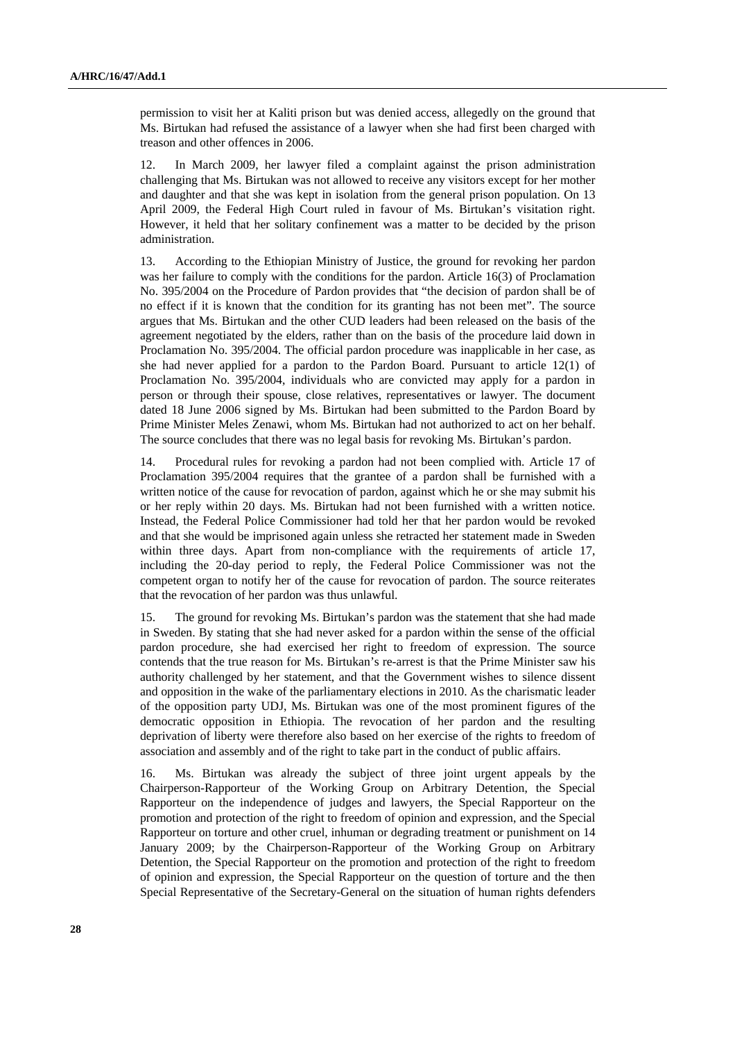permission to visit her at Kaliti prison but was denied access, allegedly on the ground that Ms. Birtukan had refused the assistance of a lawyer when she had first been charged with treason and other offences in 2006.

12. In March 2009, her lawyer filed a complaint against the prison administration challenging that Ms. Birtukan was not allowed to receive any visitors except for her mother and daughter and that she was kept in isolation from the general prison population. On 13 April 2009, the Federal High Court ruled in favour of Ms. Birtukan's visitation right. However, it held that her solitary confinement was a matter to be decided by the prison administration.

13. According to the Ethiopian Ministry of Justice, the ground for revoking her pardon was her failure to comply with the conditions for the pardon. Article 16(3) of Proclamation No. 395/2004 on the Procedure of Pardon provides that "the decision of pardon shall be of no effect if it is known that the condition for its granting has not been met". The source argues that Ms. Birtukan and the other CUD leaders had been released on the basis of the agreement negotiated by the elders, rather than on the basis of the procedure laid down in Proclamation No. 395/2004. The official pardon procedure was inapplicable in her case, as she had never applied for a pardon to the Pardon Board. Pursuant to article 12(1) of Proclamation No. 395/2004, individuals who are convicted may apply for a pardon in person or through their spouse, close relatives, representatives or lawyer. The document dated 18 June 2006 signed by Ms. Birtukan had been submitted to the Pardon Board by Prime Minister Meles Zenawi, whom Ms. Birtukan had not authorized to act on her behalf. The source concludes that there was no legal basis for revoking Ms. Birtukan's pardon.

14. Procedural rules for revoking a pardon had not been complied with. Article 17 of Proclamation 395/2004 requires that the grantee of a pardon shall be furnished with a written notice of the cause for revocation of pardon, against which he or she may submit his or her reply within 20 days. Ms. Birtukan had not been furnished with a written notice. Instead, the Federal Police Commissioner had told her that her pardon would be revoked and that she would be imprisoned again unless she retracted her statement made in Sweden within three days. Apart from non-compliance with the requirements of article 17, including the 20-day period to reply, the Federal Police Commissioner was not the competent organ to notify her of the cause for revocation of pardon. The source reiterates that the revocation of her pardon was thus unlawful.

15. The ground for revoking Ms. Birtukan's pardon was the statement that she had made in Sweden. By stating that she had never asked for a pardon within the sense of the official pardon procedure, she had exercised her right to freedom of expression. The source contends that the true reason for Ms. Birtukan's re-arrest is that the Prime Minister saw his authority challenged by her statement, and that the Government wishes to silence dissent and opposition in the wake of the parliamentary elections in 2010. As the charismatic leader of the opposition party UDJ, Ms. Birtukan was one of the most prominent figures of the democratic opposition in Ethiopia. The revocation of her pardon and the resulting deprivation of liberty were therefore also based on her exercise of the rights to freedom of association and assembly and of the right to take part in the conduct of public affairs.

16. Ms. Birtukan was already the subject of three joint urgent appeals by the Chairperson-Rapporteur of the Working Group on Arbitrary Detention, the Special Rapporteur on the independence of judges and lawyers, the Special Rapporteur on the promotion and protection of the right to freedom of opinion and expression, and the Special Rapporteur on torture and other cruel, inhuman or degrading treatment or punishment on 14 January 2009; by the Chairperson-Rapporteur of the Working Group on Arbitrary Detention, the Special Rapporteur on the promotion and protection of the right to freedom of opinion and expression, the Special Rapporteur on the question of torture and the then Special Representative of the Secretary-General on the situation of human rights defenders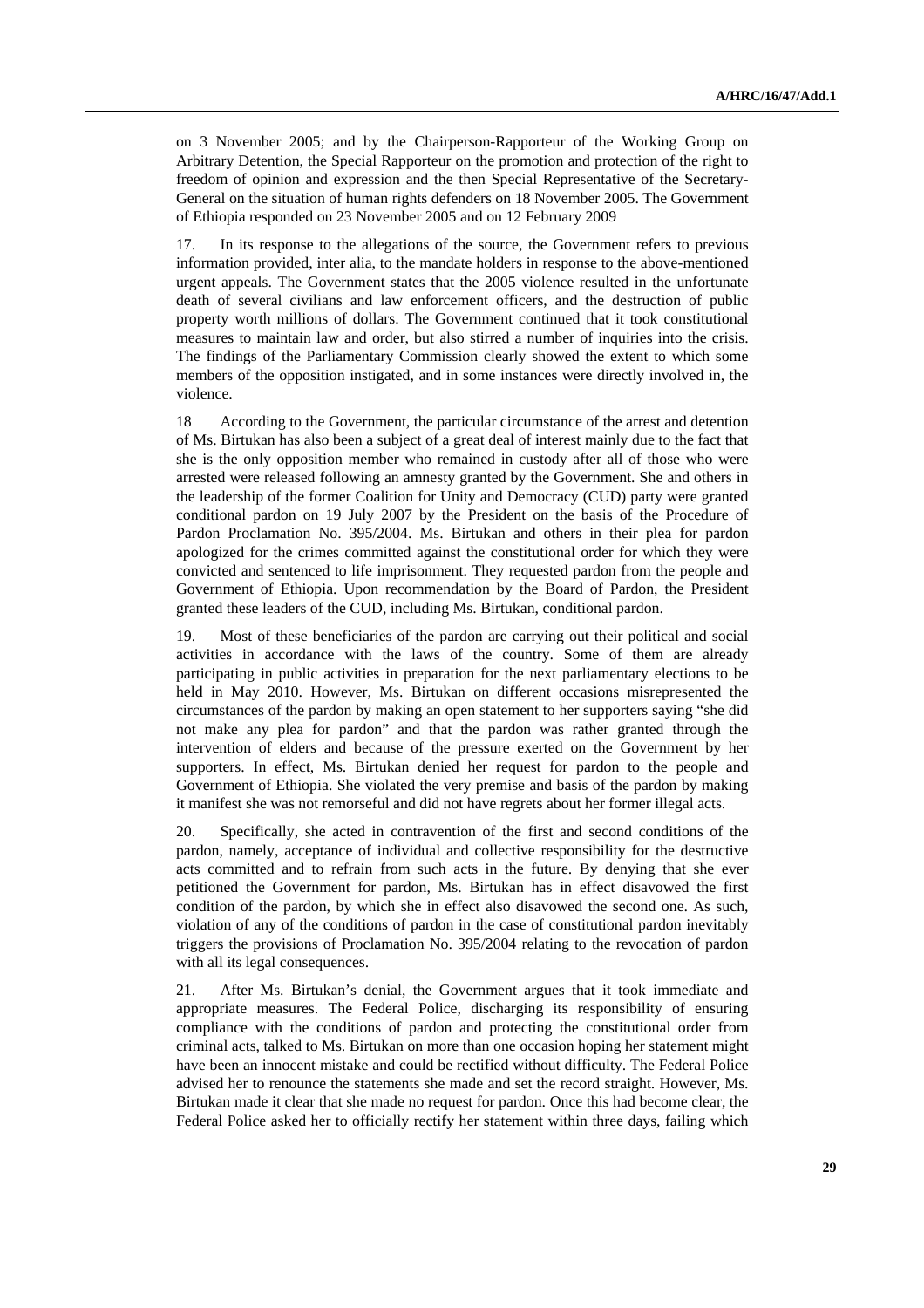on 3 November 2005; and by the Chairperson-Rapporteur of the Working Group on Arbitrary Detention, the Special Rapporteur on the promotion and protection of the right to freedom of opinion and expression and the then Special Representative of the Secretary-General on the situation of human rights defenders on 18 November 2005. The Government of Ethiopia responded on 23 November 2005 and on 12 February 2009

17. In its response to the allegations of the source, the Government refers to previous information provided, inter alia, to the mandate holders in response to the above-mentioned urgent appeals. The Government states that the 2005 violence resulted in the unfortunate death of several civilians and law enforcement officers, and the destruction of public property worth millions of dollars. The Government continued that it took constitutional measures to maintain law and order, but also stirred a number of inquiries into the crisis. The findings of the Parliamentary Commission clearly showed the extent to which some members of the opposition instigated, and in some instances were directly involved in, the violence.

18 According to the Government, the particular circumstance of the arrest and detention of Ms. Birtukan has also been a subject of a great deal of interest mainly due to the fact that she is the only opposition member who remained in custody after all of those who were arrested were released following an amnesty granted by the Government. She and others in the leadership of the former Coalition for Unity and Democracy (CUD) party were granted conditional pardon on 19 July 2007 by the President on the basis of the Procedure of Pardon Proclamation No. 395/2004. Ms. Birtukan and others in their plea for pardon apologized for the crimes committed against the constitutional order for which they were convicted and sentenced to life imprisonment. They requested pardon from the people and Government of Ethiopia. Upon recommendation by the Board of Pardon, the President granted these leaders of the CUD, including Ms. Birtukan, conditional pardon.

19. Most of these beneficiaries of the pardon are carrying out their political and social activities in accordance with the laws of the country. Some of them are already participating in public activities in preparation for the next parliamentary elections to be held in May 2010. However, Ms. Birtukan on different occasions misrepresented the circumstances of the pardon by making an open statement to her supporters saying "she did not make any plea for pardon" and that the pardon was rather granted through the intervention of elders and because of the pressure exerted on the Government by her supporters. In effect, Ms. Birtukan denied her request for pardon to the people and Government of Ethiopia. She violated the very premise and basis of the pardon by making it manifest she was not remorseful and did not have regrets about her former illegal acts.

20. Specifically, she acted in contravention of the first and second conditions of the pardon, namely, acceptance of individual and collective responsibility for the destructive acts committed and to refrain from such acts in the future. By denying that she ever petitioned the Government for pardon, Ms. Birtukan has in effect disavowed the first condition of the pardon, by which she in effect also disavowed the second one. As such, violation of any of the conditions of pardon in the case of constitutional pardon inevitably triggers the provisions of Proclamation No. 395/2004 relating to the revocation of pardon with all its legal consequences.

21. After Ms. Birtukan's denial, the Government argues that it took immediate and appropriate measures. The Federal Police, discharging its responsibility of ensuring compliance with the conditions of pardon and protecting the constitutional order from criminal acts, talked to Ms. Birtukan on more than one occasion hoping her statement might have been an innocent mistake and could be rectified without difficulty. The Federal Police advised her to renounce the statements she made and set the record straight. However, Ms. Birtukan made it clear that she made no request for pardon. Once this had become clear, the Federal Police asked her to officially rectify her statement within three days, failing which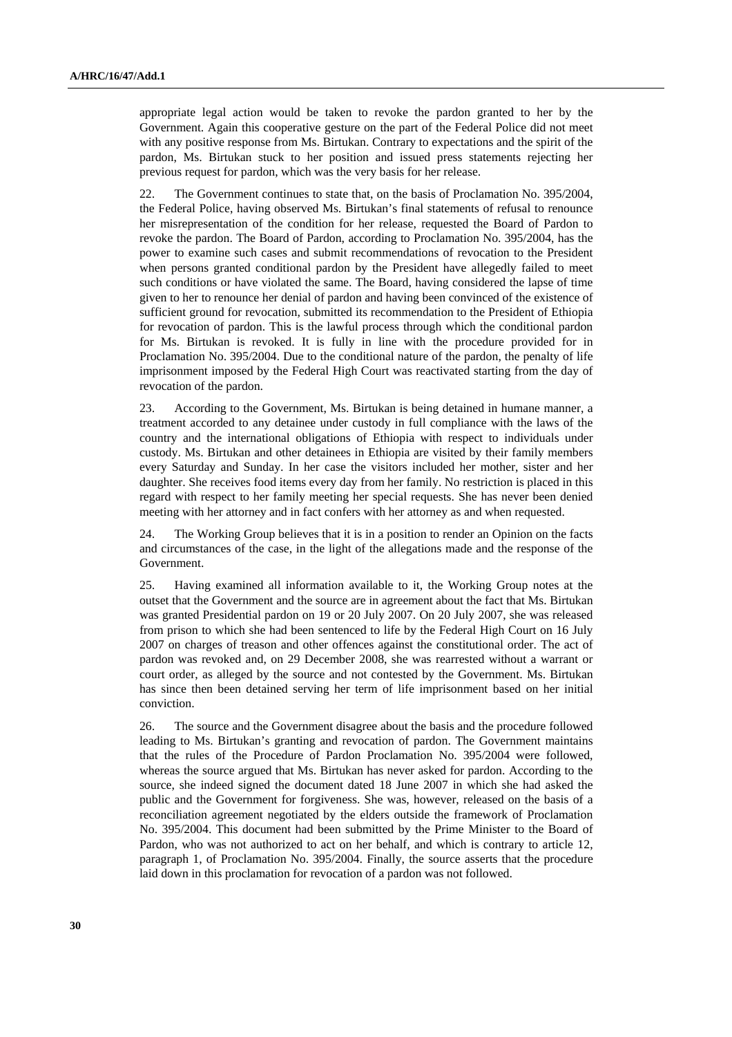appropriate legal action would be taken to revoke the pardon granted to her by the Government. Again this cooperative gesture on the part of the Federal Police did not meet with any positive response from Ms. Birtukan. Contrary to expectations and the spirit of the pardon, Ms. Birtukan stuck to her position and issued press statements rejecting her previous request for pardon, which was the very basis for her release.

22. The Government continues to state that, on the basis of Proclamation No. 395/2004, the Federal Police, having observed Ms. Birtukan's final statements of refusal to renounce her misrepresentation of the condition for her release, requested the Board of Pardon to revoke the pardon. The Board of Pardon, according to Proclamation No. 395/2004, has the power to examine such cases and submit recommendations of revocation to the President when persons granted conditional pardon by the President have allegedly failed to meet such conditions or have violated the same. The Board, having considered the lapse of time given to her to renounce her denial of pardon and having been convinced of the existence of sufficient ground for revocation, submitted its recommendation to the President of Ethiopia for revocation of pardon. This is the lawful process through which the conditional pardon for Ms. Birtukan is revoked. It is fully in line with the procedure provided for in Proclamation No. 395/2004. Due to the conditional nature of the pardon, the penalty of life imprisonment imposed by the Federal High Court was reactivated starting from the day of revocation of the pardon.

23. According to the Government, Ms. Birtukan is being detained in humane manner, a treatment accorded to any detainee under custody in full compliance with the laws of the country and the international obligations of Ethiopia with respect to individuals under custody. Ms. Birtukan and other detainees in Ethiopia are visited by their family members every Saturday and Sunday. In her case the visitors included her mother, sister and her daughter. She receives food items every day from her family. No restriction is placed in this regard with respect to her family meeting her special requests. She has never been denied meeting with her attorney and in fact confers with her attorney as and when requested.

24. The Working Group believes that it is in a position to render an Opinion on the facts and circumstances of the case, in the light of the allegations made and the response of the Government.

25. Having examined all information available to it, the Working Group notes at the outset that the Government and the source are in agreement about the fact that Ms. Birtukan was granted Presidential pardon on 19 or 20 July 2007. On 20 July 2007, she was released from prison to which she had been sentenced to life by the Federal High Court on 16 July 2007 on charges of treason and other offences against the constitutional order. The act of pardon was revoked and, on 29 December 2008, she was rearrested without a warrant or court order, as alleged by the source and not contested by the Government. Ms. Birtukan has since then been detained serving her term of life imprisonment based on her initial conviction.

26. The source and the Government disagree about the basis and the procedure followed leading to Ms. Birtukan's granting and revocation of pardon. The Government maintains that the rules of the Procedure of Pardon Proclamation No. 395/2004 were followed, whereas the source argued that Ms. Birtukan has never asked for pardon. According to the source, she indeed signed the document dated 18 June 2007 in which she had asked the public and the Government for forgiveness. She was, however, released on the basis of a reconciliation agreement negotiated by the elders outside the framework of Proclamation No. 395/2004. This document had been submitted by the Prime Minister to the Board of Pardon, who was not authorized to act on her behalf, and which is contrary to article 12, paragraph 1, of Proclamation No. 395/2004. Finally, the source asserts that the procedure laid down in this proclamation for revocation of a pardon was not followed.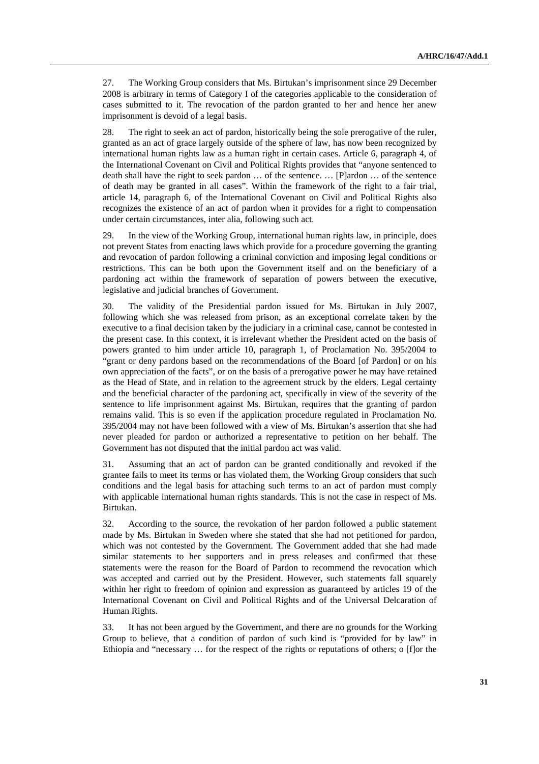27. The Working Group considers that Ms. Birtukan's imprisonment since 29 December 2008 is arbitrary in terms of Category I of the categories applicable to the consideration of cases submitted to it. The revocation of the pardon granted to her and hence her anew imprisonment is devoid of a legal basis.

28. The right to seek an act of pardon, historically being the sole prerogative of the ruler, granted as an act of grace largely outside of the sphere of law, has now been recognized by international human rights law as a human right in certain cases. Article 6, paragraph 4, of the International Covenant on Civil and Political Rights provides that "anyone sentenced to death shall have the right to seek pardon … of the sentence. … [P]ardon … of the sentence of death may be granted in all cases". Within the framework of the right to a fair trial, article 14, paragraph 6, of the International Covenant on Civil and Political Rights also recognizes the existence of an act of pardon when it provides for a right to compensation under certain circumstances, inter alia, following such act.

29. In the view of the Working Group, international human rights law, in principle, does not prevent States from enacting laws which provide for a procedure governing the granting and revocation of pardon following a criminal conviction and imposing legal conditions or restrictions. This can be both upon the Government itself and on the beneficiary of a pardoning act within the framework of separation of powers between the executive, legislative and judicial branches of Government.

30. The validity of the Presidential pardon issued for Ms. Birtukan in July 2007, following which she was released from prison, as an exceptional correlate taken by the executive to a final decision taken by the judiciary in a criminal case, cannot be contested in the present case. In this context, it is irrelevant whether the President acted on the basis of powers granted to him under article 10, paragraph 1, of Proclamation No. 395/2004 to "grant or deny pardons based on the recommendations of the Board [of Pardon] or on his own appreciation of the facts", or on the basis of a prerogative power he may have retained as the Head of State, and in relation to the agreement struck by the elders. Legal certainty and the beneficial character of the pardoning act, specifically in view of the severity of the sentence to life imprisonment against Ms. Birtukan, requires that the granting of pardon remains valid. This is so even if the application procedure regulated in Proclamation No. 395/2004 may not have been followed with a view of Ms. Birtukan's assertion that she had never pleaded for pardon or authorized a representative to petition on her behalf. The Government has not disputed that the initial pardon act was valid.

31. Assuming that an act of pardon can be granted conditionally and revoked if the grantee fails to meet its terms or has violated them, the Working Group considers that such conditions and the legal basis for attaching such terms to an act of pardon must comply with applicable international human rights standards. This is not the case in respect of Ms. Birtukan.

32. According to the source, the revokation of her pardon followed a public statement made by Ms. Birtukan in Sweden where she stated that she had not petitioned for pardon, which was not contested by the Government. The Government added that she had made similar statements to her supporters and in press releases and confirmed that these statements were the reason for the Board of Pardon to recommend the revocation which was accepted and carried out by the President. However, such statements fall squarely within her right to freedom of opinion and expression as guaranteed by articles 19 of the International Covenant on Civil and Political Rights and of the Universal Delcaration of Human Rights.

33. It has not been argued by the Government, and there are no grounds for the Working Group to believe, that a condition of pardon of such kind is "provided for by law" in Ethiopia and "necessary … for the respect of the rights or reputations of others; o [f]or the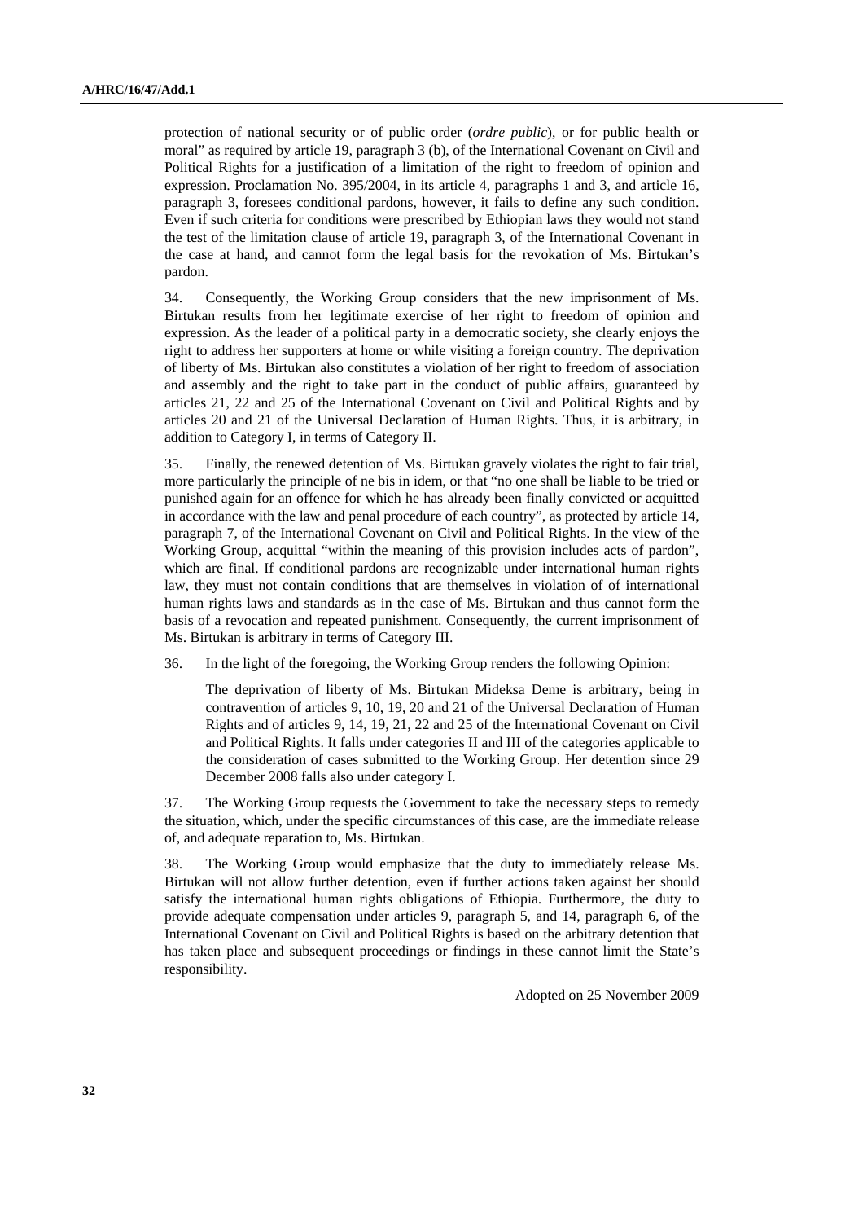protection of national security or of public order (*ordre public*), or for public health or moral" as required by article 19, paragraph 3 (b), of the International Covenant on Civil and Political Rights for a justification of a limitation of the right to freedom of opinion and expression. Proclamation No. 395/2004, in its article 4, paragraphs 1 and 3, and article 16, paragraph 3, foresees conditional pardons, however, it fails to define any such condition. Even if such criteria for conditions were prescribed by Ethiopian laws they would not stand the test of the limitation clause of article 19, paragraph 3, of the International Covenant in the case at hand, and cannot form the legal basis for the revokation of Ms. Birtukan's pardon.

34. Consequently, the Working Group considers that the new imprisonment of Ms. Birtukan results from her legitimate exercise of her right to freedom of opinion and expression. As the leader of a political party in a democratic society, she clearly enjoys the right to address her supporters at home or while visiting a foreign country. The deprivation of liberty of Ms. Birtukan also constitutes a violation of her right to freedom of association and assembly and the right to take part in the conduct of public affairs, guaranteed by articles 21, 22 and 25 of the International Covenant on Civil and Political Rights and by articles 20 and 21 of the Universal Declaration of Human Rights. Thus, it is arbitrary, in addition to Category I, in terms of Category II.

35. Finally, the renewed detention of Ms. Birtukan gravely violates the right to fair trial, more particularly the principle of ne bis in idem, or that "no one shall be liable to be tried or punished again for an offence for which he has already been finally convicted or acquitted in accordance with the law and penal procedure of each country", as protected by article 14, paragraph 7, of the International Covenant on Civil and Political Rights. In the view of the Working Group, acquittal "within the meaning of this provision includes acts of pardon", which are final. If conditional pardons are recognizable under international human rights law, they must not contain conditions that are themselves in violation of of international human rights laws and standards as in the case of Ms. Birtukan and thus cannot form the basis of a revocation and repeated punishment. Consequently, the current imprisonment of Ms. Birtukan is arbitrary in terms of Category III.

36. In the light of the foregoing, the Working Group renders the following Opinion:

The deprivation of liberty of Ms. Birtukan Mideksa Deme is arbitrary, being in contravention of articles 9, 10, 19, 20 and 21 of the Universal Declaration of Human Rights and of articles 9, 14, 19, 21, 22 and 25 of the International Covenant on Civil and Political Rights. It falls under categories II and III of the categories applicable to the consideration of cases submitted to the Working Group. Her detention since 29 December 2008 falls also under category I.

37. The Working Group requests the Government to take the necessary steps to remedy the situation, which, under the specific circumstances of this case, are the immediate release of, and adequate reparation to, Ms. Birtukan.

38. The Working Group would emphasize that the duty to immediately release Ms. Birtukan will not allow further detention, even if further actions taken against her should satisfy the international human rights obligations of Ethiopia. Furthermore, the duty to provide adequate compensation under articles 9, paragraph 5, and 14, paragraph 6, of the International Covenant on Civil and Political Rights is based on the arbitrary detention that has taken place and subsequent proceedings or findings in these cannot limit the State's responsibility.

Adopted on 25 November 2009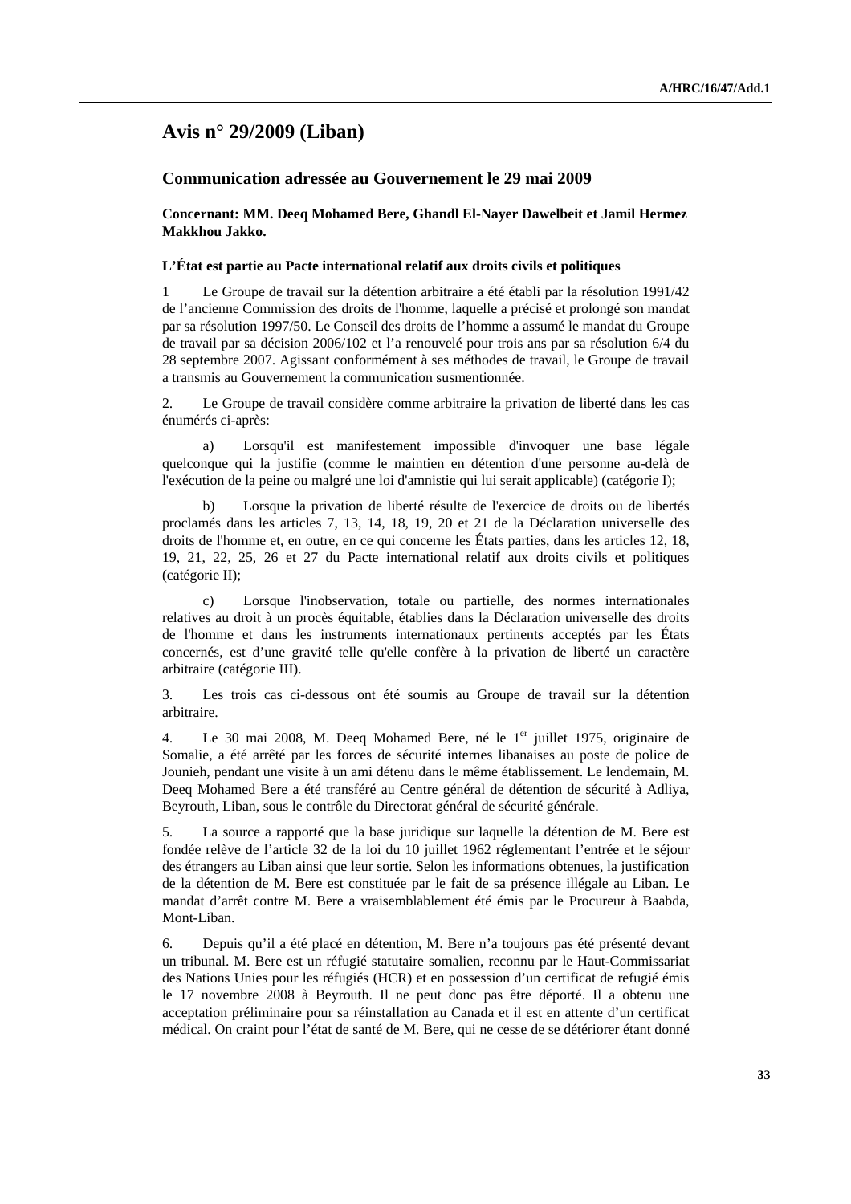## Avis n° 29/2009 (Liban)

### Communication adressée au Gouvernement le 29 mai 2009

**Concernant: MM. Deeq Mohamed Bere, Ghandl El-Nayer Dawelbeit et Jamil Hermez Makkhou Jakko.**

**L'État est partie au Pacte international relatif aux droits civils et politiques**

1 Le Groupe de travail sur la détention arbitraire a été établi par la résolution 1991/42 de l'ancienne Commission des droits de l'homme, laquelle a précisé et prolongé son mandat par sa résolution 1997/50. Le Conseil des droits de l'homme a assumé le mandat du Groupe de travail par sa décision 2006/102 et l'a renouvelé pour trois ans par sa résolution 6/4 du 28 septembre 2007. Agissant conformément à ses méthodes de travail, le Groupe de travail a transmis au Gouvernement la communication susmentionnée.

2. Le Groupe de travail considère comme arbitraire la privation de liberté dans les cas énumérés ci-après:

a) Lorsqu'il est manifestement impossible d'invoquer une base légale quelconque qui la justifie (comme le maintien en détention d'une personne au-delà de l'exécution de la peine ou malgré une loi d'amnistie qui lui serait applicable) (catégorie I);

b) Lorsque la privation de liberté résulte de l'exercice de droits ou de libertés proclamés dans les articles 7, 13, 14, 18, 19, 20 et 21 de la Déclaration universelle des droits de l'homme et, en outre, en ce qui concerne les États parties, dans les articles 12, 18, 19, 21, 22, 25, 26 et 27 du Pacte international relatif aux droits civils et politiques (catégorie II);

c) Lorsque l'inobservation, totale ou partielle, des normes internationales relatives au droit à un procès équitable, établies dans la Déclaration universelle des droits de l'homme et dans les instruments internationaux pertinents acceptés par les États concernés, est d'une gravité telle qu'elle confère à la privation de liberté un caractère arbitraire (catégorie III).

3. Les trois cas ci-dessous ont été soumis au Groupe de travail sur la détention arbitraire.

4. Le 30 mai 2008, M. Deeq Mohamed Bere, né le 1er juillet 1975, originaire de Somalie, a été arrêté par les forces de sécurité internes libanaises au poste de police de Jounieh, pendant une visite à un ami détenu dans le même établissement. Le lendemain, M. Deeq Mohamed Bere a été transféré au Centre général de détention de sécurité à Adliya, Beyrouth, Liban, sous le contrôle du Directorat général de sécurité générale.

5. La source a rapporté que la base juridique sur laquelle la détention de M. Bere est fondée relève de l'article 32 de la loi du 10 juillet 1962 réglementant l'entrée et le séjour des étrangers au Liban ainsi que leur sortie. Selon les informations obtenues, la justification de la détention de M. Bere est constituée par le fait de sa présence illégale au Liban. Le mandat d'arrêt contre M. Bere a vraisemblablement été émis par le Procureur à Baabda, Mont-Liban.

6. Depuis qu'il a été placé en détention, M. Bere n'a toujours pas été présenté devant un tribunal. M. Bere est un réfugié statutaire somalien, reconnu par le Haut-Commissariat des Nations Unies pour les réfugiés (HCR) et en possession d'un certificat de refugié émis le 17 novembre 2008 à Beyrouth. Il ne peut donc pas être déporté. Il a obtenu une acceptation préliminaire pour sa réinstallation au Canada et il est en attente d'un certificat médical. On craint pour l'état de santé de M. Bere, qui ne cesse de se détériorer étant donné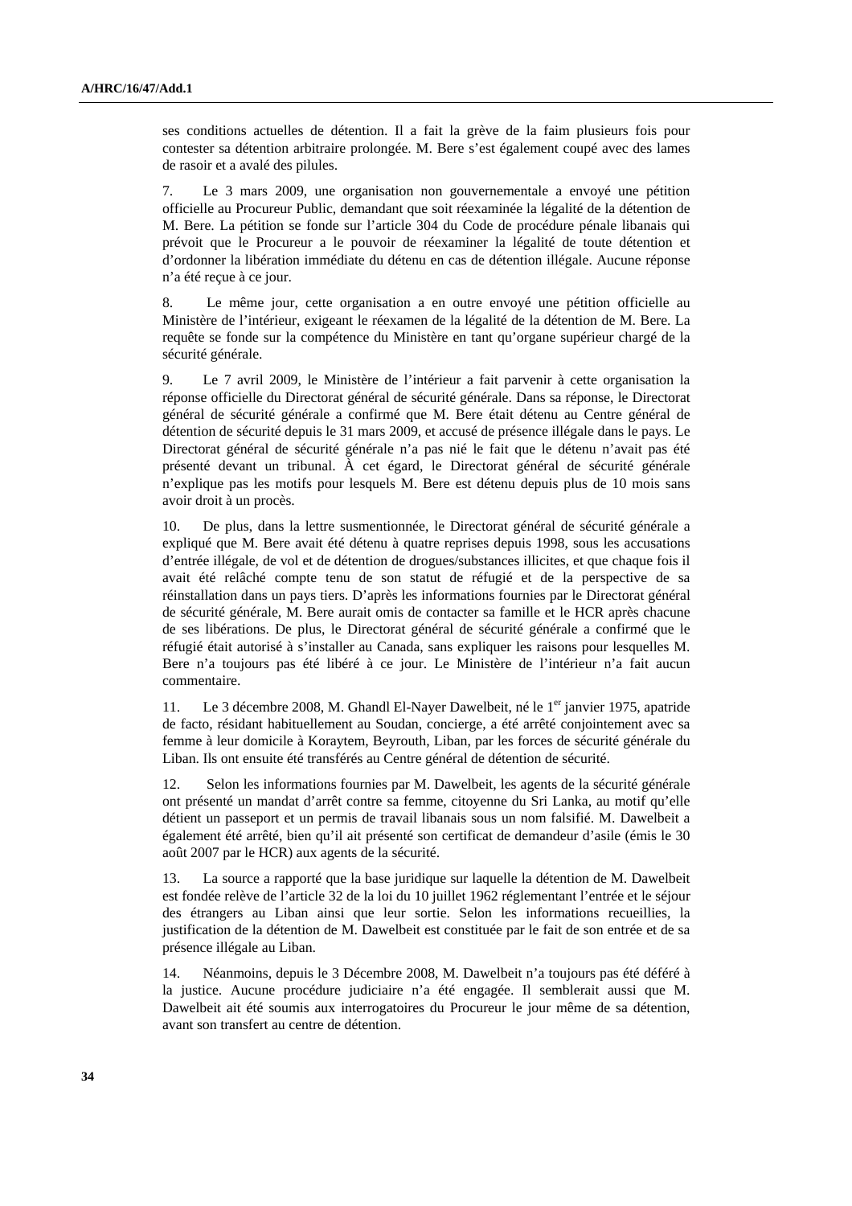ses conditions actuelles de détention. Il a fait la grève de la faim plusieurs fois pour contester sa détention arbitraire prolongée. M. Bere s'est également coupé avec des lames de rasoir et a avalé des pilules.

7. Le 3 mars 2009, une organisation non gouvernementale a envoyé une pétition officielle au Procureur Public, demandant que soit réexaminée la légalité de la détention de M. Bere. La pétition se fonde sur l'article 304 du Code de procédure pénale libanais qui prévoit que le Procureur a le pouvoir de réexaminer la légalité de toute détention et d'ordonner la libération immédiate du détenu en cas de détention illégale. Aucune réponse n'a été reçue à ce jour.

8. Le même jour, cette organisation a en outre envoyé une pétition officielle au Ministère de l'intérieur, exigeant le réexamen de la légalité de la détention de M. Bere. La requête se fonde sur la compétence du Ministère en tant qu'organe supérieur chargé de la sécurité générale.

9. Le 7 avril 2009, le Ministère de l'intérieur a fait parvenir à cette organisation la réponse officielle du Directorat général de sécurité générale. Dans sa réponse, le Directorat général de sécurité générale a confirmé que M. Bere était détenu au Centre général de détention de sécurité depuis le 31 mars 2009, et accusé de présence illégale dans le pays. Le Directorat général de sécurité générale n'a pas nié le fait que le détenu n'avait pas été présenté devant un tribunal. À cet égard, le Directorat général de sécurité générale n'explique pas les motifs pour lesquels M. Bere est détenu depuis plus de 10 mois sans avoir droit à un procès.

10. De plus, dans la lettre susmentionnée, le Directorat général de sécurité générale a expliqué que M. Bere avait été détenu à quatre reprises depuis 1998, sous les accusations d'entrée illégale, de vol et de détention de drogues/substances illicites, et que chaque fois il avait été relâché compte tenu de son statut de réfugié et de la perspective de sa réinstallation dans un pays tiers. D'après les informations fournies par le Directorat général de sécurité générale, M. Bere aurait omis de contacter sa famille et le HCR après chacune de ses libérations. De plus, le Directorat général de sécurité générale a confirmé que le réfugié était autorisé à s'installer au Canada, sans expliquer les raisons pour lesquelles M. Bere n'a toujours pas été libéré à ce jour. Le Ministère de l'intérieur n'a fait aucun commentaire.

11. Le 3 décembre 2008, M. Ghandl El-Nayer Dawelbeit, né le 1er janvier 1975, apatride de facto, résidant habituellement au Soudan, concierge, a été arrêté conjointement avec sa femme à leur domicile à Koraytem, Beyrouth, Liban, par les forces de sécurité générale du Liban. Ils ont ensuite été transférés au Centre général de détention de sécurité.

12. Selon les informations fournies par M. Dawelbeit, les agents de la sécurité générale ont présenté un mandat d'arrêt contre sa femme, citoyenne du Sri Lanka, au motif qu'elle détient un passeport et un permis de travail libanais sous un nom falsifié. M. Dawelbeit a également été arrêté, bien qu'il ait présenté son certificat de demandeur d'asile (émis le 30 août 2007 par le HCR) aux agents de la sécurité.

13. La source a rapporté que la base juridique sur laquelle la détention de M. Dawelbeit est fondée relève de l'article 32 de la loi du 10 juillet 1962 réglementant l'entrée et le séjour des étrangers au Liban ainsi que leur sortie. Selon les informations recueillies, la justification de la détention de M. Dawelbeit est constituée par le fait de son entrée et de sa présence illégale au Liban.

14. Néanmoins, depuis le 3 Décembre 2008, M. Dawelbeit n'a toujours pas été déféré à la justice. Aucune procédure judiciaire n'a été engagée. Il semblerait aussi que M. Dawelbeit ait été soumis aux interrogatoires du Procureur le jour même de sa détention, avant son transfert au centre de détention.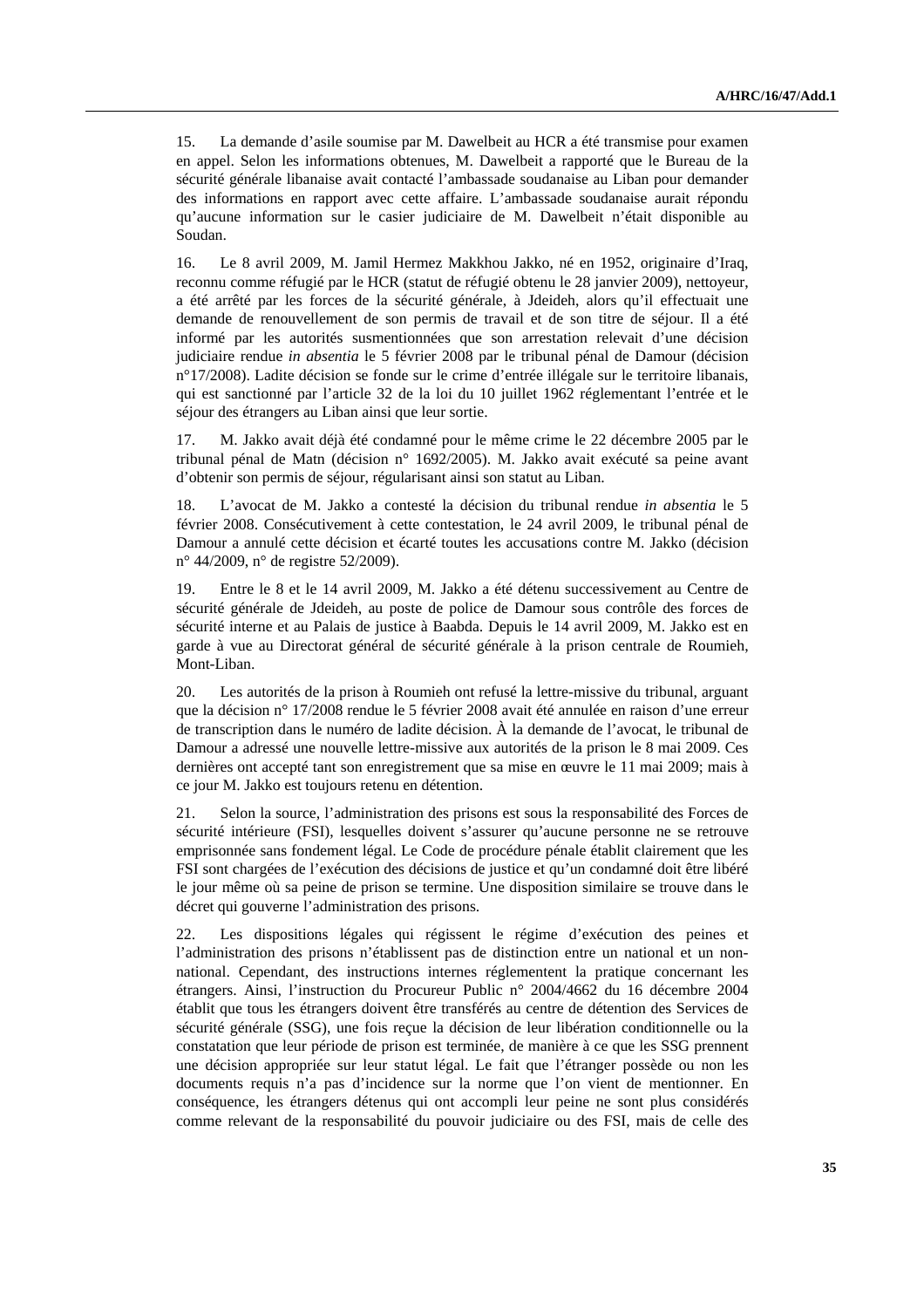15. La demande d'asile soumise par M. Dawelbeit au HCR a été transmise pour examen en appel. Selon les informations obtenues, M. Dawelbeit a rapporté que le Bureau de la sécurité générale libanaise avait contacté l'ambassade soudanaise au Liban pour demander des informations en rapport avec cette affaire. L'ambassade soudanaise aurait répondu qu'aucune information sur le casier judiciaire de M. Dawelbeit n'était disponible au Soudan.

16. Le 8 avril 2009, M. Jamil Hermez Makkhou Jakko, né en 1952, originaire d'Iraq, reconnu comme réfugié par le HCR (statut de réfugié obtenu le 28 janvier 2009), nettoyeur, a été arrêté par les forces de la sécurité générale, à Jdeideh, alors qu'il effectuait une demande de renouvellement de son permis de travail et de son titre de séjour. Il a été informé par les autorités susmentionnées que son arrestation relevait d'une décision judiciaire rendue *in absentia* le 5 février 2008 par le tribunal pénal de Damour (décision n°17/2008). Ladite décision se fonde sur le crime d'entrée illégale sur le territoire libanais, qui est sanctionné par l'article 32 de la loi du 10 juillet 1962 réglementant l'entrée et le séjour des étrangers au Liban ainsi que leur sortie.

17. M. Jakko avait déjà été condamné pour le même crime le 22 décembre 2005 par le tribunal pénal de Matn (décision n° 1692/2005). M. Jakko avait exécuté sa peine avant d'obtenir son permis de séjour, régularisant ainsi son statut au Liban.

18. L'avocat de M. Jakko a contesté la décision du tribunal rendue *in absentia* le 5 février 2008. Consécutivement à cette contestation, le 24 avril 2009, le tribunal pénal de Damour a annulé cette décision et écarté toutes les accusations contre M. Jakko (décision n° 44/2009, n° de registre 52/2009).

19. Entre le 8 et le 14 avril 2009, M. Jakko a été détenu successivement au Centre de sécurité générale de Jdeideh, au poste de police de Damour sous contrôle des forces de sécurité interne et au Palais de justice à Baabda. Depuis le 14 avril 2009, M. Jakko est en garde à vue au Directorat général de sécurité générale à la prison centrale de Roumieh, Mont-Liban.

20. Les autorités de la prison à Roumieh ont refusé la lettre-missive du tribunal, arguant que la décision n° 17/2008 rendue le 5 février 2008 avait été annulée en raison d'une erreur de transcription dans le numéro de ladite décision. À la demande de l'avocat, le tribunal de Damour a adressé une nouvelle lettre-missive aux autorités de la prison le 8 mai 2009. Ces dernières ont accepté tant son enregistrement que sa mise en œuvre le 11 mai 2009; mais à ce jour M. Jakko est toujours retenu en détention.

21. Selon la source, l'administration des prisons est sous la responsabilité des Forces de sécurité intérieure (FSI), lesquelles doivent s'assurer qu'aucune personne ne se retrouve emprisonnée sans fondement légal. Le Code de procédure pénale établit clairement que les FSI sont chargées de l'exécution des décisions de justice et qu'un condamné doit être libéré le jour même où sa peine de prison se termine. Une disposition similaire se trouve dans le décret qui gouverne l'administration des prisons.

22. Les dispositions légales qui régissent le régime d'exécution des peines et l'administration des prisons n'établissent pas de distinction entre un national et un non-national. Cependant, des instructions internes réglementent la pratique concernant les étrangers. Ainsi, l'instruction du Procureur Public n° 2004/4662 du 16 décembre 2004 établit que tous les étrangers doivent être transférés au centre de détention des Services de sécurité générale (SSG), une fois reçue la décision de leur libération conditionnelle ou la constatation que leur période de prison est terminée, de manière à ce que les SSG prennent une décision appropriée sur leur statut légal. Le fait que l'étranger possède ou non les documents requis n'a pas d'incidence sur la norme que l'on vient de mentionner. En conséquence, les étrangers détenus qui ont accompli leur peine ne sont plus considérés comme relevant de la responsabilité du pouvoir judiciaire ou des FSI, mais de celle des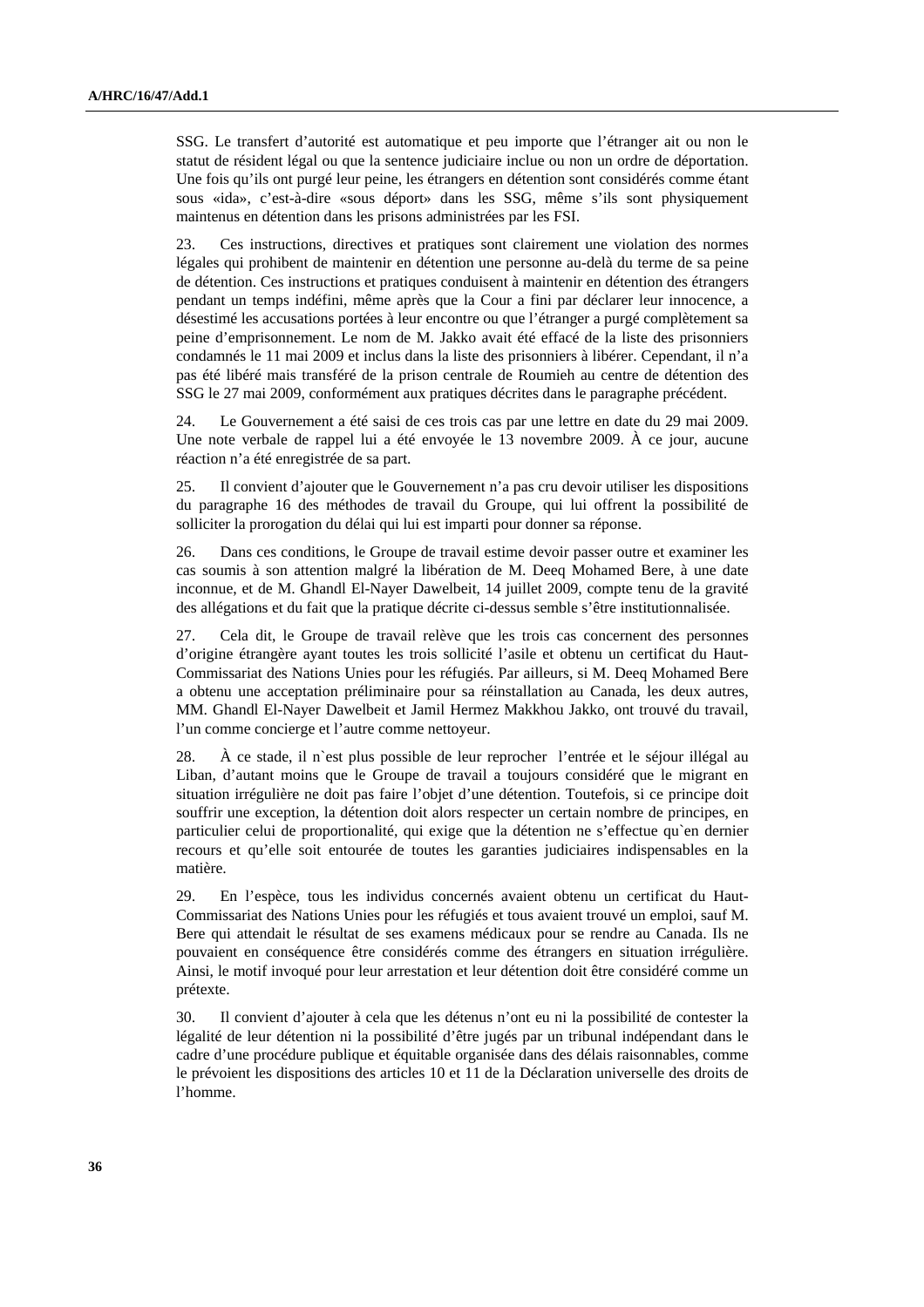SSG. Le transfert d'autorité est automatique et peu importe que l'étranger ait ou non le statut de résident légal ou que la sentence judiciaire inclue ou non un ordre de déportation. Une fois qu'ils ont purgé leur peine, les étrangers en détention sont considérés comme étant sous «ida», c'est-à-dire «sous déport» dans les SSG, même s'ils sont physiquement maintenus en détention dans les prisons administrées par les FSI.

23. Ces instructions, directives et pratiques sont clairement une violation des normes légales qui prohibent de maintenir en détention une personne au-delà du terme de sa peine de détention. Ces instructions et pratiques conduisent à maintenir en détention des étrangers pendant un temps indéfini, même après que la Cour a fini par déclarer leur innocence, a désestimé les accusations portées à leur encontre ou que l'étranger a purgé complètement sa peine d'emprisonnement. Le nom de M. Jakko avait été effacé de la liste des prisonniers condamnés le 11 mai 2009 et inclus dans la liste des prisonniers à libérer. Cependant, il n'a pas été libéré mais transféré de la prison centrale de Roumieh au centre de détention des SSG le 27 mai 2009, conformément aux pratiques décrites dans le paragraphe précédent.

24. Le Gouvernement a été saisi de ces trois cas par une lettre en date du 29 mai 2009. Une note verbale de rappel lui a été envoyée le 13 novembre 2009. À ce jour, aucune réaction n'a été enregistrée de sa part.

25. Il convient d'ajouter que le Gouvernement n'a pas cru devoir utiliser les dispositions du paragraphe 16 des méthodes de travail du Groupe, qui lui offrent la possibilité de solliciter la prorogation du délai qui lui est imparti pour donner sa réponse.

26. Dans ces conditions, le Groupe de travail estime devoir passer outre et examiner les cas soumis à son attention malgré la libération de M. Deeq Mohamed Bere, à une date inconnue, et de M. Ghandl El-Nayer Dawelbeit, 14 juillet 2009, compte tenu de la gravité des allégations et du fait que la pratique décrite ci-dessus semble s'être institutionnalisée.

27. Cela dit, le Groupe de travail relève que les trois cas concernent des personnes d'origine étrangère ayant toutes les trois sollicité l'asile et obtenu un certificat du Haut-Commissariat des Nations Unies pour les réfugiés. Par ailleurs, si M. Deeq Mohamed Bere a obtenu une acceptation préliminaire pour sa réinstallation au Canada, les deux autres, MM. Ghandl El-Nayer Dawelbeit et Jamil Hermez Makkhou Jakko, ont trouvé du travail, l'un comme concierge et l'autre comme nettoyeur.

28. À ce stade, il n`est plus possible de leur reprocher l'entrée et le séjour illégal au Liban, d'autant moins que le Groupe de travail a toujours considéré que le migrant en situation irrégulière ne doit pas faire l'objet d'une détention. Toutefois, si ce principe doit souffrir une exception, la détention doit alors respecter un certain nombre de principes, en particulier celui de proportionalité, qui exige que la détention ne s'effectue qu`en dernier recours et qu'elle soit entourée de toutes les garanties judiciaires indispensables en la matière.

29. En l'espèce, tous les individus concernés avaient obtenu un certificat du Haut-Commissariat des Nations Unies pour les réfugiés et tous avaient trouvé un emploi, sauf M. Bere qui attendait le résultat de ses examens médicaux pour se rendre au Canada. Ils ne pouvaient en conséquence être considérés comme des étrangers en situation irrégulière. Ainsi, le motif invoqué pour leur arrestation et leur détention doit être considéré comme un prétexte.

30. Il convient d'ajouter à cela que les détenus n'ont eu ni la possibilité de contester la légalité de leur détention ni la possibilité d'être jugés par un tribunal indépendant dans le cadre d'une procédure publique et équitable organisée dans des délais raisonnables, comme le prévoient les dispositions des articles 10 et 11 de la Déclaration universelle des droits de l'homme.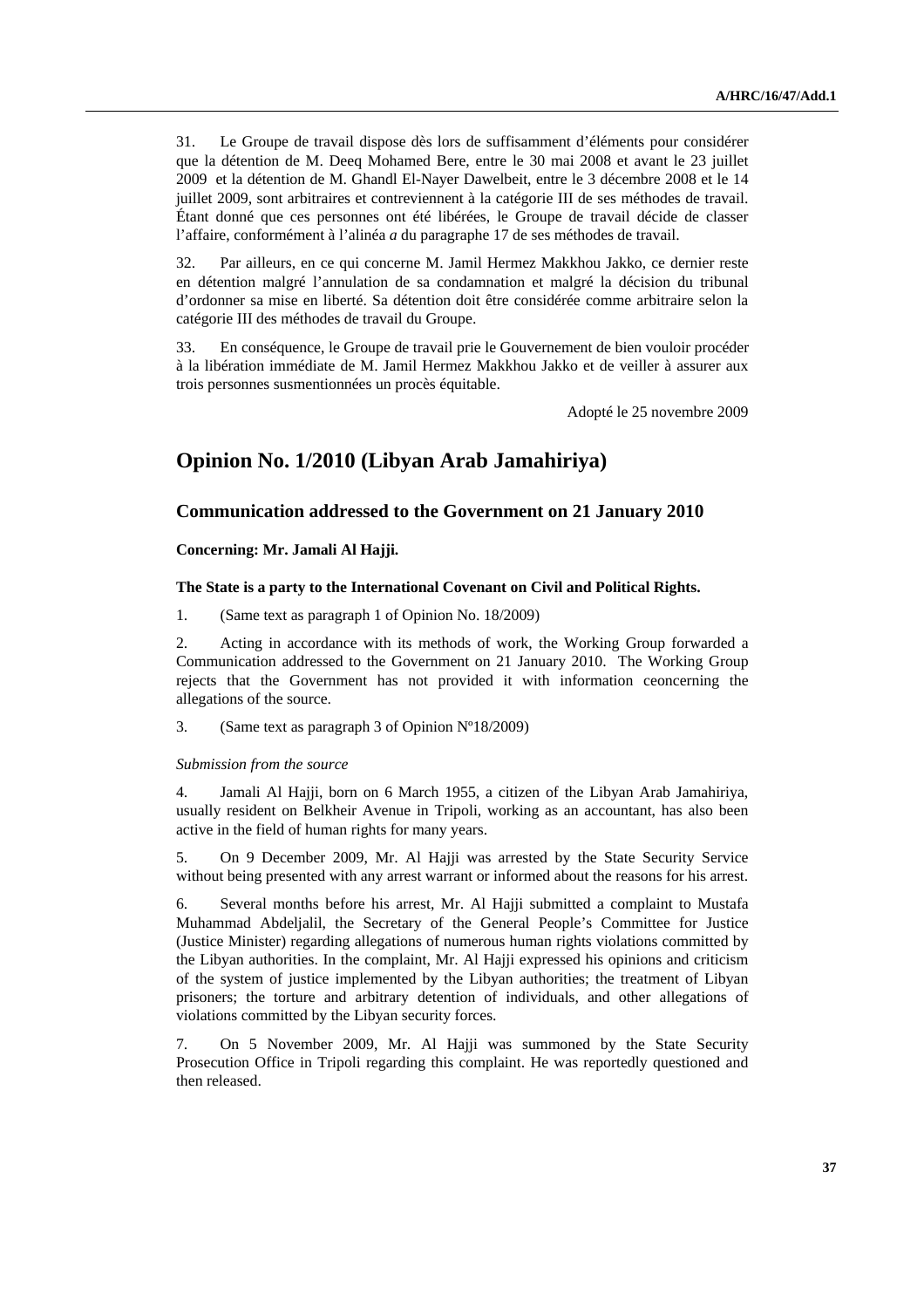31. Le Groupe de travail dispose dès lors de suffisamment d'éléments pour considérer que la détention de M. Deeq Mohamed Bere, entre le 30 mai 2008 et avant le 23 juillet 2009 et la détention de M. Ghandl El-Nayer Dawelbeit, entre le 3 décembre 2008 et le 14 juillet 2009, sont arbitraires et contreviennent à la catégorie III de ses méthodes de travail. Étant donné que ces personnes ont été libérées, le Groupe de travail décide de classer l'affaire, conformément à l'alinéa *a* du paragraphe 17 de ses méthodes de travail.

32. Par ailleurs, en ce qui concerne M. Jamil Hermez Makkhou Jakko, ce dernier reste en détention malgré l'annulation de sa condamnation et malgré la décision du tribunal d'ordonner sa mise en liberté. Sa détention doit être considérée comme arbitraire selon la catégorie III des méthodes de travail du Groupe.

33. En conséquence, le Groupe de travail prie le Gouvernement de bien vouloir procéder à la libération immédiate de M. Jamil Hermez Makkhou Jakko et de veiller à assurer aux trois personnes susmentionnées un procès équitable.

Adopté le 25 novembre 2009

## Opinion No. 1/2010 (Libyan Arab Jamahiriya)

### Communication addressed to the Government on 21 January 2010

**Concerning: Mr. Jamali Al Hajji.**

**The State is a party to the International Covenant on Civil and Political Rights.**

1. (Same text as paragraph 1 of Opinion No. 18/2009)

2. Acting in accordance with its methods of work, the Working Group forwarded a Communication addressed to the Government on 21 January 2010. The Working Group rejects that the Government has not provided it with information ceoncerning the allegations of the source.

3. (Same text as paragraph 3 of Opinion Nº18/2009)

*Submission from the source*

4. Jamali Al Hajji, born on 6 March 1955, a citizen of the Libyan Arab Jamahiriya, usually resident on Belkheir Avenue in Tripoli, working as an accountant, has also been active in the field of human rights for many years.

5. On 9 December 2009, Mr. Al Hajji was arrested by the State Security Service without being presented with any arrest warrant or informed about the reasons for his arrest.

6. Several months before his arrest, Mr. Al Hajji submitted a complaint to Mustafa Muhammad Abdeljalil, the Secretary of the General People's Committee for Justice (Justice Minister) regarding allegations of numerous human rights violations committed by the Libyan authorities. In the complaint, Mr. Al Hajji expressed his opinions and criticism of the system of justice implemented by the Libyan authorities; the treatment of Libyan prisoners; the torture and arbitrary detention of individuals, and other allegations of violations committed by the Libyan security forces.

7. On 5 November 2009, Mr. Al Hajji was summoned by the State Security Prosecution Office in Tripoli regarding this complaint. He was reportedly questioned and then released.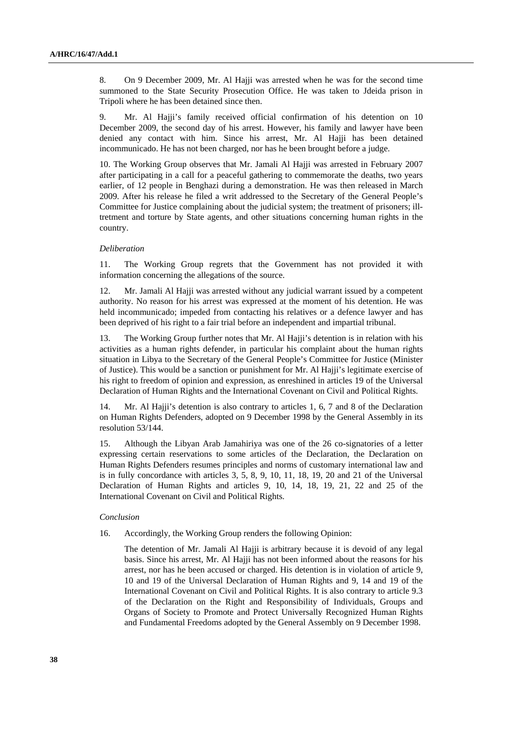8. On 9 December 2009, Mr. Al Hajji was arrested when he was for the second time summoned to the State Security Prosecution Office. He was taken to Jdeida prison in Tripoli where he has been detained since then.

9. Mr. Al Hajji's family received official confirmation of his detention on 10 December 2009, the second day of his arrest. However, his family and lawyer have been denied any contact with him. Since his arrest, Mr. Al Hajji has been detained incommunicado. He has not been charged, nor has he been brought before a judge.

10. The Working Group observes that Mr. Jamali Al Hajji was arrested in February 2007 after participating in a call for a peaceful gathering to commemorate the deaths, two years earlier, of 12 people in Benghazi during a demonstration. He was then released in March 2009. After his release he filed a writ addressed to the Secretary of the General People's Committee for Justice complaining about the judicial system; the treatment of prisoners; ill-tretment and torture by State agents, and other situations concerning human rights in the country.

*Deliberation*

11. The Working Group regrets that the Government has not provided it with information concerning the allegations of the source.

12. Mr. Jamali Al Hajji was arrested without any judicial warrant issued by a competent authority. No reason for his arrest was expressed at the moment of his detention. He was held incommunicado; impeded from contacting his relatives or a defence lawyer and has been deprived of his right to a fair trial before an independent and impartial tribunal.

13. The Working Group further notes that Mr. Al Hajji's detention is in relation with his activities as a human rights defender, in particular his complaint about the human rights situation in Libya to the Secretary of the General People's Committee for Justice (Minister of Justice). This would be a sanction or punishment for Mr. Al Hajji's legitimate exercise of his right to freedom of opinion and expression, as enreshined in articles 19 of the Universal Declaration of Human Rights and the International Covenant on Civil and Political Rights.

14. Mr. Al Hajji's detention is also contrary to articles 1, 6, 7 and 8 of the Declaration on Human Rights Defenders, adopted on 9 December 1998 by the General Assembly in its resolution 53/144.

15. Although the Libyan Arab Jamahiriya was one of the 26 co-signatories of a letter expressing certain reservations to some articles of the Declaration, the Declaration on Human Rights Defenders resumes principles and norms of customary international law and is in fully concordance with articles 3, 5, 8, 9, 10, 11, 18, 19, 20 and 21 of the Universal Declaration of Human Rights and articles 9, 10, 14, 18, 19, 21, 22 and 25 of the International Covenant on Civil and Political Rights.

*Conclusion*

16. Accordingly, the Working Group renders the following Opinion:

The detention of Mr. Jamali Al Hajji is arbitrary because it is devoid of any legal basis. Since his arrest, Mr. Al Hajji has not been informed about the reasons for his arrest, nor has he been accused or charged. His detention is in violation of article 9, 10 and 19 of the Universal Declaration of Human Rights and 9, 14 and 19 of the International Covenant on Civil and Political Rights. It is also contrary to article 9.3 of the Declaration on the Right and Responsibility of Individuals, Groups and Organs of Society to Promote and Protect Universally Recognized Human Rights and Fundamental Freedoms adopted by the General Assembly on 9 December 1998.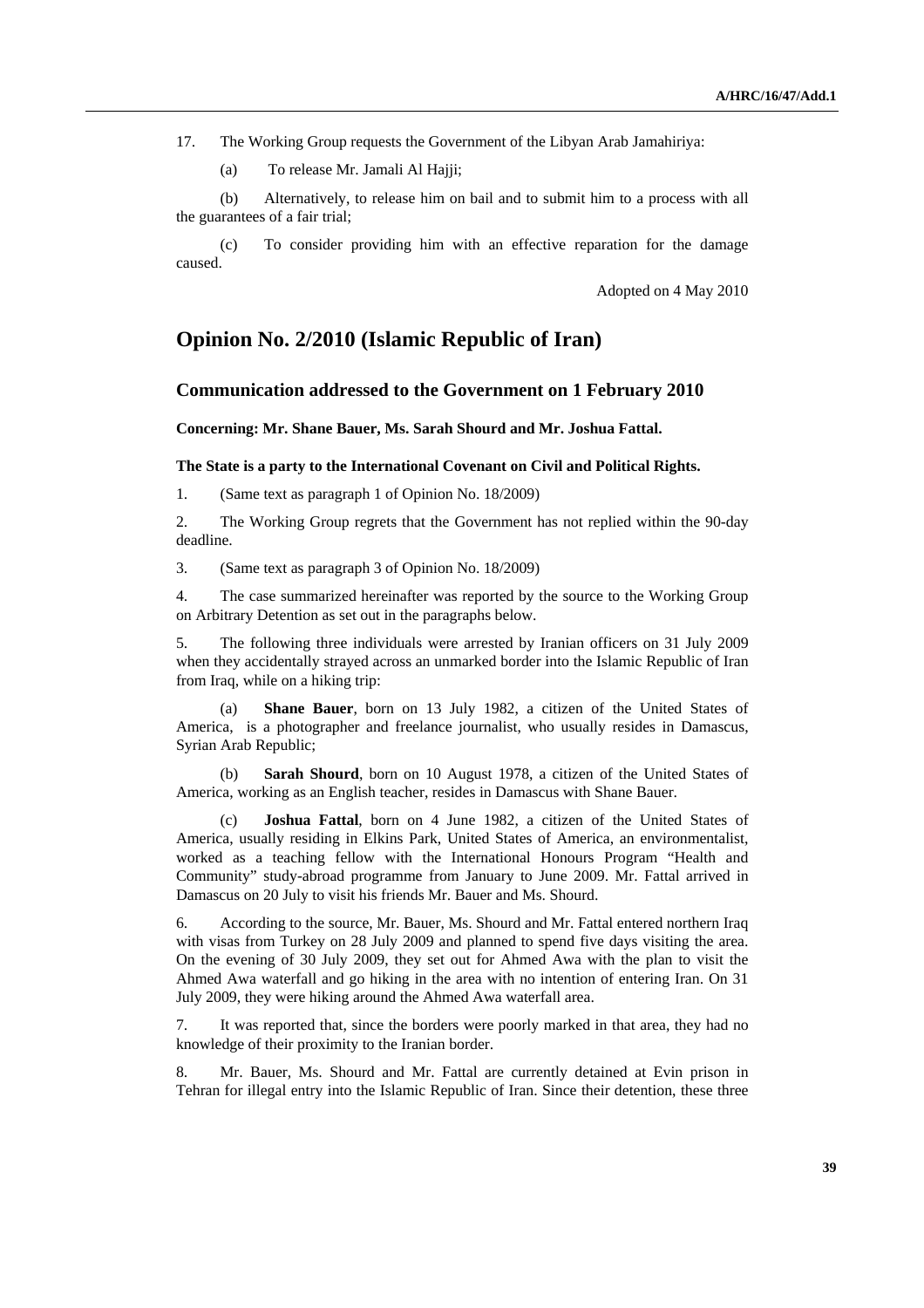17. The Working Group requests the Government of the Libyan Arab Jamahiriya:

(a) To release Mr. Jamali Al Hajji;

(b) Alternatively, to release him on bail and to submit him to a process with all the guarantees of a fair trial;

(c) To consider providing him with an effective reparation for the damage caused.

Adopted on 4 May 2010

## Opinion No. 2/2010 (Islamic Republic of Iran)

### Communication addressed to the Government on 1 February 2010

**Concerning: Mr. Shane Bauer, Ms. Sarah Shourd and Mr. Joshua Fattal.**

**The State is a party to the International Covenant on Civil and Political Rights.**

1. (Same text as paragraph 1 of Opinion No. 18/2009)

2. The Working Group regrets that the Government has not replied within the 90-day deadline.

3. (Same text as paragraph 3 of Opinion No. 18/2009)

4. The case summarized hereinafter was reported by the source to the Working Group on Arbitrary Detention as set out in the paragraphs below.

5. The following three individuals were arrested by Iranian officers on 31 July 2009 when they accidentally strayed across an unmarked border into the Islamic Republic of Iran from Iraq, while on a hiking trip:

(a) **Shane Bauer**, born on 13 July 1982, a citizen of the United States of America, is a photographer and freelance journalist, who usually resides in Damascus, Syrian Arab Republic;

(b) **Sarah Shourd**, born on 10 August 1978, a citizen of the United States of America, working as an English teacher, resides in Damascus with Shane Bauer.

(c) **Joshua Fattal**, born on 4 June 1982, a citizen of the United States of America, usually residing in Elkins Park, United States of America, an environmentalist, worked as a teaching fellow with the International Honours Program "Health and Community" study-abroad programme from January to June 2009. Mr. Fattal arrived in Damascus on 20 July to visit his friends Mr. Bauer and Ms. Shourd.

6. According to the source, Mr. Bauer, Ms. Shourd and Mr. Fattal entered northern Iraq with visas from Turkey on 28 July 2009 and planned to spend five days visiting the area. On the evening of 30 July 2009, they set out for Ahmed Awa with the plan to visit the Ahmed Awa waterfall and go hiking in the area with no intention of entering Iran. On 31 July 2009, they were hiking around the Ahmed Awa waterfall area.

7. It was reported that, since the borders were poorly marked in that area, they had no knowledge of their proximity to the Iranian border.

8. Mr. Bauer, Ms. Shourd and Mr. Fattal are currently detained at Evin prison in Tehran for illegal entry into the Islamic Republic of Iran. Since their detention, these three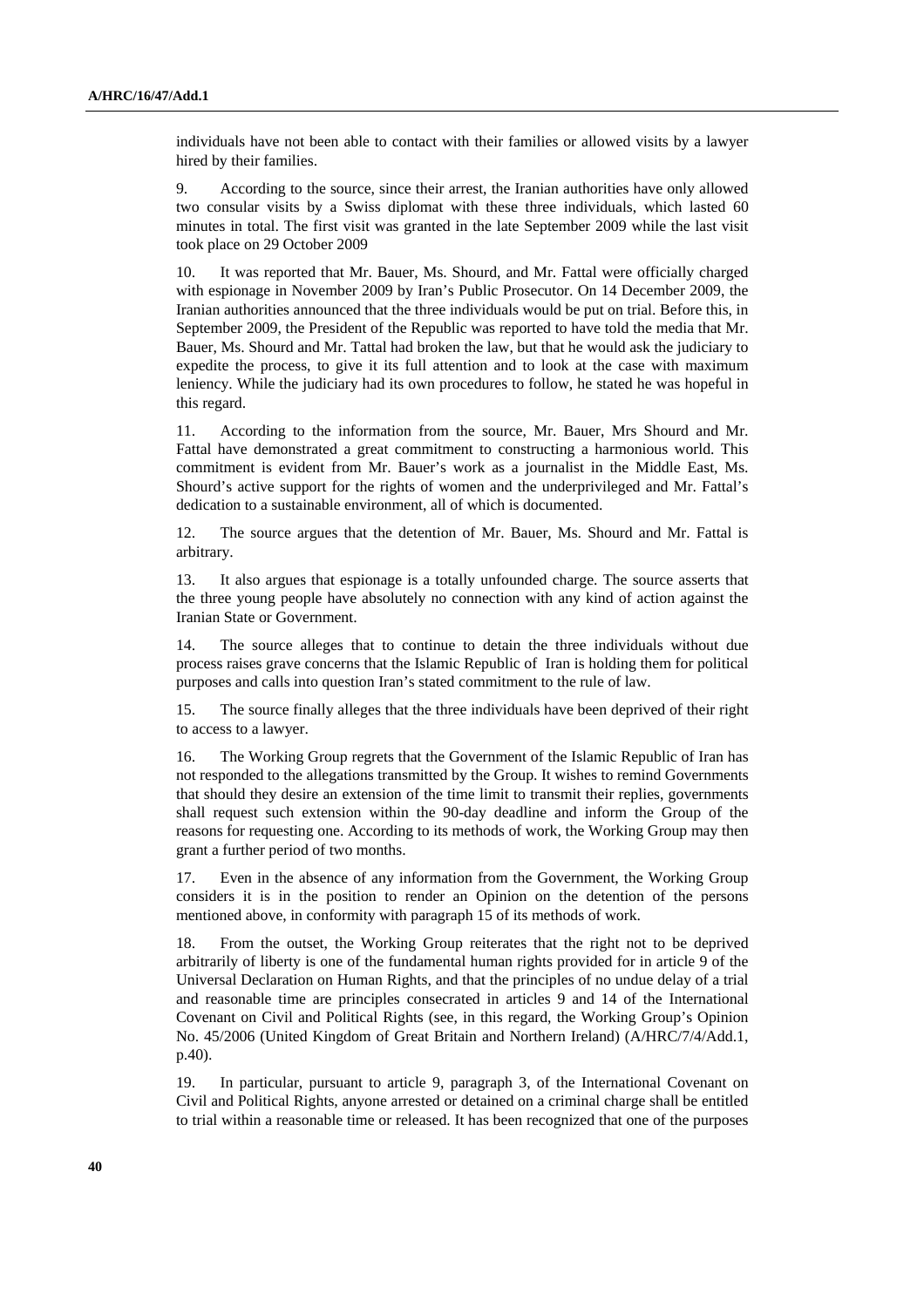individuals have not been able to contact with their families or allowed visits by a lawyer hired by their families.

9. According to the source, since their arrest, the Iranian authorities have only allowed two consular visits by a Swiss diplomat with these three individuals, which lasted 60 minutes in total. The first visit was granted in the late September 2009 while the last visit took place on 29 October 2009

10. It was reported that Mr. Bauer, Ms. Shourd, and Mr. Fattal were officially charged with espionage in November 2009 by Iran's Public Prosecutor. On 14 December 2009, the Iranian authorities announced that the three individuals would be put on trial. Before this, in September 2009, the President of the Republic was reported to have told the media that Mr. Bauer, Ms. Shourd and Mr. Tattal had broken the law, but that he would ask the judiciary to expedite the process, to give it its full attention and to look at the case with maximum leniency. While the judiciary had its own procedures to follow, he stated he was hopeful in this regard.

11. According to the information from the source, Mr. Bauer, Mrs Shourd and Mr. Fattal have demonstrated a great commitment to constructing a harmonious world. This commitment is evident from Mr. Bauer's work as a journalist in the Middle East, Ms. Shourd's active support for the rights of women and the underprivileged and Mr. Fattal's dedication to a sustainable environment, all of which is documented.

12. The source argues that the detention of Mr. Bauer, Ms. Shourd and Mr. Fattal is arbitrary.

13. It also argues that espionage is a totally unfounded charge. The source asserts that the three young people have absolutely no connection with any kind of action against the Iranian State or Government.

14. The source alleges that to continue to detain the three individuals without due process raises grave concerns that the Islamic Republic of Iran is holding them for political purposes and calls into question Iran's stated commitment to the rule of law.

15. The source finally alleges that the three individuals have been deprived of their right to access to a lawyer.

16. The Working Group regrets that the Government of the Islamic Republic of Iran has not responded to the allegations transmitted by the Group. It wishes to remind Governments that should they desire an extension of the time limit to transmit their replies, governments shall request such extension within the 90-day deadline and inform the Group of the reasons for requesting one. According to its methods of work, the Working Group may then grant a further period of two months.

17. Even in the absence of any information from the Government, the Working Group considers it is in the position to render an Opinion on the detention of the persons mentioned above, in conformity with paragraph 15 of its methods of work.

18. From the outset, the Working Group reiterates that the right not to be deprived arbitrarily of liberty is one of the fundamental human rights provided for in article 9 of the Universal Declaration on Human Rights, and that the principles of no undue delay of a trial and reasonable time are principles consecrated in articles 9 and 14 of the International Covenant on Civil and Political Rights (see, in this regard, the Working Group's Opinion No. 45/2006 (United Kingdom of Great Britain and Northern Ireland) (A/HRC/7/4/Add.1, p.40).

19. In particular, pursuant to article 9, paragraph 3, of the International Covenant on Civil and Political Rights, anyone arrested or detained on a criminal charge shall be entitled to trial within a reasonable time or released. It has been recognized that one of the purposes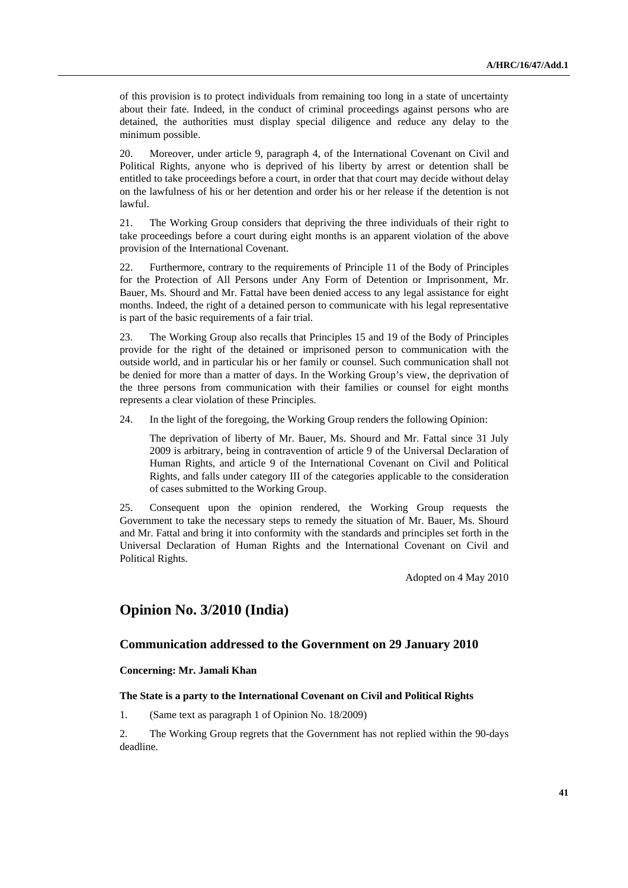of this provision is to protect individuals from remaining too long in a state of uncertainty about their fate. Indeed, in the conduct of criminal proceedings against persons who are detained, the authorities must display special diligence and reduce any delay to the minimum possible.

20. Moreover, under article 9, paragraph 4, of the International Covenant on Civil and Political Rights, anyone who is deprived of his liberty by arrest or detention shall be entitled to take proceedings before a court, in order that that court may decide without delay on the lawfulness of his or her detention and order his or her release if the detention is not lawful.

21. The Working Group considers that depriving the three individuals of their right to take proceedings before a court during eight months is an apparent violation of the above provision of the International Covenant.

22. Furthermore, contrary to the requirements of Principle 11 of the Body of Principles for the Protection of All Persons under Any Form of Detention or Imprisonment, Mr. Bauer, Ms. Shourd and Mr. Fattal have been denied access to any legal assistance for eight months. Indeed, the right of a detained person to communicate with his legal representative is part of the basic requirements of a fair trial.

23. The Working Group also recalls that Principles 15 and 19 of the Body of Principles provide for the right of the detained or imprisoned person to communication with the outside world, and in particular his or her family or counsel. Such communication shall not be denied for more than a matter of days. In the Working Group's view, the deprivation of the three persons from communication with their families or counsel for eight months represents a clear violation of these Principles.

24. In the light of the foregoing, the Working Group renders the following Opinion:

The deprivation of liberty of Mr. Bauer, Ms. Shourd and Mr. Fattal since 31 July 2009 is arbitrary, being in contravention of article 9 of the Universal Declaration of Human Rights, and article 9 of the International Covenant on Civil and Political Rights, and falls under category III of the categories applicable to the consideration of cases submitted to the Working Group.

25. Consequent upon the opinion rendered, the Working Group requests the Government to take the necessary steps to remedy the situation of Mr. Bauer, Ms. Shourd and Mr. Fattal and bring it into conformity with the standards and principles set forth in the Universal Declaration of Human Rights and the International Covenant on Civil and Political Rights.

Adopted on 4 May 2010

## Opinion No. 3/2010 (India)

### Communication addressed to the Government on 29 January 2010

**Concerning: Mr. Jamali Khan**

**The State is a party to the International Covenant on Civil and Political Rights**

1. (Same text as paragraph 1 of Opinion No. 18/2009)

2. The Working Group regrets that the Government has not replied within the 90-days deadline.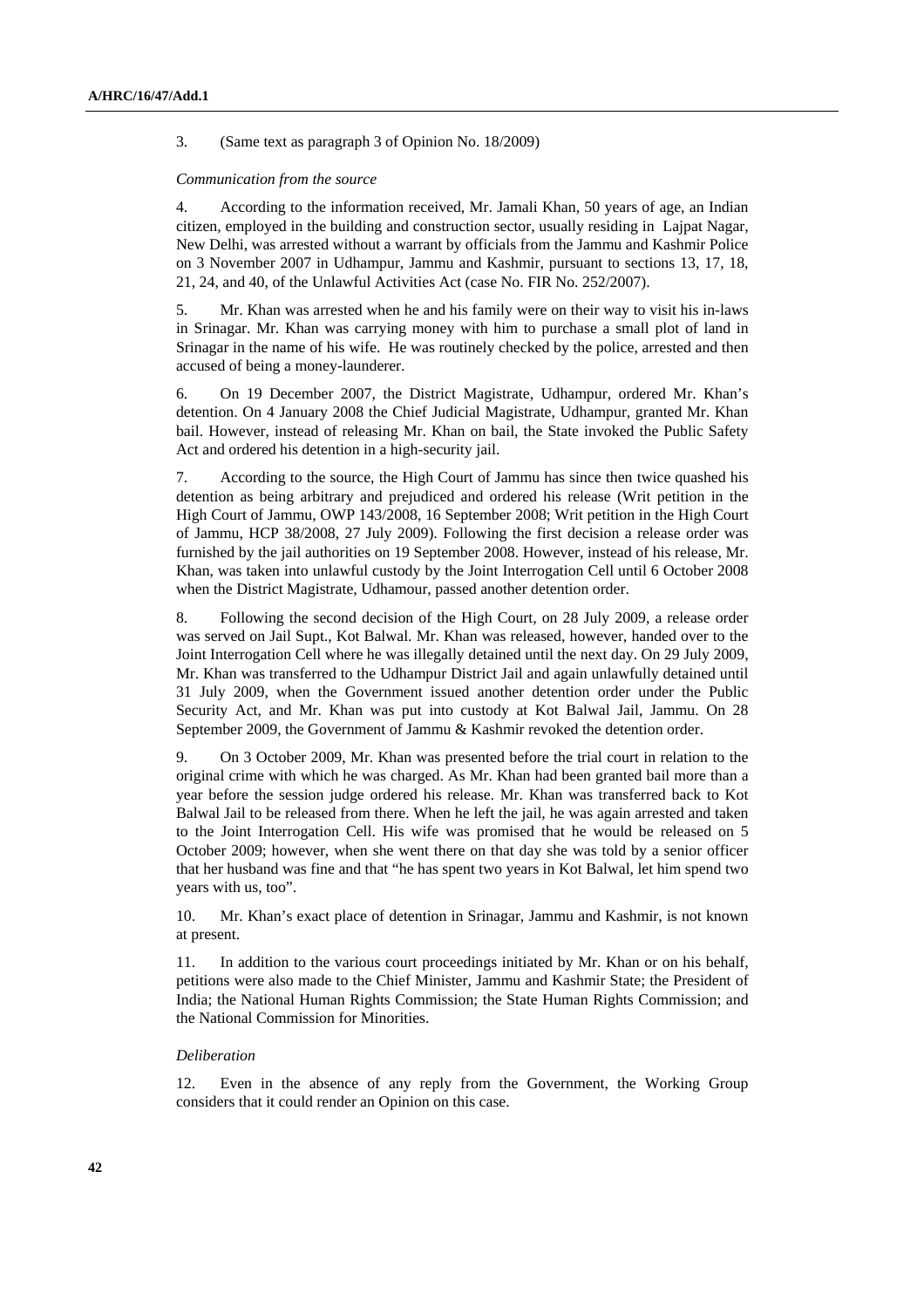3. (Same text as paragraph 3 of Opinion No. 18/2009)

*Communication from the source*

4. According to the information received, Mr. Jamali Khan, 50 years of age, an Indian citizen, employed in the building and construction sector, usually residing in Lajpat Nagar, New Delhi, was arrested without a warrant by officials from the Jammu and Kashmir Police on 3 November 2007 in Udhampur, Jammu and Kashmir, pursuant to sections 13, 17, 18, 21, 24, and 40, of the Unlawful Activities Act (case No. FIR No. 252/2007).

5. Mr. Khan was arrested when he and his family were on their way to visit his in-laws in Srinagar. Mr. Khan was carrying money with him to purchase a small plot of land in Srinagar in the name of his wife. He was routinely checked by the police, arrested and then accused of being a money-launderer.

6. On 19 December 2007, the District Magistrate, Udhampur, ordered Mr. Khan's detention. On 4 January 2008 the Chief Judicial Magistrate, Udhampur, granted Mr. Khan bail. However, instead of releasing Mr. Khan on bail, the State invoked the Public Safety Act and ordered his detention in a high-security jail.

7. According to the source, the High Court of Jammu has since then twice quashed his detention as being arbitrary and prejudiced and ordered his release (Writ petition in the High Court of Jammu, OWP 143/2008, 16 September 2008; Writ petition in the High Court of Jammu, HCP 38/2008, 27 July 2009). Following the first decision a release order was furnished by the jail authorities on 19 September 2008. However, instead of his release, Mr. Khan, was taken into unlawful custody by the Joint Interrogation Cell until 6 October 2008 when the District Magistrate, Udhamour, passed another detention order.

8. Following the second decision of the High Court, on 28 July 2009, a release order was served on Jail Supt., Kot Balwal. Mr. Khan was released, however, handed over to the Joint Interrogation Cell where he was illegally detained until the next day. On 29 July 2009, Mr. Khan was transferred to the Udhampur District Jail and again unlawfully detained until 31 July 2009, when the Government issued another detention order under the Public Security Act, and Mr. Khan was put into custody at Kot Balwal Jail, Jammu. On 28 September 2009, the Government of Jammu & Kashmir revoked the detention order.

9. On 3 October 2009, Mr. Khan was presented before the trial court in relation to the original crime with which he was charged. As Mr. Khan had been granted bail more than a year before the session judge ordered his release. Mr. Khan was transferred back to Kot Balwal Jail to be released from there. When he left the jail, he was again arrested and taken to the Joint Interrogation Cell. His wife was promised that he would be released on 5 October 2009; however, when she went there on that day she was told by a senior officer that her husband was fine and that "he has spent two years in Kot Balwal, let him spend two years with us, too".

10. Mr. Khan's exact place of detention in Srinagar, Jammu and Kashmir, is not known at present.

11. In addition to the various court proceedings initiated by Mr. Khan or on his behalf, petitions were also made to the Chief Minister, Jammu and Kashmir State; the President of India; the National Human Rights Commission; the State Human Rights Commission; and the National Commission for Minorities.

*Deliberation*

12. Even in the absence of any reply from the Government, the Working Group considers that it could render an Opinion on this case.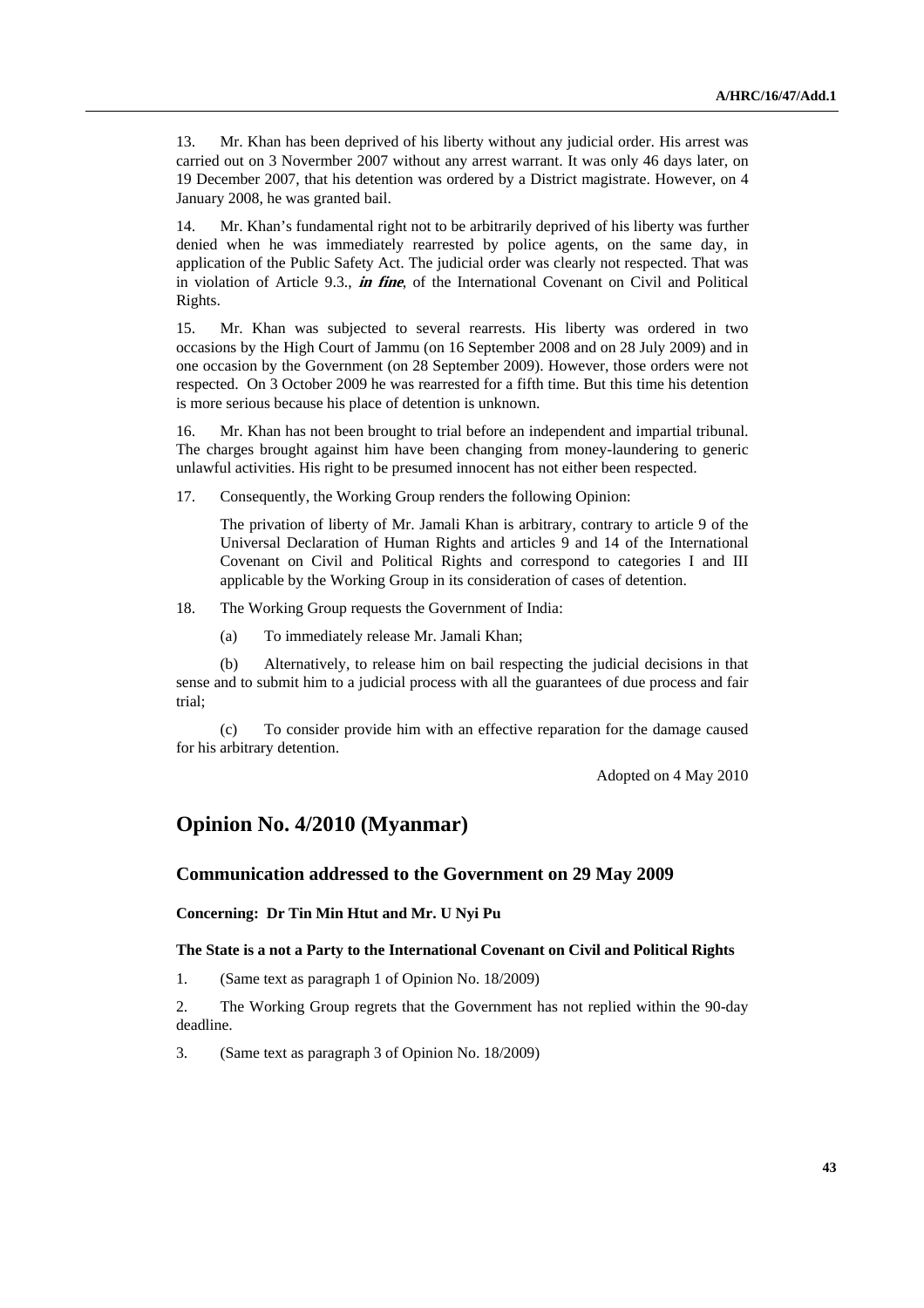13. Mr. Khan has been deprived of his liberty without any judicial order. His arrest was carried out on 3 Novermber 2007 without any arrest warrant. It was only 46 days later, on 19 December 2007, that his detention was ordered by a District magistrate. However, on 4 January 2008, he was granted bail.

14. Mr. Khan's fundamental right not to be arbitrarily deprived of his liberty was further denied when he was immediately rearrested by police agents, on the same day, in application of the Public Safety Act. The judicial order was clearly not respected. That was in violation of Article 9.3., ***in fine***, of the International Covenant on Civil and Political Rights.

15. Mr. Khan was subjected to several rearrests. His liberty was ordered in two occasions by the High Court of Jammu (on 16 September 2008 and on 28 July 2009) and in one occasion by the Government (on 28 September 2009). However, those orders were not respected. On 3 October 2009 he was rearrested for a fifth time. But this time his detention is more serious because his place of detention is unknown.

16. Mr. Khan has not been brought to trial before an independent and impartial tribunal. The charges brought against him have been changing from money-laundering to generic unlawful activities. His right to be presumed innocent has not either been respected.

17. Consequently, the Working Group renders the following Opinion:

The privation of liberty of Mr. Jamali Khan is arbitrary, contrary to article 9 of the Universal Declaration of Human Rights and articles 9 and 14 of the International Covenant on Civil and Political Rights and correspond to categories I and III applicable by the Working Group in its consideration of cases of detention.

18. The Working Group requests the Government of India:

(a) To immediately release Mr. Jamali Khan;

(b) Alternatively, to release him on bail respecting the judicial decisions in that sense and to submit him to a judicial process with all the guarantees of due process and fair trial;

(c) To consider provide him with an effective reparation for the damage caused for his arbitrary detention.

Adopted on 4 May 2010

# Opinion No. 4/2010 (Myanmar)

## Communication addressed to the Government on 29 May 2009

**Concerning: Dr Tin Min Htut and Mr. U Nyi Pu**

**The State is a not a Party to the International Covenant on Civil and Political Rights**

1. (Same text as paragraph 1 of Opinion No. 18/2009)

2. The Working Group regrets that the Government has not replied within the 90-day deadline.

3. (Same text as paragraph 3 of Opinion No. 18/2009)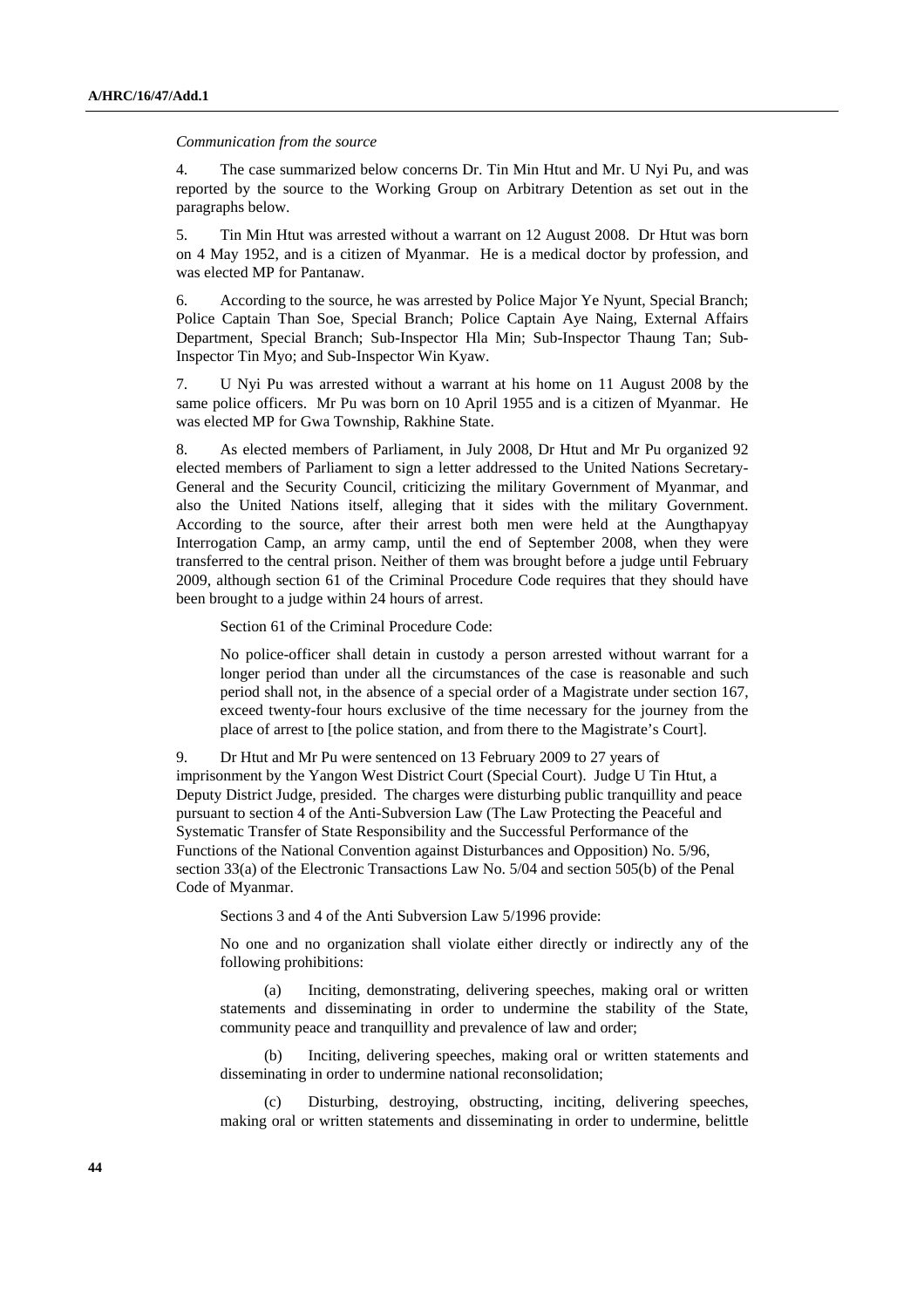*Communication from the source*

4. The case summarized below concerns Dr. Tin Min Htut and Mr. U Nyi Pu, and was reported by the source to the Working Group on Arbitrary Detention as set out in the paragraphs below.

5. Tin Min Htut was arrested without a warrant on 12 August 2008. Dr Htut was born on 4 May 1952, and is a citizen of Myanmar. He is a medical doctor by profession, and was elected MP for Pantanaw.

6. According to the source, he was arrested by Police Major Ye Nyunt, Special Branch; Police Captain Than Soe, Special Branch; Police Captain Aye Naing, External Affairs Department, Special Branch; Sub-Inspector Hla Min; Sub-Inspector Thaung Tan; Sub-Inspector Tin Myo; and Sub-Inspector Win Kyaw.

7. U Nyi Pu was arrested without a warrant at his home on 11 August 2008 by the same police officers. Mr Pu was born on 10 April 1955 and is a citizen of Myanmar. He was elected MP for Gwa Township, Rakhine State.

8. As elected members of Parliament, in July 2008, Dr Htut and Mr Pu organized 92 elected members of Parliament to sign a letter addressed to the United Nations Secretary-General and the Security Council, criticizing the military Government of Myanmar, and also the United Nations itself, alleging that it sides with the military Government. According to the source, after their arrest both men were held at the Aungthapyay Interrogation Camp, an army camp, until the end of September 2008, when they were transferred to the central prison. Neither of them was brought before a judge until February 2009, although section 61 of the Criminal Procedure Code requires that they should have been brought to a judge within 24 hours of arrest.

Section 61 of the Criminal Procedure Code:

> No police-officer shall detain in custody a person arrested without warrant for a longer period than under all the circumstances of the case is reasonable and such period shall not, in the absence of a special order of a Magistrate under section 167, exceed twenty-four hours exclusive of the time necessary for the journey from the place of arrest to [the police station, and from there to the Magistrate's Court].

9. Dr Htut and Mr Pu were sentenced on 13 February 2009 to 27 years of imprisonment by the Yangon West District Court (Special Court). Judge U Tin Htut, a Deputy District Judge, presided. The charges were disturbing public tranquillity and peace pursuant to section 4 of the Anti-Subversion Law (The Law Protecting the Peaceful and Systematic Transfer of State Responsibility and the Successful Performance of the Functions of the National Convention against Disturbances and Opposition) No. 5/96, section 33(a) of the Electronic Transactions Law No. 5/04 and section 505(b) of the Penal Code of Myanmar.

Sections 3 and 4 of the Anti Subversion Law 5/1996 provide:

> No one and no organization shall violate either directly or indirectly any of the following prohibitions:
>
> (a) Inciting, demonstrating, delivering speeches, making oral or written statements and disseminating in order to undermine the stability of the State, community peace and tranquillity and prevalence of law and order;
>
> (b) Inciting, delivering speeches, making oral or written statements and disseminating in order to undermine national reconsolidation;
>
> (c) Disturbing, destroying, obstructing, inciting, delivering speeches, making oral or written statements and disseminating in order to undermine, belittle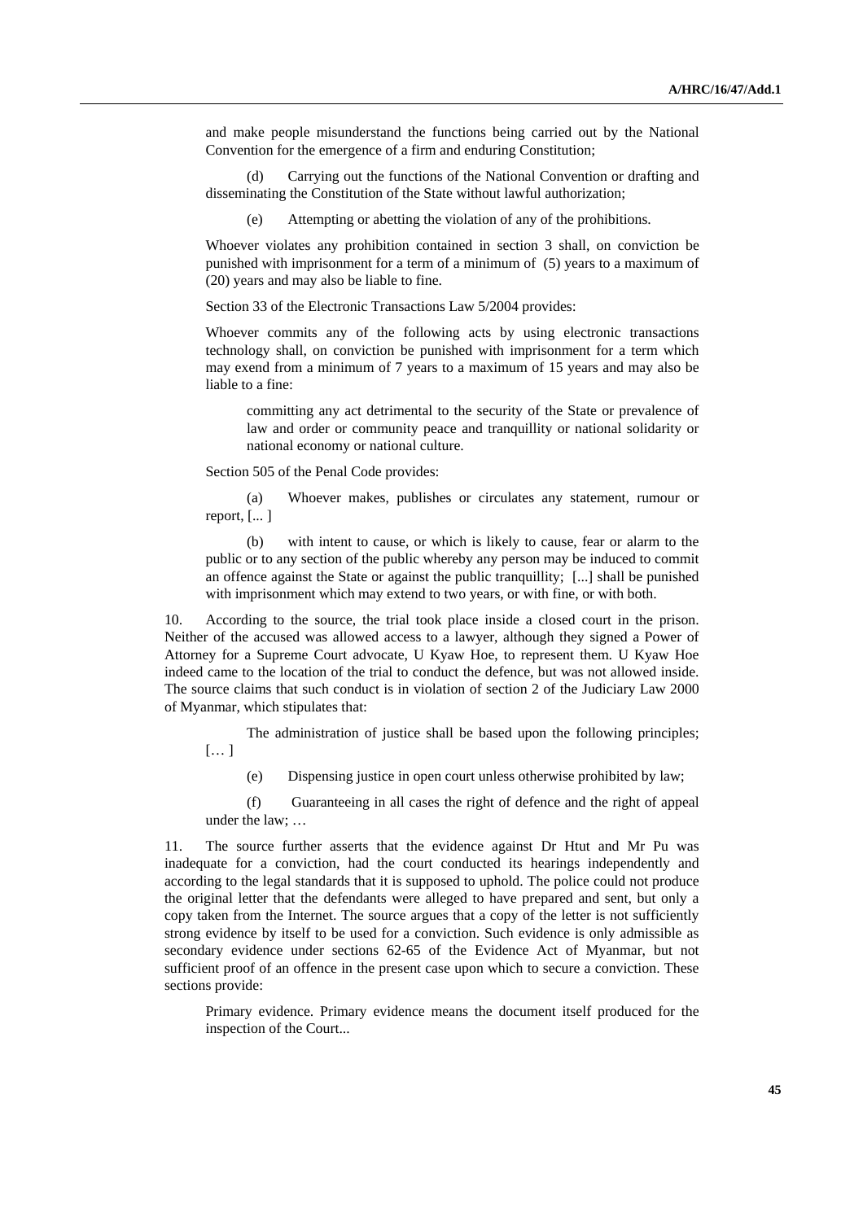and make people misunderstand the functions being carried out by the National Convention for the emergence of a firm and enduring Constitution;

(d) Carrying out the functions of the National Convention or drafting and disseminating the Constitution of the State without lawful authorization;

(e) Attempting or abetting the violation of any of the prohibitions.

Whoever violates any prohibition contained in section 3 shall, on conviction be punished with imprisonment for a term of a minimum of (5) years to a maximum of (20) years and may also be liable to fine.

Section 33 of the Electronic Transactions Law 5/2004 provides:

Whoever commits any of the following acts by using electronic transactions technology shall, on conviction be punished with imprisonment for a term which may exend from a minimum of 7 years to a maximum of 15 years and may also be liable to a fine:

> committing any act detrimental to the security of the State or prevalence of law and order or community peace and tranquillity or national solidarity or national economy or national culture.

Section 505 of the Penal Code provides:

(a) Whoever makes, publishes or circulates any statement, rumour or report, [... ]

(b) with intent to cause, or which is likely to cause, fear or alarm to the public or to any section of the public whereby any person may be induced to commit an offence against the State or against the public tranquillity; [...] shall be punished with imprisonment which may extend to two years, or with fine, or with both.

10. According to the source, the trial took place inside a closed court in the prison. Neither of the accused was allowed access to a lawyer, although they signed a Power of Attorney for a Supreme Court advocate, U Kyaw Hoe, to represent them. U Kyaw Hoe indeed came to the location of the trial to conduct the defence, but was not allowed inside. The source claims that such conduct is in violation of section 2 of the Judiciary Law 2000 of Myanmar, which stipulates that:

> The administration of justice shall be based upon the following principles; [… ]
>
> (e) Dispensing justice in open court unless otherwise prohibited by law;
>
> (f) Guaranteeing in all cases the right of defence and the right of appeal under the law; …

11. The source further asserts that the evidence against Dr Htut and Mr Pu was inadequate for a conviction, had the court conducted its hearings independently and according to the legal standards that it is supposed to uphold. The police could not produce the original letter that the defendants were alleged to have prepared and sent, but only a copy taken from the Internet. The source argues that a copy of the letter is not sufficiently strong evidence by itself to be used for a conviction. Such evidence is only admissible as secondary evidence under sections 62-65 of the Evidence Act of Myanmar, but not sufficient proof of an offence in the present case upon which to secure a conviction. These sections provide:

> Primary evidence. Primary evidence means the document itself produced for the inspection of the Court...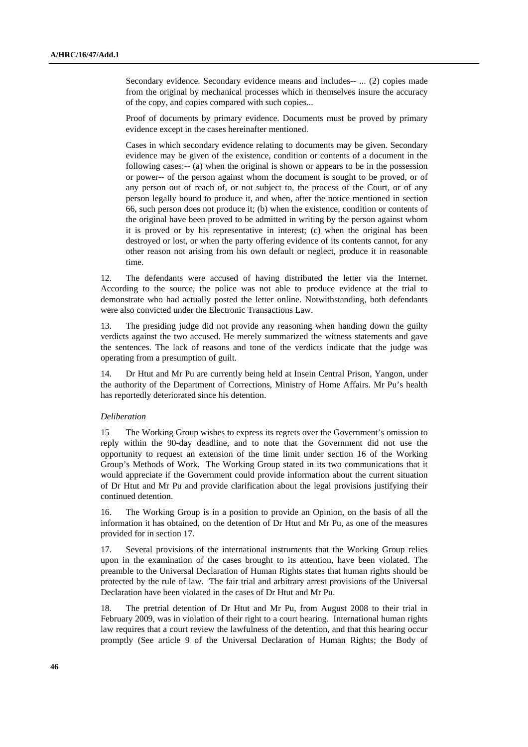> Secondary evidence. Secondary evidence means and includes-- ... (2) copies made from the original by mechanical processes which in themselves insure the accuracy of the copy, and copies compared with such copies...
>
> Proof of documents by primary evidence. Documents must be proved by primary evidence except in the cases hereinafter mentioned.
>
> Cases in which secondary evidence relating to documents may be given. Secondary evidence may be given of the existence, condition or contents of a document in the following cases:-- (a) when the original is shown or appears to be in the possession or power-- of the person against whom the document is sought to be proved, or of any person out of reach of, or not subject to, the process of the Court, or of any person legally bound to produce it, and when, after the notice mentioned in section 66, such person does not produce it; (b) when the existence, condition or contents of the original have been proved to be admitted in writing by the person against whom it is proved or by his representative in interest; (c) when the original has been destroyed or lost, or when the party offering evidence of its contents cannot, for any other reason not arising from his own default or neglect, produce it in reasonable time.

12. The defendants were accused of having distributed the letter via the Internet. According to the source, the police was not able to produce evidence at the trial to demonstrate who had actually posted the letter online. Notwithstanding, both defendants were also convicted under the Electronic Transactions Law.

13. The presiding judge did not provide any reasoning when handing down the guilty verdicts against the two accused. He merely summarized the witness statements and gave the sentences. The lack of reasons and tone of the verdicts indicate that the judge was operating from a presumption of guilt.

14. Dr Htut and Mr Pu are currently being held at Insein Central Prison, Yangon, under the authority of the Department of Corrections, Ministry of Home Affairs. Mr Pu's health has reportedly deteriorated since his detention.

*Deliberation*

15 The Working Group wishes to express its regrets over the Government's omission to reply within the 90-day deadline, and to note that the Government did not use the opportunity to request an extension of the time limit under section 16 of the Working Group's Methods of Work. The Working Group stated in its two communications that it would appreciate if the Government could provide information about the current situation of Dr Htut and Mr Pu and provide clarification about the legal provisions justifying their continued detention.

16. The Working Group is in a position to provide an Opinion, on the basis of all the information it has obtained, on the detention of Dr Htut and Mr Pu, as one of the measures provided for in section 17.

17. Several provisions of the international instruments that the Working Group relies upon in the examination of the cases brought to its attention, have been violated. The preamble to the Universal Declaration of Human Rights states that human rights should be protected by the rule of law. The fair trial and arbitrary arrest provisions of the Universal Declaration have been violated in the cases of Dr Htut and Mr Pu.

18. The pretrial detention of Dr Htut and Mr Pu, from August 2008 to their trial in February 2009, was in violation of their right to a court hearing. International human rights law requires that a court review the lawfulness of the detention, and that this hearing occur promptly (See article 9 of the Universal Declaration of Human Rights; the Body of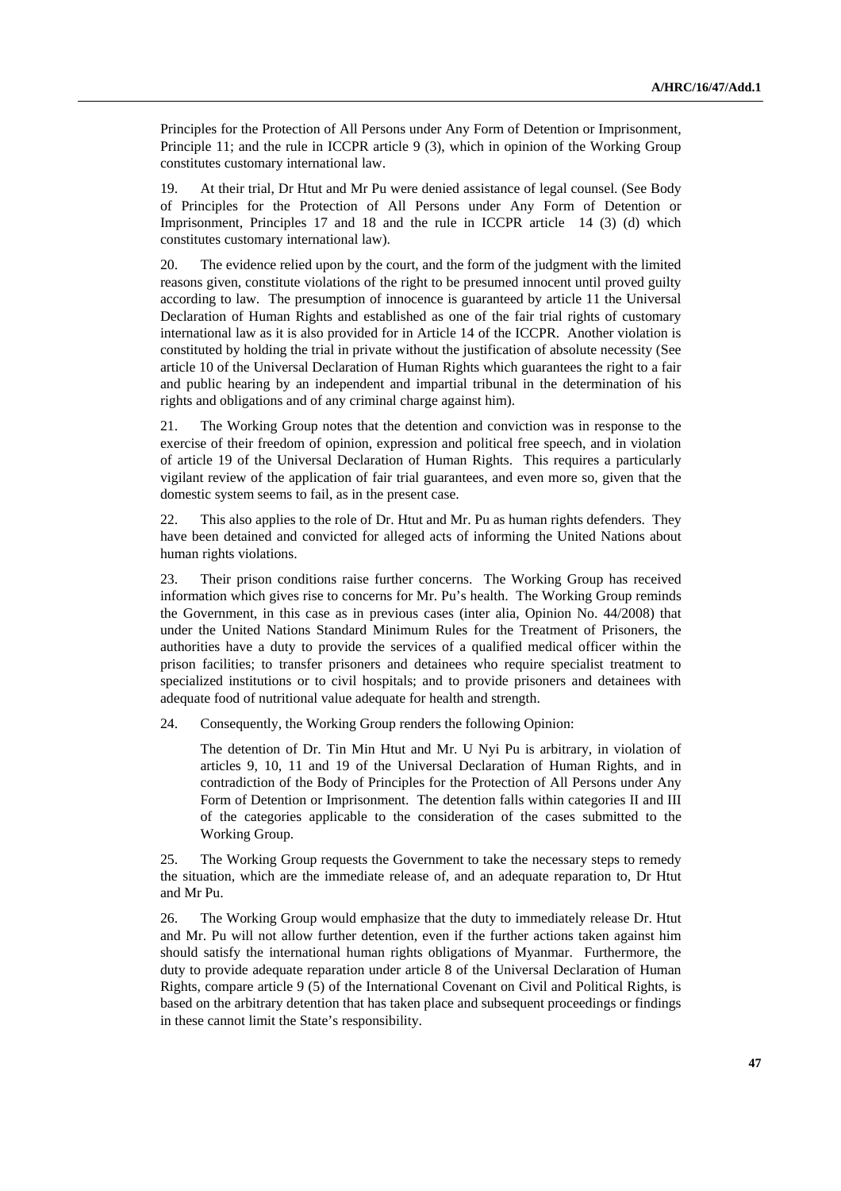Principles for the Protection of All Persons under Any Form of Detention or Imprisonment, Principle 11; and the rule in ICCPR article 9 (3), which in opinion of the Working Group constitutes customary international law.

19. At their trial, Dr Htut and Mr Pu were denied assistance of legal counsel. (See Body of Principles for the Protection of All Persons under Any Form of Detention or Imprisonment, Principles 17 and 18 and the rule in ICCPR article 14 (3) (d) which constitutes customary international law).

20. The evidence relied upon by the court, and the form of the judgment with the limited reasons given, constitute violations of the right to be presumed innocent until proved guilty according to law. The presumption of innocence is guaranteed by article 11 the Universal Declaration of Human Rights and established as one of the fair trial rights of customary international law as it is also provided for in Article 14 of the ICCPR. Another violation is constituted by holding the trial in private without the justification of absolute necessity (See article 10 of the Universal Declaration of Human Rights which guarantees the right to a fair and public hearing by an independent and impartial tribunal in the determination of his rights and obligations and of any criminal charge against him).

21. The Working Group notes that the detention and conviction was in response to the exercise of their freedom of opinion, expression and political free speech, and in violation of article 19 of the Universal Declaration of Human Rights. This requires a particularly vigilant review of the application of fair trial guarantees, and even more so, given that the domestic system seems to fail, as in the present case.

22. This also applies to the role of Dr. Htut and Mr. Pu as human rights defenders. They have been detained and convicted for alleged acts of informing the United Nations about human rights violations.

23. Their prison conditions raise further concerns. The Working Group has received information which gives rise to concerns for Mr. Pu's health. The Working Group reminds the Government, in this case as in previous cases (inter alia, Opinion No. 44/2008) that under the United Nations Standard Minimum Rules for the Treatment of Prisoners, the authorities have a duty to provide the services of a qualified medical officer within the prison facilities; to transfer prisoners and detainees who require specialist treatment to specialized institutions or to civil hospitals; and to provide prisoners and detainees with adequate food of nutritional value adequate for health and strength.

24. Consequently, the Working Group renders the following Opinion:

> The detention of Dr. Tin Min Htut and Mr. U Nyi Pu is arbitrary, in violation of articles 9, 10, 11 and 19 of the Universal Declaration of Human Rights, and in contradiction of the Body of Principles for the Protection of All Persons under Any Form of Detention or Imprisonment. The detention falls within categories II and III of the categories applicable to the consideration of the cases submitted to the Working Group.

25. The Working Group requests the Government to take the necessary steps to remedy the situation, which are the immediate release of, and an adequate reparation to, Dr Htut and Mr Pu.

26. The Working Group would emphasize that the duty to immediately release Dr. Htut and Mr. Pu will not allow further detention, even if the further actions taken against him should satisfy the international human rights obligations of Myanmar. Furthermore, the duty to provide adequate reparation under article 8 of the Universal Declaration of Human Rights, compare article 9 (5) of the International Covenant on Civil and Political Rights, is based on the arbitrary detention that has taken place and subsequent proceedings or findings in these cannot limit the State's responsibility.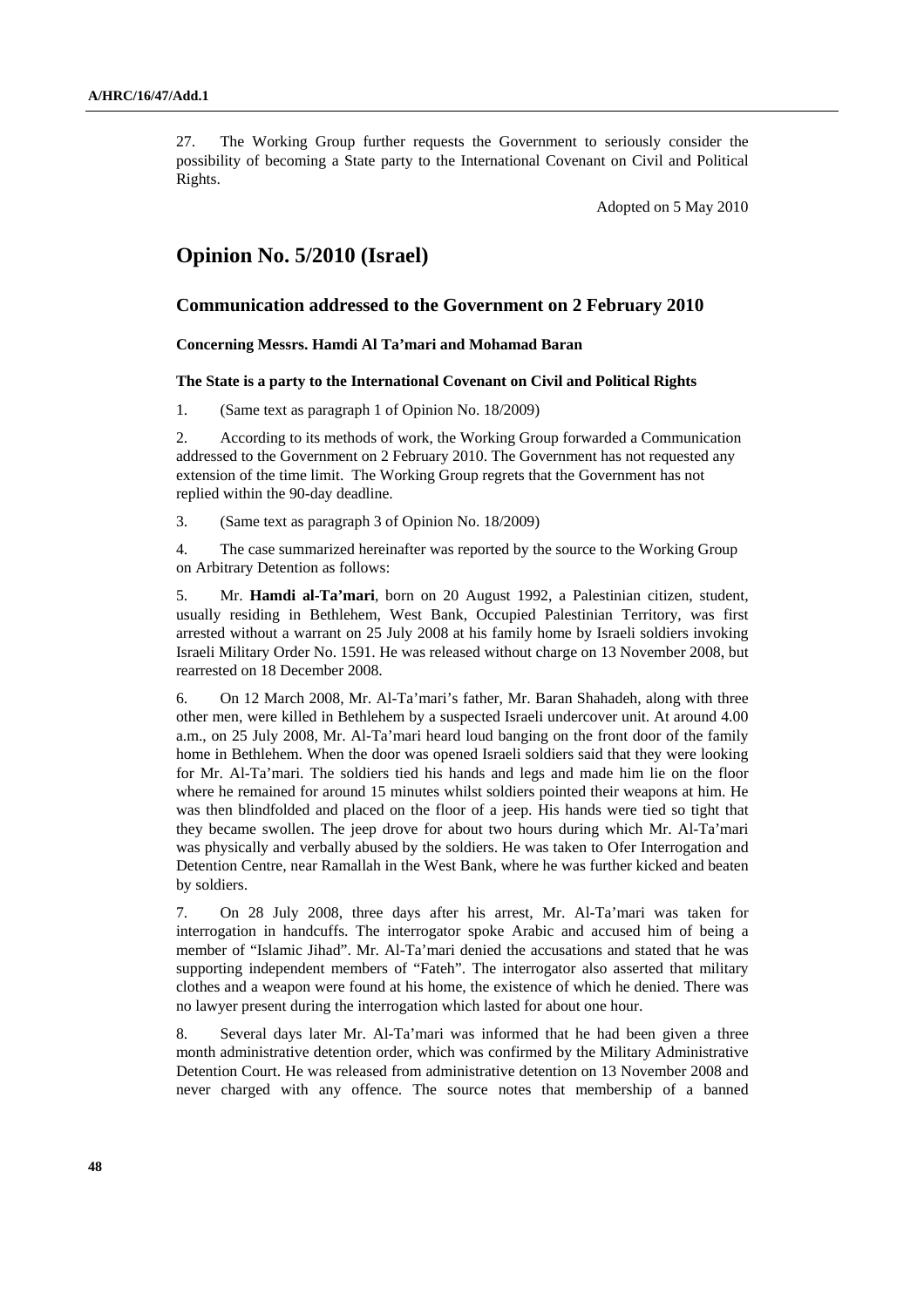27. The Working Group further requests the Government to seriously consider the possibility of becoming a State party to the International Covenant on Civil and Political Rights.

Adopted on 5 May 2010

# Opinion No. 5/2010 (Israel)

## Communication addressed to the Government on 2 February 2010

### Concerning Messrs. Hamdi Al Ta'mari and Mohamad Baran

### The State is a party to the International Covenant on Civil and Political Rights

1. (Same text as paragraph 1 of Opinion No. 18/2009)

2. According to its methods of work, the Working Group forwarded a Communication addressed to the Government on 2 February 2010. The Government has not requested any extension of the time limit. The Working Group regrets that the Government has not replied within the 90-day deadline.

3. (Same text as paragraph 3 of Opinion No. 18/2009)

4. The case summarized hereinafter was reported by the source to the Working Group on Arbitrary Detention as follows:

5. Mr. **Hamdi al-Ta'mari**, born on 20 August 1992, a Palestinian citizen, student, usually residing in Bethlehem, West Bank, Occupied Palestinian Territory, was first arrested without a warrant on 25 July 2008 at his family home by Israeli soldiers invoking Israeli Military Order No. 1591. He was released without charge on 13 November 2008, but rearrested on 18 December 2008.

6. On 12 March 2008, Mr. Al-Ta'mari's father, Mr. Baran Shahadeh, along with three other men, were killed in Bethlehem by a suspected Israeli undercover unit. At around 4.00 a.m., on 25 July 2008, Mr. Al-Ta'mari heard loud banging on the front door of the family home in Bethlehem. When the door was opened Israeli soldiers said that they were looking for Mr. Al-Ta'mari. The soldiers tied his hands and legs and made him lie on the floor where he remained for around 15 minutes whilst soldiers pointed their weapons at him. He was then blindfolded and placed on the floor of a jeep. His hands were tied so tight that they became swollen. The jeep drove for about two hours during which Mr. Al-Ta'mari was physically and verbally abused by the soldiers. He was taken to Ofer Interrogation and Detention Centre, near Ramallah in the West Bank, where he was further kicked and beaten by soldiers.

7. On 28 July 2008, three days after his arrest, Mr. Al-Ta'mari was taken for interrogation in handcuffs. The interrogator spoke Arabic and accused him of being a member of "Islamic Jihad". Mr. Al-Ta'mari denied the accusations and stated that he was supporting independent members of "Fateh". The interrogator also asserted that military clothes and a weapon were found at his home, the existence of which he denied. There was no lawyer present during the interrogation which lasted for about one hour.

8. Several days later Mr. Al-Ta'mari was informed that he had been given a three month administrative detention order, which was confirmed by the Military Administrative Detention Court. He was released from administrative detention on 13 November 2008 and never charged with any offence. The source notes that membership of a banned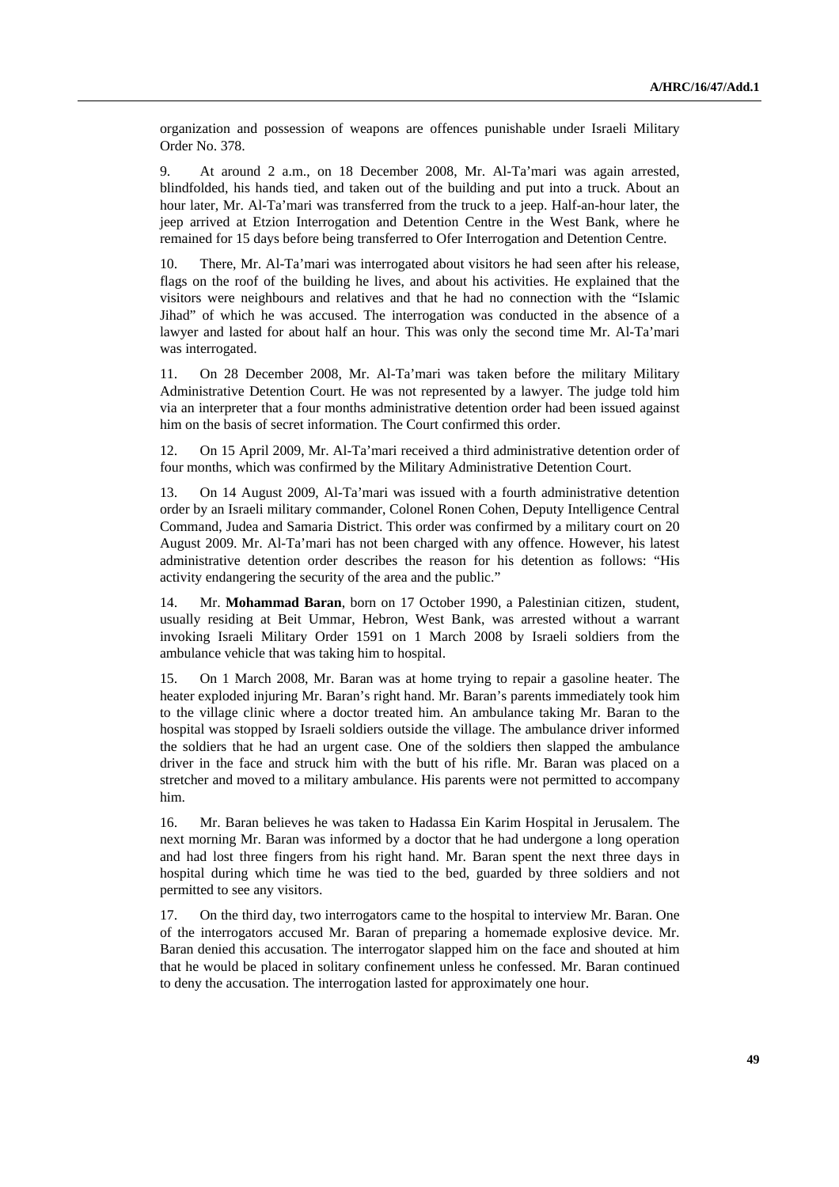organization and possession of weapons are offences punishable under Israeli Military Order No. 378.

9. At around 2 a.m., on 18 December 2008, Mr. Al-Ta'mari was again arrested, blindfolded, his hands tied, and taken out of the building and put into a truck. About an hour later, Mr. Al-Ta'mari was transferred from the truck to a jeep. Half-an-hour later, the jeep arrived at Etzion Interrogation and Detention Centre in the West Bank, where he remained for 15 days before being transferred to Ofer Interrogation and Detention Centre.

10. There, Mr. Al-Ta'mari was interrogated about visitors he had seen after his release, flags on the roof of the building he lives, and about his activities. He explained that the visitors were neighbours and relatives and that he had no connection with the "Islamic Jihad" of which he was accused. The interrogation was conducted in the absence of a lawyer and lasted for about half an hour. This was only the second time Mr. Al-Ta'mari was interrogated.

11. On 28 December 2008, Mr. Al-Ta'mari was taken before the military Military Administrative Detention Court. He was not represented by a lawyer. The judge told him via an interpreter that a four months administrative detention order had been issued against him on the basis of secret information. The Court confirmed this order.

12. On 15 April 2009, Mr. Al-Ta'mari received a third administrative detention order of four months, which was confirmed by the Military Administrative Detention Court.

13. On 14 August 2009, Al-Ta'mari was issued with a fourth administrative detention order by an Israeli military commander, Colonel Ronen Cohen, Deputy Intelligence Central Command, Judea and Samaria District. This order was confirmed by a military court on 20 August 2009. Mr. Al-Ta'mari has not been charged with any offence. However, his latest administrative detention order describes the reason for his detention as follows: "His activity endangering the security of the area and the public."

14. Mr. **Mohammad Baran**, born on 17 October 1990, a Palestinian citizen, student, usually residing at Beit Ummar, Hebron, West Bank, was arrested without a warrant invoking Israeli Military Order 1591 on 1 March 2008 by Israeli soldiers from the ambulance vehicle that was taking him to hospital.

15. On 1 March 2008, Mr. Baran was at home trying to repair a gasoline heater. The heater exploded injuring Mr. Baran's right hand. Mr. Baran's parents immediately took him to the village clinic where a doctor treated him. An ambulance taking Mr. Baran to the hospital was stopped by Israeli soldiers outside the village. The ambulance driver informed the soldiers that he had an urgent case. One of the soldiers then slapped the ambulance driver in the face and struck him with the butt of his rifle. Mr. Baran was placed on a stretcher and moved to a military ambulance. His parents were not permitted to accompany him.

16. Mr. Baran believes he was taken to Hadassa Ein Karim Hospital in Jerusalem. The next morning Mr. Baran was informed by a doctor that he had undergone a long operation and had lost three fingers from his right hand. Mr. Baran spent the next three days in hospital during which time he was tied to the bed, guarded by three soldiers and not permitted to see any visitors.

17. On the third day, two interrogators came to the hospital to interview Mr. Baran. One of the interrogators accused Mr. Baran of preparing a homemade explosive device. Mr. Baran denied this accusation. The interrogator slapped him on the face and shouted at him that he would be placed in solitary confinement unless he confessed. Mr. Baran continued to deny the accusation. The interrogation lasted for approximately one hour.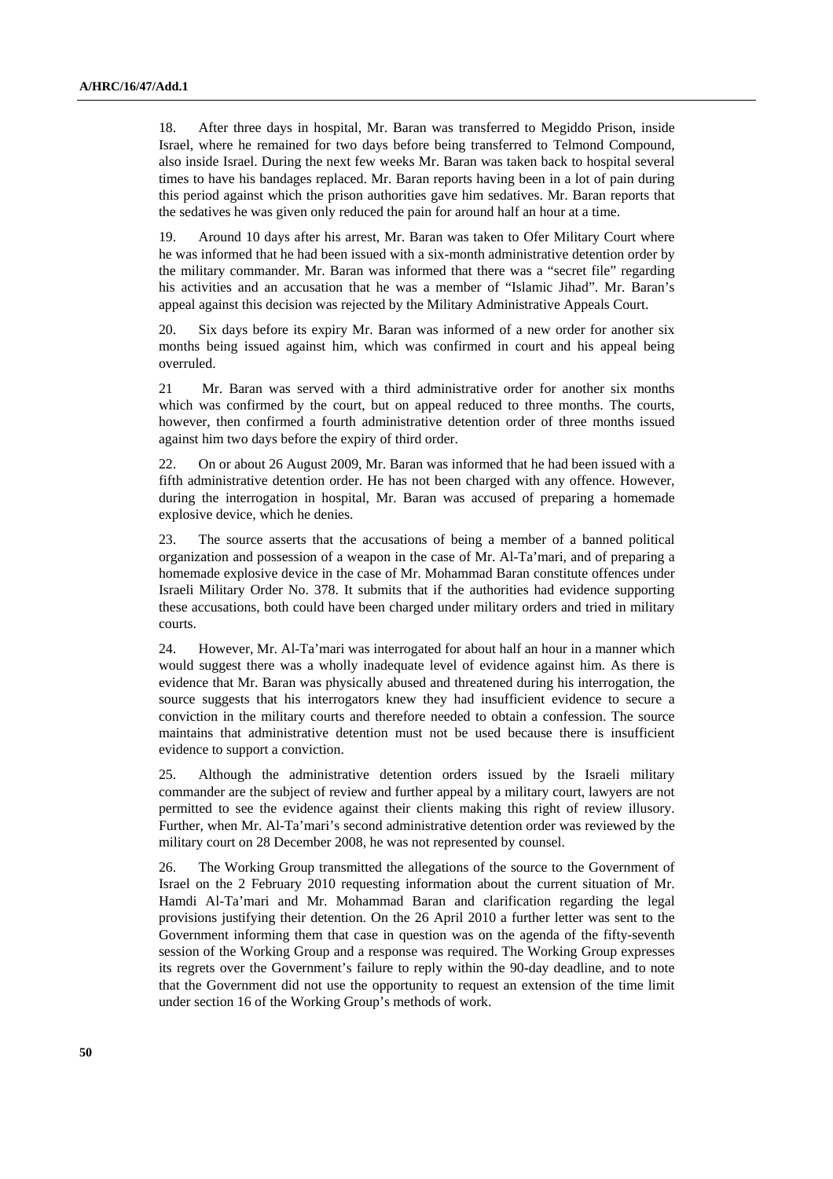18. After three days in hospital, Mr. Baran was transferred to Megiddo Prison, inside Israel, where he remained for two days before being transferred to Telmond Compound, also inside Israel. During the next few weeks Mr. Baran was taken back to hospital several times to have his bandages replaced. Mr. Baran reports having been in a lot of pain during this period against which the prison authorities gave him sedatives. Mr. Baran reports that the sedatives he was given only reduced the pain for around half an hour at a time.

19. Around 10 days after his arrest, Mr. Baran was taken to Ofer Military Court where he was informed that he had been issued with a six-month administrative detention order by the military commander. Mr. Baran was informed that there was a "secret file" regarding his activities and an accusation that he was a member of "Islamic Jihad". Mr. Baran's appeal against this decision was rejected by the Military Administrative Appeals Court.

20. Six days before its expiry Mr. Baran was informed of a new order for another six months being issued against him, which was confirmed in court and his appeal being overruled.

21 Mr. Baran was served with a third administrative order for another six months which was confirmed by the court, but on appeal reduced to three months. The courts, however, then confirmed a fourth administrative detention order of three months issued against him two days before the expiry of third order.

22. On or about 26 August 2009, Mr. Baran was informed that he had been issued with a fifth administrative detention order. He has not been charged with any offence. However, during the interrogation in hospital, Mr. Baran was accused of preparing a homemade explosive device, which he denies.

23. The source asserts that the accusations of being a member of a banned political organization and possession of a weapon in the case of Mr. Al-Ta'mari, and of preparing a homemade explosive device in the case of Mr. Mohammad Baran constitute offences under Israeli Military Order No. 378. It submits that if the authorities had evidence supporting these accusations, both could have been charged under military orders and tried in military courts.

24. However, Mr. Al-Ta'mari was interrogated for about half an hour in a manner which would suggest there was a wholly inadequate level of evidence against him. As there is evidence that Mr. Baran was physically abused and threatened during his interrogation, the source suggests that his interrogators knew they had insufficient evidence to secure a conviction in the military courts and therefore needed to obtain a confession. The source maintains that administrative detention must not be used because there is insufficient evidence to support a conviction.

25. Although the administrative detention orders issued by the Israeli military commander are the subject of review and further appeal by a military court, lawyers are not permitted to see the evidence against their clients making this right of review illusory. Further, when Mr. Al-Ta'mari's second administrative detention order was reviewed by the military court on 28 December 2008, he was not represented by counsel.

26. The Working Group transmitted the allegations of the source to the Government of Israel on the 2 February 2010 requesting information about the current situation of Mr. Hamdi Al-Ta'mari and Mr. Mohammad Baran and clarification regarding the legal provisions justifying their detention. On the 26 April 2010 a further letter was sent to the Government informing them that case in question was on the agenda of the fifty-seventh session of the Working Group and a response was required. The Working Group expresses its regrets over the Government's failure to reply within the 90-day deadline, and to note that the Government did not use the opportunity to request an extension of the time limit under section 16 of the Working Group's methods of work.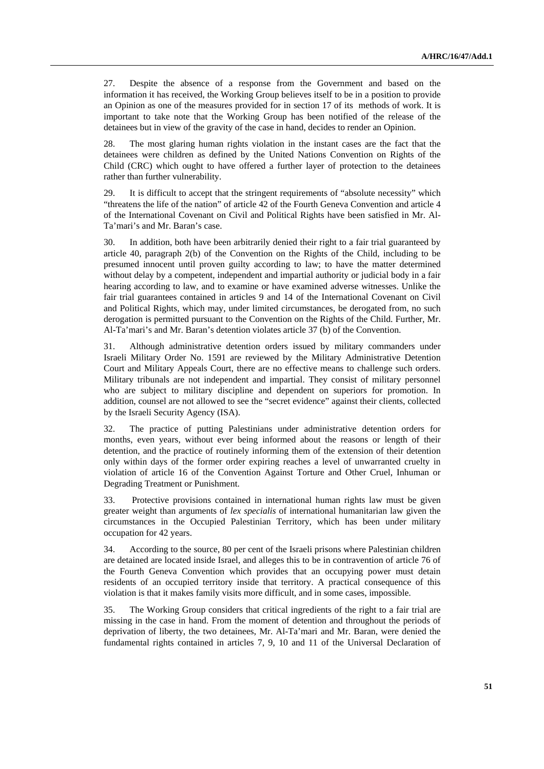27. Despite the absence of a response from the Government and based on the information it has received, the Working Group believes itself to be in a position to provide an Opinion as one of the measures provided for in section 17 of its methods of work. It is important to take note that the Working Group has been notified of the release of the detainees but in view of the gravity of the case in hand, decides to render an Opinion.

28. The most glaring human rights violation in the instant cases are the fact that the detainees were children as defined by the United Nations Convention on Rights of the Child (CRC) which ought to have offered a further layer of protection to the detainees rather than further vulnerability.

29. It is difficult to accept that the stringent requirements of "absolute necessity" which "threatens the life of the nation" of article 42 of the Fourth Geneva Convention and article 4 of the International Covenant on Civil and Political Rights have been satisfied in Mr. Al-Ta'mari's and Mr. Baran's case.

30. In addition, both have been arbitrarily denied their right to a fair trial guaranteed by article 40, paragraph 2(b) of the Convention on the Rights of the Child, including to be presumed innocent until proven guilty according to law; to have the matter determined without delay by a competent, independent and impartial authority or judicial body in a fair hearing according to law, and to examine or have examined adverse witnesses. Unlike the fair trial guarantees contained in articles 9 and 14 of the International Covenant on Civil and Political Rights, which may, under limited circumstances, be derogated from, no such derogation is permitted pursuant to the Convention on the Rights of the Child. Further, Mr. Al-Ta'mari's and Mr. Baran's detention violates article 37 (b) of the Convention.

31. Although administrative detention orders issued by military commanders under Israeli Military Order No. 1591 are reviewed by the Military Administrative Detention Court and Military Appeals Court, there are no effective means to challenge such orders. Military tribunals are not independent and impartial. They consist of military personnel who are subject to military discipline and dependent on superiors for promotion. In addition, counsel are not allowed to see the "secret evidence" against their clients, collected by the Israeli Security Agency (ISA).

32. The practice of putting Palestinians under administrative detention orders for months, even years, without ever being informed about the reasons or length of their detention, and the practice of routinely informing them of the extension of their detention only within days of the former order expiring reaches a level of unwarranted cruelty in violation of article 16 of the Convention Against Torture and Other Cruel, Inhuman or Degrading Treatment or Punishment.

33. Protective provisions contained in international human rights law must be given greater weight than arguments of *lex specialis* of international humanitarian law given the circumstances in the Occupied Palestinian Territory, which has been under military occupation for 42 years.

34. According to the source, 80 per cent of the Israeli prisons where Palestinian children are detained are located inside Israel, and alleges this to be in contravention of article 76 of the Fourth Geneva Convention which provides that an occupying power must detain residents of an occupied territory inside that territory. A practical consequence of this violation is that it makes family visits more difficult, and in some cases, impossible.

35. The Working Group considers that critical ingredients of the right to a fair trial are missing in the case in hand. From the moment of detention and throughout the periods of deprivation of liberty, the two detainees, Mr. Al-Ta'mari and Mr. Baran, were denied the fundamental rights contained in articles 7, 9, 10 and 11 of the Universal Declaration of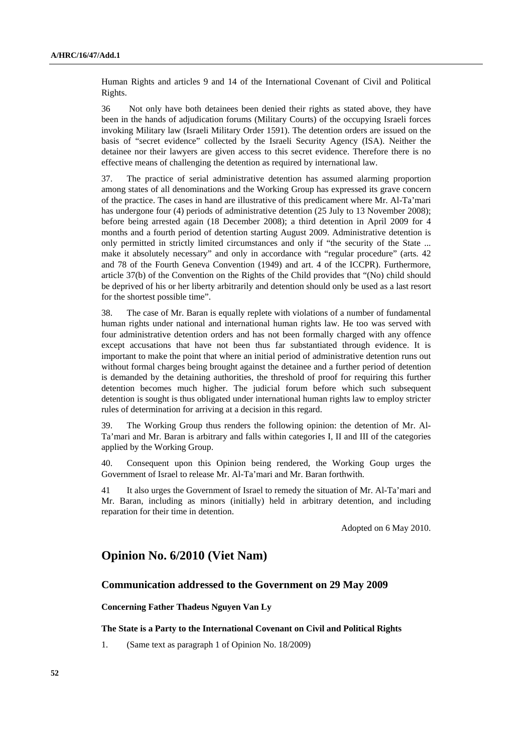Human Rights and articles 9 and 14 of the International Covenant of Civil and Political Rights.

36 Not only have both detainees been denied their rights as stated above, they have been in the hands of adjudication forums (Military Courts) of the occupying Israeli forces invoking Military law (Israeli Military Order 1591). The detention orders are issued on the basis of "secret evidence" collected by the Israeli Security Agency (ISA). Neither the detainee nor their lawyers are given access to this secret evidence. Therefore there is no effective means of challenging the detention as required by international law.

37. The practice of serial administrative detention has assumed alarming proportion among states of all denominations and the Working Group has expressed its grave concern of the practice. The cases in hand are illustrative of this predicament where Mr. Al-Ta'mari has undergone four (4) periods of administrative detention (25 July to 13 November 2008); before being arrested again (18 December 2008); a third detention in April 2009 for 4 months and a fourth period of detention starting August 2009. Administrative detention is only permitted in strictly limited circumstances and only if "the security of the State ... make it absolutely necessary" and only in accordance with "regular procedure" (arts. 42 and 78 of the Fourth Geneva Convention (1949) and art. 4 of the ICCPR). Furthermore, article 37(b) of the Convention on the Rights of the Child provides that "(No) child should be deprived of his or her liberty arbitrarily and detention should only be used as a last resort for the shortest possible time".

38. The case of Mr. Baran is equally replete with violations of a number of fundamental human rights under national and international human rights law. He too was served with four administrative detention orders and has not been formally charged with any offence except accusations that have not been thus far substantiated through evidence. It is important to make the point that where an initial period of administrative detention runs out without formal charges being brought against the detainee and a further period of detention is demanded by the detaining authorities, the threshold of proof for requiring this further detention becomes much higher. The judicial forum before which such subsequent detention is sought is thus obligated under international human rights law to employ stricter rules of determination for arriving at a decision in this regard.

39. The Working Group thus renders the following opinion: the detention of Mr. Al-Ta'mari and Mr. Baran is arbitrary and falls within categories I, II and III of the categories applied by the Working Group.

40. Consequent upon this Opinion being rendered, the Working Goup urges the Government of Israel to release Mr. Al-Ta'mari and Mr. Baran forthwith.

41 It also urges the Government of Israel to remedy the situation of Mr. Al-Ta'mari and Mr. Baran, including as minors (initially) held in arbitrary detention, and including reparation for their time in detention.

Adopted on 6 May 2010.

## Opinion No. 6/2010 (Viet Nam)

### Communication addressed to the Government on 29 May 2009

**Concerning Father Thadeus Nguyen Van Ly**

**The State is a Party to the International Covenant on Civil and Political Rights**

1. (Same text as paragraph 1 of Opinion No. 18/2009)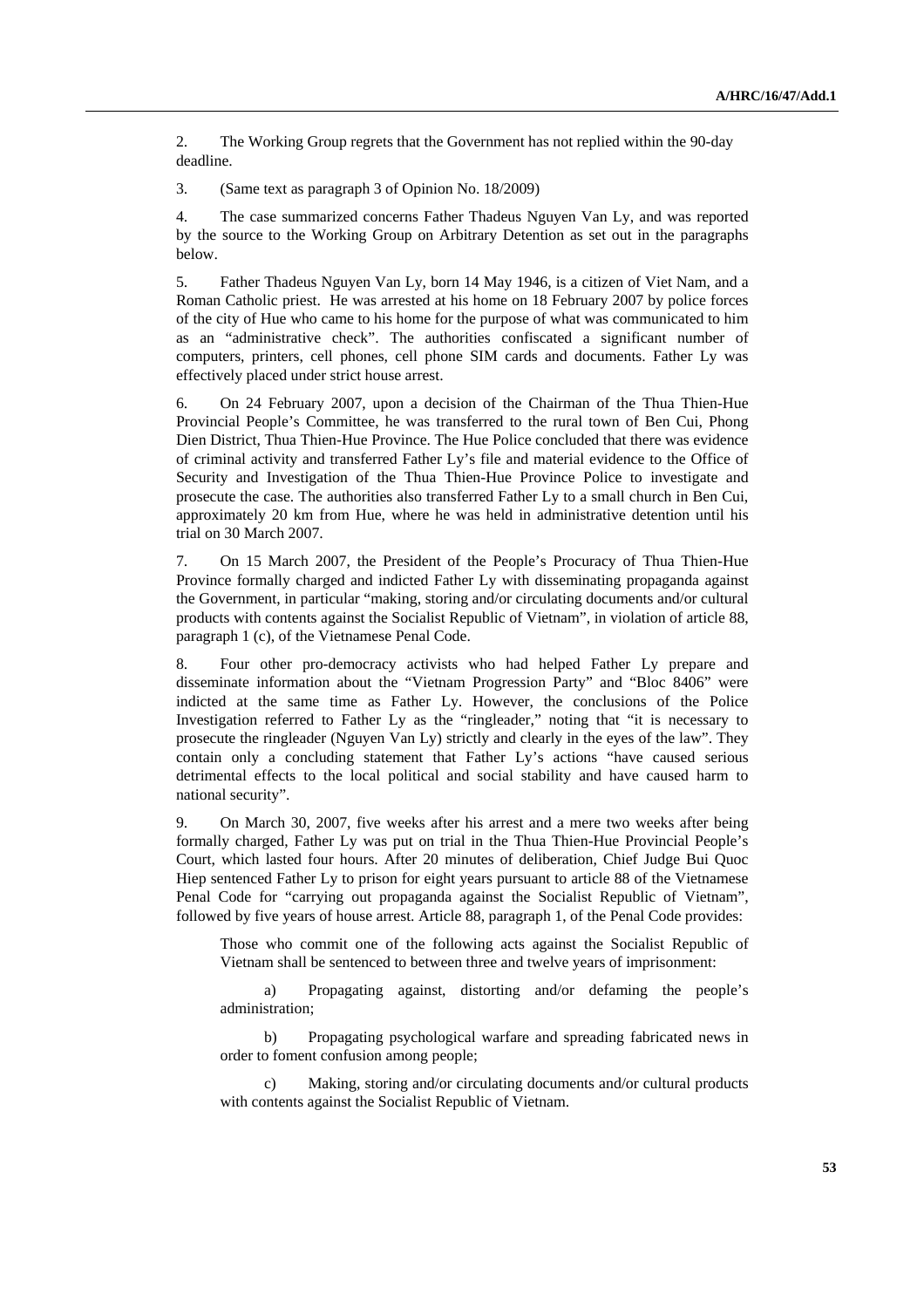2. The Working Group regrets that the Government has not replied within the 90-day deadline.

3. (Same text as paragraph 3 of Opinion No. 18/2009)

4. The case summarized concerns Father Thadeus Nguyen Van Ly, and was reported by the source to the Working Group on Arbitrary Detention as set out in the paragraphs below.

5. Father Thadeus Nguyen Van Ly, born 14 May 1946, is a citizen of Viet Nam, and a Roman Catholic priest. He was arrested at his home on 18 February 2007 by police forces of the city of Hue who came to his home for the purpose of what was communicated to him as an "administrative check". The authorities confiscated a significant number of computers, printers, cell phones, cell phone SIM cards and documents. Father Ly was effectively placed under strict house arrest.

6. On 24 February 2007, upon a decision of the Chairman of the Thua Thien-Hue Provincial People's Committee, he was transferred to the rural town of Ben Cui, Phong Dien District, Thua Thien-Hue Province. The Hue Police concluded that there was evidence of criminal activity and transferred Father Ly's file and material evidence to the Office of Security and Investigation of the Thua Thien-Hue Province Police to investigate and prosecute the case. The authorities also transferred Father Ly to a small church in Ben Cui, approximately 20 km from Hue, where he was held in administrative detention until his trial on 30 March 2007.

7. On 15 March 2007, the President of the People's Procuracy of Thua Thien-Hue Province formally charged and indicted Father Ly with disseminating propaganda against the Government, in particular "making, storing and/or circulating documents and/or cultural products with contents against the Socialist Republic of Vietnam", in violation of article 88, paragraph 1 (c), of the Vietnamese Penal Code.

8. Four other pro-democracy activists who had helped Father Ly prepare and disseminate information about the "Vietnam Progression Party" and "Bloc 8406" were indicted at the same time as Father Ly. However, the conclusions of the Police Investigation referred to Father Ly as the "ringleader," noting that "it is necessary to prosecute the ringleader (Nguyen Van Ly) strictly and clearly in the eyes of the law". They contain only a concluding statement that Father Ly's actions "have caused serious detrimental effects to the local political and social stability and have caused harm to national security".

9. On March 30, 2007, five weeks after his arrest and a mere two weeks after being formally charged, Father Ly was put on trial in the Thua Thien-Hue Provincial People's Court, which lasted four hours. After 20 minutes of deliberation, Chief Judge Bui Quoc Hiep sentenced Father Ly to prison for eight years pursuant to article 88 of the Vietnamese Penal Code for "carrying out propaganda against the Socialist Republic of Vietnam", followed by five years of house arrest. Article 88, paragraph 1, of the Penal Code provides:

> Those who commit one of the following acts against the Socialist Republic of Vietnam shall be sentenced to between three and twelve years of imprisonment:
>
> a) Propagating against, distorting and/or defaming the people's administration;
>
> b) Propagating psychological warfare and spreading fabricated news in order to foment confusion among people;
>
> c) Making, storing and/or circulating documents and/or cultural products with contents against the Socialist Republic of Vietnam.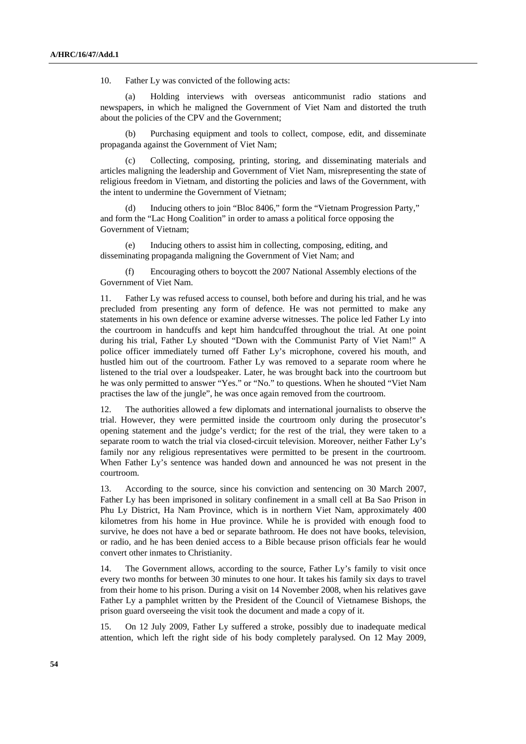10. Father Ly was convicted of the following acts:

(a) Holding interviews with overseas anticommunist radio stations and newspapers, in which he maligned the Government of Viet Nam and distorted the truth about the policies of the CPV and the Government;

(b) Purchasing equipment and tools to collect, compose, edit, and disseminate propaganda against the Government of Viet Nam;

(c) Collecting, composing, printing, storing, and disseminating materials and articles maligning the leadership and Government of Viet Nam, misrepresenting the state of religious freedom in Vietnam, and distorting the policies and laws of the Government, with the intent to undermine the Government of Vietnam;

(d) Inducing others to join "Bloc 8406," form the "Vietnam Progression Party," and form the "Lac Hong Coalition" in order to amass a political force opposing the Government of Vietnam;

(e) Inducing others to assist him in collecting, composing, editing, and disseminating propaganda maligning the Government of Viet Nam; and

(f) Encouraging others to boycott the 2007 National Assembly elections of the Government of Viet Nam.

11. Father Ly was refused access to counsel, both before and during his trial, and he was precluded from presenting any form of defence. He was not permitted to make any statements in his own defence or examine adverse witnesses. The police led Father Ly into the courtroom in handcuffs and kept him handcuffed throughout the trial. At one point during his trial, Father Ly shouted "Down with the Communist Party of Viet Nam!" A police officer immediately turned off Father Ly's microphone, covered his mouth, and hustled him out of the courtroom. Father Ly was removed to a separate room where he listened to the trial over a loudspeaker. Later, he was brought back into the courtroom but he was only permitted to answer "Yes." or "No." to questions. When he shouted "Viet Nam practises the law of the jungle", he was once again removed from the courtroom.

12. The authorities allowed a few diplomats and international journalists to observe the trial. However, they were permitted inside the courtroom only during the prosecutor's opening statement and the judge's verdict; for the rest of the trial, they were taken to a separate room to watch the trial via closed-circuit television. Moreover, neither Father Ly's family nor any religious representatives were permitted to be present in the courtroom. When Father Ly's sentence was handed down and announced he was not present in the courtroom.

13. According to the source, since his conviction and sentencing on 30 March 2007, Father Ly has been imprisoned in solitary confinement in a small cell at Ba Sao Prison in Phu Ly District, Ha Nam Province, which is in northern Viet Nam, approximately 400 kilometres from his home in Hue province. While he is provided with enough food to survive, he does not have a bed or separate bathroom. He does not have books, television, or radio, and he has been denied access to a Bible because prison officials fear he would convert other inmates to Christianity.

14. The Government allows, according to the source, Father Ly's family to visit once every two months for between 30 minutes to one hour. It takes his family six days to travel from their home to his prison. During a visit on 14 November 2008, when his relatives gave Father Ly a pamphlet written by the President of the Council of Vietnamese Bishops, the prison guard overseeing the visit took the document and made a copy of it.

15. On 12 July 2009, Father Ly suffered a stroke, possibly due to inadequate medical attention, which left the right side of his body completely paralysed. On 12 May 2009,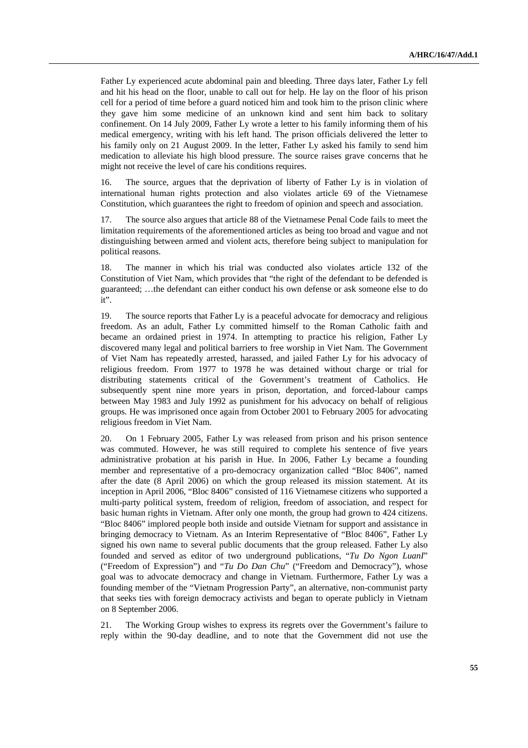Father Ly experienced acute abdominal pain and bleeding. Three days later, Father Ly fell and hit his head on the floor, unable to call out for help. He lay on the floor of his prison cell for a period of time before a guard noticed him and took him to the prison clinic where they gave him some medicine of an unknown kind and sent him back to solitary confinement. On 14 July 2009, Father Ly wrote a letter to his family informing them of his medical emergency, writing with his left hand. The prison officials delivered the letter to his family only on 21 August 2009. In the letter, Father Ly asked his family to send him medication to alleviate his high blood pressure. The source raises grave concerns that he might not receive the level of care his conditions requires.

16. The source, argues that the deprivation of liberty of Father Ly is in violation of international human rights protection and also violates article 69 of the Vietnamese Constitution, which guarantees the right to freedom of opinion and speech and association.

17. The source also argues that article 88 of the Vietnamese Penal Code fails to meet the limitation requirements of the aforementioned articles as being too broad and vague and not distinguishing between armed and violent acts, therefore being subject to manipulation for political reasons.

18. The manner in which his trial was conducted also violates article 132 of the Constitution of Viet Nam, which provides that "the right of the defendant to be defended is guaranteed; …the defendant can either conduct his own defense or ask someone else to do it".

19. The source reports that Father Ly is a peaceful advocate for democracy and religious freedom. As an adult, Father Ly committed himself to the Roman Catholic faith and became an ordained priest in 1974. In attempting to practice his religion, Father Ly discovered many legal and political barriers to free worship in Viet Nam. The Government of Viet Nam has repeatedly arrested, harassed, and jailed Father Ly for his advocacy of religious freedom. From 1977 to 1978 he was detained without charge or trial for distributing statements critical of the Government's treatment of Catholics. He subsequently spent nine more years in prison, deportation, and forced-labour camps between May 1983 and July 1992 as punishment for his advocacy on behalf of religious groups. He was imprisoned once again from October 2001 to February 2005 for advocating religious freedom in Viet Nam.

20. On 1 February 2005, Father Ly was released from prison and his prison sentence was commuted. However, he was still required to complete his sentence of five years administrative probation at his parish in Hue. In 2006, Father Ly became a founding member and representative of a pro-democracy organization called "Bloc 8406", named after the date (8 April 2006) on which the group released its mission statement. At its inception in April 2006, "Bloc 8406" consisted of 116 Vietnamese citizens who supported a multi-party political system, freedom of religion, freedom of association, and respect for basic human rights in Vietnam. After only one month, the group had grown to 424 citizens. "Bloc 8406" implored people both inside and outside Vietnam for support and assistance in bringing democracy to Vietnam. As an Interim Representative of "Bloc 8406", Father Ly signed his own name to several public documents that the group released. Father Ly also founded and served as editor of two underground publications, "*Tu Do Ngon LuanI*" ("Freedom of Expression") and "*Tu Do Dan Chu*" ("Freedom and Democracy"), whose goal was to advocate democracy and change in Vietnam. Furthermore, Father Ly was a founding member of the "Vietnam Progression Party", an alternative, non-communist party that seeks ties with foreign democracy activists and began to operate publicly in Vietnam on 8 September 2006.

21. The Working Group wishes to express its regrets over the Government's failure to reply within the 90-day deadline, and to note that the Government did not use the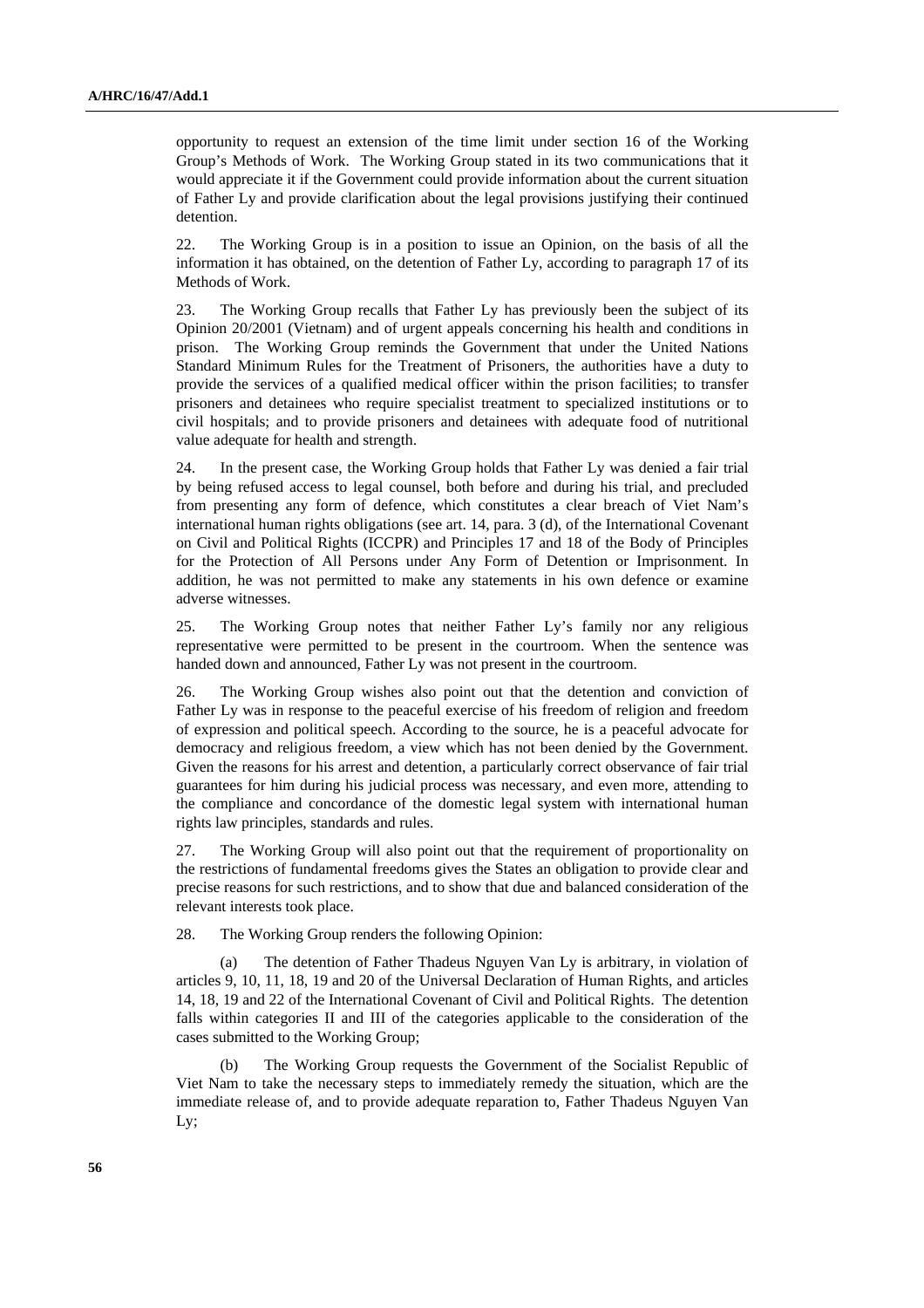opportunity to request an extension of the time limit under section 16 of the Working Group's Methods of Work. The Working Group stated in its two communications that it would appreciate it if the Government could provide information about the current situation of Father Ly and provide clarification about the legal provisions justifying their continued detention.

22. The Working Group is in a position to issue an Opinion, on the basis of all the information it has obtained, on the detention of Father Ly, according to paragraph 17 of its Methods of Work.

23. The Working Group recalls that Father Ly has previously been the subject of its Opinion 20/2001 (Vietnam) and of urgent appeals concerning his health and conditions in prison. The Working Group reminds the Government that under the United Nations Standard Minimum Rules for the Treatment of Prisoners, the authorities have a duty to provide the services of a qualified medical officer within the prison facilities; to transfer prisoners and detainees who require specialist treatment to specialized institutions or to civil hospitals; and to provide prisoners and detainees with adequate food of nutritional value adequate for health and strength.

24. In the present case, the Working Group holds that Father Ly was denied a fair trial by being refused access to legal counsel, both before and during his trial, and precluded from presenting any form of defence, which constitutes a clear breach of Viet Nam's international human rights obligations (see art. 14, para. 3 (d), of the International Covenant on Civil and Political Rights (ICCPR) and Principles 17 and 18 of the Body of Principles for the Protection of All Persons under Any Form of Detention or Imprisonment. In addition, he was not permitted to make any statements in his own defence or examine adverse witnesses.

25. The Working Group notes that neither Father Ly's family nor any religious representative were permitted to be present in the courtroom. When the sentence was handed down and announced, Father Ly was not present in the courtroom.

26. The Working Group wishes also point out that the detention and conviction of Father Ly was in response to the peaceful exercise of his freedom of religion and freedom of expression and political speech. According to the source, he is a peaceful advocate for democracy and religious freedom, a view which has not been denied by the Government. Given the reasons for his arrest and detention, a particularly correct observance of fair trial guarantees for him during his judicial process was necessary, and even more, attending to the compliance and concordance of the domestic legal system with international human rights law principles, standards and rules.

27. The Working Group will also point out that the requirement of proportionality on the restrictions of fundamental freedoms gives the States an obligation to provide clear and precise reasons for such restrictions, and to show that due and balanced consideration of the relevant interests took place.

28. The Working Group renders the following Opinion:

(a) The detention of Father Thadeus Nguyen Van Ly is arbitrary, in violation of articles 9, 10, 11, 18, 19 and 20 of the Universal Declaration of Human Rights, and articles 14, 18, 19 and 22 of the International Covenant of Civil and Political Rights. The detention falls within categories II and III of the categories applicable to the consideration of the cases submitted to the Working Group;

(b) The Working Group requests the Government of the Socialist Republic of Viet Nam to take the necessary steps to immediately remedy the situation, which are the immediate release of, and to provide adequate reparation to, Father Thadeus Nguyen Van Ly;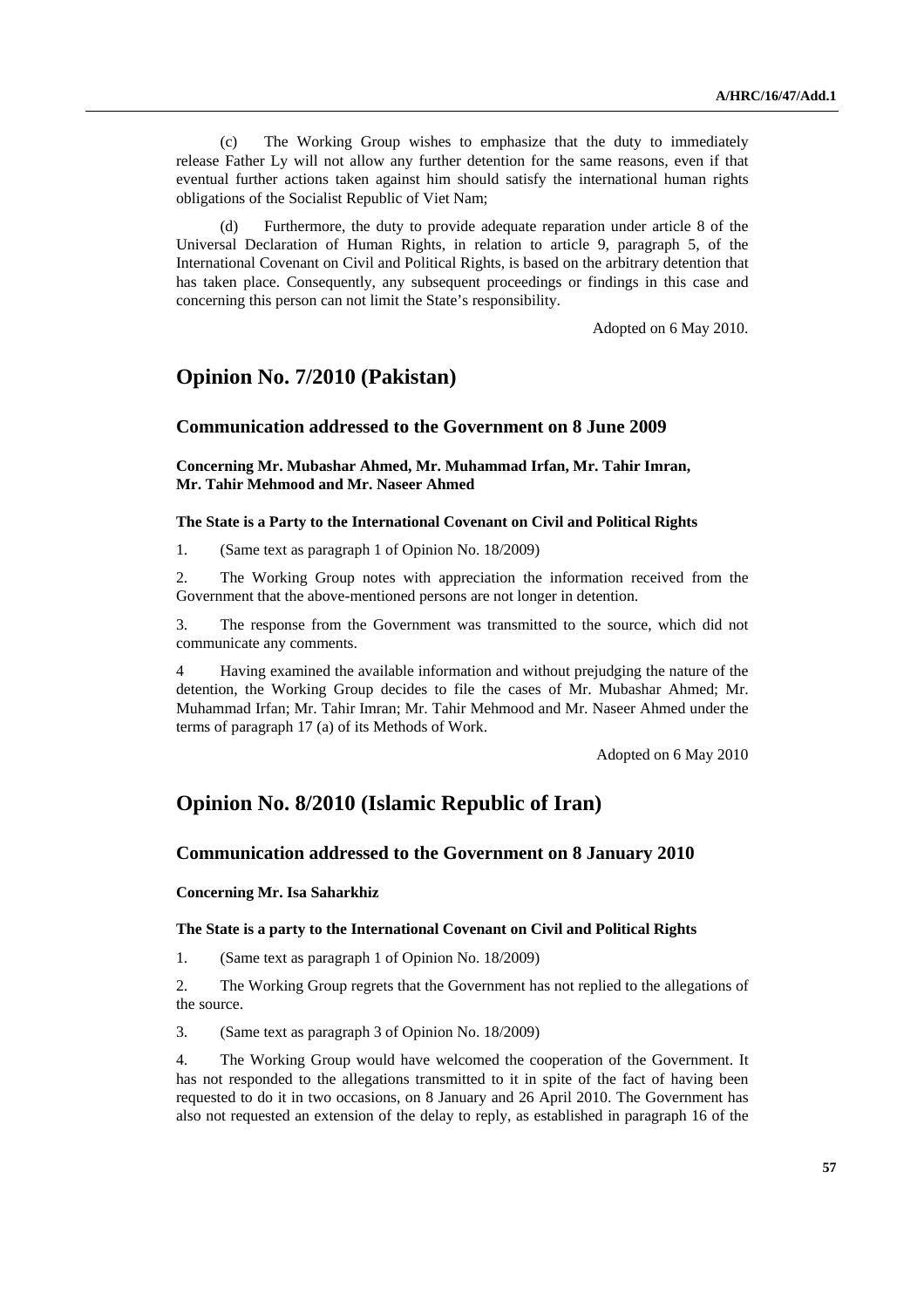(c) The Working Group wishes to emphasize that the duty to immediately release Father Ly will not allow any further detention for the same reasons, even if that eventual further actions taken against him should satisfy the international human rights obligations of the Socialist Republic of Viet Nam;

(d) Furthermore, the duty to provide adequate reparation under article 8 of the Universal Declaration of Human Rights, in relation to article 9, paragraph 5, of the International Covenant on Civil and Political Rights, is based on the arbitrary detention that has taken place. Consequently, any subsequent proceedings or findings in this case and concerning this person can not limit the State's responsibility.

Adopted on 6 May 2010.

## Opinion No. 7/2010 (Pakistan)

### Communication addressed to the Government on 8 June 2009

**Concerning Mr. Mubashar Ahmed, Mr. Muhammad Irfan, Mr. Tahir Imran, Mr. Tahir Mehmood and Mr. Naseer Ahmed**

**The State is a Party to the International Covenant on Civil and Political Rights**

1. (Same text as paragraph 1 of Opinion No. 18/2009)

2. The Working Group notes with appreciation the information received from the Government that the above-mentioned persons are not longer in detention.

3. The response from the Government was transmitted to the source, which did not communicate any comments.

4 Having examined the available information and without prejudging the nature of the detention, the Working Group decides to file the cases of Mr. Mubashar Ahmed; Mr. Muhammad Irfan; Mr. Tahir Imran; Mr. Tahir Mehmood and Mr. Naseer Ahmed under the terms of paragraph 17 (a) of its Methods of Work.

Adopted on 6 May 2010

## Opinion No. 8/2010 (Islamic Republic of Iran)

### Communication addressed to the Government on 8 January 2010

**Concerning Mr. Isa Saharkhiz**

**The State is a party to the International Covenant on Civil and Political Rights**

1. (Same text as paragraph 1 of Opinion No. 18/2009)

2. The Working Group regrets that the Government has not replied to the allegations of the source.

3. (Same text as paragraph 3 of Opinion No. 18/2009)

4. The Working Group would have welcomed the cooperation of the Government. It has not responded to the allegations transmitted to it in spite of the fact of having been requested to do it in two occasions, on 8 January and 26 April 2010. The Government has also not requested an extension of the delay to reply, as established in paragraph 16 of the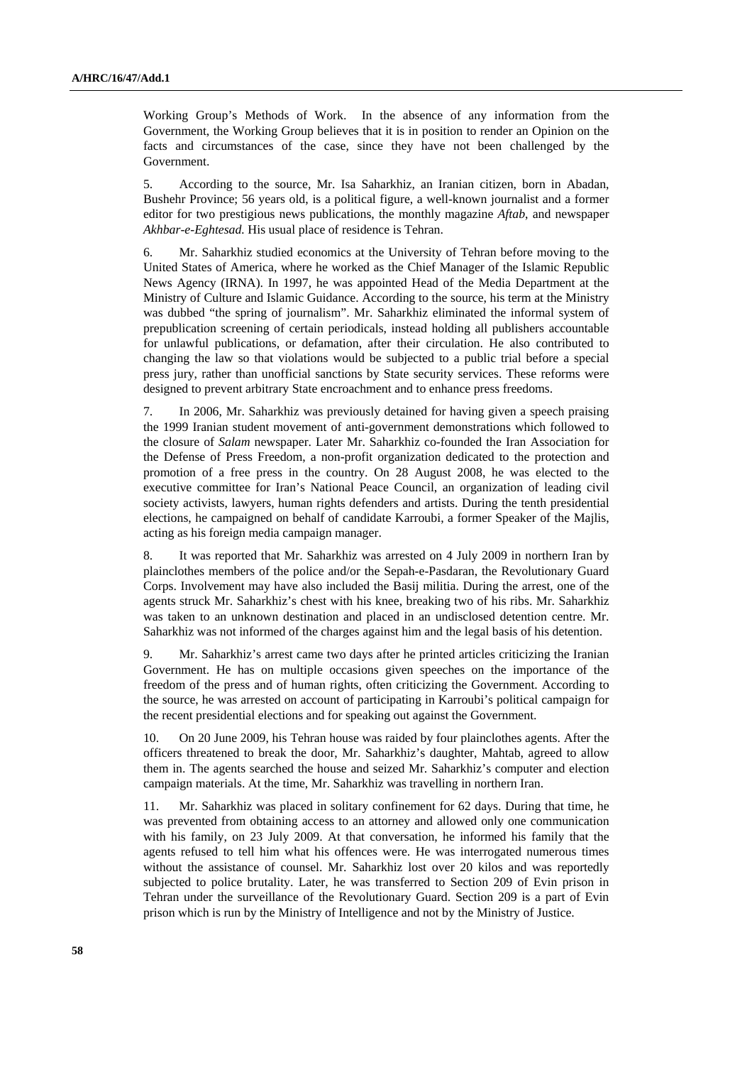Working Group's Methods of Work. In the absence of any information from the Government, the Working Group believes that it is in position to render an Opinion on the facts and circumstances of the case, since they have not been challenged by the Government.

5. According to the source, Mr. Isa Saharkhiz, an Iranian citizen, born in Abadan, Bushehr Province; 56 years old, is a political figure, a well-known journalist and a former editor for two prestigious news publications, the monthly magazine *Aftab*, and newspaper *Akhbar-e-Eghtesad.* His usual place of residence is Tehran.

6. Mr. Saharkhiz studied economics at the University of Tehran before moving to the United States of America, where he worked as the Chief Manager of the Islamic Republic News Agency (IRNA). In 1997, he was appointed Head of the Media Department at the Ministry of Culture and Islamic Guidance. According to the source, his term at the Ministry was dubbed "the spring of journalism". Mr. Saharkhiz eliminated the informal system of prepublication screening of certain periodicals, instead holding all publishers accountable for unlawful publications, or defamation, after their circulation. He also contributed to changing the law so that violations would be subjected to a public trial before a special press jury, rather than unofficial sanctions by State security services. These reforms were designed to prevent arbitrary State encroachment and to enhance press freedoms.

7. In 2006, Mr. Saharkhiz was previously detained for having given a speech praising the 1999 Iranian student movement of anti-government demonstrations which followed to the closure of *Salam* newspaper. Later Mr. Saharkhiz co-founded the Iran Association for the Defense of Press Freedom, a non-profit organization dedicated to the protection and promotion of a free press in the country. On 28 August 2008, he was elected to the executive committee for Iran's National Peace Council, an organization of leading civil society activists, lawyers, human rights defenders and artists. During the tenth presidential elections, he campaigned on behalf of candidate Karroubi, a former Speaker of the Majlis, acting as his foreign media campaign manager.

8. It was reported that Mr. Saharkhiz was arrested on 4 July 2009 in northern Iran by plainclothes members of the police and/or the Sepah-e-Pasdaran, the Revolutionary Guard Corps. Involvement may have also included the Basij militia. During the arrest, one of the agents struck Mr. Saharkhiz's chest with his knee, breaking two of his ribs. Mr. Saharkhiz was taken to an unknown destination and placed in an undisclosed detention centre. Mr. Saharkhiz was not informed of the charges against him and the legal basis of his detention.

9. Mr. Saharkhiz's arrest came two days after he printed articles criticizing the Iranian Government. He has on multiple occasions given speeches on the importance of the freedom of the press and of human rights, often criticizing the Government. According to the source, he was arrested on account of participating in Karroubi's political campaign for the recent presidential elections and for speaking out against the Government.

10. On 20 June 2009, his Tehran house was raided by four plainclothes agents. After the officers threatened to break the door, Mr. Saharkhiz's daughter, Mahtab, agreed to allow them in. The agents searched the house and seized Mr. Saharkhiz's computer and election campaign materials. At the time, Mr. Saharkhiz was travelling in northern Iran.

11. Mr. Saharkhiz was placed in solitary confinement for 62 days. During that time, he was prevented from obtaining access to an attorney and allowed only one communication with his family, on 23 July 2009. At that conversation, he informed his family that the agents refused to tell him what his offences were. He was interrogated numerous times without the assistance of counsel. Mr. Saharkhiz lost over 20 kilos and was reportedly subjected to police brutality. Later, he was transferred to Section 209 of Evin prison in Tehran under the surveillance of the Revolutionary Guard. Section 209 is a part of Evin prison which is run by the Ministry of Intelligence and not by the Ministry of Justice.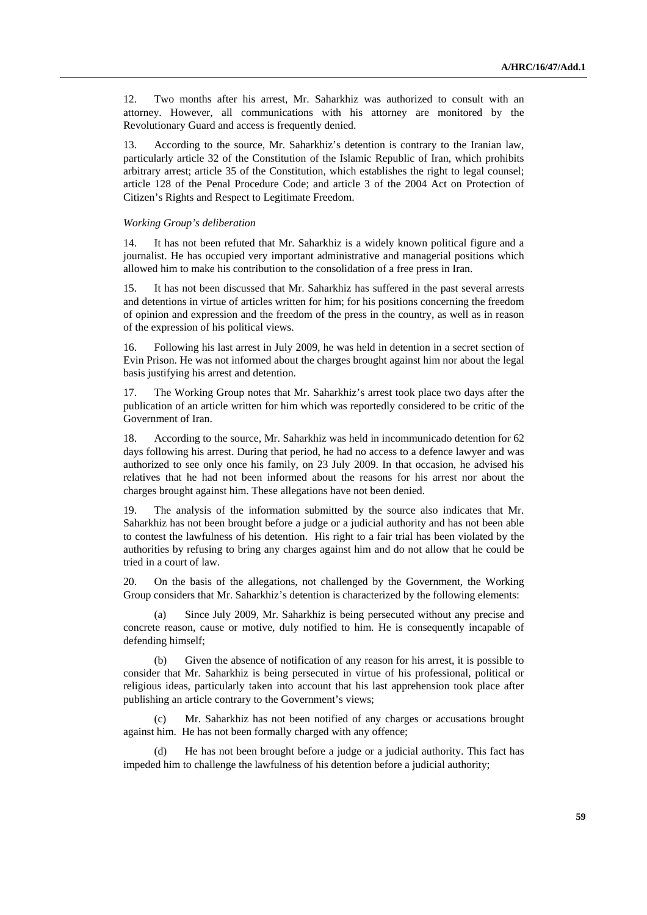12. Two months after his arrest, Mr. Saharkhiz was authorized to consult with an attorney. However, all communications with his attorney are monitored by the Revolutionary Guard and access is frequently denied.

13. According to the source, Mr. Saharkhiz's detention is contrary to the Iranian law, particularly article 32 of the Constitution of the Islamic Republic of Iran, which prohibits arbitrary arrest; article 35 of the Constitution, which establishes the right to legal counsel; article 128 of the Penal Procedure Code; and article 3 of the 2004 Act on Protection of Citizen's Rights and Respect to Legitimate Freedom.

*Working Group's deliberation*

14. It has not been refuted that Mr. Saharkhiz is a widely known political figure and a journalist. He has occupied very important administrative and managerial positions which allowed him to make his contribution to the consolidation of a free press in Iran.

15. It has not been discussed that Mr. Saharkhiz has suffered in the past several arrests and detentions in virtue of articles written for him; for his positions concerning the freedom of opinion and expression and the freedom of the press in the country, as well as in reason of the expression of his political views.

16. Following his last arrest in July 2009, he was held in detention in a secret section of Evin Prison. He was not informed about the charges brought against him nor about the legal basis justifying his arrest and detention.

17. The Working Group notes that Mr. Saharkhiz's arrest took place two days after the publication of an article written for him which was reportedly considered to be critic of the Government of Iran.

18. According to the source, Mr. Saharkhiz was held in incommunicado detention for 62 days following his arrest. During that period, he had no access to a defence lawyer and was authorized to see only once his family, on 23 July 2009. In that occasion, he advised his relatives that he had not been informed about the reasons for his arrest nor about the charges brought against him. These allegations have not been denied.

19. The analysis of the information submitted by the source also indicates that Mr. Saharkhiz has not been brought before a judge or a judicial authority and has not been able to contest the lawfulness of his detention. His right to a fair trial has been violated by the authorities by refusing to bring any charges against him and do not allow that he could be tried in a court of law.

20. On the basis of the allegations, not challenged by the Government, the Working Group considers that Mr. Saharkhiz's detention is characterized by the following elements:

(a) Since July 2009, Mr. Saharkhiz is being persecuted without any precise and concrete reason, cause or motive, duly notified to him. He is consequently incapable of defending himself;

(b) Given the absence of notification of any reason for his arrest, it is possible to consider that Mr. Saharkhiz is being persecuted in virtue of his professional, political or religious ideas, particularly taken into account that his last apprehension took place after publishing an article contrary to the Government's views;

(c) Mr. Saharkhiz has not been notified of any charges or accusations brought against him. He has not been formally charged with any offence;

(d) He has not been brought before a judge or a judicial authority. This fact has impeded him to challenge the lawfulness of his detention before a judicial authority;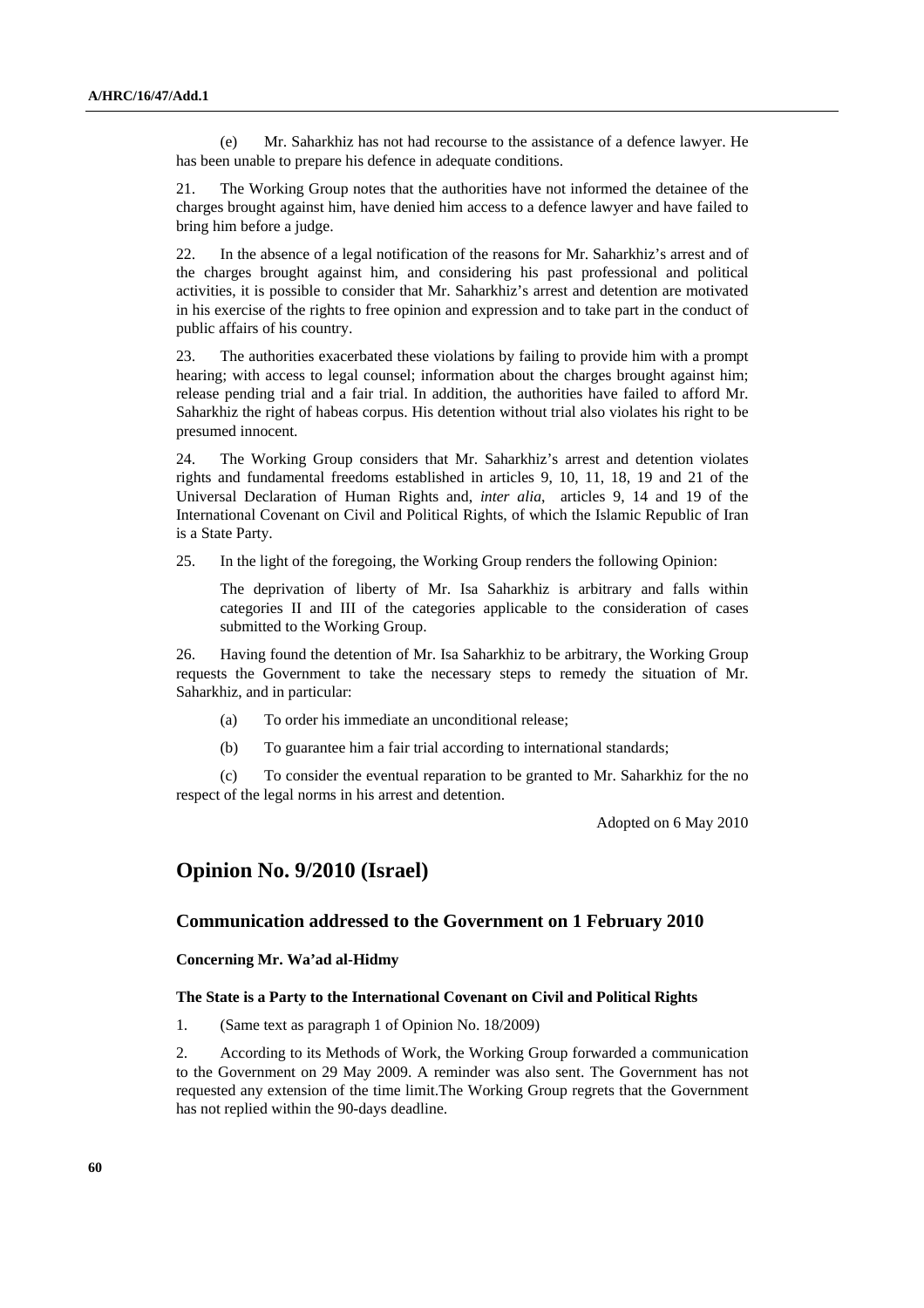(e) Mr. Saharkhiz has not had recourse to the assistance of a defence lawyer. He has been unable to prepare his defence in adequate conditions.

21. The Working Group notes that the authorities have not informed the detainee of the charges brought against him, have denied him access to a defence lawyer and have failed to bring him before a judge.

22. In the absence of a legal notification of the reasons for Mr. Saharkhiz's arrest and of the charges brought against him, and considering his past professional and political activities, it is possible to consider that Mr. Saharkhiz's arrest and detention are motivated in his exercise of the rights to free opinion and expression and to take part in the conduct of public affairs of his country.

23. The authorities exacerbated these violations by failing to provide him with a prompt hearing; with access to legal counsel; information about the charges brought against him; release pending trial and a fair trial. In addition, the authorities have failed to afford Mr. Saharkhiz the right of habeas corpus. His detention without trial also violates his right to be presumed innocent.

24. The Working Group considers that Mr. Saharkhiz's arrest and detention violates rights and fundamental freedoms established in articles 9, 10, 11, 18, 19 and 21 of the Universal Declaration of Human Rights and, *inter alia*, articles 9, 14 and 19 of the International Covenant on Civil and Political Rights, of which the Islamic Republic of Iran is a State Party.

25. In the light of the foregoing, the Working Group renders the following Opinion:

The deprivation of liberty of Mr. Isa Saharkhiz is arbitrary and falls within categories II and III of the categories applicable to the consideration of cases submitted to the Working Group.

26. Having found the detention of Mr. Isa Saharkhiz to be arbitrary, the Working Group requests the Government to take the necessary steps to remedy the situation of Mr. Saharkhiz, and in particular:

(a) To order his immediate an unconditional release;

(b) To guarantee him a fair trial according to international standards;

(c) To consider the eventual reparation to be granted to Mr. Saharkhiz for the no respect of the legal norms in his arrest and detention.

Adopted on 6 May 2010

## Opinion No. 9/2010 (Israel)

### Communication addressed to the Government on 1 February 2010

#### Concerning Mr. Wa'ad al-Hidmy

#### The State is a Party to the International Covenant on Civil and Political Rights

1. (Same text as paragraph 1 of Opinion No. 18/2009)

2. According to its Methods of Work, the Working Group forwarded a communication to the Government on 29 May 2009. A reminder was also sent. The Government has not requested any extension of the time limit.The Working Group regrets that the Government has not replied within the 90-days deadline.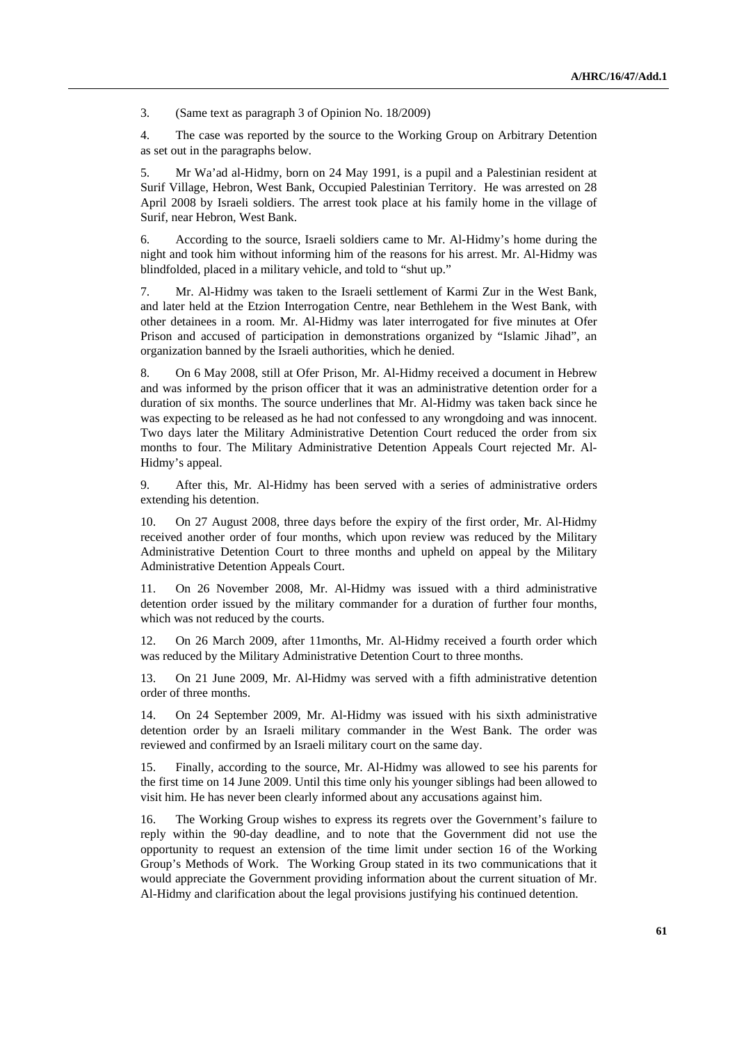3. (Same text as paragraph 3 of Opinion No. 18/2009)

4. The case was reported by the source to the Working Group on Arbitrary Detention as set out in the paragraphs below.

5. Mr Wa'ad al-Hidmy, born on 24 May 1991, is a pupil and a Palestinian resident at Surif Village, Hebron, West Bank, Occupied Palestinian Territory. He was arrested on 28 April 2008 by Israeli soldiers. The arrest took place at his family home in the village of Surif, near Hebron, West Bank.

6. According to the source, Israeli soldiers came to Mr. Al-Hidmy's home during the night and took him without informing him of the reasons for his arrest. Mr. Al-Hidmy was blindfolded, placed in a military vehicle, and told to "shut up."

7. Mr. Al-Hidmy was taken to the Israeli settlement of Karmi Zur in the West Bank, and later held at the Etzion Interrogation Centre, near Bethlehem in the West Bank, with other detainees in a room. Mr. Al-Hidmy was later interrogated for five minutes at Ofer Prison and accused of participation in demonstrations organized by "Islamic Jihad", an organization banned by the Israeli authorities, which he denied.

8. On 6 May 2008, still at Ofer Prison, Mr. Al-Hidmy received a document in Hebrew and was informed by the prison officer that it was an administrative detention order for a duration of six months. The source underlines that Mr. Al-Hidmy was taken back since he was expecting to be released as he had not confessed to any wrongdoing and was innocent. Two days later the Military Administrative Detention Court reduced the order from six months to four. The Military Administrative Detention Appeals Court rejected Mr. Al-Hidmy's appeal.

9. After this, Mr. Al-Hidmy has been served with a series of administrative orders extending his detention.

10. On 27 August 2008, three days before the expiry of the first order, Mr. Al-Hidmy received another order of four months, which upon review was reduced by the Military Administrative Detention Court to three months and upheld on appeal by the Military Administrative Detention Appeals Court.

11. On 26 November 2008, Mr. Al-Hidmy was issued with a third administrative detention order issued by the military commander for a duration of further four months, which was not reduced by the courts.

12. On 26 March 2009, after 11months, Mr. Al-Hidmy received a fourth order which was reduced by the Military Administrative Detention Court to three months.

13. On 21 June 2009, Mr. Al-Hidmy was served with a fifth administrative detention order of three months.

14. On 24 September 2009, Mr. Al-Hidmy was issued with his sixth administrative detention order by an Israeli military commander in the West Bank. The order was reviewed and confirmed by an Israeli military court on the same day.

15. Finally, according to the source, Mr. Al-Hidmy was allowed to see his parents for the first time on 14 June 2009. Until this time only his younger siblings had been allowed to visit him. He has never been clearly informed about any accusations against him.

16. The Working Group wishes to express its regrets over the Government's failure to reply within the 90-day deadline, and to note that the Government did not use the opportunity to request an extension of the time limit under section 16 of the Working Group's Methods of Work. The Working Group stated in its two communications that it would appreciate the Government providing information about the current situation of Mr. Al-Hidmy and clarification about the legal provisions justifying his continued detention.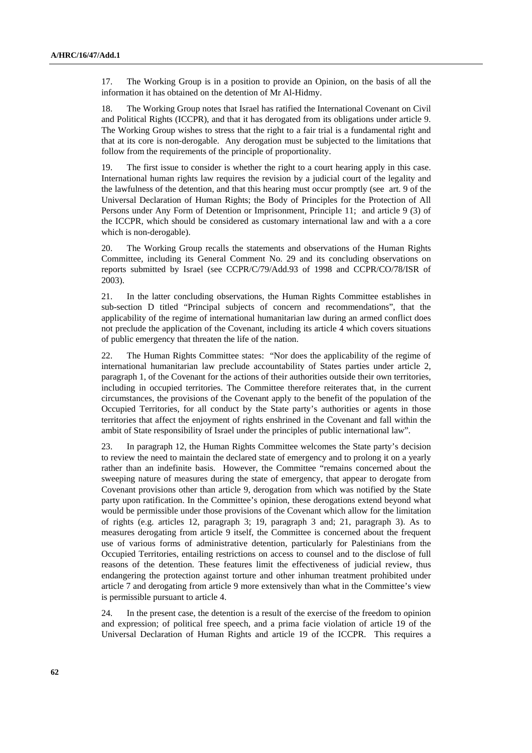17. The Working Group is in a position to provide an Opinion, on the basis of all the information it has obtained on the detention of Mr Al-Hidmy.

18. The Working Group notes that Israel has ratified the International Covenant on Civil and Political Rights (ICCPR), and that it has derogated from its obligations under article 9. The Working Group wishes to stress that the right to a fair trial is a fundamental right and that at its core is non-derogable. Any derogation must be subjected to the limitations that follow from the requirements of the principle of proportionality.

19. The first issue to consider is whether the right to a court hearing apply in this case. International human rights law requires the revision by a judicial court of the legality and the lawfulness of the detention, and that this hearing must occur promptly (see art. 9 of the Universal Declaration of Human Rights; the Body of Principles for the Protection of All Persons under Any Form of Detention or Imprisonment, Principle 11; and article 9 (3) of the ICCPR, which should be considered as customary international law and with a a core which is non-derogable).

20. The Working Group recalls the statements and observations of the Human Rights Committee, including its General Comment No. 29 and its concluding observations on reports submitted by Israel (see CCPR/C/79/Add.93 of 1998 and CCPR/CO/78/ISR of 2003).

21. In the latter concluding observations, the Human Rights Committee establishes in sub-section D titled "Principal subjects of concern and recommendations", that the applicability of the regime of international humanitarian law during an armed conflict does not preclude the application of the Covenant, including its article 4 which covers situations of public emergency that threaten the life of the nation.

22. The Human Rights Committee states: "Nor does the applicability of the regime of international humanitarian law preclude accountability of States parties under article 2, paragraph 1, of the Covenant for the actions of their authorities outside their own territories, including in occupied territories. The Committee therefore reiterates that, in the current circumstances, the provisions of the Covenant apply to the benefit of the population of the Occupied Territories, for all conduct by the State party's authorities or agents in those territories that affect the enjoyment of rights enshrined in the Covenant and fall within the ambit of State responsibility of Israel under the principles of public international law".

23. In paragraph 12, the Human Rights Committee welcomes the State party's decision to review the need to maintain the declared state of emergency and to prolong it on a yearly rather than an indefinite basis. However, the Committee "remains concerned about the sweeping nature of measures during the state of emergency, that appear to derogate from Covenant provisions other than article 9, derogation from which was notified by the State party upon ratification. In the Committee's opinion, these derogations extend beyond what would be permissible under those provisions of the Covenant which allow for the limitation of rights (e.g. articles 12, paragraph 3; 19, paragraph 3 and; 21, paragraph 3). As to measures derogating from article 9 itself, the Committee is concerned about the frequent use of various forms of administrative detention, particularly for Palestinians from the Occupied Territories, entailing restrictions on access to counsel and to the disclose of full reasons of the detention. These features limit the effectiveness of judicial review, thus endangering the protection against torture and other inhuman treatment prohibited under article 7 and derogating from article 9 more extensively than what in the Committee's view is permissible pursuant to article 4.

24. In the present case, the detention is a result of the exercise of the freedom to opinion and expression; of political free speech, and a prima facie violation of article 19 of the Universal Declaration of Human Rights and article 19 of the ICCPR. This requires a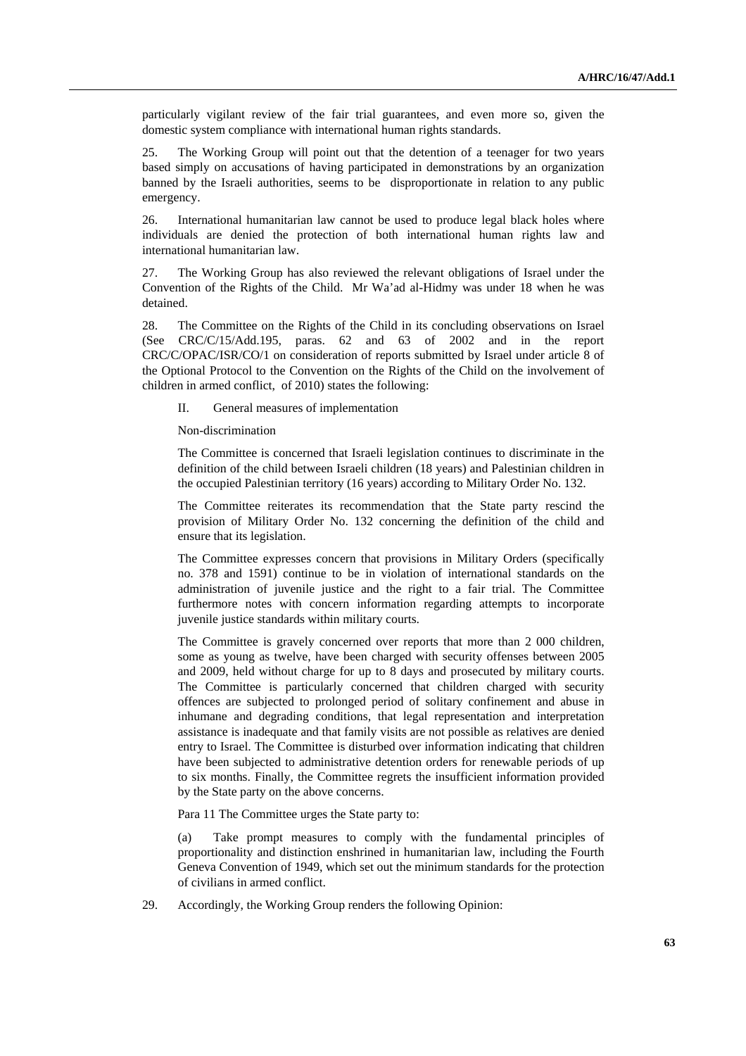particularly vigilant review of the fair trial guarantees, and even more so, given the domestic system compliance with international human rights standards.

25. The Working Group will point out that the detention of a teenager for two years based simply on accusations of having participated in demonstrations by an organization banned by the Israeli authorities, seems to be disproportionate in relation to any public emergency.

26. International humanitarian law cannot be used to produce legal black holes where individuals are denied the protection of both international human rights law and international humanitarian law.

27. The Working Group has also reviewed the relevant obligations of Israel under the Convention of the Rights of the Child. Mr Wa'ad al-Hidmy was under 18 when he was detained.

28. The Committee on the Rights of the Child in its concluding observations on Israel (See CRC/C/15/Add.195, paras. 62 and 63 of 2002 and in the report CRC/C/OPAC/ISR/CO/1 on consideration of reports submitted by Israel under article 8 of the Optional Protocol to the Convention on the Rights of the Child on the involvement of children in armed conflict, of 2010) states the following:

> II. General measures of implementation
>
> Non-discrimination
>
> The Committee is concerned that Israeli legislation continues to discriminate in the definition of the child between Israeli children (18 years) and Palestinian children in the occupied Palestinian territory (16 years) according to Military Order No. 132.
>
> The Committee reiterates its recommendation that the State party rescind the provision of Military Order No. 132 concerning the definition of the child and ensure that its legislation.
>
> The Committee expresses concern that provisions in Military Orders (specifically no. 378 and 1591) continue to be in violation of international standards on the administration of juvenile justice and the right to a fair trial. The Committee furthermore notes with concern information regarding attempts to incorporate juvenile justice standards within military courts.
>
> The Committee is gravely concerned over reports that more than 2 000 children, some as young as twelve, have been charged with security offenses between 2005 and 2009, held without charge for up to 8 days and prosecuted by military courts. The Committee is particularly concerned that children charged with security offences are subjected to prolonged period of solitary confinement and abuse in inhumane and degrading conditions, that legal representation and interpretation assistance is inadequate and that family visits are not possible as relatives are denied entry to Israel. The Committee is disturbed over information indicating that children have been subjected to administrative detention orders for renewable periods of up to six months. Finally, the Committee regrets the insufficient information provided by the State party on the above concerns.
>
> Para 11 The Committee urges the State party to:
>
> (a) Take prompt measures to comply with the fundamental principles of proportionality and distinction enshrined in humanitarian law, including the Fourth Geneva Convention of 1949, which set out the minimum standards for the protection of civilians in armed conflict.

29. Accordingly, the Working Group renders the following Opinion: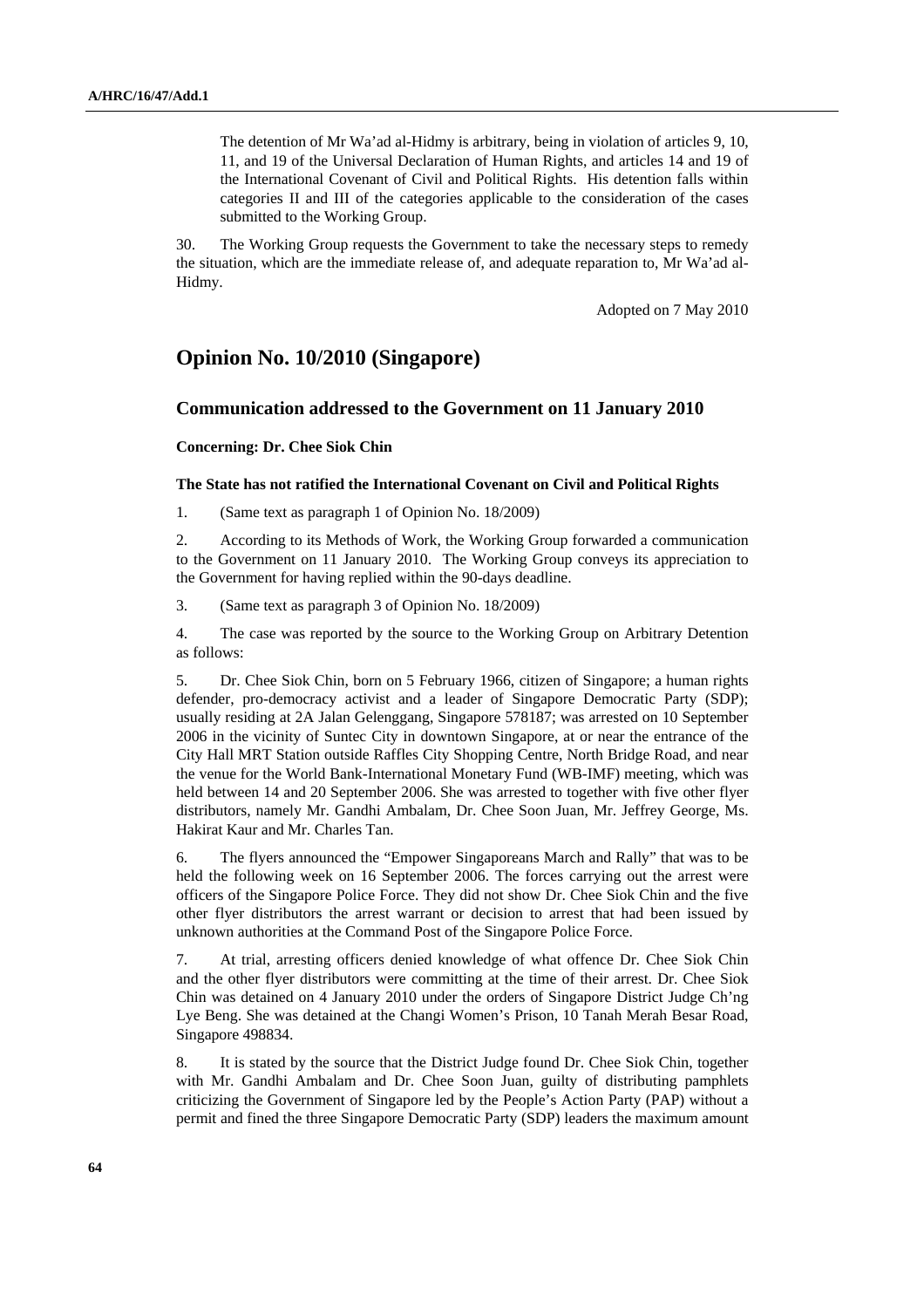The detention of Mr Wa'ad al-Hidmy is arbitrary, being in violation of articles 9, 10, 11, and 19 of the Universal Declaration of Human Rights, and articles 14 and 19 of the International Covenant of Civil and Political Rights. His detention falls within categories II and III of the categories applicable to the consideration of the cases submitted to the Working Group.

30. The Working Group requests the Government to take the necessary steps to remedy the situation, which are the immediate release of, and adequate reparation to, Mr Wa'ad al-Hidmy.

Adopted on 7 May 2010

## Opinion No. 10/2010 (Singapore)

### Communication addressed to the Government on 11 January 2010

**Concerning: Dr. Chee Siok Chin**

**The State has not ratified the International Covenant on Civil and Political Rights**

1. (Same text as paragraph 1 of Opinion No. 18/2009)

2. According to its Methods of Work, the Working Group forwarded a communication to the Government on 11 January 2010. The Working Group conveys its appreciation to the Government for having replied within the 90-days deadline.

3. (Same text as paragraph 3 of Opinion No. 18/2009)

4. The case was reported by the source to the Working Group on Arbitrary Detention as follows:

5. Dr. Chee Siok Chin, born on 5 February 1966, citizen of Singapore; a human rights defender, pro-democracy activist and a leader of Singapore Democratic Party (SDP); usually residing at 2A Jalan Gelenggang, Singapore 578187; was arrested on 10 September 2006 in the vicinity of Suntec City in downtown Singapore, at or near the entrance of the City Hall MRT Station outside Raffles City Shopping Centre, North Bridge Road, and near the venue for the World Bank-International Monetary Fund (WB-IMF) meeting, which was held between 14 and 20 September 2006. She was arrested to together with five other flyer distributors, namely Mr. Gandhi Ambalam, Dr. Chee Soon Juan, Mr. Jeffrey George, Ms. Hakirat Kaur and Mr. Charles Tan.

6. The flyers announced the "Empower Singaporeans March and Rally" that was to be held the following week on 16 September 2006. The forces carrying out the arrest were officers of the Singapore Police Force. They did not show Dr. Chee Siok Chin and the five other flyer distributors the arrest warrant or decision to arrest that had been issued by unknown authorities at the Command Post of the Singapore Police Force.

7. At trial, arresting officers denied knowledge of what offence Dr. Chee Siok Chin and the other flyer distributors were committing at the time of their arrest. Dr. Chee Siok Chin was detained on 4 January 2010 under the orders of Singapore District Judge Ch'ng Lye Beng. She was detained at the Changi Women's Prison, 10 Tanah Merah Besar Road, Singapore 498834.

8. It is stated by the source that the District Judge found Dr. Chee Siok Chin, together with Mr. Gandhi Ambalam and Dr. Chee Soon Juan, guilty of distributing pamphlets criticizing the Government of Singapore led by the People's Action Party (PAP) without a permit and fined the three Singapore Democratic Party (SDP) leaders the maximum amount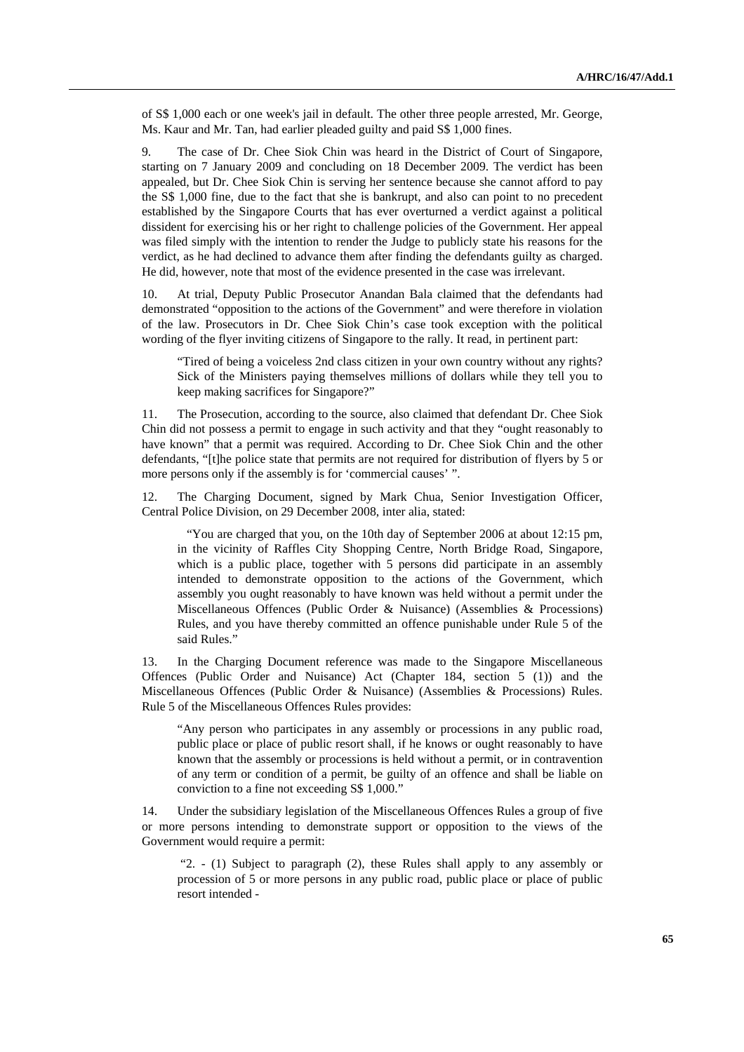of S$ 1,000 each or one week's jail in default. The other three people arrested, Mr. George, Ms. Kaur and Mr. Tan, had earlier pleaded guilty and paid S$ 1,000 fines.

9. The case of Dr. Chee Siok Chin was heard in the District of Court of Singapore, starting on 7 January 2009 and concluding on 18 December 2009. The verdict has been appealed, but Dr. Chee Siok Chin is serving her sentence because she cannot afford to pay the S$ 1,000 fine, due to the fact that she is bankrupt, and also can point to no precedent established by the Singapore Courts that has ever overturned a verdict against a political dissident for exercising his or her right to challenge policies of the Government. Her appeal was filed simply with the intention to render the Judge to publicly state his reasons for the verdict, as he had declined to advance them after finding the defendants guilty as charged. He did, however, note that most of the evidence presented in the case was irrelevant.

10. At trial, Deputy Public Prosecutor Anandan Bala claimed that the defendants had demonstrated "opposition to the actions of the Government" and were therefore in violation of the law. Prosecutors in Dr. Chee Siok Chin's case took exception with the political wording of the flyer inviting citizens of Singapore to the rally. It read, in pertinent part:

> "Tired of being a voiceless 2nd class citizen in your own country without any rights? Sick of the Ministers paying themselves millions of dollars while they tell you to keep making sacrifices for Singapore?"

11. The Prosecution, according to the source, also claimed that defendant Dr. Chee Siok Chin did not possess a permit to engage in such activity and that they "ought reasonably to have known" that a permit was required. According to Dr. Chee Siok Chin and the other defendants, "[t]he police state that permits are not required for distribution of flyers by 5 or more persons only if the assembly is for 'commercial causes' ".

12. The Charging Document, signed by Mark Chua, Senior Investigation Officer, Central Police Division, on 29 December 2008, inter alia, stated:

> "You are charged that you, on the 10th day of September 2006 at about 12:15 pm, in the vicinity of Raffles City Shopping Centre, North Bridge Road, Singapore, which is a public place, together with 5 persons did participate in an assembly intended to demonstrate opposition to the actions of the Government, which assembly you ought reasonably to have known was held without a permit under the Miscellaneous Offences (Public Order & Nuisance) (Assemblies & Processions) Rules, and you have thereby committed an offence punishable under Rule 5 of the said Rules."

13. In the Charging Document reference was made to the Singapore Miscellaneous Offences (Public Order and Nuisance) Act (Chapter 184, section 5 (1)) and the Miscellaneous Offences (Public Order & Nuisance) (Assemblies & Processions) Rules. Rule 5 of the Miscellaneous Offences Rules provides:

> "Any person who participates in any assembly or processions in any public road, public place or place of public resort shall, if he knows or ought reasonably to have known that the assembly or processions is held without a permit, or in contravention of any term or condition of a permit, be guilty of an offence and shall be liable on conviction to a fine not exceeding S$ 1,000."

14. Under the subsidiary legislation of the Miscellaneous Offences Rules a group of five or more persons intending to demonstrate support or opposition to the views of the Government would require a permit:

> "2. - (1) Subject to paragraph (2), these Rules shall apply to any assembly or procession of 5 or more persons in any public road, public place or place of public resort intended -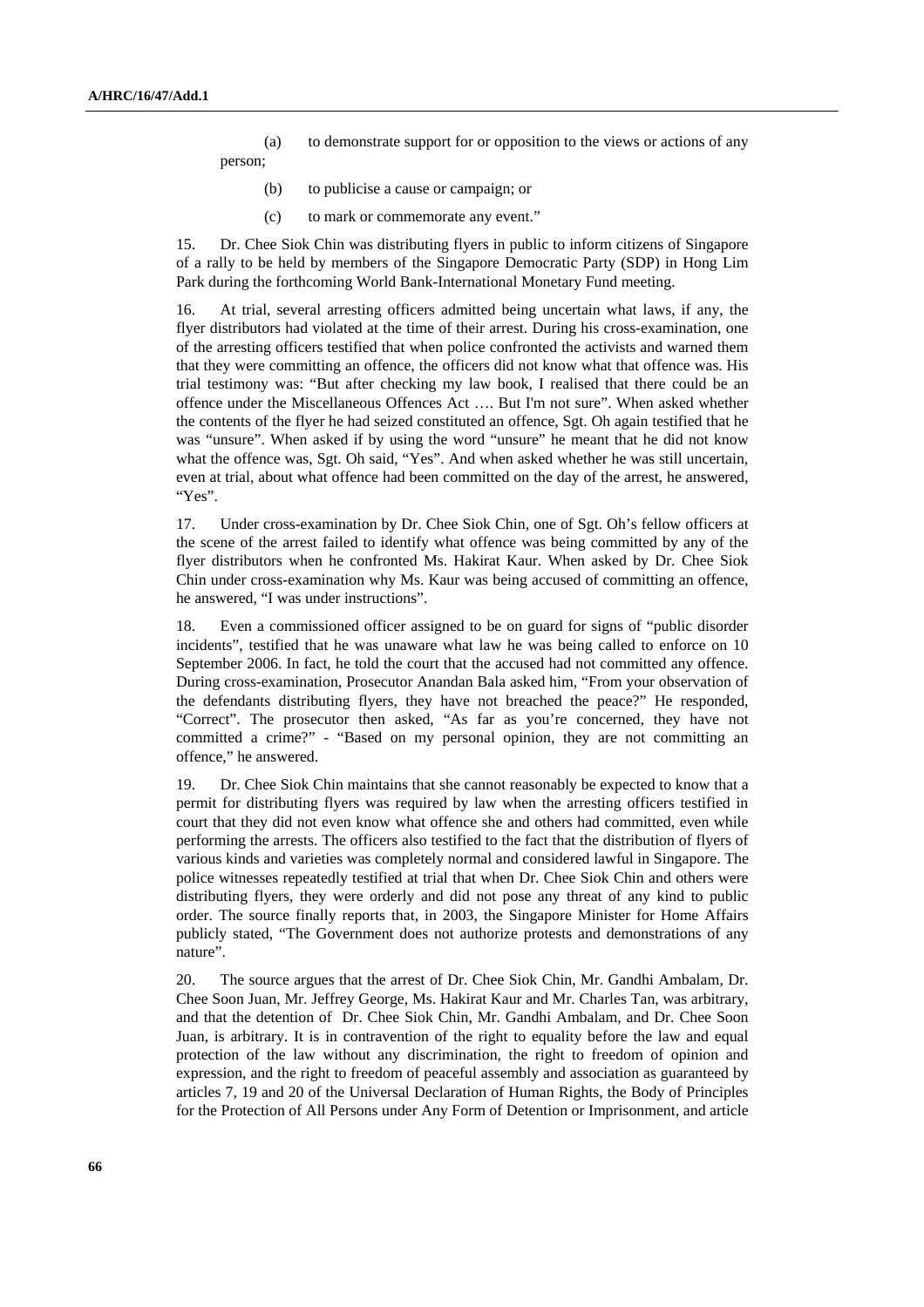(a) to demonstrate support for or opposition to the views or actions of any person;

(b) to publicise a cause or campaign; or

(c) to mark or commemorate any event."

15. Dr. Chee Siok Chin was distributing flyers in public to inform citizens of Singapore of a rally to be held by members of the Singapore Democratic Party (SDP) in Hong Lim Park during the forthcoming World Bank-International Monetary Fund meeting.

16. At trial, several arresting officers admitted being uncertain what laws, if any, the flyer distributors had violated at the time of their arrest. During his cross-examination, one of the arresting officers testified that when police confronted the activists and warned them that they were committing an offence, the officers did not know what that offence was. His trial testimony was: "But after checking my law book, I realised that there could be an offence under the Miscellaneous Offences Act …. But I'm not sure". When asked whether the contents of the flyer he had seized constituted an offence, Sgt. Oh again testified that he was "unsure". When asked if by using the word "unsure" he meant that he did not know what the offence was, Sgt. Oh said, "Yes". And when asked whether he was still uncertain, even at trial, about what offence had been committed on the day of the arrest, he answered, "Yes".

17. Under cross-examination by Dr. Chee Siok Chin, one of Sgt. Oh's fellow officers at the scene of the arrest failed to identify what offence was being committed by any of the flyer distributors when he confronted Ms. Hakirat Kaur. When asked by Dr. Chee Siok Chin under cross-examination why Ms. Kaur was being accused of committing an offence, he answered, "I was under instructions".

18. Even a commissioned officer assigned to be on guard for signs of "public disorder incidents", testified that he was unaware what law he was being called to enforce on 10 September 2006. In fact, he told the court that the accused had not committed any offence. During cross-examination, Prosecutor Anandan Bala asked him, "From your observation of the defendants distributing flyers, they have not breached the peace?" He responded, "Correct". The prosecutor then asked, "As far as you're concerned, they have not committed a crime?" - "Based on my personal opinion, they are not committing an offence," he answered.

19. Dr. Chee Siok Chin maintains that she cannot reasonably be expected to know that a permit for distributing flyers was required by law when the arresting officers testified in court that they did not even know what offence she and others had committed, even while performing the arrests. The officers also testified to the fact that the distribution of flyers of various kinds and varieties was completely normal and considered lawful in Singapore. The police witnesses repeatedly testified at trial that when Dr. Chee Siok Chin and others were distributing flyers, they were orderly and did not pose any threat of any kind to public order. The source finally reports that, in 2003, the Singapore Minister for Home Affairs publicly stated, "The Government does not authorize protests and demonstrations of any nature".

20. The source argues that the arrest of Dr. Chee Siok Chin, Mr. Gandhi Ambalam, Dr. Chee Soon Juan, Mr. Jeffrey George, Ms. Hakirat Kaur and Mr. Charles Tan, was arbitrary, and that the detention of Dr. Chee Siok Chin, Mr. Gandhi Ambalam, and Dr. Chee Soon Juan, is arbitrary. It is in contravention of the right to equality before the law and equal protection of the law without any discrimination, the right to freedom of opinion and expression, and the right to freedom of peaceful assembly and association as guaranteed by articles 7, 19 and 20 of the Universal Declaration of Human Rights, the Body of Principles for the Protection of All Persons under Any Form of Detention or Imprisonment, and article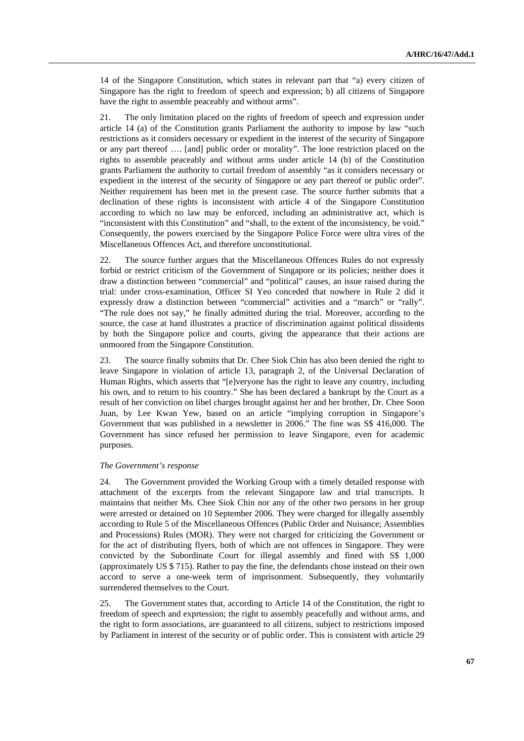14 of the Singapore Constitution, which states in relevant part that "a) every citizen of Singapore has the right to freedom of speech and expression; b) all citizens of Singapore have the right to assemble peaceably and without arms".

21. The only limitation placed on the rights of freedom of speech and expression under article 14 (a) of the Constitution grants Parliament the authority to impose by law "such restrictions as it considers necessary or expedient in the interest of the security of Singapore or any part thereof …. [and] public order or morality". The lone restriction placed on the rights to assemble peaceably and without arms under article 14 (b) of the Constitution grants Parliament the authority to curtail freedom of assembly "as it considers necessary or expedient in the interest of the security of Singapore or any part thereof or public order". Neither requirement has been met in the present case. The source further submits that a declination of these rights is inconsistent with article 4 of the Singapore Constitution according to which no law may be enforced, including an administrative act, which is "inconsistent with this Constitution" and "shall, to the extent of the inconsistency, be void." Consequently, the powers exercised by the Singapore Police Force were ultra vires of the Miscellaneous Offences Act, and therefore unconstitutional.

22. The source further argues that the Miscellaneous Offences Rules do not expressly forbid or restrict criticism of the Government of Singapore or its policies; neither does it draw a distinction between "commercial" and "political" causes, an issue raised during the trial: under cross-examination, Officer SI Yeo conceded that nowhere in Rule 2 did it expressly draw a distinction between "commercial" activities and a "march" or "rally". "The rule does not say," he finally admitted during the trial. Moreover, according to the source, the case at hand illustrates a practice of discrimination against political dissidents by both the Singapore police and courts, giving the appearance that their actions are unmoored from the Singapore Constitution.

23. The source finally submits that Dr. Chee Siok Chin has also been denied the right to leave Singapore in violation of article 13, paragraph 2, of the Universal Declaration of Human Rights, which asserts that "[e]veryone has the right to leave any country, including his own, and to return to his country." She has been declared a bankrupt by the Court as a result of her conviction on libel charges brought against her and her brother, Dr. Chee Soon Juan, by Lee Kwan Yew, based on an article "implying corruption in Singapore's Government that was published in a newsletter in 2006." The fine was S$ 416,000. The Government has since refused her permission to leave Singapore, even for academic purposes.

*The Government's response*

24. The Government provided the Working Group with a timely detailed response with attachment of the excerpts from the relevant Singapore law and trial transcripts. It maintains that neither Ms. Chee Siok Chin nor any of the other two persons in her group were arrested or detained on 10 September 2006. They were charged for illegally assembly according to Rule 5 of the Miscellaneous Offences (Public Order and Nuisance; Assemblies and Processions) Rules (MOR). They were not charged for criticizing the Government or for the act of distributing flyers, both of which are not offences in Singapore. They were convicted by the Subordinate Court for illegal assembly and fined with S$ 1,000 (approximately US $ 715). Rather to pay the fine, the defendants chose instead on their own accord to serve a one-week term of imprisonment. Subsequently, they voluntarily surrendered themselves to the Court.

25. The Government states that, according to Article 14 of the Constitution, the right to freedom of speech and exprtession; the right to assembly peacefully and without arms, and the right to form associations, are guaranteed to all citizens, subject to restrictions imposed by Parliament in interest of the security or of public order. This is consistent with article 29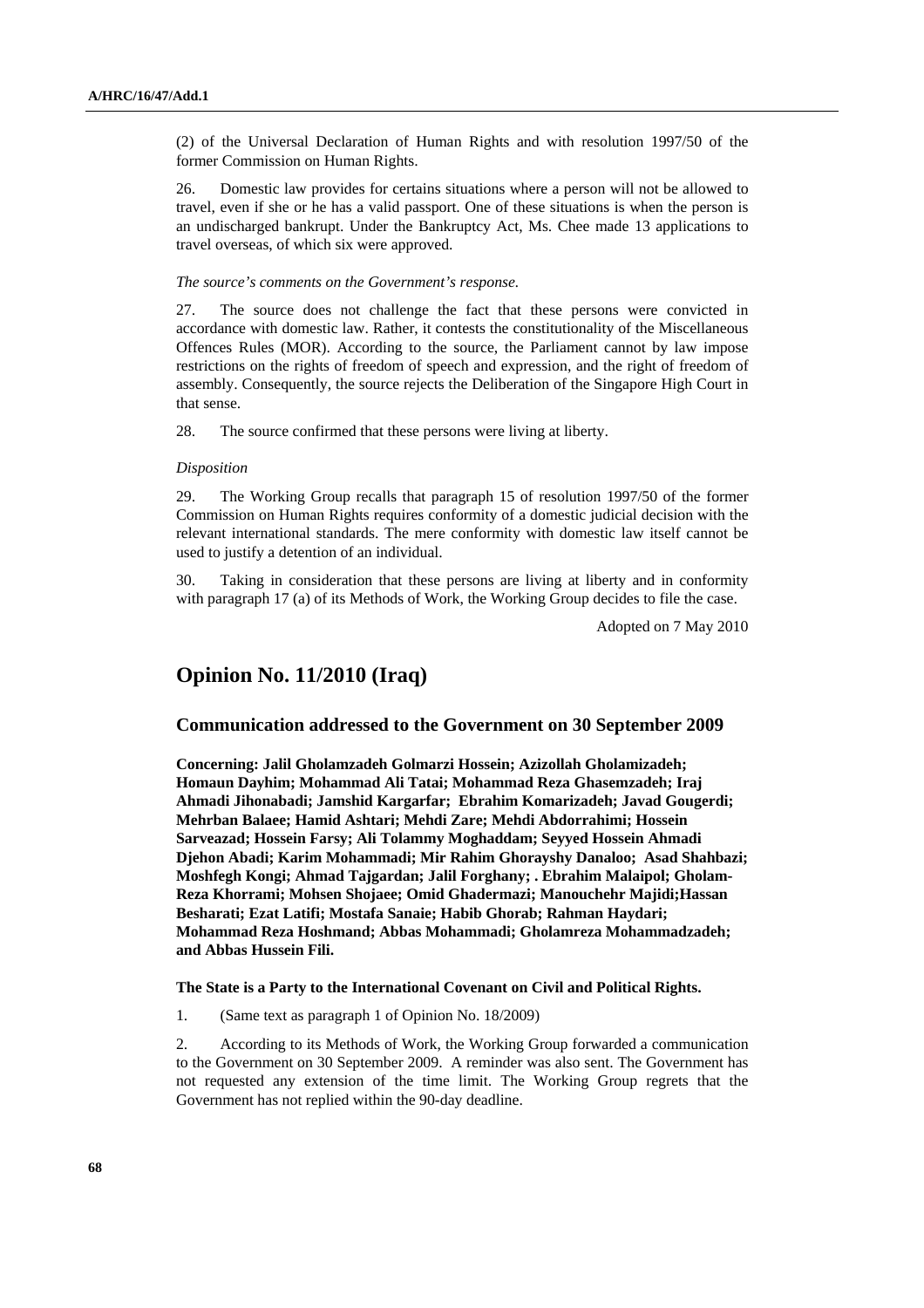(2) of the Universal Declaration of Human Rights and with resolution 1997/50 of the former Commission on Human Rights.

26. Domestic law provides for certains situations where a person will not be allowed to travel, even if she or he has a valid passport. One of these situations is when the person is an undischarged bankrupt. Under the Bankruptcy Act, Ms. Chee made 13 applications to travel overseas, of which six were approved.

*The source's comments on the Government's response.*

27. The source does not challenge the fact that these persons were convicted in accordance with domestic law. Rather, it contests the constitutionality of the Miscellaneous Offences Rules (MOR). According to the source, the Parliament cannot by law impose restrictions on the rights of freedom of speech and expression, and the right of freedom of assembly. Consequently, the source rejects the Deliberation of the Singapore High Court in that sense.

28. The source confirmed that these persons were living at liberty.

*Disposition*

29. The Working Group recalls that paragraph 15 of resolution 1997/50 of the former Commission on Human Rights requires conformity of a domestic judicial decision with the relevant international standards. The mere conformity with domestic law itself cannot be used to justify a detention of an individual.

30. Taking in consideration that these persons are living at liberty and in conformity with paragraph 17 (a) of its Methods of Work, the Working Group decides to file the case.

Adopted on 7 May 2010

# Opinion No. 11/2010 (Iraq)

## Communication addressed to the Government on 30 September 2009

**Concerning: Jalil Gholamzadeh Golmarzi Hossein; Azizollah Gholamizadeh; Homaun Dayhim; Mohammad Ali Tatai; Mohammad Reza Ghasemzadeh; Iraj Ahmadi Jihonabadi; Jamshid Kargarfar; Ebrahim Komarizadeh; Javad Gougerdi; Mehrban Balaee; Hamid Ashtari; Mehdi Zare; Mehdi Abdorrahimi; Hossein Sarveazad; Hossein Farsy; Ali Tolammy Moghaddam; Seyyed Hossein Ahmadi Djehon Abadi; Karim Mohammadi; Mir Rahim Ghorayshy Danaloo; Asad Shahbazi; Moshfegh Kongi; Ahmad Tajgardan; Jalil Forghany; . Ebrahim Malaipol; Gholam-Reza Khorrami; Mohsen Shojaee; Omid Ghadermazi; Manouchehr Majidi;Hassan Besharati; Ezat Latifi; Mostafa Sanaie; Habib Ghorab; Rahman Haydari; Mohammad Reza Hoshmand; Abbas Mohammadi; Gholamreza Mohammadzadeh; and Abbas Hussein Fili.**

**The State is a Party to the International Covenant on Civil and Political Rights.**

1. (Same text as paragraph 1 of Opinion No. 18/2009)

2. According to its Methods of Work, the Working Group forwarded a communication to the Government on 30 September 2009. A reminder was also sent. The Government has not requested any extension of the time limit. The Working Group regrets that the Government has not replied within the 90-day deadline.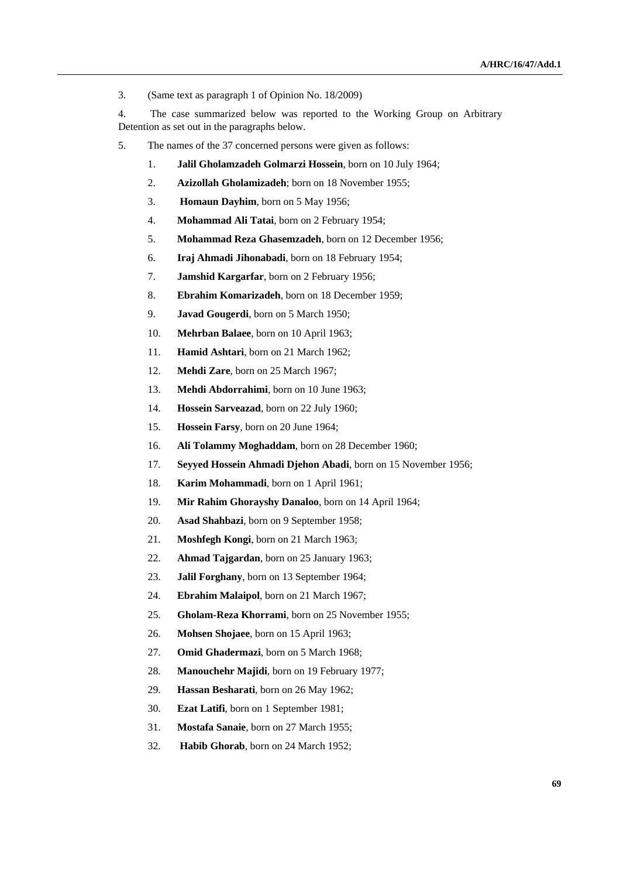3. (Same text as paragraph 1 of Opinion No. 18/2009)

4. The case summarized below was reported to the Working Group on Arbitrary Detention as set out in the paragraphs below.

5. The names of the 37 concerned persons were given as follows:

1. **Jalil Gholamzadeh Golmarzi Hossein**, born on 10 July 1964;
2. **Azizollah Gholamizadeh**; born on 18 November 1955;
3. **Homaun Dayhim**, born on 5 May 1956;
4. **Mohammad Ali Tatai**, born on 2 February 1954;
5. **Mohammad Reza Ghasemzadeh**, born on 12 December 1956;
6. **Iraj Ahmadi Jihonabadi**, born on 18 February 1954;
7. **Jamshid Kargarfar**, born on 2 February 1956;
8. **Ebrahim Komarizadeh**, born on 18 December 1959;
9. **Javad Gougerdi**, born on 5 March 1950;
10. **Mehrban Balaee**, born on 10 April 1963;
11. **Hamid Ashtari**, born on 21 March 1962;
12. **Mehdi Zare**, born on 25 March 1967;
13. **Mehdi Abdorrahimi**, born on 10 June 1963;
14. **Hossein Sarveazad**, born on 22 July 1960;
15. **Hossein Farsy**, born on 20 June 1964;
16. **Ali Tolammy Moghaddam**, born on 28 December 1960;
17. **Seyyed Hossein Ahmadi Djehon Abadi**, born on 15 November 1956;
18. **Karim Mohammadi**, born on 1 April 1961;
19. **Mir Rahim Ghorayshy Danaloo**, born on 14 April 1964;
20. **Asad Shahbazi**, born on 9 September 1958;
21. **Moshfegh Kongi**, born on 21 March 1963;
22. **Ahmad Tajgardan**, born on 25 January 1963;
23. **Jalil Forghany**, born on 13 September 1964;
24. **Ebrahim Malaipol**, born on 21 March 1967;
25. **Gholam-Reza Khorrami**, born on 25 November 1955;
26. **Mohsen Shojaee**, born on 15 April 1963;
27. **Omid Ghadermazi**, born on 5 March 1968;
28. **Manouchehr Majidi**, born on 19 February 1977;
29. **Hassan Besharati**, born on 26 May 1962;
30. **Ezat Latifi**, born on 1 September 1981;
31. **Mostafa Sanaie**, born on 27 March 1955;
32. **Habib Ghorab**, born on 24 March 1952;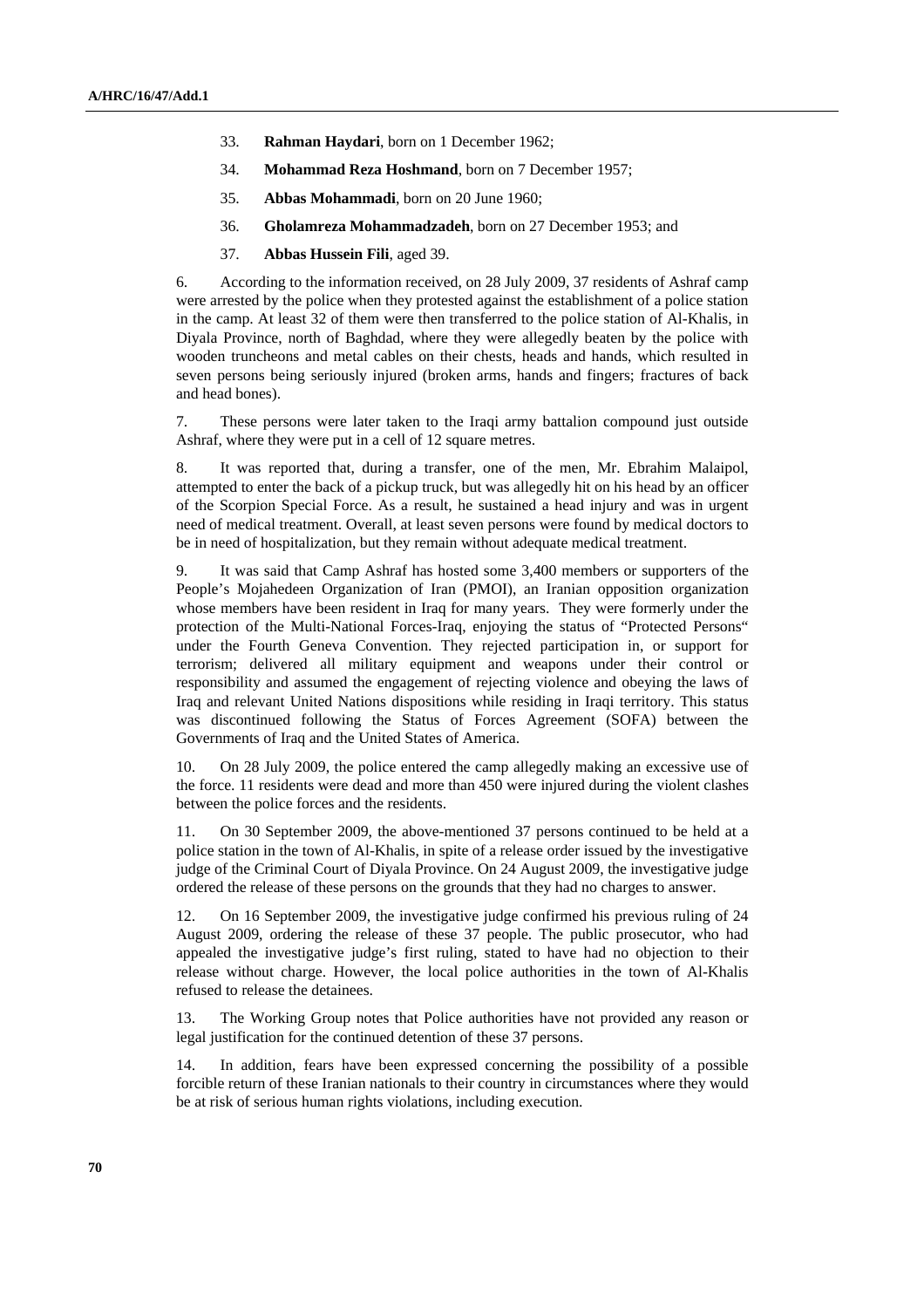33. **Rahman Haydari**, born on 1 December 1962;

34. **Mohammad Reza Hoshmand**, born on 7 December 1957;

35. **Abbas Mohammadi**, born on 20 June 1960;

36. **Gholamreza Mohammadzadeh**, born on 27 December 1953; and

37. **Abbas Hussein Fili**, aged 39.

6. According to the information received, on 28 July 2009, 37 residents of Ashraf camp were arrested by the police when they protested against the establishment of a police station in the camp. At least 32 of them were then transferred to the police station of Al-Khalis, in Diyala Province, north of Baghdad, where they were allegedly beaten by the police with wooden truncheons and metal cables on their chests, heads and hands, which resulted in seven persons being seriously injured (broken arms, hands and fingers; fractures of back and head bones).

7. These persons were later taken to the Iraqi army battalion compound just outside Ashraf, where they were put in a cell of 12 square metres.

8. It was reported that, during a transfer, one of the men, Mr. Ebrahim Malaipol, attempted to enter the back of a pickup truck, but was allegedly hit on his head by an officer of the Scorpion Special Force. As a result, he sustained a head injury and was in urgent need of medical treatment. Overall, at least seven persons were found by medical doctors to be in need of hospitalization, but they remain without adequate medical treatment.

9. It was said that Camp Ashraf has hosted some 3,400 members or supporters of the People's Mojahedeen Organization of Iran (PMOI), an Iranian opposition organization whose members have been resident in Iraq for many years. They were formerly under the protection of the Multi-National Forces-Iraq, enjoying the status of "Protected Persons" under the Fourth Geneva Convention. They rejected participation in, or support for terrorism; delivered all military equipment and weapons under their control or responsibility and assumed the engagement of rejecting violence and obeying the laws of Iraq and relevant United Nations dispositions while residing in Iraqi territory. This status was discontinued following the Status of Forces Agreement (SOFA) between the Governments of Iraq and the United States of America.

10. On 28 July 2009, the police entered the camp allegedly making an excessive use of the force. 11 residents were dead and more than 450 were injured during the violent clashes between the police forces and the residents.

11. On 30 September 2009, the above-mentioned 37 persons continued to be held at a police station in the town of Al-Khalis, in spite of a release order issued by the investigative judge of the Criminal Court of Diyala Province. On 24 August 2009, the investigative judge ordered the release of these persons on the grounds that they had no charges to answer.

12. On 16 September 2009, the investigative judge confirmed his previous ruling of 24 August 2009, ordering the release of these 37 people. The public prosecutor, who had appealed the investigative judge's first ruling, stated to have had no objection to their release without charge. However, the local police authorities in the town of Al-Khalis refused to release the detainees.

13. The Working Group notes that Police authorities have not provided any reason or legal justification for the continued detention of these 37 persons.

14. In addition, fears have been expressed concerning the possibility of a possible forcible return of these Iranian nationals to their country in circumstances where they would be at risk of serious human rights violations, including execution.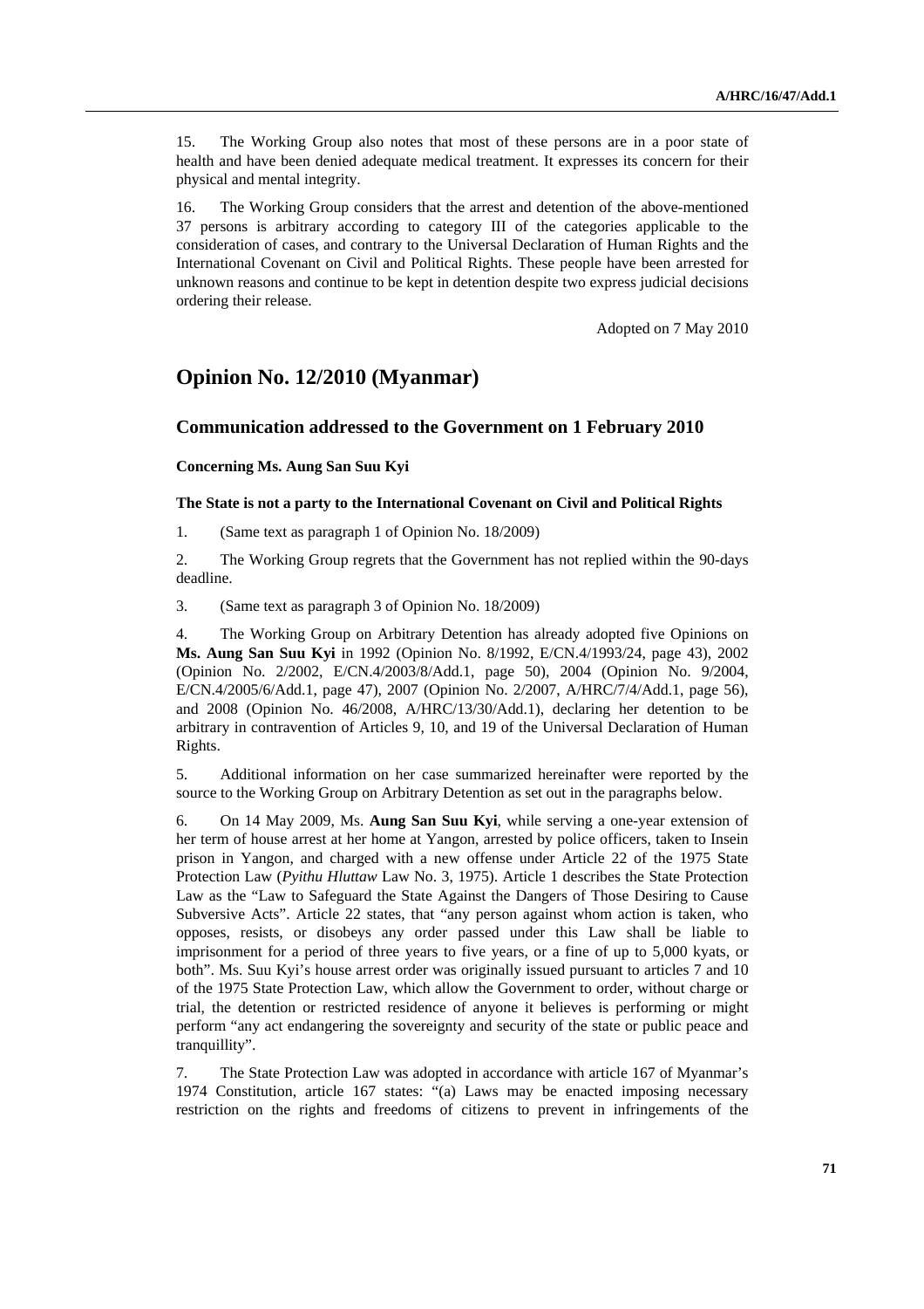15. The Working Group also notes that most of these persons are in a poor state of health and have been denied adequate medical treatment. It expresses its concern for their physical and mental integrity.

16. The Working Group considers that the arrest and detention of the above-mentioned 37 persons is arbitrary according to category III of the categories applicable to the consideration of cases, and contrary to the Universal Declaration of Human Rights and the International Covenant on Civil and Political Rights. These people have been arrested for unknown reasons and continue to be kept in detention despite two express judicial decisions ordering their release.

Adopted on 7 May 2010

# Opinion No. 12/2010 (Myanmar)

## Communication addressed to the Government on 1 February 2010

**Concerning Ms. Aung San Suu Kyi**

**The State is not a party to the International Covenant on Civil and Political Rights**

1. (Same text as paragraph 1 of Opinion No. 18/2009)

2. The Working Group regrets that the Government has not replied within the 90-days deadline.

3. (Same text as paragraph 3 of Opinion No. 18/2009)

4. The Working Group on Arbitrary Detention has already adopted five Opinions on **Ms. Aung San Suu Kyi** in 1992 (Opinion No. 8/1992, E/CN.4/1993/24, page 43), 2002 (Opinion No. 2/2002, E/CN.4/2003/8/Add.1, page 50), 2004 (Opinion No. 9/2004, E/CN.4/2005/6/Add.1, page 47), 2007 (Opinion No. 2/2007, A/HRC/7/4/Add.1, page 56), and 2008 (Opinion No. 46/2008, A/HRC/13/30/Add.1), declaring her detention to be arbitrary in contravention of Articles 9, 10, and 19 of the Universal Declaration of Human Rights.

5. Additional information on her case summarized hereinafter were reported by the source to the Working Group on Arbitrary Detention as set out in the paragraphs below.

6. On 14 May 2009, Ms. **Aung San Suu Kyi**, while serving a one-year extension of her term of house arrest at her home at Yangon, arrested by police officers, taken to Insein prison in Yangon, and charged with a new offense under Article 22 of the 1975 State Protection Law (*Pyithu Hluttaw* Law No. 3, 1975). Article 1 describes the State Protection Law as the "Law to Safeguard the State Against the Dangers of Those Desiring to Cause Subversive Acts". Article 22 states, that "any person against whom action is taken, who opposes, resists, or disobeys any order passed under this Law shall be liable to imprisonment for a period of three years to five years, or a fine of up to 5,000 kyats, or both". Ms. Suu Kyi's house arrest order was originally issued pursuant to articles 7 and 10 of the 1975 State Protection Law, which allow the Government to order, without charge or trial, the detention or restricted residence of anyone it believes is performing or might perform "any act endangering the sovereignty and security of the state or public peace and tranquillity".

7. The State Protection Law was adopted in accordance with article 167 of Myanmar's 1974 Constitution, article 167 states: "(a) Laws may be enacted imposing necessary restriction on the rights and freedoms of citizens to prevent in infringements of the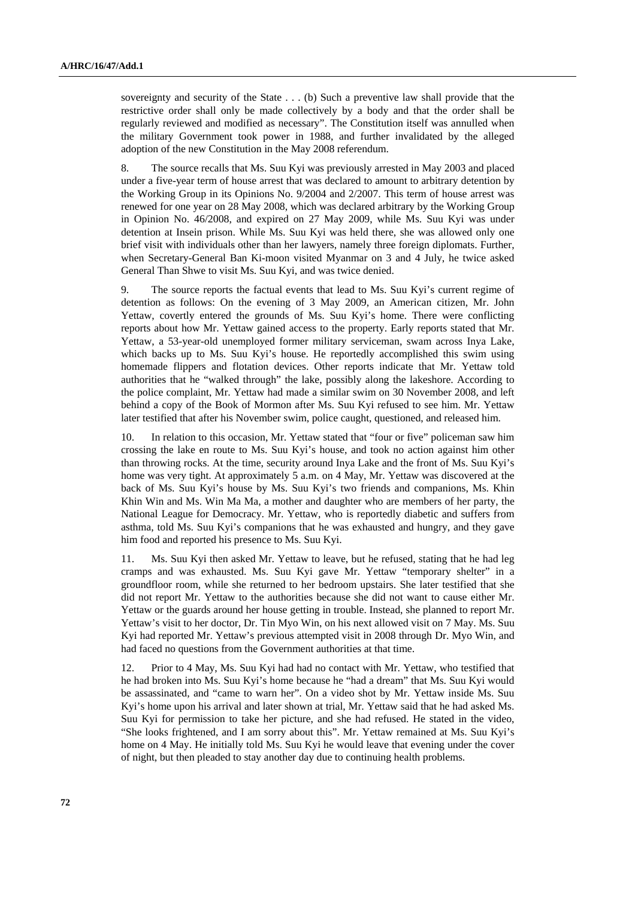sovereignty and security of the State . . . (b) Such a preventive law shall provide that the restrictive order shall only be made collectively by a body and that the order shall be regularly reviewed and modified as necessary". The Constitution itself was annulled when the military Government took power in 1988, and further invalidated by the alleged adoption of the new Constitution in the May 2008 referendum.

8. The source recalls that Ms. Suu Kyi was previously arrested in May 2003 and placed under a five-year term of house arrest that was declared to amount to arbitrary detention by the Working Group in its Opinions No. 9/2004 and 2/2007. This term of house arrest was renewed for one year on 28 May 2008, which was declared arbitrary by the Working Group in Opinion No. 46/2008, and expired on 27 May 2009, while Ms. Suu Kyi was under detention at Insein prison. While Ms. Suu Kyi was held there, she was allowed only one brief visit with individuals other than her lawyers, namely three foreign diplomats. Further, when Secretary-General Ban Ki-moon visited Myanmar on 3 and 4 July, he twice asked General Than Shwe to visit Ms. Suu Kyi, and was twice denied.

9. The source reports the factual events that lead to Ms. Suu Kyi's current regime of detention as follows: On the evening of 3 May 2009, an American citizen, Mr. John Yettaw, covertly entered the grounds of Ms. Suu Kyi's home. There were conflicting reports about how Mr. Yettaw gained access to the property. Early reports stated that Mr. Yettaw, a 53-year-old unemployed former military serviceman, swam across Inya Lake, which backs up to Ms. Suu Kyi's house. He reportedly accomplished this swim using homemade flippers and flotation devices. Other reports indicate that Mr. Yettaw told authorities that he "walked through" the lake, possibly along the lakeshore. According to the police complaint, Mr. Yettaw had made a similar swim on 30 November 2008, and left behind a copy of the Book of Mormon after Ms. Suu Kyi refused to see him. Mr. Yettaw later testified that after his November swim, police caught, questioned, and released him.

10. In relation to this occasion, Mr. Yettaw stated that "four or five" policeman saw him crossing the lake en route to Ms. Suu Kyi's house, and took no action against him other than throwing rocks. At the time, security around Inya Lake and the front of Ms. Suu Kyi's home was very tight. At approximately 5 a.m. on 4 May, Mr. Yettaw was discovered at the back of Ms. Suu Kyi's house by Ms. Suu Kyi's two friends and companions, Ms. Khin Khin Win and Ms. Win Ma Ma, a mother and daughter who are members of her party, the National League for Democracy. Mr. Yettaw, who is reportedly diabetic and suffers from asthma, told Ms. Suu Kyi's companions that he was exhausted and hungry, and they gave him food and reported his presence to Ms. Suu Kyi.

11. Ms. Suu Kyi then asked Mr. Yettaw to leave, but he refused, stating that he had leg cramps and was exhausted. Ms. Suu Kyi gave Mr. Yettaw "temporary shelter" in a groundfloor room, while she returned to her bedroom upstairs. She later testified that she did not report Mr. Yettaw to the authorities because she did not want to cause either Mr. Yettaw or the guards around her house getting in trouble. Instead, she planned to report Mr. Yettaw's visit to her doctor, Dr. Tin Myo Win, on his next allowed visit on 7 May. Ms. Suu Kyi had reported Mr. Yettaw's previous attempted visit in 2008 through Dr. Myo Win, and had faced no questions from the Government authorities at that time.

12. Prior to 4 May, Ms. Suu Kyi had had no contact with Mr. Yettaw, who testified that he had broken into Ms. Suu Kyi's home because he "had a dream" that Ms. Suu Kyi would be assassinated, and "came to warn her". On a video shot by Mr. Yettaw inside Ms. Suu Kyi's home upon his arrival and later shown at trial, Mr. Yettaw said that he had asked Ms. Suu Kyi for permission to take her picture, and she had refused. He stated in the video, "She looks frightened, and I am sorry about this". Mr. Yettaw remained at Ms. Suu Kyi's home on 4 May. He initially told Ms. Suu Kyi he would leave that evening under the cover of night, but then pleaded to stay another day due to continuing health problems.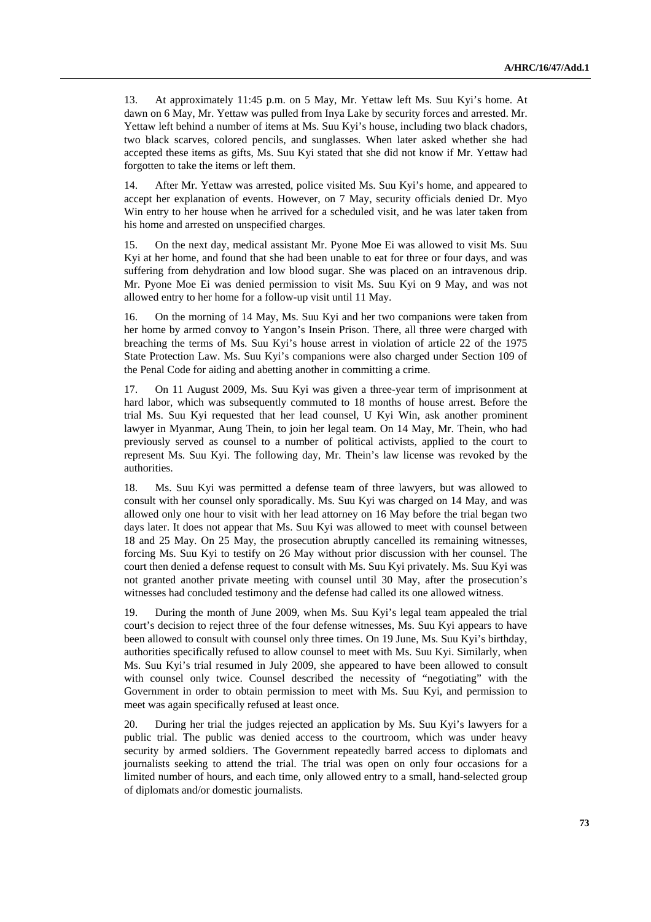13. At approximately 11:45 p.m. on 5 May, Mr. Yettaw left Ms. Suu Kyi's home. At dawn on 6 May, Mr. Yettaw was pulled from Inya Lake by security forces and arrested. Mr. Yettaw left behind a number of items at Ms. Suu Kyi's house, including two black chadors, two black scarves, colored pencils, and sunglasses. When later asked whether she had accepted these items as gifts, Ms. Suu Kyi stated that she did not know if Mr. Yettaw had forgotten to take the items or left them.

14. After Mr. Yettaw was arrested, police visited Ms. Suu Kyi's home, and appeared to accept her explanation of events. However, on 7 May, security officials denied Dr. Myo Win entry to her house when he arrived for a scheduled visit, and he was later taken from his home and arrested on unspecified charges.

15. On the next day, medical assistant Mr. Pyone Moe Ei was allowed to visit Ms. Suu Kyi at her home, and found that she had been unable to eat for three or four days, and was suffering from dehydration and low blood sugar. She was placed on an intravenous drip. Mr. Pyone Moe Ei was denied permission to visit Ms. Suu Kyi on 9 May, and was not allowed entry to her home for a follow-up visit until 11 May.

16. On the morning of 14 May, Ms. Suu Kyi and her two companions were taken from her home by armed convoy to Yangon's Insein Prison. There, all three were charged with breaching the terms of Ms. Suu Kyi's house arrest in violation of article 22 of the 1975 State Protection Law. Ms. Suu Kyi's companions were also charged under Section 109 of the Penal Code for aiding and abetting another in committing a crime.

17. On 11 August 2009, Ms. Suu Kyi was given a three-year term of imprisonment at hard labor, which was subsequently commuted to 18 months of house arrest. Before the trial Ms. Suu Kyi requested that her lead counsel, U Kyi Win, ask another prominent lawyer in Myanmar, Aung Thein, to join her legal team. On 14 May, Mr. Thein, who had previously served as counsel to a number of political activists, applied to the court to represent Ms. Suu Kyi. The following day, Mr. Thein's law license was revoked by the authorities.

18. Ms. Suu Kyi was permitted a defense team of three lawyers, but was allowed to consult with her counsel only sporadically. Ms. Suu Kyi was charged on 14 May, and was allowed only one hour to visit with her lead attorney on 16 May before the trial began two days later. It does not appear that Ms. Suu Kyi was allowed to meet with counsel between 18 and 25 May. On 25 May, the prosecution abruptly cancelled its remaining witnesses, forcing Ms. Suu Kyi to testify on 26 May without prior discussion with her counsel. The court then denied a defense request to consult with Ms. Suu Kyi privately. Ms. Suu Kyi was not granted another private meeting with counsel until 30 May, after the prosecution's witnesses had concluded testimony and the defense had called its one allowed witness.

19. During the month of June 2009, when Ms. Suu Kyi's legal team appealed the trial court's decision to reject three of the four defense witnesses, Ms. Suu Kyi appears to have been allowed to consult with counsel only three times. On 19 June, Ms. Suu Kyi's birthday, authorities specifically refused to allow counsel to meet with Ms. Suu Kyi. Similarly, when Ms. Suu Kyi's trial resumed in July 2009, she appeared to have been allowed to consult with counsel only twice. Counsel described the necessity of "negotiating" with the Government in order to obtain permission to meet with Ms. Suu Kyi, and permission to meet was again specifically refused at least once.

20. During her trial the judges rejected an application by Ms. Suu Kyi's lawyers for a public trial. The public was denied access to the courtroom, which was under heavy security by armed soldiers. The Government repeatedly barred access to diplomats and journalists seeking to attend the trial. The trial was open on only four occasions for a limited number of hours, and each time, only allowed entry to a small, hand-selected group of diplomats and/or domestic journalists.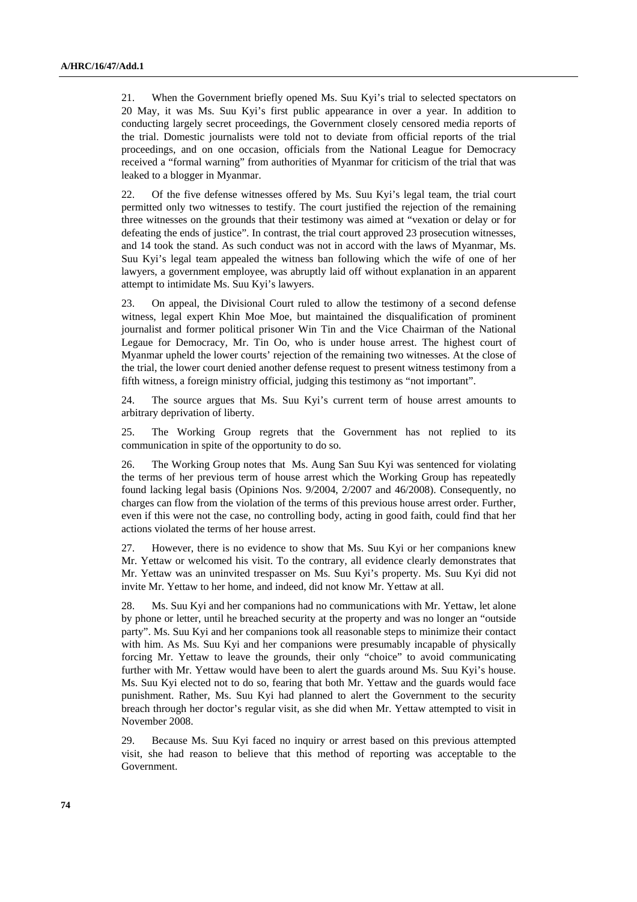21. When the Government briefly opened Ms. Suu Kyi's trial to selected spectators on 20 May, it was Ms. Suu Kyi's first public appearance in over a year. In addition to conducting largely secret proceedings, the Government closely censored media reports of the trial. Domestic journalists were told not to deviate from official reports of the trial proceedings, and on one occasion, officials from the National League for Democracy received a "formal warning" from authorities of Myanmar for criticism of the trial that was leaked to a blogger in Myanmar.

22. Of the five defense witnesses offered by Ms. Suu Kyi's legal team, the trial court permitted only two witnesses to testify. The court justified the rejection of the remaining three witnesses on the grounds that their testimony was aimed at "vexation or delay or for defeating the ends of justice". In contrast, the trial court approved 23 prosecution witnesses, and 14 took the stand. As such conduct was not in accord with the laws of Myanmar, Ms. Suu Kyi's legal team appealed the witness ban following which the wife of one of her lawyers, a government employee, was abruptly laid off without explanation in an apparent attempt to intimidate Ms. Suu Kyi's lawyers.

23. On appeal, the Divisional Court ruled to allow the testimony of a second defense witness, legal expert Khin Moe Moe, but maintained the disqualification of prominent journalist and former political prisoner Win Tin and the Vice Chairman of the National Legaue for Democracy, Mr. Tin Oo, who is under house arrest. The highest court of Myanmar upheld the lower courts' rejection of the remaining two witnesses. At the close of the trial, the lower court denied another defense request to present witness testimony from a fifth witness, a foreign ministry official, judging this testimony as "not important".

24. The source argues that Ms. Suu Kyi's current term of house arrest amounts to arbitrary deprivation of liberty.

25. The Working Group regrets that the Government has not replied to its communication in spite of the opportunity to do so.

26. The Working Group notes that Ms. Aung San Suu Kyi was sentenced for violating the terms of her previous term of house arrest which the Working Group has repeatedly found lacking legal basis (Opinions Nos. 9/2004, 2/2007 and 46/2008). Consequently, no charges can flow from the violation of the terms of this previous house arrest order. Further, even if this were not the case, no controlling body, acting in good faith, could find that her actions violated the terms of her house arrest.

27. However, there is no evidence to show that Ms. Suu Kyi or her companions knew Mr. Yettaw or welcomed his visit. To the contrary, all evidence clearly demonstrates that Mr. Yettaw was an uninvited trespasser on Ms. Suu Kyi's property. Ms. Suu Kyi did not invite Mr. Yettaw to her home, and indeed, did not know Mr. Yettaw at all.

28. Ms. Suu Kyi and her companions had no communications with Mr. Yettaw, let alone by phone or letter, until he breached security at the property and was no longer an "outside party". Ms. Suu Kyi and her companions took all reasonable steps to minimize their contact with him. As Ms. Suu Kyi and her companions were presumably incapable of physically forcing Mr. Yettaw to leave the grounds, their only "choice" to avoid communicating further with Mr. Yettaw would have been to alert the guards around Ms. Suu Kyi's house. Ms. Suu Kyi elected not to do so, fearing that both Mr. Yettaw and the guards would face punishment. Rather, Ms. Suu Kyi had planned to alert the Government to the security breach through her doctor's regular visit, as she did when Mr. Yettaw attempted to visit in November 2008.

29. Because Ms. Suu Kyi faced no inquiry or arrest based on this previous attempted visit, she had reason to believe that this method of reporting was acceptable to the Government.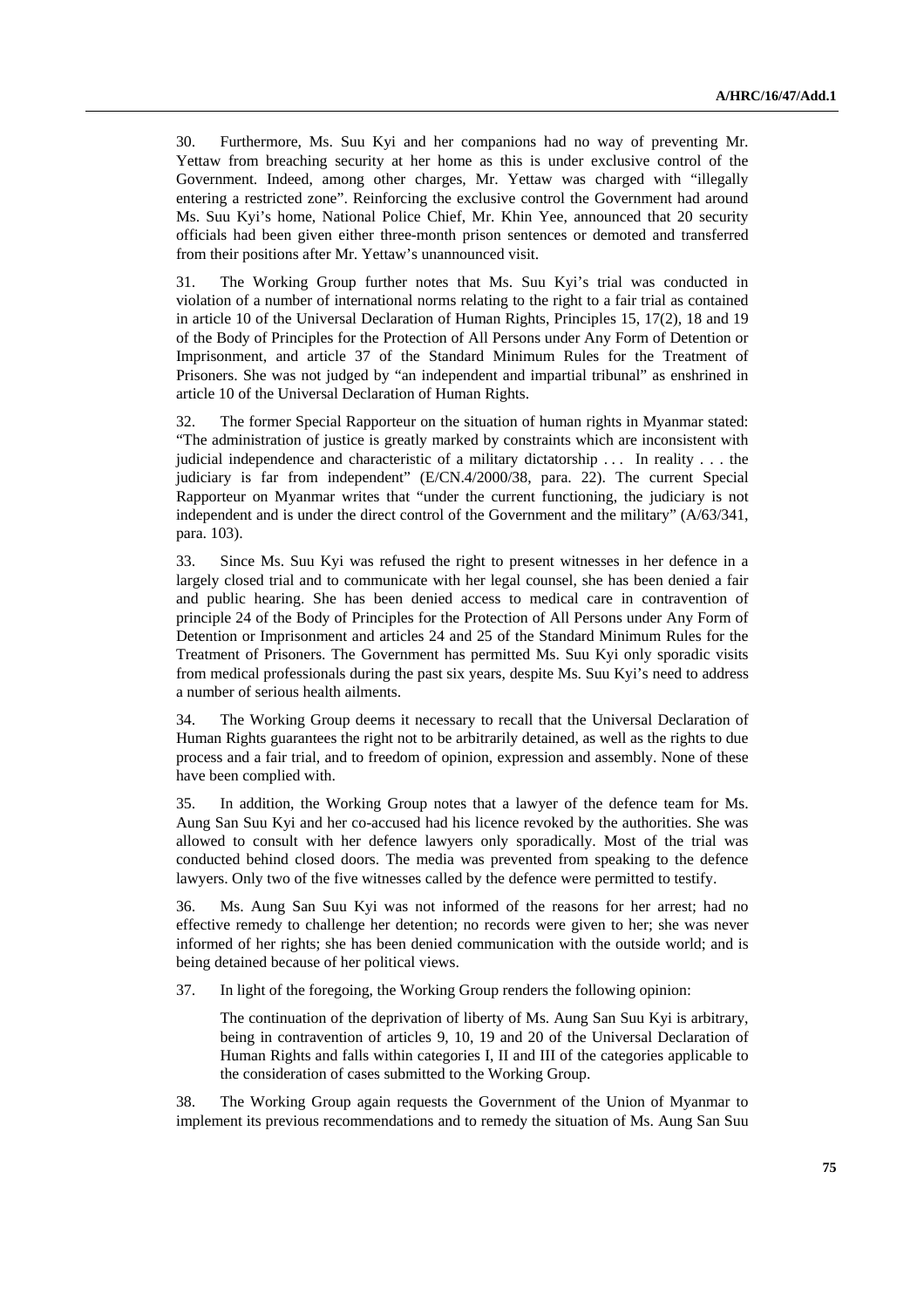30. Furthermore, Ms. Suu Kyi and her companions had no way of preventing Mr. Yettaw from breaching security at her home as this is under exclusive control of the Government. Indeed, among other charges, Mr. Yettaw was charged with "illegally entering a restricted zone". Reinforcing the exclusive control the Government had around Ms. Suu Kyi's home, National Police Chief, Mr. Khin Yee, announced that 20 security officials had been given either three-month prison sentences or demoted and transferred from their positions after Mr. Yettaw's unannounced visit.

31. The Working Group further notes that Ms. Suu Kyi's trial was conducted in violation of a number of international norms relating to the right to a fair trial as contained in article 10 of the Universal Declaration of Human Rights, Principles 15, 17(2), 18 and 19 of the Body of Principles for the Protection of All Persons under Any Form of Detention or Imprisonment, and article 37 of the Standard Minimum Rules for the Treatment of Prisoners. She was not judged by "an independent and impartial tribunal" as enshrined in article 10 of the Universal Declaration of Human Rights.

32. The former Special Rapporteur on the situation of human rights in Myanmar stated: "The administration of justice is greatly marked by constraints which are inconsistent with judicial independence and characteristic of a military dictatorship . . . In reality . . . the judiciary is far from independent" (E/CN.4/2000/38, para. 22). The current Special Rapporteur on Myanmar writes that "under the current functioning, the judiciary is not independent and is under the direct control of the Government and the military" (A/63/341, para. 103).

33. Since Ms. Suu Kyi was refused the right to present witnesses in her defence in a largely closed trial and to communicate with her legal counsel, she has been denied a fair and public hearing. She has been denied access to medical care in contravention of principle 24 of the Body of Principles for the Protection of All Persons under Any Form of Detention or Imprisonment and articles 24 and 25 of the Standard Minimum Rules for the Treatment of Prisoners. The Government has permitted Ms. Suu Kyi only sporadic visits from medical professionals during the past six years, despite Ms. Suu Kyi's need to address a number of serious health ailments.

34. The Working Group deems it necessary to recall that the Universal Declaration of Human Rights guarantees the right not to be arbitrarily detained, as well as the rights to due process and a fair trial, and to freedom of opinion, expression and assembly. None of these have been complied with.

35. In addition, the Working Group notes that a lawyer of the defence team for Ms. Aung San Suu Kyi and her co-accused had his licence revoked by the authorities. She was allowed to consult with her defence lawyers only sporadically. Most of the trial was conducted behind closed doors. The media was prevented from speaking to the defence lawyers. Only two of the five witnesses called by the defence were permitted to testify.

36. Ms. Aung San Suu Kyi was not informed of the reasons for her arrest; had no effective remedy to challenge her detention; no records were given to her; she was never informed of her rights; she has been denied communication with the outside world; and is being detained because of her political views.

37. In light of the foregoing, the Working Group renders the following opinion:

The continuation of the deprivation of liberty of Ms. Aung San Suu Kyi is arbitrary, being in contravention of articles 9, 10, 19 and 20 of the Universal Declaration of Human Rights and falls within categories I, II and III of the categories applicable to the consideration of cases submitted to the Working Group.

38. The Working Group again requests the Government of the Union of Myanmar to implement its previous recommendations and to remedy the situation of Ms. Aung San Suu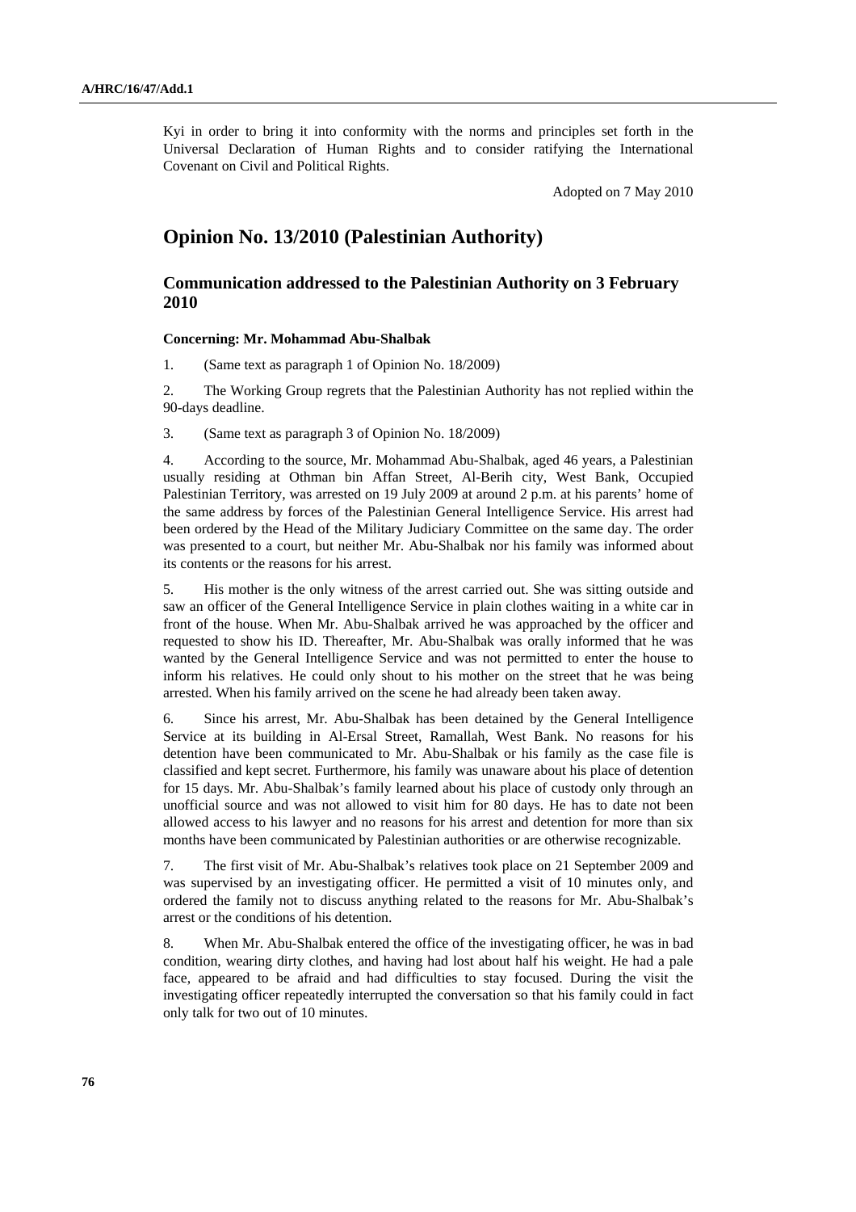Kyi in order to bring it into conformity with the norms and principles set forth in the Universal Declaration of Human Rights and to consider ratifying the International Covenant on Civil and Political Rights.

Adopted on 7 May 2010

## Opinion No. 13/2010 (Palestinian Authority)

### Communication addressed to the Palestinian Authority on 3 February 2010

**Concerning: Mr. Mohammad Abu-Shalbak**

1. (Same text as paragraph 1 of Opinion No. 18/2009)

2. The Working Group regrets that the Palestinian Authority has not replied within the 90-days deadline.

3. (Same text as paragraph 3 of Opinion No. 18/2009)

4. According to the source, Mr. Mohammad Abu-Shalbak, aged 46 years, a Palestinian usually residing at Othman bin Affan Street, Al-Berih city, West Bank, Occupied Palestinian Territory, was arrested on 19 July 2009 at around 2 p.m. at his parents' home of the same address by forces of the Palestinian General Intelligence Service. His arrest had been ordered by the Head of the Military Judiciary Committee on the same day. The order was presented to a court, but neither Mr. Abu-Shalbak nor his family was informed about its contents or the reasons for his arrest.

5. His mother is the only witness of the arrest carried out. She was sitting outside and saw an officer of the General Intelligence Service in plain clothes waiting in a white car in front of the house. When Mr. Abu-Shalbak arrived he was approached by the officer and requested to show his ID. Thereafter, Mr. Abu-Shalbak was orally informed that he was wanted by the General Intelligence Service and was not permitted to enter the house to inform his relatives. He could only shout to his mother on the street that he was being arrested. When his family arrived on the scene he had already been taken away.

6. Since his arrest, Mr. Abu-Shalbak has been detained by the General Intelligence Service at its building in Al-Ersal Street, Ramallah, West Bank. No reasons for his detention have been communicated to Mr. Abu-Shalbak or his family as the case file is classified and kept secret. Furthermore, his family was unaware about his place of detention for 15 days. Mr. Abu-Shalbak's family learned about his place of custody only through an unofficial source and was not allowed to visit him for 80 days. He has to date not been allowed access to his lawyer and no reasons for his arrest and detention for more than six months have been communicated by Palestinian authorities or are otherwise recognizable.

7. The first visit of Mr. Abu-Shalbak's relatives took place on 21 September 2009 and was supervised by an investigating officer. He permitted a visit of 10 minutes only, and ordered the family not to discuss anything related to the reasons for Mr. Abu-Shalbak's arrest or the conditions of his detention.

8. When Mr. Abu-Shalbak entered the office of the investigating officer, he was in bad condition, wearing dirty clothes, and having had lost about half his weight. He had a pale face, appeared to be afraid and had difficulties to stay focused. During the visit the investigating officer repeatedly interrupted the conversation so that his family could in fact only talk for two out of 10 minutes.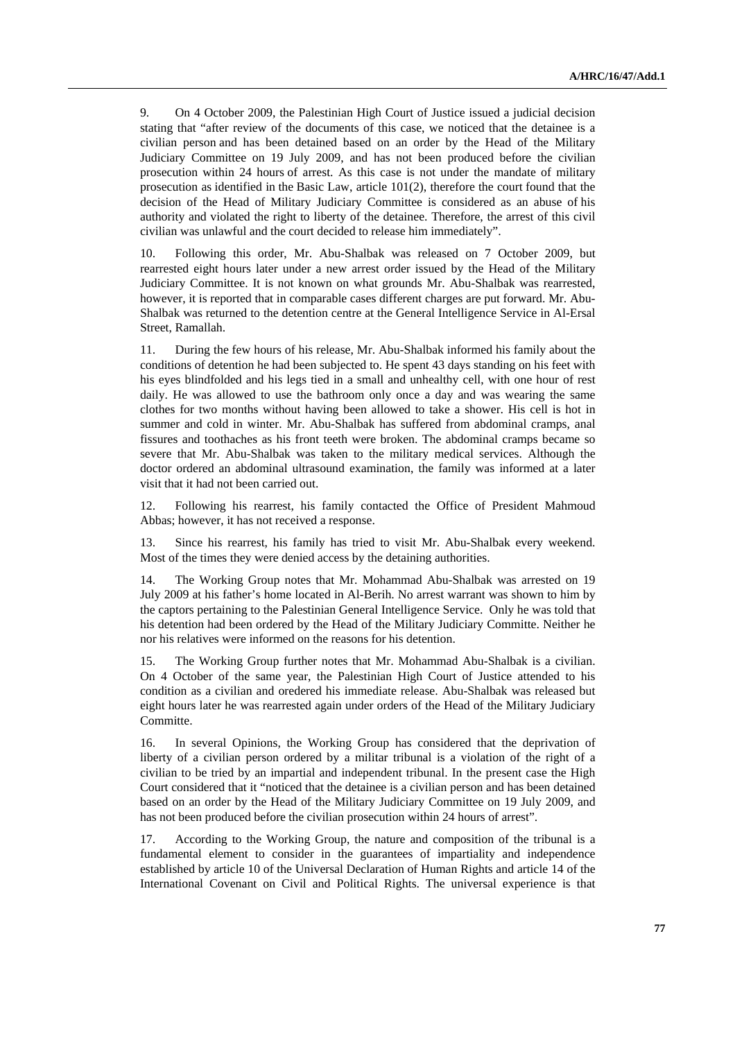9. On 4 October 2009, the Palestinian High Court of Justice issued a judicial decision stating that "after review of the documents of this case, we noticed that the detainee is a civilian person and has been detained based on an order by the Head of the Military Judiciary Committee on 19 July 2009, and has not been produced before the civilian prosecution within 24 hours of arrest. As this case is not under the mandate of military prosecution as identified in the Basic Law, article 101(2), therefore the court found that the decision of the Head of Military Judiciary Committee is considered as an abuse of his authority and violated the right to liberty of the detainee. Therefore, the arrest of this civil civilian was unlawful and the court decided to release him immediately".

10. Following this order, Mr. Abu-Shalbak was released on 7 October 2009, but rearrested eight hours later under a new arrest order issued by the Head of the Military Judiciary Committee. It is not known on what grounds Mr. Abu-Shalbak was rearrested, however, it is reported that in comparable cases different charges are put forward. Mr. Abu-Shalbak was returned to the detention centre at the General Intelligence Service in Al-Ersal Street, Ramallah.

11. During the few hours of his release, Mr. Abu-Shalbak informed his family about the conditions of detention he had been subjected to. He spent 43 days standing on his feet with his eyes blindfolded and his legs tied in a small and unhealthy cell, with one hour of rest daily. He was allowed to use the bathroom only once a day and was wearing the same clothes for two months without having been allowed to take a shower. His cell is hot in summer and cold in winter. Mr. Abu-Shalbak has suffered from abdominal cramps, anal fissures and toothaches as his front teeth were broken. The abdominal cramps became so severe that Mr. Abu-Shalbak was taken to the military medical services. Although the doctor ordered an abdominal ultrasound examination, the family was informed at a later visit that it had not been carried out.

12. Following his rearrest, his family contacted the Office of President Mahmoud Abbas; however, it has not received a response.

13. Since his rearrest, his family has tried to visit Mr. Abu-Shalbak every weekend. Most of the times they were denied access by the detaining authorities.

14. The Working Group notes that Mr. Mohammad Abu-Shalbak was arrested on 19 July 2009 at his father's home located in Al-Berih. No arrest warrant was shown to him by the captors pertaining to the Palestinian General Intelligence Service. Only he was told that his detention had been ordered by the Head of the Military Judiciary Committe. Neither he nor his relatives were informed on the reasons for his detention.

15. The Working Group further notes that Mr. Mohammad Abu-Shalbak is a civilian. On 4 October of the same year, the Palestinian High Court of Justice attended to his condition as a civilian and oredered his immediate release. Abu-Shalbak was released but eight hours later he was rearrested again under orders of the Head of the Military Judiciary Committe.

16. In several Opinions, the Working Group has considered that the deprivation of liberty of a civilian person ordered by a militar tribunal is a violation of the right of a civilian to be tried by an impartial and independent tribunal. In the present case the High Court considered that it "noticed that the detainee is a civilian person and has been detained based on an order by the Head of the Military Judiciary Committee on 19 July 2009, and has not been produced before the civilian prosecution within 24 hours of arrest".

17. According to the Working Group, the nature and composition of the tribunal is a fundamental element to consider in the guarantees of impartiality and independence established by article 10 of the Universal Declaration of Human Rights and article 14 of the International Covenant on Civil and Political Rights. The universal experience is that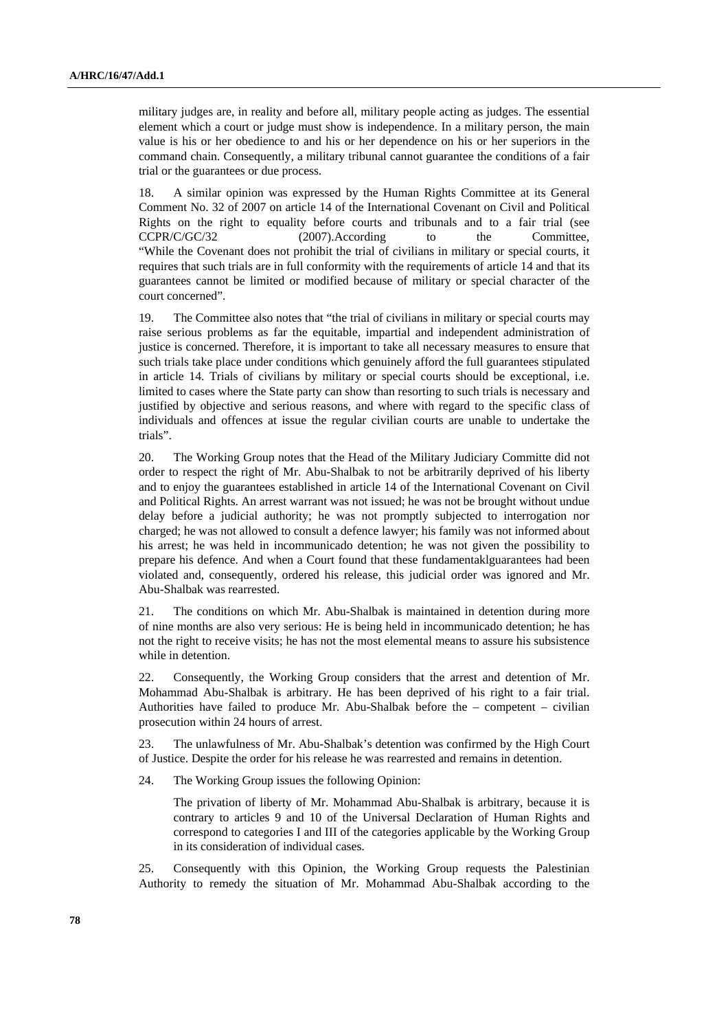military judges are, in reality and before all, military people acting as judges. The essential element which a court or judge must show is independence. In a military person, the main value is his or her obedience to and his or her dependence on his or her superiors in the command chain. Consequently, a military tribunal cannot guarantee the conditions of a fair trial or the guarantees or due process.

18. A similar opinion was expressed by the Human Rights Committee at its General Comment No. 32 of 2007 on article 14 of the International Covenant on Civil and Political Rights on the right to equality before courts and tribunals and to a fair trial (see CCPR/C/GC/32 (2007).According to the Committee, "While the Covenant does not prohibit the trial of civilians in military or special courts, it requires that such trials are in full conformity with the requirements of article 14 and that its guarantees cannot be limited or modified because of military or special character of the court concerned".

19. The Committee also notes that "the trial of civilians in military or special courts may raise serious problems as far the equitable, impartial and independent administration of justice is concerned. Therefore, it is important to take all necessary measures to ensure that such trials take place under conditions which genuinely afford the full guarantees stipulated in article 14. Trials of civilians by military or special courts should be exceptional, i.e. limited to cases where the State party can show than resorting to such trials is necessary and justified by objective and serious reasons, and where with regard to the specific class of individuals and offences at issue the regular civilian courts are unable to undertake the trials".

20. The Working Group notes that the Head of the Military Judiciary Committe did not order to respect the right of Mr. Abu-Shalbak to not be arbitrarily deprived of his liberty and to enjoy the guarantees established in article 14 of the International Covenant on Civil and Political Rights. An arrest warrant was not issued; he was not be brought without undue delay before a judicial authority; he was not promptly subjected to interrogation nor charged; he was not allowed to consult a defence lawyer; his family was not informed about his arrest; he was held in incommunicado detention; he was not given the possibility to prepare his defence. And when a Court found that these fundamentaklguarantees had been violated and, consequently, ordered his release, this judicial order was ignored and Mr. Abu-Shalbak was rearrested.

21. The conditions on which Mr. Abu-Shalbak is maintained in detention during more of nine months are also very serious: He is being held in incommunicado detention; he has not the right to receive visits; he has not the most elemental means to assure his subsistence while in detention.

22. Consequently, the Working Group considers that the arrest and detention of Mr. Mohammad Abu-Shalbak is arbitrary. He has been deprived of his right to a fair trial. Authorities have failed to produce Mr. Abu-Shalbak before the – competent – civilian prosecution within 24 hours of arrest.

23. The unlawfulness of Mr. Abu-Shalbak's detention was confirmed by the High Court of Justice. Despite the order for his release he was rearrested and remains in detention.

24. The Working Group issues the following Opinion:

The privation of liberty of Mr. Mohammad Abu-Shalbak is arbitrary, because it is contrary to articles 9 and 10 of the Universal Declaration of Human Rights and correspond to categories I and III of the categories applicable by the Working Group in its consideration of individual cases.

25. Consequently with this Opinion, the Working Group requests the Palestinian Authority to remedy the situation of Mr. Mohammad Abu-Shalbak according to the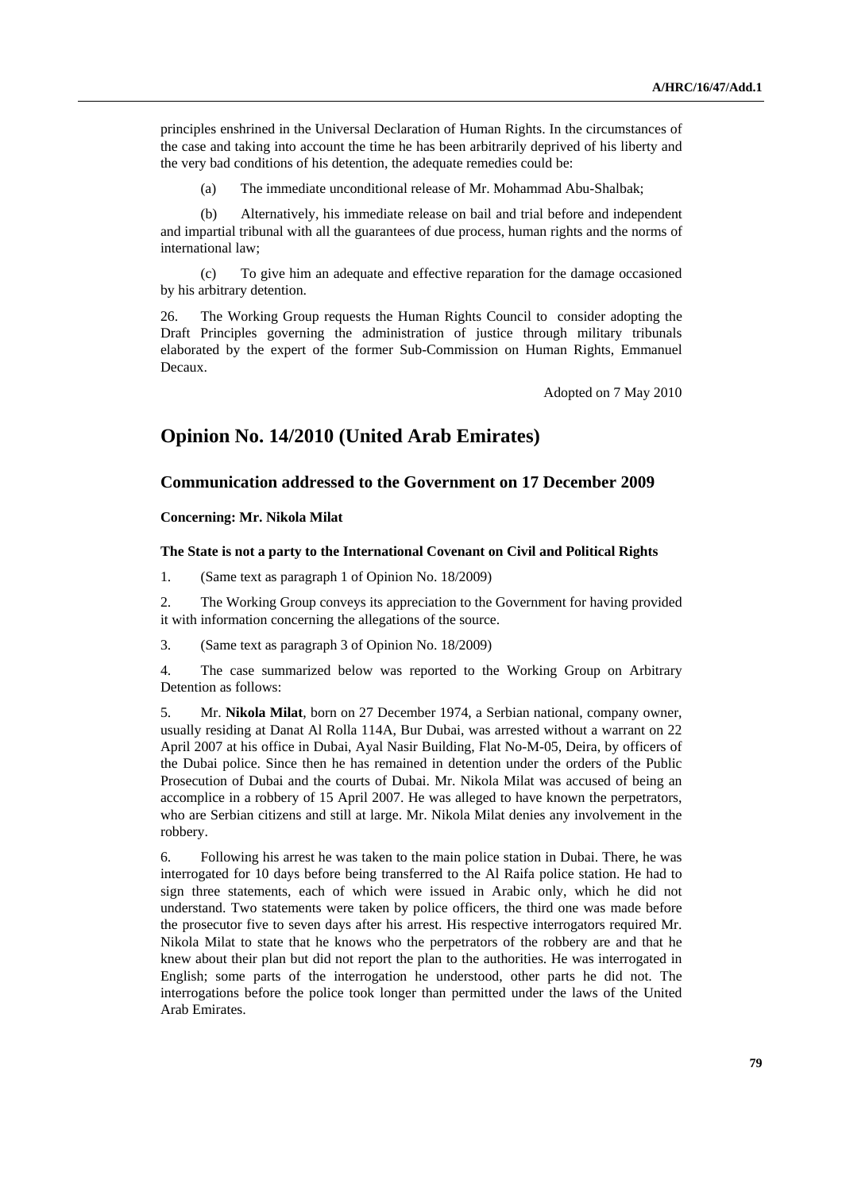principles enshrined in the Universal Declaration of Human Rights. In the circumstances of the case and taking into account the time he has been arbitrarily deprived of his liberty and the very bad conditions of his detention, the adequate remedies could be:

(a) The immediate unconditional release of Mr. Mohammad Abu-Shalbak;

(b) Alternatively, his immediate release on bail and trial before and independent and impartial tribunal with all the guarantees of due process, human rights and the norms of international law;

(c) To give him an adequate and effective reparation for the damage occasioned by his arbitrary detention.

26. The Working Group requests the Human Rights Council to consider adopting the Draft Principles governing the administration of justice through military tribunals elaborated by the expert of the former Sub-Commission on Human Rights, Emmanuel Decaux.

Adopted on 7 May 2010

## Opinion No. 14/2010 (United Arab Emirates)

### Communication addressed to the Government on 17 December 2009

**Concerning: Mr. Nikola Milat**

**The State is not a party to the International Covenant on Civil and Political Rights**

1. (Same text as paragraph 1 of Opinion No. 18/2009)

2. The Working Group conveys its appreciation to the Government for having provided it with information concerning the allegations of the source.

3. (Same text as paragraph 3 of Opinion No. 18/2009)

4. The case summarized below was reported to the Working Group on Arbitrary Detention as follows:

5. Mr. **Nikola Milat**, born on 27 December 1974, a Serbian national, company owner, usually residing at Danat Al Rolla 114A, Bur Dubai, was arrested without a warrant on 22 April 2007 at his office in Dubai, Ayal Nasir Building, Flat No-M-05, Deira, by officers of the Dubai police. Since then he has remained in detention under the orders of the Public Prosecution of Dubai and the courts of Dubai. Mr. Nikola Milat was accused of being an accomplice in a robbery of 15 April 2007. He was alleged to have known the perpetrators, who are Serbian citizens and still at large. Mr. Nikola Milat denies any involvement in the robbery.

6. Following his arrest he was taken to the main police station in Dubai. There, he was interrogated for 10 days before being transferred to the Al Raifa police station. He had to sign three statements, each of which were issued in Arabic only, which he did not understand. Two statements were taken by police officers, the third one was made before the prosecutor five to seven days after his arrest. His respective interrogators required Mr. Nikola Milat to state that he knows who the perpetrators of the robbery are and that he knew about their plan but did not report the plan to the authorities. He was interrogated in English; some parts of the interrogation he understood, other parts he did not. The interrogations before the police took longer than permitted under the laws of the United Arab Emirates.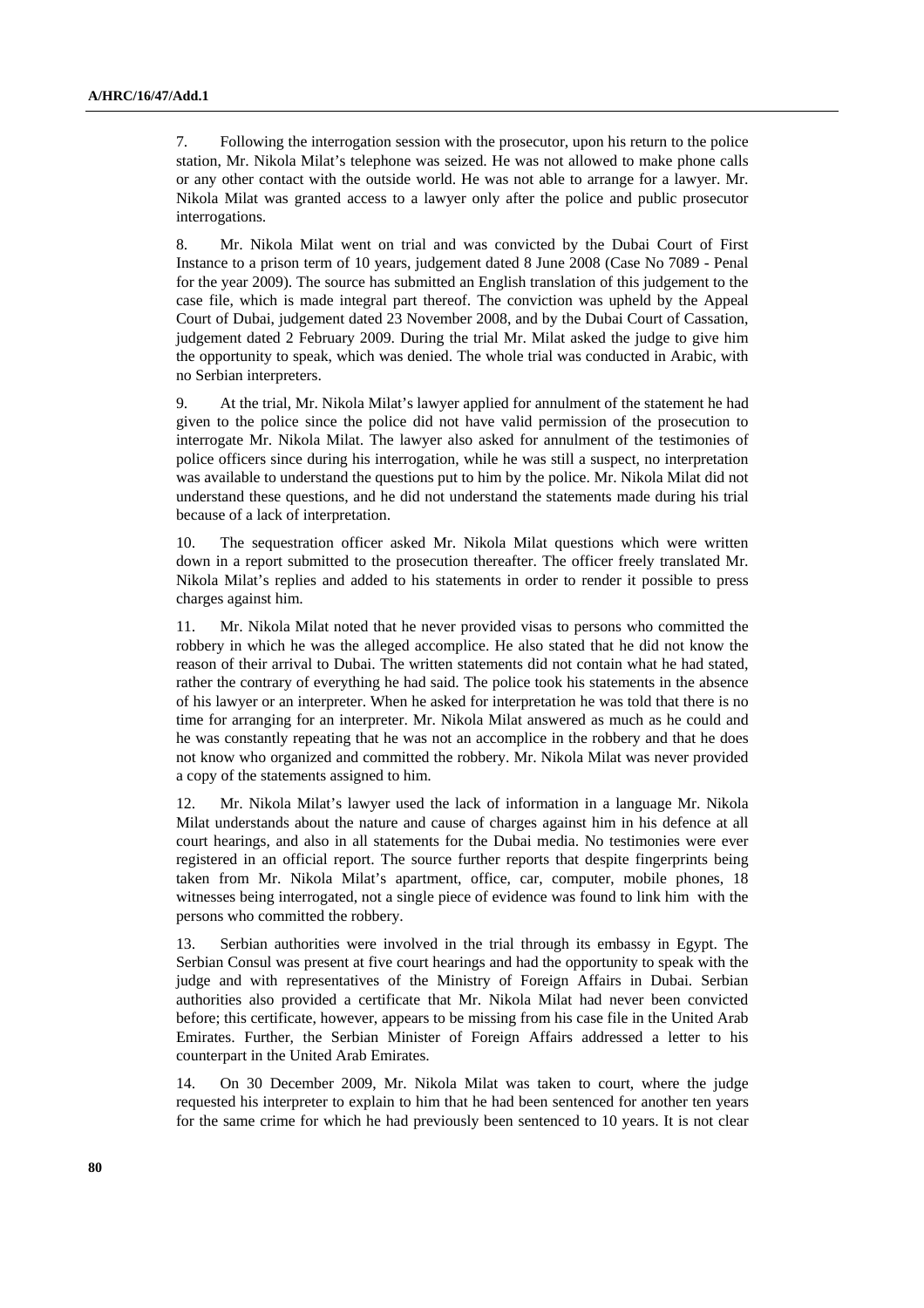7. Following the interrogation session with the prosecutor, upon his return to the police station, Mr. Nikola Milat's telephone was seized. He was not allowed to make phone calls or any other contact with the outside world. He was not able to arrange for a lawyer. Mr. Nikola Milat was granted access to a lawyer only after the police and public prosecutor interrogations.

8. Mr. Nikola Milat went on trial and was convicted by the Dubai Court of First Instance to a prison term of 10 years, judgement dated 8 June 2008 (Case No 7089 - Penal for the year 2009). The source has submitted an English translation of this judgement to the case file, which is made integral part thereof. The conviction was upheld by the Appeal Court of Dubai, judgement dated 23 November 2008, and by the Dubai Court of Cassation, judgement dated 2 February 2009. During the trial Mr. Milat asked the judge to give him the opportunity to speak, which was denied. The whole trial was conducted in Arabic, with no Serbian interpreters.

9. At the trial, Mr. Nikola Milat's lawyer applied for annulment of the statement he had given to the police since the police did not have valid permission of the prosecution to interrogate Mr. Nikola Milat. The lawyer also asked for annulment of the testimonies of police officers since during his interrogation, while he was still a suspect, no interpretation was available to understand the questions put to him by the police. Mr. Nikola Milat did not understand these questions, and he did not understand the statements made during his trial because of a lack of interpretation.

10. The sequestration officer asked Mr. Nikola Milat questions which were written down in a report submitted to the prosecution thereafter. The officer freely translated Mr. Nikola Milat's replies and added to his statements in order to render it possible to press charges against him.

11. Mr. Nikola Milat noted that he never provided visas to persons who committed the robbery in which he was the alleged accomplice. He also stated that he did not know the reason of their arrival to Dubai. The written statements did not contain what he had stated, rather the contrary of everything he had said. The police took his statements in the absence of his lawyer or an interpreter. When he asked for interpretation he was told that there is no time for arranging for an interpreter. Mr. Nikola Milat answered as much as he could and he was constantly repeating that he was not an accomplice in the robbery and that he does not know who organized and committed the robbery. Mr. Nikola Milat was never provided a copy of the statements assigned to him.

12. Mr. Nikola Milat's lawyer used the lack of information in a language Mr. Nikola Milat understands about the nature and cause of charges against him in his defence at all court hearings, and also in all statements for the Dubai media. No testimonies were ever registered in an official report. The source further reports that despite fingerprints being taken from Mr. Nikola Milat's apartment, office, car, computer, mobile phones, 18 witnesses being interrogated, not a single piece of evidence was found to link him with the persons who committed the robbery.

13. Serbian authorities were involved in the trial through its embassy in Egypt. The Serbian Consul was present at five court hearings and had the opportunity to speak with the judge and with representatives of the Ministry of Foreign Affairs in Dubai. Serbian authorities also provided a certificate that Mr. Nikola Milat had never been convicted before; this certificate, however, appears to be missing from his case file in the United Arab Emirates. Further, the Serbian Minister of Foreign Affairs addressed a letter to his counterpart in the United Arab Emirates.

14. On 30 December 2009, Mr. Nikola Milat was taken to court, where the judge requested his interpreter to explain to him that he had been sentenced for another ten years for the same crime for which he had previously been sentenced to 10 years. It is not clear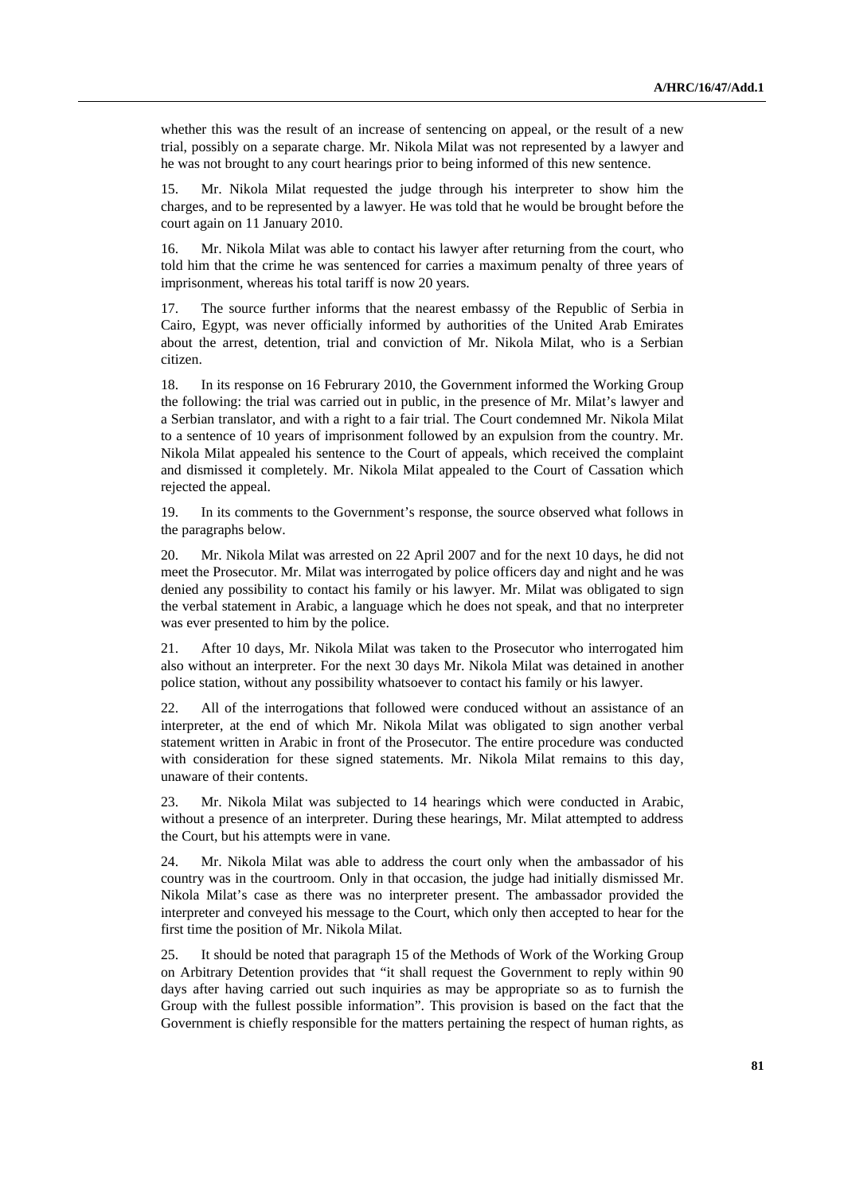whether this was the result of an increase of sentencing on appeal, or the result of a new trial, possibly on a separate charge. Mr. Nikola Milat was not represented by a lawyer and he was not brought to any court hearings prior to being informed of this new sentence.

15. Mr. Nikola Milat requested the judge through his interpreter to show him the charges, and to be represented by a lawyer. He was told that he would be brought before the court again on 11 January 2010.

16. Mr. Nikola Milat was able to contact his lawyer after returning from the court, who told him that the crime he was sentenced for carries a maximum penalty of three years of imprisonment, whereas his total tariff is now 20 years.

17. The source further informs that the nearest embassy of the Republic of Serbia in Cairo, Egypt, was never officially informed by authorities of the United Arab Emirates about the arrest, detention, trial and conviction of Mr. Nikola Milat, who is a Serbian citizen.

18. In its response on 16 Februrary 2010, the Government informed the Working Group the following: the trial was carried out in public, in the presence of Mr. Milat's lawyer and a Serbian translator, and with a right to a fair trial. The Court condemned Mr. Nikola Milat to a sentence of 10 years of imprisonment followed by an expulsion from the country. Mr. Nikola Milat appealed his sentence to the Court of appeals, which received the complaint and dismissed it completely. Mr. Nikola Milat appealed to the Court of Cassation which rejected the appeal.

19. In its comments to the Government's response, the source observed what follows in the paragraphs below.

20. Mr. Nikola Milat was arrested on 22 April 2007 and for the next 10 days, he did not meet the Prosecutor. Mr. Milat was interrogated by police officers day and night and he was denied any possibility to contact his family or his lawyer. Mr. Milat was obligated to sign the verbal statement in Arabic, a language which he does not speak, and that no interpreter was ever presented to him by the police.

21. After 10 days, Mr. Nikola Milat was taken to the Prosecutor who interrogated him also without an interpreter. For the next 30 days Mr. Nikola Milat was detained in another police station, without any possibility whatsoever to contact his family or his lawyer.

22. All of the interrogations that followed were conduced without an assistance of an interpreter, at the end of which Mr. Nikola Milat was obligated to sign another verbal statement written in Arabic in front of the Prosecutor. The entire procedure was conducted with consideration for these signed statements. Mr. Nikola Milat remains to this day, unaware of their contents.

23. Mr. Nikola Milat was subjected to 14 hearings which were conducted in Arabic, without a presence of an interpreter. During these hearings, Mr. Milat attempted to address the Court, but his attempts were in vane.

24. Mr. Nikola Milat was able to address the court only when the ambassador of his country was in the courtroom. Only in that occasion, the judge had initially dismissed Mr. Nikola Milat's case as there was no interpreter present. The ambassador provided the interpreter and conveyed his message to the Court, which only then accepted to hear for the first time the position of Mr. Nikola Milat.

25. It should be noted that paragraph 15 of the Methods of Work of the Working Group on Arbitrary Detention provides that "it shall request the Government to reply within 90 days after having carried out such inquiries as may be appropriate so as to furnish the Group with the fullest possible information". This provision is based on the fact that the Government is chiefly responsible for the matters pertaining the respect of human rights, as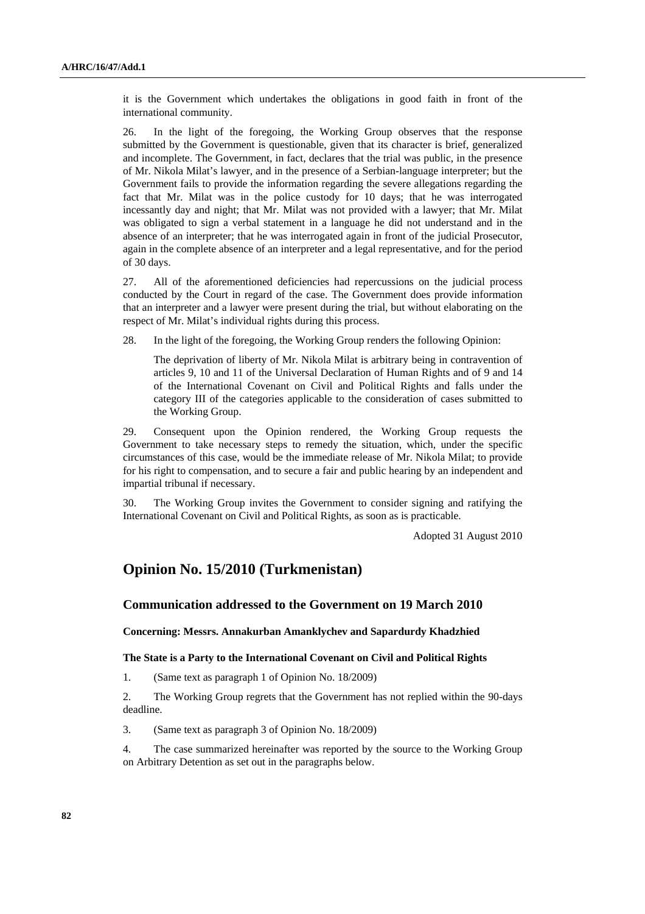it is the Government which undertakes the obligations in good faith in front of the international community.

26. In the light of the foregoing, the Working Group observes that the response submitted by the Government is questionable, given that its character is brief, generalized and incomplete. The Government, in fact, declares that the trial was public, in the presence of Mr. Nikola Milat's lawyer, and in the presence of a Serbian-language interpreter; but the Government fails to provide the information regarding the severe allegations regarding the fact that Mr. Milat was in the police custody for 10 days; that he was interrogated incessantly day and night; that Mr. Milat was not provided with a lawyer; that Mr. Milat was obligated to sign a verbal statement in a language he did not understand and in the absence of an interpreter; that he was interrogated again in front of the judicial Prosecutor, again in the complete absence of an interpreter and a legal representative, and for the period of 30 days.

27. All of the aforementioned deficiencies had repercussions on the judicial process conducted by the Court in regard of the case. The Government does provide information that an interpreter and a lawyer were present during the trial, but without elaborating on the respect of Mr. Milat's individual rights during this process.

28. In the light of the foregoing, the Working Group renders the following Opinion:

> The deprivation of liberty of Mr. Nikola Milat is arbitrary being in contravention of articles 9, 10 and 11 of the Universal Declaration of Human Rights and of 9 and 14 of the International Covenant on Civil and Political Rights and falls under the category III of the categories applicable to the consideration of cases submitted to the Working Group.

29. Consequent upon the Opinion rendered, the Working Group requests the Government to take necessary steps to remedy the situation, which, under the specific circumstances of this case, would be the immediate release of Mr. Nikola Milat; to provide for his right to compensation, and to secure a fair and public hearing by an independent and impartial tribunal if necessary.

30. The Working Group invites the Government to consider signing and ratifying the International Covenant on Civil and Political Rights, as soon as is practicable.

Adopted 31 August 2010

## Opinion No. 15/2010 (Turkmenistan)

### Communication addressed to the Government on 19 March 2010

**Concerning: Messrs. Annakurban Amanklychev and Sapardurdy Khadzhied**

**The State is a Party to the International Covenant on Civil and Political Rights**

1. (Same text as paragraph 1 of Opinion No. 18/2009)

2. The Working Group regrets that the Government has not replied within the 90-days deadline.

3. (Same text as paragraph 3 of Opinion No. 18/2009)

4. The case summarized hereinafter was reported by the source to the Working Group on Arbitrary Detention as set out in the paragraphs below.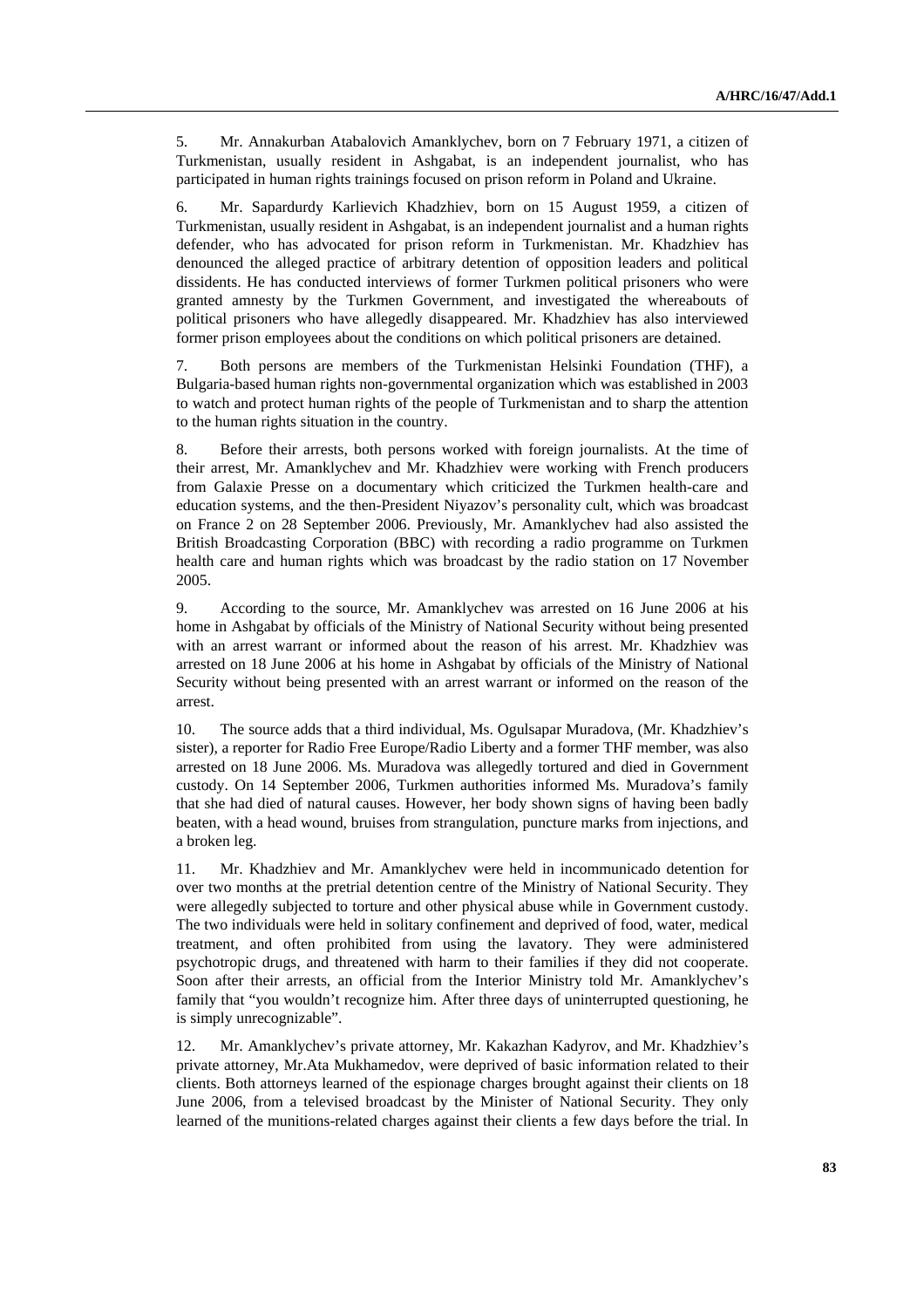5. Mr. Annakurban Atabalovich Amanklychev, born on 7 February 1971, a citizen of Turkmenistan, usually resident in Ashgabat, is an independent journalist, who has participated in human rights trainings focused on prison reform in Poland and Ukraine.

6. Mr. Sapardurdy Karlievich Khadzhiev, born on 15 August 1959, a citizen of Turkmenistan, usually resident in Ashgabat, is an independent journalist and a human rights defender, who has advocated for prison reform in Turkmenistan. Mr. Khadzhiev has denounced the alleged practice of arbitrary detention of opposition leaders and political dissidents. He has conducted interviews of former Turkmen political prisoners who were granted amnesty by the Turkmen Government, and investigated the whereabouts of political prisoners who have allegedly disappeared. Mr. Khadzhiev has also interviewed former prison employees about the conditions on which political prisoners are detained.

7. Both persons are members of the Turkmenistan Helsinki Foundation (THF), a Bulgaria-based human rights non-governmental organization which was established in 2003 to watch and protect human rights of the people of Turkmenistan and to sharp the attention to the human rights situation in the country.

8. Before their arrests, both persons worked with foreign journalists. At the time of their arrest, Mr. Amanklychev and Mr. Khadzhiev were working with French producers from Galaxie Presse on a documentary which criticized the Turkmen health-care and education systems, and the then-President Niyazov's personality cult, which was broadcast on France 2 on 28 September 2006. Previously, Mr. Amanklychev had also assisted the British Broadcasting Corporation (BBC) with recording a radio programme on Turkmen health care and human rights which was broadcast by the radio station on 17 November 2005.

9. According to the source, Mr. Amanklychev was arrested on 16 June 2006 at his home in Ashgabat by officials of the Ministry of National Security without being presented with an arrest warrant or informed about the reason of his arrest. Mr. Khadzhiev was arrested on 18 June 2006 at his home in Ashgabat by officials of the Ministry of National Security without being presented with an arrest warrant or informed on the reason of the arrest.

10. The source adds that a third individual, Ms. Ogulsapar Muradova, (Mr. Khadzhiev's sister), a reporter for Radio Free Europe/Radio Liberty and a former THF member, was also arrested on 18 June 2006. Ms. Muradova was allegedly tortured and died in Government custody. On 14 September 2006, Turkmen authorities informed Ms. Muradova's family that she had died of natural causes. However, her body shown signs of having been badly beaten, with a head wound, bruises from strangulation, puncture marks from injections, and a broken leg.

11. Mr. Khadzhiev and Mr. Amanklychev were held in incommunicado detention for over two months at the pretrial detention centre of the Ministry of National Security. They were allegedly subjected to torture and other physical abuse while in Government custody. The two individuals were held in solitary confinement and deprived of food, water, medical treatment, and often prohibited from using the lavatory. They were administered psychotropic drugs, and threatened with harm to their families if they did not cooperate. Soon after their arrests, an official from the Interior Ministry told Mr. Amanklychev's family that "you wouldn't recognize him. After three days of uninterrupted questioning, he is simply unrecognizable".

12. Mr. Amanklychev's private attorney, Mr. Kakazhan Kadyrov, and Mr. Khadzhiev's private attorney, Mr.Ata Mukhamedov, were deprived of basic information related to their clients. Both attorneys learned of the espionage charges brought against their clients on 18 June 2006, from a televised broadcast by the Minister of National Security. They only learned of the munitions-related charges against their clients a few days before the trial. In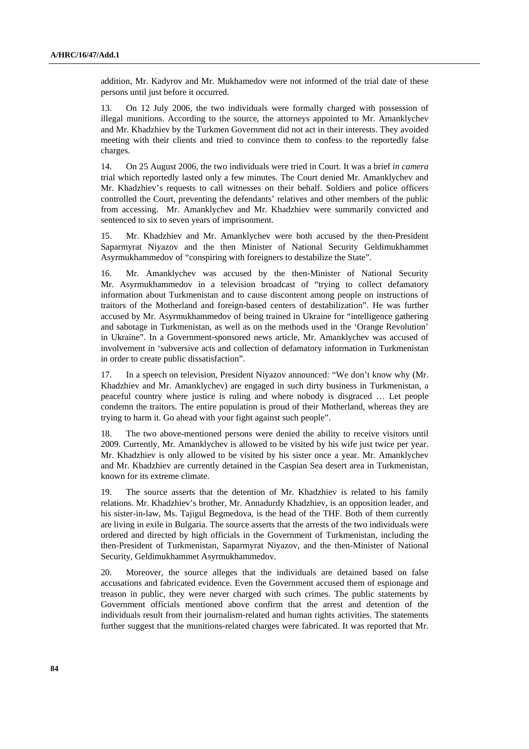addition, Mr. Kadyrov and Mr. Mukhamedov were not informed of the trial date of these persons until just before it occurred.

13. On 12 July 2006, the two individuals were formally charged with possession of illegal munitions. According to the source, the attorneys appointed to Mr. Amanklychev and Mr. Khadzhiev by the Turkmen Government did not act in their interests. They avoided meeting with their clients and tried to convince them to confess to the reportedly false charges.

14. On 25 August 2006, the two individuals were tried in Court. It was a brief *in camera* trial which reportedly lasted only a few minutes. The Court denied Mr. Amanklychev and Mr. Khadzhiev's requests to call witnesses on their behalf. Soldiers and police officers controlled the Court, preventing the defendants' relatives and other members of the public from accessing. Mr. Amanklychev and Mr. Khadzhiev were summarily convicted and sentenced to six to seven years of imprisonment.

15. Mr. Khadzhiev and Mr. Amanklychev were both accused by the then-President Saparmyrat Niyazov and the then Minister of National Security Geldimukhammet Asyrmukhammedov of "conspiring with foreigners to destabilize the State".

16. Mr. Amanklychev was accused by the then-Minister of National Security Mr. Asyrmukhammedov in a television broadcast of "trying to collect defamatory information about Turkmenistan and to cause discontent among people on instructions of traitors of the Motherland and foreign-based centers of destabilization". He was further accused by Mr. Asyrmukhammedov of being trained in Ukraine for "intelligence gathering and sabotage in Turkmenistan, as well as on the methods used in the 'Orange Revolution' in Ukraine". In a Government-sponsored news article, Mr. Amanklychev was accused of involvement in 'subversive acts and collection of defamatory information in Turkmenistan in order to create public dissatisfaction".

17. In a speech on television, President Niyazov announced: "We don't know why (Mr. Khadzhiev and Mr. Amanklychev) are engaged in such dirty business in Turkmenistan, a peaceful country where justice is ruling and where nobody is disgraced … Let people condemn the traitors. The entire population is proud of their Motherland, whereas they are trying to harm it. Go ahead with your fight against such people".

18. The two above-mentioned persons were denied the ability to receive visitors until 2009. Currently, Mr. Amanklychev is allowed to be visited by his wife just twice per year. Mr. Khadzhiev is only allowed to be visited by his sister once a year. Mr. Amanklychev and Mr. Khadzhiev are currently detained in the Caspian Sea desert area in Turkmenistan, known for its extreme climate.

19. The source asserts that the detention of Mr. Khadzhiev is related to his family relations. Mr. Khadzhiev's brother, Mr. Annadurdy Khadzhiev, is an opposition leader, and his sister-in-law, Ms. Tajigul Begmedova, is the head of the THF. Both of them currently are living in exile in Bulgaria. The source asserts that the arrests of the two individuals were ordered and directed by high officials in the Government of Turkmenistan, including the then-President of Turkmenistan, Saparmyrat Niyazov, and the then-Minister of National Security, Geldimukhammet Asyrmukhammedov.

20. Moreover, the source alleges that the individuals are detained based on false accusations and fabricated evidence. Even the Government accused them of espionage and treason in public, they were never charged with such crimes. The public statements by Government officials mentioned above confirm that the arrest and detention of the individuals result from their journalism-related and human rights activities. The statements further suggest that the munitions-related charges were fabricated. It was reported that Mr.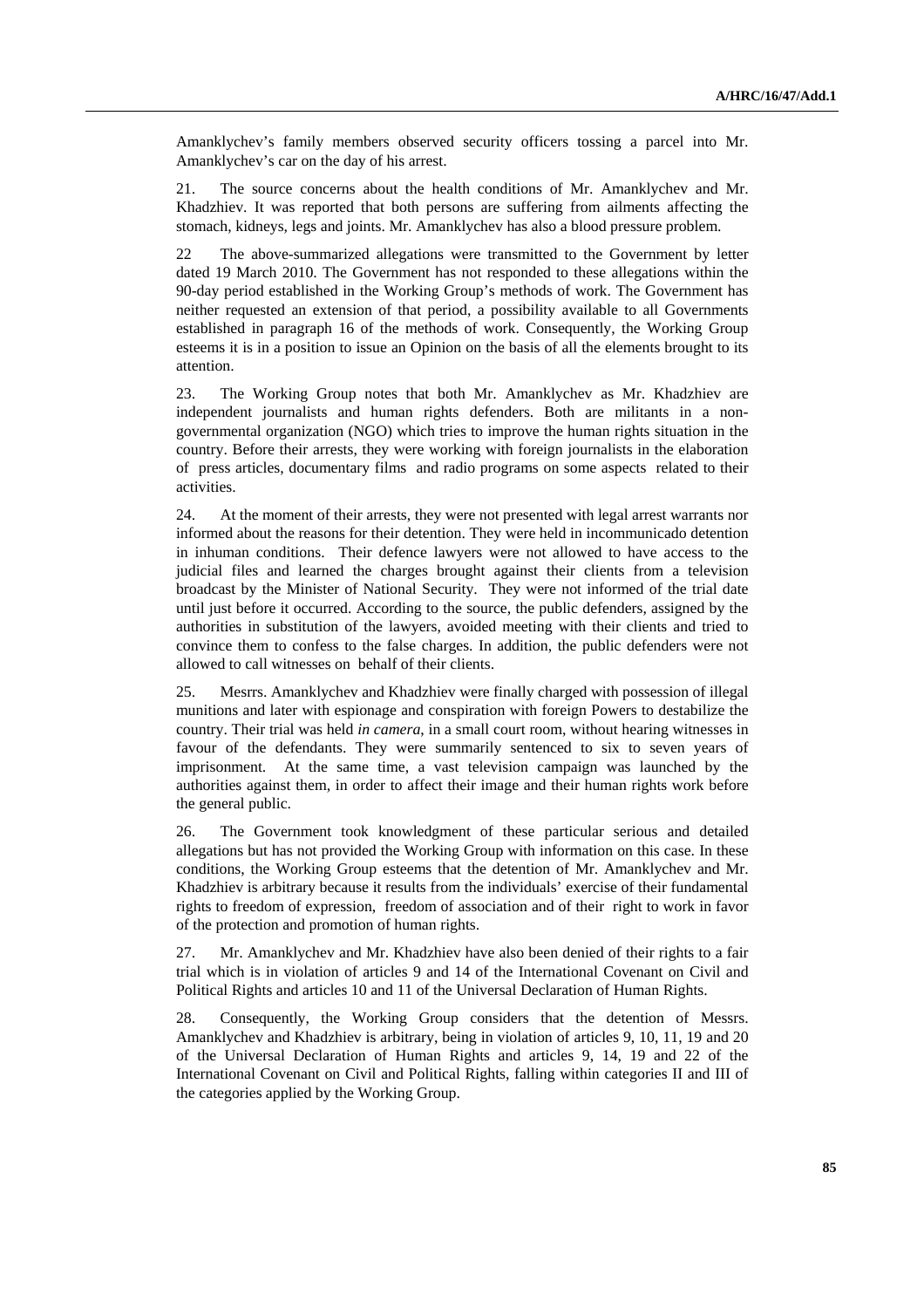Amanklychev's family members observed security officers tossing a parcel into Mr. Amanklychev's car on the day of his arrest.

21. The source concerns about the health conditions of Mr. Amanklychev and Mr. Khadzhiev. It was reported that both persons are suffering from ailments affecting the stomach, kidneys, legs and joints. Mr. Amanklychev has also a blood pressure problem.

22 The above-summarized allegations were transmitted to the Government by letter dated 19 March 2010. The Government has not responded to these allegations within the 90-day period established in the Working Group's methods of work. The Government has neither requested an extension of that period, a possibility available to all Governments established in paragraph 16 of the methods of work. Consequently, the Working Group esteems it is in a position to issue an Opinion on the basis of all the elements brought to its attention.

23. The Working Group notes that both Mr. Amanklychev as Mr. Khadzhiev are independent journalists and human rights defenders. Both are militants in a non-governmental organization (NGO) which tries to improve the human rights situation in the country. Before their arrests, they were working with foreign journalists in the elaboration of press articles, documentary films and radio programs on some aspects related to their activities.

24. At the moment of their arrests, they were not presented with legal arrest warrants nor informed about the reasons for their detention. They were held in incommunicado detention in inhuman conditions. Their defence lawyers were not allowed to have access to the judicial files and learned the charges brought against their clients from a television broadcast by the Minister of National Security. They were not informed of the trial date until just before it occurred. According to the source, the public defenders, assigned by the authorities in substitution of the lawyers, avoided meeting with their clients and tried to convince them to confess to the false charges. In addition, the public defenders were not allowed to call witnesses on behalf of their clients.

25. Mesrrs. Amanklychev and Khadzhiev were finally charged with possession of illegal munitions and later with espionage and conspiration with foreign Powers to destabilize the country. Their trial was held *in camera*, in a small court room, without hearing witnesses in favour of the defendants. They were summarily sentenced to six to seven years of imprisonment. At the same time, a vast television campaign was launched by the authorities against them, in order to affect their image and their human rights work before the general public.

26. The Government took knowledgment of these particular serious and detailed allegations but has not provided the Working Group with information on this case. In these conditions, the Working Group esteems that the detention of Mr. Amanklychev and Mr. Khadzhiev is arbitrary because it results from the individuals' exercise of their fundamental rights to freedom of expression, freedom of association and of their right to work in favor of the protection and promotion of human rights.

27. Mr. Amanklychev and Mr. Khadzhiev have also been denied of their rights to a fair trial which is in violation of articles 9 and 14 of the International Covenant on Civil and Political Rights and articles 10 and 11 of the Universal Declaration of Human Rights.

28. Consequently, the Working Group considers that the detention of Messrs. Amanklychev and Khadzhiev is arbitrary, being in violation of articles 9, 10, 11, 19 and 20 of the Universal Declaration of Human Rights and articles 9, 14, 19 and 22 of the International Covenant on Civil and Political Rights, falling within categories II and III of the categories applied by the Working Group.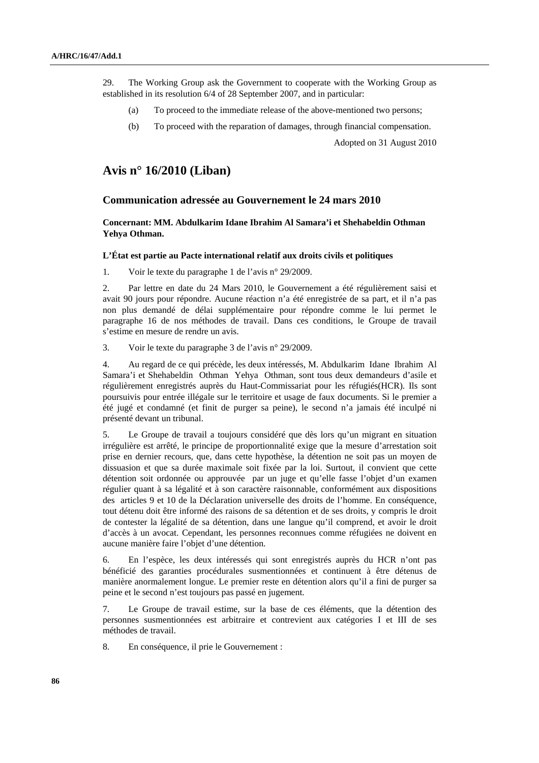29. The Working Group ask the Government to cooperate with the Working Group as established in its resolution 6/4 of 28 September 2007, and in particular:

(a) To proceed to the immediate release of the above-mentioned two persons;

(b) To proceed with the reparation of damages, through financial compensation.

Adopted on 31 August 2010

## Avis n° 16/2010 (Liban)

### Communication adressée au Gouvernement le 24 mars 2010

**Concernant: MM. Abdulkarim Idane Ibrahim Al Samara'i et Shehabeldin Othman Yehya Othman.**

**L'État est partie au Pacte international relatif aux droits civils et politiques**

1. Voir le texte du paragraphe 1 de l'avis n° 29/2009.

2. Par lettre en date du 24 Mars 2010, le Gouvernement a été régulièrement saisi et avait 90 jours pour répondre. Aucune réaction n'a été enregistrée de sa part, et il n'a pas non plus demandé de délai supplémentaire pour répondre comme le lui permet le paragraphe 16 de nos méthodes de travail. Dans ces conditions, le Groupe de travail s'estime en mesure de rendre un avis.

3. Voir le texte du paragraphe 3 de l'avis n° 29/2009.

4. Au regard de ce qui précède, les deux intéressés, M. Abdulkarim Idane Ibrahim Al Samara'i et Shehabeldin Othman Yehya Othman, sont tous deux demandeurs d'asile et régulièrement enregistrés auprès du Haut-Commissariat pour les réfugiés(HCR). Ils sont poursuivis pour entrée illégale sur le territoire et usage de faux documents. Si le premier a été jugé et condamné (et finit de purger sa peine), le second n'a jamais été inculpé ni présenté devant un tribunal.

5. Le Groupe de travail a toujours considéré que dès lors qu'un migrant en situation irrégulière est arrêté, le principe de proportionnalité exige que la mesure d'arrestation soit prise en dernier recours, que, dans cette hypothèse, la détention ne soit pas un moyen de dissuasion et que sa durée maximale soit fixée par la loi. Surtout, il convient que cette détention soit ordonnée ou approuvée par un juge et qu'elle fasse l'objet d'un examen régulier quant à sa légalité et à son caractère raisonnable, conformément aux dispositions des articles 9 et 10 de la Déclaration universelle des droits de l'homme. En conséquence, tout détenu doit être informé des raisons de sa détention et de ses droits, y compris le droit de contester la légalité de sa détention, dans une langue qu'il comprend, et avoir le droit d'accès à un avocat. Cependant, les personnes reconnues comme réfugiées ne doivent en aucune manière faire l'objet d'une détention.

6. En l'espèce, les deux intéressés qui sont enregistrés auprès du HCR n'ont pas bénéficié des garanties procédurales susmentionnées et continuent à être détenus de manière anormalement longue. Le premier reste en détention alors qu'il a fini de purger sa peine et le second n'est toujours pas passé en jugement.

7. Le Groupe de travail estime, sur la base de ces éléments, que la détention des personnes susmentionnées est arbitraire et contrevient aux catégories I et III de ses méthodes de travail.

8. En conséquence, il prie le Gouvernement :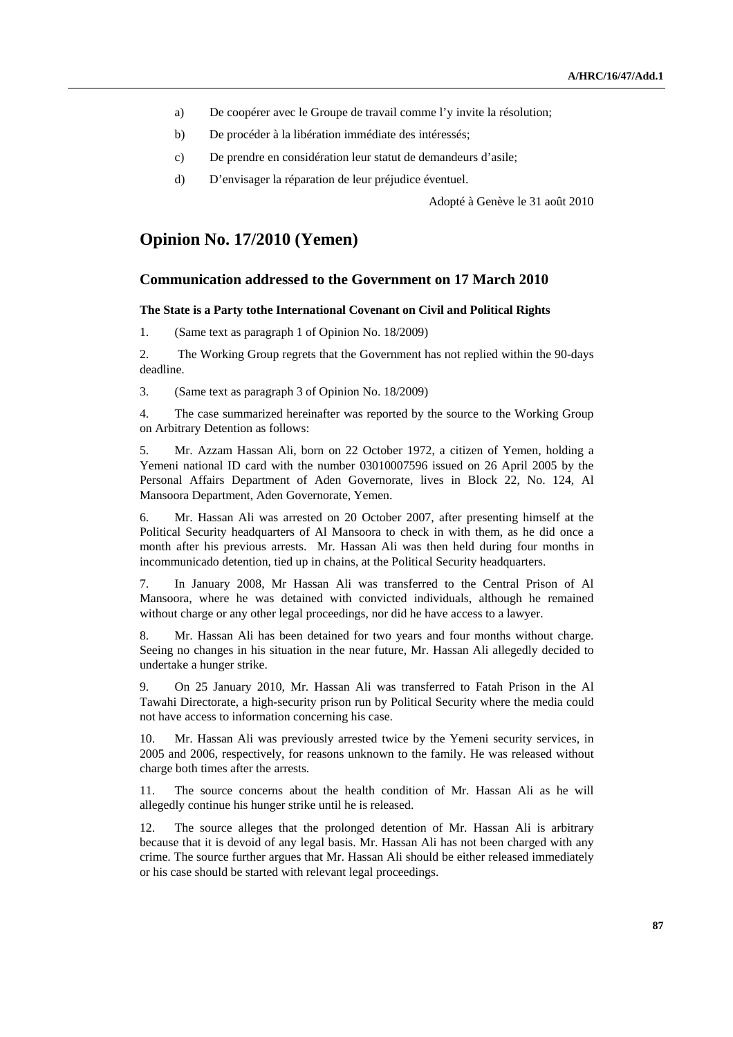a) De coopérer avec le Groupe de travail comme l'y invite la résolution;

b) De procéder à la libération immédiate des intéressés;

c) De prendre en considération leur statut de demandeurs d'asile;

d) D'envisager la réparation de leur préjudice éventuel.

Adopté à Genève le 31 août 2010

## Opinion No. 17/2010 (Yemen)

### Communication addressed to the Government on 17 March 2010

**The State is a Party tothe International Covenant on Civil and Political Rights**

1. (Same text as paragraph 1 of Opinion No. 18/2009)

2. The Working Group regrets that the Government has not replied within the 90-days deadline.

3. (Same text as paragraph 3 of Opinion No. 18/2009)

4. The case summarized hereinafter was reported by the source to the Working Group on Arbitrary Detention as follows:

5. Mr. Azzam Hassan Ali, born on 22 October 1972, a citizen of Yemen, holding a Yemeni national ID card with the number 03010007596 issued on 26 April 2005 by the Personal Affairs Department of Aden Governorate, lives in Block 22, No. 124, Al Mansoora Department, Aden Governorate, Yemen.

6. Mr. Hassan Ali was arrested on 20 October 2007, after presenting himself at the Political Security headquarters of Al Mansoora to check in with them, as he did once a month after his previous arrests. Mr. Hassan Ali was then held during four months in incommunicado detention, tied up in chains, at the Political Security headquarters.

7. In January 2008, Mr Hassan Ali was transferred to the Central Prison of Al Mansoora, where he was detained with convicted individuals, although he remained without charge or any other legal proceedings, nor did he have access to a lawyer.

8. Mr. Hassan Ali has been detained for two years and four months without charge. Seeing no changes in his situation in the near future, Mr. Hassan Ali allegedly decided to undertake a hunger strike.

9. On 25 January 2010, Mr. Hassan Ali was transferred to Fatah Prison in the Al Tawahi Directorate, a high-security prison run by Political Security where the media could not have access to information concerning his case.

10. Mr. Hassan Ali was previously arrested twice by the Yemeni security services, in 2005 and 2006, respectively, for reasons unknown to the family. He was released without charge both times after the arrests.

11. The source concerns about the health condition of Mr. Hassan Ali as he will allegedly continue his hunger strike until he is released.

12. The source alleges that the prolonged detention of Mr. Hassan Ali is arbitrary because that it is devoid of any legal basis. Mr. Hassan Ali has not been charged with any crime. The source further argues that Mr. Hassan Ali should be either released immediately or his case should be started with relevant legal proceedings.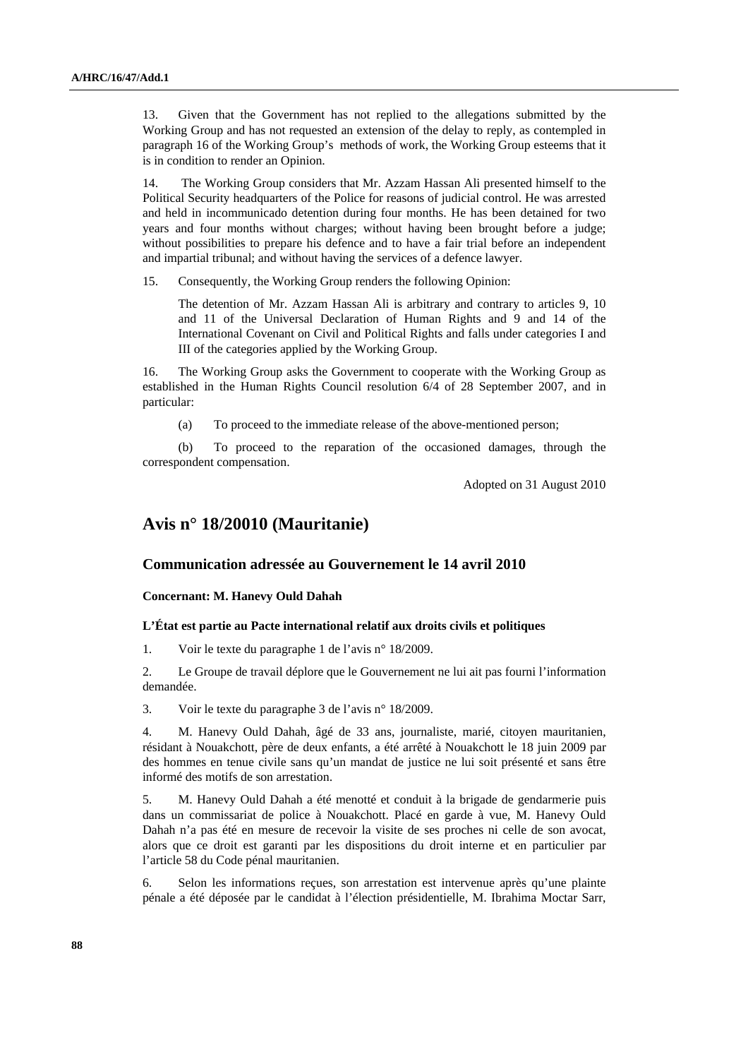13. Given that the Government has not replied to the allegations submitted by the Working Group and has not requested an extension of the delay to reply, as contempled in paragraph 16 of the Working Group's methods of work, the Working Group esteems that it is in condition to render an Opinion.

14. The Working Group considers that Mr. Azzam Hassan Ali presented himself to the Political Security headquarters of the Police for reasons of judicial control. He was arrested and held in incommunicado detention during four months. He has been detained for two years and four months without charges; without having been brought before a judge; without possibilities to prepare his defence and to have a fair trial before an independent and impartial tribunal; and without having the services of a defence lawyer.

15. Consequently, the Working Group renders the following Opinion:

The detention of Mr. Azzam Hassan Ali is arbitrary and contrary to articles 9, 10 and 11 of the Universal Declaration of Human Rights and 9 and 14 of the International Covenant on Civil and Political Rights and falls under categories I and III of the categories applied by the Working Group.

16. The Working Group asks the Government to cooperate with the Working Group as established in the Human Rights Council resolution 6/4 of 28 September 2007, and in particular:

(a) To proceed to the immediate release of the above-mentioned person;

(b) To proceed to the reparation of the occasioned damages, through the correspondent compensation.

Adopted on 31 August 2010

## Avis n° 18/20010 (Mauritanie)

### Communication adressée au Gouvernement le 14 avril 2010

**Concernant: M. Hanevy Ould Dahah**

**L'État est partie au Pacte international relatif aux droits civils et politiques**

1. Voir le texte du paragraphe 1 de l'avis n° 18/2009.

2. Le Groupe de travail déplore que le Gouvernement ne lui ait pas fourni l'information demandée.

3. Voir le texte du paragraphe 3 de l'avis n° 18/2009.

4. M. Hanevy Ould Dahah, âgé de 33 ans, journaliste, marié, citoyen mauritanien, résidant à Nouakchott, père de deux enfants, a été arrêté à Nouakchott le 18 juin 2009 par des hommes en tenue civile sans qu'un mandat de justice ne lui soit présenté et sans être informé des motifs de son arrestation.

5. M. Hanevy Ould Dahah a été menotté et conduit à la brigade de gendarmerie puis dans un commissariat de police à Nouakchott. Placé en garde à vue, M. Hanevy Ould Dahah n'a pas été en mesure de recevoir la visite de ses proches ni celle de son avocat, alors que ce droit est garanti par les dispositions du droit interne et en particulier par l'article 58 du Code pénal mauritanien.

6. Selon les informations reçues, son arrestation est intervenue après qu'une plainte pénale a été déposée par le candidat à l'élection présidentielle, M. Ibrahima Moctar Sarr,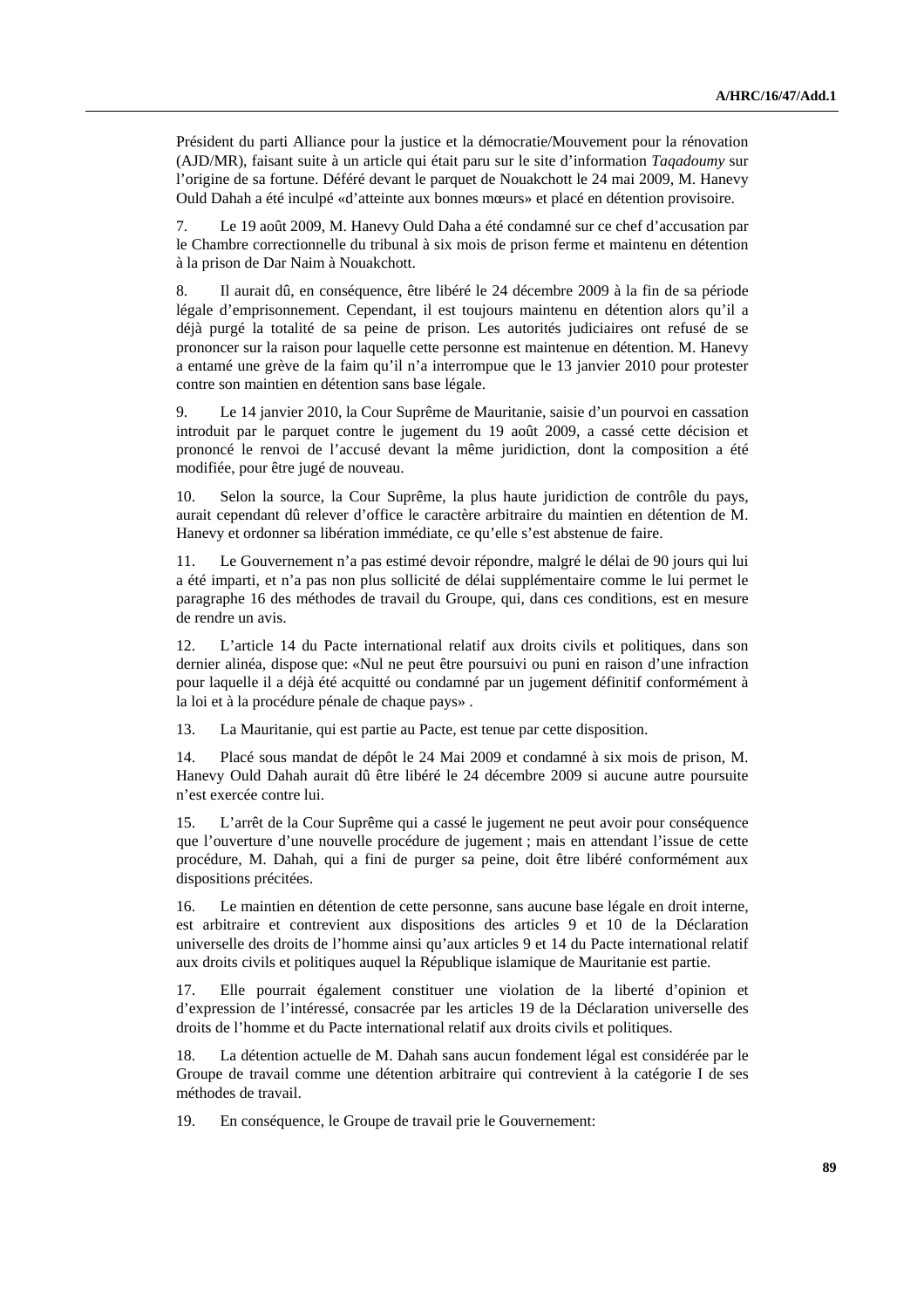Président du parti Alliance pour la justice et la démocratie/Mouvement pour la rénovation (AJD/MR), faisant suite à un article qui était paru sur le site d'information *Taqadoumy* sur l'origine de sa fortune. Déféré devant le parquet de Nouakchott le 24 mai 2009, M. Hanevy Ould Dahah a été inculpé «d'atteinte aux bonnes mœurs» et placé en détention provisoire.

7. Le 19 août 2009, M. Hanevy Ould Daha a été condamné sur ce chef d'accusation par le Chambre correctionnelle du tribunal à six mois de prison ferme et maintenu en détention à la prison de Dar Naim à Nouakchott.

8. Il aurait dû, en conséquence, être libéré le 24 décembre 2009 à la fin de sa période légale d'emprisonnement. Cependant, il est toujours maintenu en détention alors qu'il a déjà purgé la totalité de sa peine de prison. Les autorités judiciaires ont refusé de se prononcer sur la raison pour laquelle cette personne est maintenue en détention. M. Hanevy a entamé une grève de la faim qu'il n'a interrompue que le 13 janvier 2010 pour protester contre son maintien en détention sans base légale.

9. Le 14 janvier 2010, la Cour Suprême de Mauritanie, saisie d'un pourvoi en cassation introduit par le parquet contre le jugement du 19 août 2009, a cassé cette décision et prononcé le renvoi de l'accusé devant la même juridiction, dont la composition a été modifiée, pour être jugé de nouveau.

10. Selon la source, la Cour Suprême, la plus haute juridiction de contrôle du pays, aurait cependant dû relever d'office le caractère arbitraire du maintien en détention de M. Hanevy et ordonner sa libération immédiate, ce qu'elle s'est abstenue de faire.

11. Le Gouvernement n'a pas estimé devoir répondre, malgré le délai de 90 jours qui lui a été imparti, et n'a pas non plus sollicité de délai supplémentaire comme le lui permet le paragraphe 16 des méthodes de travail du Groupe, qui, dans ces conditions, est en mesure de rendre un avis.

12. L'article 14 du Pacte international relatif aux droits civils et politiques, dans son dernier alinéa, dispose que: «Nul ne peut être poursuivi ou puni en raison d'une infraction pour laquelle il a déjà été acquitté ou condamné par un jugement définitif conformément à la loi et à la procédure pénale de chaque pays» .

13. La Mauritanie, qui est partie au Pacte, est tenue par cette disposition.

14. Placé sous mandat de dépôt le 24 Mai 2009 et condamné à six mois de prison, M. Hanevy Ould Dahah aurait dû être libéré le 24 décembre 2009 si aucune autre poursuite n'est exercée contre lui.

15. L'arrêt de la Cour Suprême qui a cassé le jugement ne peut avoir pour conséquence que l'ouverture d'une nouvelle procédure de jugement ; mais en attendant l'issue de cette procédure, M. Dahah, qui a fini de purger sa peine, doit être libéré conformément aux dispositions précitées.

16. Le maintien en détention de cette personne, sans aucune base légale en droit interne, est arbitraire et contrevient aux dispositions des articles 9 et 10 de la Déclaration universelle des droits de l'homme ainsi qu'aux articles 9 et 14 du Pacte international relatif aux droits civils et politiques auquel la République islamique de Mauritanie est partie.

17. Elle pourrait également constituer une violation de la liberté d'opinion et d'expression de l'intéressé, consacrée par les articles 19 de la Déclaration universelle des droits de l'homme et du Pacte international relatif aux droits civils et politiques.

18. La détention actuelle de M. Dahah sans aucun fondement légal est considérée par le Groupe de travail comme une détention arbitraire qui contrevient à la catégorie I de ses méthodes de travail.

19. En conséquence, le Groupe de travail prie le Gouvernement: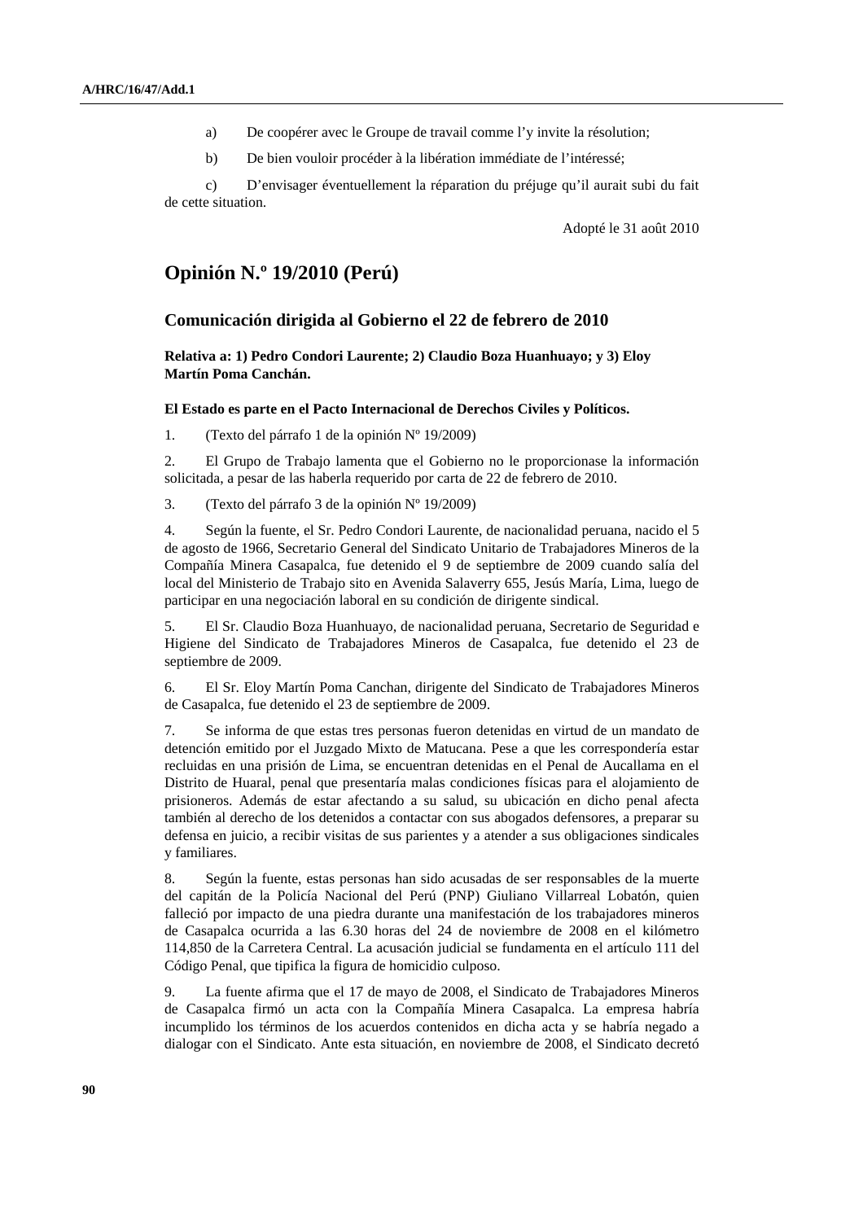a) De coopérer avec le Groupe de travail comme l'y invite la résolution;

b) De bien vouloir procéder à la libération immédiate de l'intéressé;

c) D'envisager éventuellement la réparation du préjuge qu'il aurait subi du fait de cette situation.

Adopté le 31 août 2010

## Opinión N.º 19/2010 (Perú)

### Comunicación dirigida al Gobierno el 22 de febrero de 2010

**Relativa a: 1) Pedro Condori Laurente; 2) Claudio Boza Huanhuayo; y 3) Eloy Martín Poma Canchán.**

**El Estado es parte en el Pacto Internacional de Derechos Civiles y Políticos.**

1. (Texto del párrafo 1 de la opinión Nº 19/2009)

2. El Grupo de Trabajo lamenta que el Gobierno no le proporcionase la información solicitada, a pesar de las haberla requerido por carta de 22 de febrero de 2010.

3. (Texto del párrafo 3 de la opinión Nº 19/2009)

4. Según la fuente, el Sr. Pedro Condori Laurente, de nacionalidad peruana, nacido el 5 de agosto de 1966, Secretario General del Sindicato Unitario de Trabajadores Mineros de la Compañía Minera Casapalca, fue detenido el 9 de septiembre de 2009 cuando salía del local del Ministerio de Trabajo sito en Avenida Salaverry 655, Jesús María, Lima, luego de participar en una negociación laboral en su condición de dirigente sindical.

5. El Sr. Claudio Boza Huanhuayo, de nacionalidad peruana, Secretario de Seguridad e Higiene del Sindicato de Trabajadores Mineros de Casapalca, fue detenido el 23 de septiembre de 2009.

6. El Sr. Eloy Martín Poma Canchan, dirigente del Sindicato de Trabajadores Mineros de Casapalca, fue detenido el 23 de septiembre de 2009.

7. Se informa de que estas tres personas fueron detenidas en virtud de un mandato de detención emitido por el Juzgado Mixto de Matucana. Pese a que les correspondería estar recluidas en una prisión de Lima, se encuentran detenidas en el Penal de Aucallama en el Distrito de Huaral, penal que presentaría malas condiciones físicas para el alojamiento de prisioneros. Además de estar afectando a su salud, su ubicación en dicho penal afecta también al derecho de los detenidos a contactar con sus abogados defensores, a preparar su defensa en juicio, a recibir visitas de sus parientes y a atender a sus obligaciones sindicales y familiares.

8. Según la fuente, estas personas han sido acusadas de ser responsables de la muerte del capitán de la Policía Nacional del Perú (PNP) Giuliano Villarreal Lobatón, quien falleció por impacto de una piedra durante una manifestación de los trabajadores mineros de Casapalca ocurrida a las 6.30 horas del 24 de noviembre de 2008 en el kilómetro 114,850 de la Carretera Central. La acusación judicial se fundamenta en el artículo 111 del Código Penal, que tipifica la figura de homicidio culposo.

9. La fuente afirma que el 17 de mayo de 2008, el Sindicato de Trabajadores Mineros de Casapalca firmó un acta con la Compañía Minera Casapalca. La empresa habría incumplido los términos de los acuerdos contenidos en dicha acta y se habría negado a dialogar con el Sindicato. Ante esta situación, en noviembre de 2008, el Sindicato decretó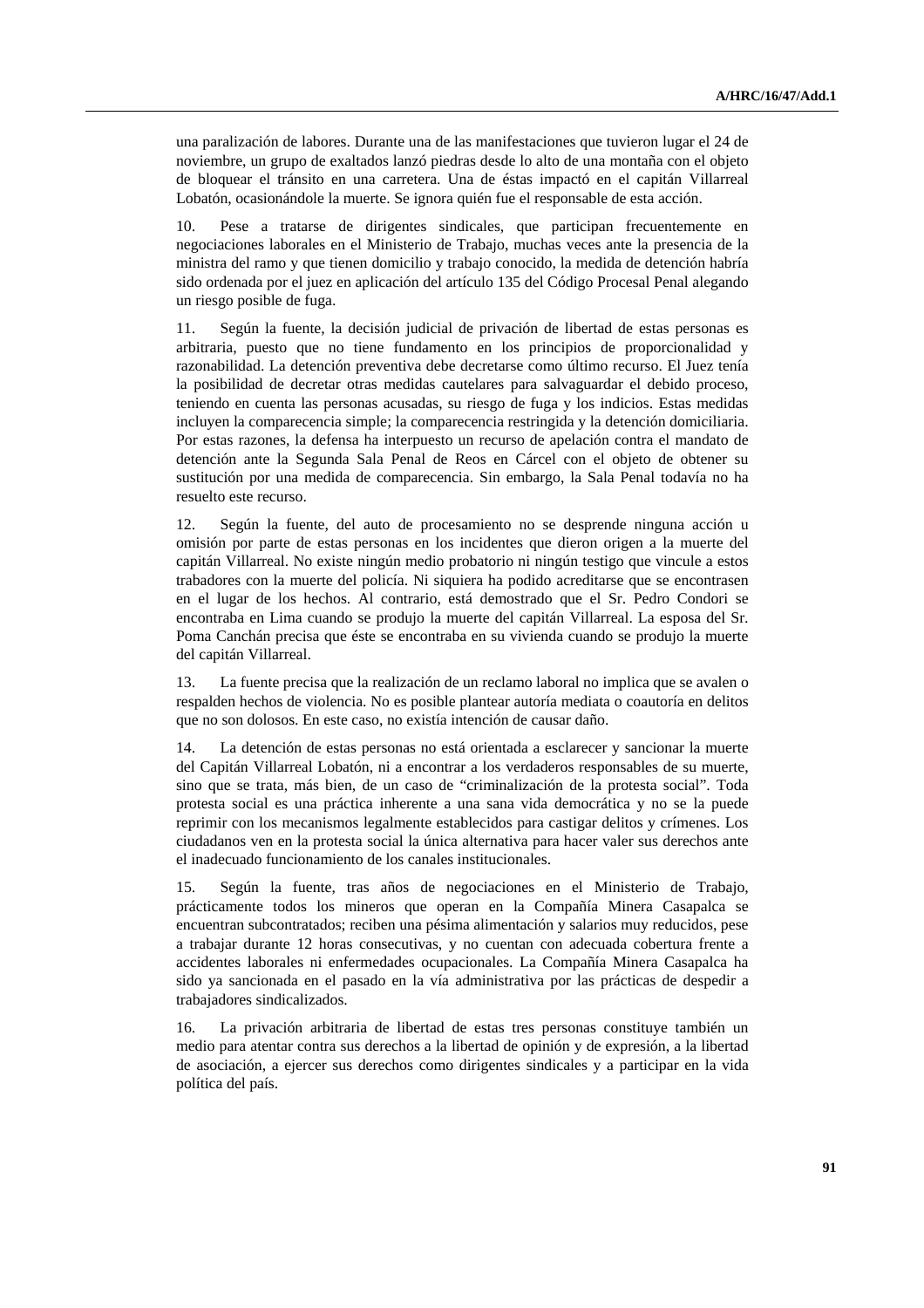una paralización de labores. Durante una de las manifestaciones que tuvieron lugar el 24 de noviembre, un grupo de exaltados lanzó piedras desde lo alto de una montaña con el objeto de bloquear el tránsito en una carretera. Una de éstas impactó en el capitán Villarreal Lobatón, ocasionándole la muerte. Se ignora quién fue el responsable de esta acción.

10. Pese a tratarse de dirigentes sindicales, que participan frecuentemente en negociaciones laborales en el Ministerio de Trabajo, muchas veces ante la presencia de la ministra del ramo y que tienen domicilio y trabajo conocido, la medida de detención habría sido ordenada por el juez en aplicación del artículo 135 del Código Procesal Penal alegando un riesgo posible de fuga.

11. Según la fuente, la decisión judicial de privación de libertad de estas personas es arbitraria, puesto que no tiene fundamento en los principios de proporcionalidad y razonabilidad. La detención preventiva debe decretarse como último recurso. El Juez tenía la posibilidad de decretar otras medidas cautelares para salvaguardar el debido proceso, teniendo en cuenta las personas acusadas, su riesgo de fuga y los indicios. Estas medidas incluyen la comparecencia simple; la comparecencia restringida y la detención domiciliaria. Por estas razones, la defensa ha interpuesto un recurso de apelación contra el mandato de detención ante la Segunda Sala Penal de Reos en Cárcel con el objeto de obtener su sustitución por una medida de comparecencia. Sin embargo, la Sala Penal todavía no ha resuelto este recurso.

12. Según la fuente, del auto de procesamiento no se desprende ninguna acción u omisión por parte de estas personas en los incidentes que dieron origen a la muerte del capitán Villarreal. No existe ningún medio probatorio ni ningún testigo que vincule a estos trabajadores con la muerte del policía. Ni siquiera ha podido acreditarse que se encontrasen en el lugar de los hechos. Al contrario, está demostrado que el Sr. Pedro Condori se encontraba en Lima cuando se produjo la muerte del capitán Villarreal. La esposa del Sr. Poma Canchán precisa que éste se encontraba en su vivienda cuando se produjo la muerte del capitán Villarreal.

13. La fuente precisa que la realización de un reclamo laboral no implica que se avalen o respalden hechos de violencia. No es posible plantear autoría mediata o coautoría en delitos que no son dolosos. En este caso, no existía intención de causar daño.

14. La detención de estas personas no está orientada a esclarecer y sancionar la muerte del Capitán Villarreal Lobatón, ni a encontrar a los verdaderos responsables de su muerte, sino que se trata, más bien, de un caso de "criminalización de la protesta social". Toda protesta social es una práctica inherente a una sana vida democrática y no se la puede reprimir con los mecanismos legalmente establecidos para castigar delitos y crímenes. Los ciudadanos ven en la protesta social la única alternativa para hacer valer sus derechos ante el inadecuado funcionamiento de los canales institucionales.

15. Según la fuente, tras años de negociaciones en el Ministerio de Trabajo, prácticamente todos los mineros que operan en la Compañía Minera Casapalca se encuentran subcontratados; reciben una pésima alimentación y salarios muy reducidos, pese a trabajar durante 12 horas consecutivas, y no cuentan con adecuada cobertura frente a accidentes laborales ni enfermedades ocupacionales. La Compañía Minera Casapalca ha sido ya sancionada en el pasado en la vía administrativa por las prácticas de despedir a trabajadores sindicalizados.

16. La privación arbitraria de libertad de estas tres personas constituye también un medio para atentar contra sus derechos a la libertad de opinión y de expresión, a la libertad de asociación, a ejercer sus derechos como dirigentes sindicales y a participar en la vida política del país.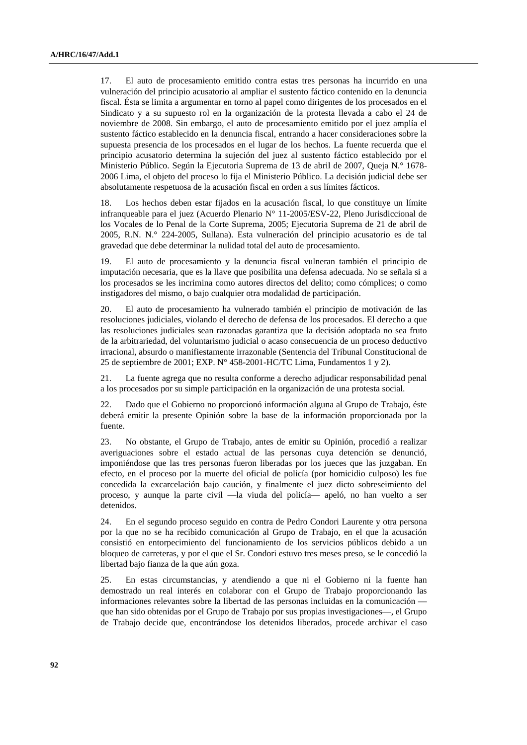17. El auto de procesamiento emitido contra estas tres personas ha incurrido en una vulneración del principio acusatorio al ampliar el sustento fáctico contenido en la denuncia fiscal. Ésta se limita a argumentar en torno al papel como dirigentes de los procesados en el Sindicato y a su supuesto rol en la organización de la protesta llevada a cabo el 24 de noviembre de 2008. Sin embargo, el auto de procesamiento emitido por el juez amplía el sustento fáctico establecido en la denuncia fiscal, entrando a hacer consideraciones sobre la supuesta presencia de los procesados en el lugar de los hechos. La fuente recuerda que el principio acusatorio determina la sujeción del juez al sustento fáctico establecido por el Ministerio Público. Según la Ejecutoria Suprema de 13 de abril de 2007, Queja N.° 1678-2006 Lima, el objeto del proceso lo fija el Ministerio Público. La decisión judicial debe ser absolutamente respetuosa de la acusación fiscal en orden a sus límites fácticos.

18. Los hechos deben estar fijados en la acusación fiscal, lo que constituye un límite infranqueable para el juez (Acuerdo Plenario N° 11-2005/ESV-22, Pleno Jurisdiccional de los Vocales de lo Penal de la Corte Suprema, 2005; Ejecutoria Suprema de 21 de abril de 2005, R.N. N.° 224-2005, Sullana). Esta vulneración del principio acusatorio es de tal gravedad que debe determinar la nulidad total del auto de procesamiento.

19. El auto de procesamiento y la denuncia fiscal vulneran también el principio de imputación necesaria, que es la llave que posibilita una defensa adecuada. No se señala si a los procesados se les incrimina como autores directos del delito; como cómplices; o como instigadores del mismo, o bajo cualquier otra modalidad de participación.

20. El auto de procesamiento ha vulnerado también el principio de motivación de las resoluciones judiciales, violando el derecho de defensa de los procesados. El derecho a que las resoluciones judiciales sean razonadas garantiza que la decisión adoptada no sea fruto de la arbitrariedad, del voluntarismo judicial o acaso consecuencia de un proceso deductivo irracional, absurdo o manifiestamente irrazonable (Sentencia del Tribunal Constitucional de 25 de septiembre de 2001; EXP. N° 458-2001-HC/TC Lima, Fundamentos 1 y 2).

21. La fuente agrega que no resulta conforme a derecho adjudicar responsabilidad penal a los procesados por su simple participación en la organización de una protesta social.

22. Dado que el Gobierno no proporcionó información alguna al Grupo de Trabajo, éste deberá emitir la presente Opinión sobre la base de la información proporcionada por la fuente.

23. No obstante, el Grupo de Trabajo, antes de emitir su Opinión, procedió a realizar averiguaciones sobre el estado actual de las personas cuya detención se denunció, imponiéndose que las tres personas fueron liberadas por los jueces que las juzgaban. En efecto, en el proceso por la muerte del oficial de policía (por homicidio culposo) les fue concedida la excarcelación bajo caución, y finalmente el juez dicto sobreseimiento del proceso, y aunque la parte civil —la viuda del policía— apeló, no han vuelto a ser detenidos.

24. En el segundo proceso seguido en contra de Pedro Condori Laurente y otra persona por la que no se ha recibido comunicación al Grupo de Trabajo, en el que la acusación consistió en entorpecimiento del funcionamiento de los servicios públicos debido a un bloqueo de carreteras, y por el que el Sr. Condori estuvo tres meses preso, se le concedió la libertad bajo fianza de la que aún goza.

25. En estas circumstancias, y atendiendo a que ni el Gobierno ni la fuente han demostrado un real interés en colaborar con el Grupo de Trabajo proporcionando las informaciones relevantes sobre la libertad de las personas incluidas en la comunicación —que han sido obtenidas por el Grupo de Trabajo por sus propias investigaciones—, el Grupo de Trabajo decide que, encontrándose los detenidos liberados, procede archivar el caso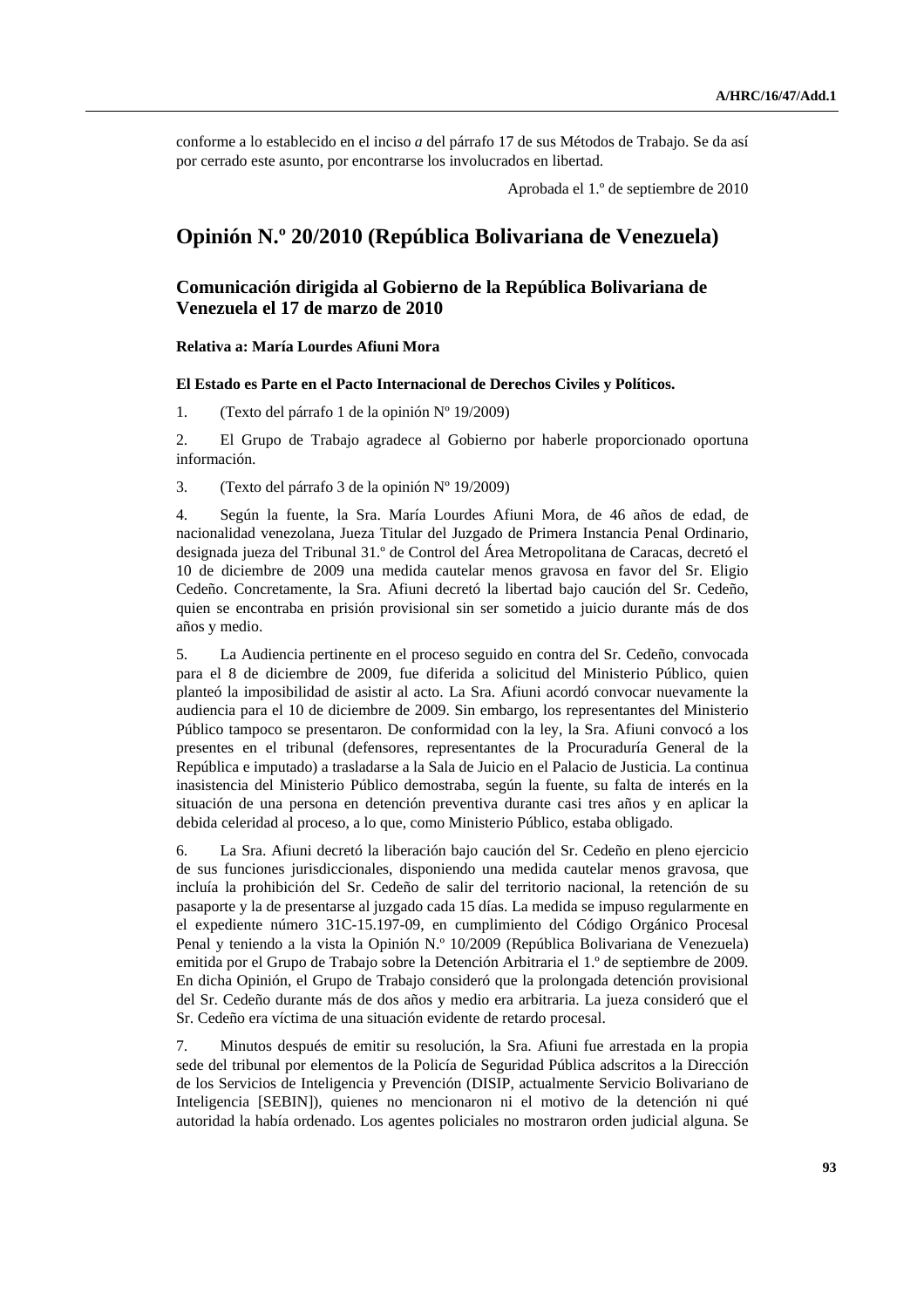conforme a lo establecido en el inciso *a* del párrafo 17 de sus Métodos de Trabajo. Se da así por cerrado este asunto, por encontrarse los involucrados en libertad.

Aprobada el 1.º de septiembre de 2010

## Opinión N.º 20/2010 (República Bolivariana de Venezuela)

### Comunicación dirigida al Gobierno de la República Bolivariana de Venezuela el 17 de marzo de 2010

**Relativa a: María Lourdes Afiuni Mora**

**El Estado es Parte en el Pacto Internacional de Derechos Civiles y Políticos.**

1. (Texto del párrafo 1 de la opinión Nº 19/2009)

2. El Grupo de Trabajo agradece al Gobierno por haberle proporcionado oportuna información.

3. (Texto del párrafo 3 de la opinión Nº 19/2009)

4. Según la fuente, la Sra. María Lourdes Afiuni Mora, de 46 años de edad, de nacionalidad venezolana, Jueza Titular del Juzgado de Primera Instancia Penal Ordinario, designada jueza del Tribunal 31.º de Control del Área Metropolitana de Caracas, decretó el 10 de diciembre de 2009 una medida cautelar menos gravosa en favor del Sr. Eligio Cedeño. Concretamente, la Sra. Afiuni decretó la libertad bajo caución del Sr. Cedeño, quien se encontraba en prisión provisional sin ser sometido a juicio durante más de dos años y medio.

5. La Audiencia pertinente en el proceso seguido en contra del Sr. Cedeño, convocada para el 8 de diciembre de 2009, fue diferida a solicitud del Ministerio Público, quien planteó la imposibilidad de asistir al acto. La Sra. Afiuni acordó convocar nuevamente la audiencia para el 10 de diciembre de 2009. Sin embargo, los representantes del Ministerio Público tampoco se presentaron. De conformidad con la ley, la Sra. Afiuni convocó a los presentes en el tribunal (defensores, representantes de la Procuraduría General de la República e imputado) a trasladarse a la Sala de Juicio en el Palacio de Justicia. La continua inasistencia del Ministerio Público demostraba, según la fuente, su falta de interés en la situación de una persona en detención preventiva durante casi tres años y en aplicar la debida celeridad al proceso, a lo que, como Ministerio Público, estaba obligado.

6. La Sra. Afiuni decretó la liberación bajo caución del Sr. Cedeño en pleno ejercicio de sus funciones jurisdiccionales, disponiendo una medida cautelar menos gravosa, que incluía la prohibición del Sr. Cedeño de salir del territorio nacional, la retención de su pasaporte y la de presentarse al juzgado cada 15 días. La medida se impuso regularmente en el expediente número 31C-15.197-09, en cumplimiento del Código Orgánico Procesal Penal y teniendo a la vista la Opinión N.º 10/2009 (República Bolivariana de Venezuela) emitida por el Grupo de Trabajo sobre la Detención Arbitraria el 1.º de septiembre de 2009. En dicha Opinión, el Grupo de Trabajo consideró que la prolongada detención provisional del Sr. Cedeño durante más de dos años y medio era arbitraria. La jueza consideró que el Sr. Cedeño era víctima de una situación evidente de retardo procesal.

7. Minutos después de emitir su resolución, la Sra. Afiuni fue arrestada en la propia sede del tribunal por elementos de la Policía de Seguridad Pública adscritos a la Dirección de los Servicios de Inteligencia y Prevención (DISIP, actualmente Servicio Bolivariano de Inteligencia [SEBIN]), quienes no mencionaron ni el motivo de la detención ni qué autoridad la había ordenado. Los agentes policiales no mostraron orden judicial alguna. Se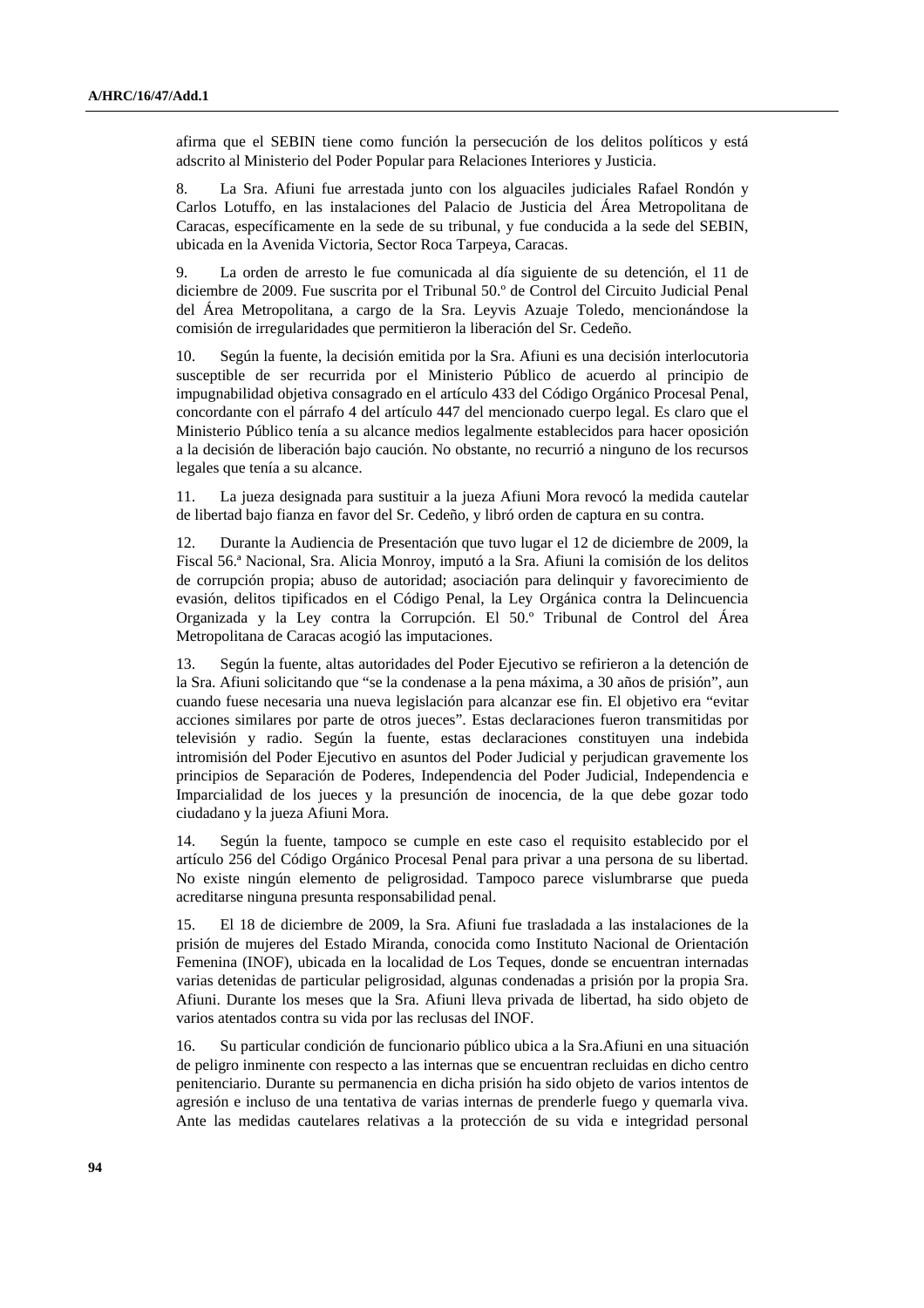afirma que el SEBIN tiene como función la persecución de los delitos políticos y está adscrito al Ministerio del Poder Popular para Relaciones Interiores y Justicia.

8. La Sra. Afiuni fue arrestada junto con los alguaciles judiciales Rafael Rondón y Carlos Lotuffo, en las instalaciones del Palacio de Justicia del Área Metropolitana de Caracas, específicamente en la sede de su tribunal, y fue conducida a la sede del SEBIN, ubicada en la Avenida Victoria, Sector Roca Tarpeya, Caracas.

9. La orden de arresto le fue comunicada al día siguiente de su detención, el 11 de diciembre de 2009. Fue suscrita por el Tribunal 50.º de Control del Circuito Judicial Penal del Área Metropolitana, a cargo de la Sra. Leyvis Azuaje Toledo, mencionándose la comisión de irregularidades que permitieron la liberación del Sr. Cedeño.

10. Según la fuente, la decisión emitida por la Sra. Afiuni es una decisión interlocutoria susceptible de ser recurrida por el Ministerio Público de acuerdo al principio de impugnabilidad objetiva consagrado en el artículo 433 del Código Orgánico Procesal Penal, concordante con el párrafo 4 del artículo 447 del mencionado cuerpo legal. Es claro que el Ministerio Público tenía a su alcance medios legalmente establecidos para hacer oposición a la decisión de liberación bajo caución. No obstante, no recurrió a ninguno de los recursos legales que tenía a su alcance.

11. La jueza designada para sustituir a la jueza Afiuni Mora revocó la medida cautelar de libertad bajo fianza en favor del Sr. Cedeño, y libró orden de captura en su contra.

12. Durante la Audiencia de Presentación que tuvo lugar el 12 de diciembre de 2009, la Fiscal 56.ª Nacional, Sra. Alicia Monroy, imputó a la Sra. Afiuni la comisión de los delitos de corrupción propia; abuso de autoridad; asociación para delinquir y favorecimiento de evasión, delitos tipificados en el Código Penal, la Ley Orgánica contra la Delincuencia Organizada y la Ley contra la Corrupción. El 50.º Tribunal de Control del Área Metropolitana de Caracas acogió las imputaciones.

13. Según la fuente, altas autoridades del Poder Ejecutivo se refirieron a la detención de la Sra. Afiuni solicitando que "se la condenase a la pena máxima, a 30 años de prisión", aun cuando fuese necesaria una nueva legislación para alcanzar ese fin. El objetivo era "evitar acciones similares por parte de otros jueces". Estas declaraciones fueron transmitidas por televisión y radio. Según la fuente, estas declaraciones constituyen una indebida intromisión del Poder Ejecutivo en asuntos del Poder Judicial y perjudican gravemente los principios de Separación de Poderes, Independencia del Poder Judicial, Independencia e Imparcialidad de los jueces y la presunción de inocencia, de la que debe gozar todo ciudadano y la jueza Afiuni Mora.

14. Según la fuente, tampoco se cumple en este caso el requisito establecido por el artículo 256 del Código Orgánico Procesal Penal para privar a una persona de su libertad. No existe ningún elemento de peligrosidad. Tampoco parece vislumbrarse que pueda acreditarse ninguna presunta responsabilidad penal.

15. El 18 de diciembre de 2009, la Sra. Afiuni fue trasladada a las instalaciones de la prisión de mujeres del Estado Miranda, conocida como Instituto Nacional de Orientación Femenina (INOF), ubicada en la localidad de Los Teques, donde se encuentran internadas varias detenidas de particular peligrosidad, algunas condenadas a prisión por la propia Sra. Afiuni. Durante los meses que la Sra. Afiuni lleva privada de libertad, ha sido objeto de varios atentados contra su vida por las reclusas del INOF.

16. Su particular condición de funcionario público ubica a la Sra.Afiuni en una situación de peligro inminente con respecto a las internas que se encuentran recluidas en dicho centro penitenciario. Durante su permanencia en dicha prisión ha sido objeto de varios intentos de agresión e incluso de una tentativa de varias internas de prenderle fuego y quemarla viva. Ante las medidas cautelares relativas a la protección de su vida e integridad personal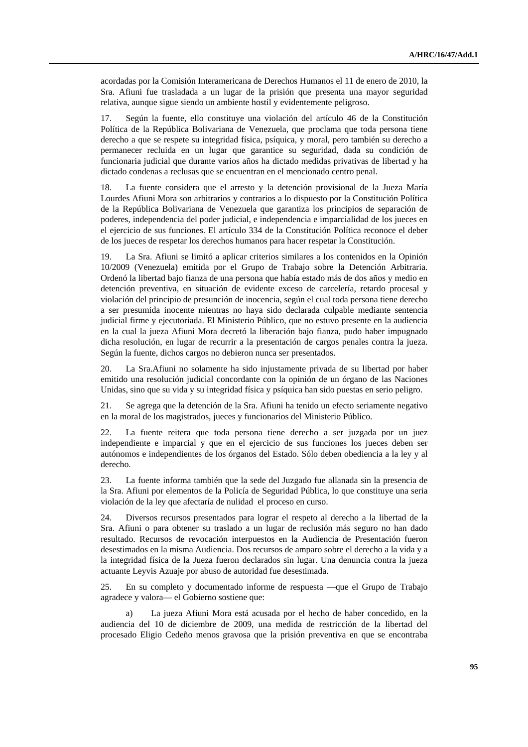acordadas por la Comisión Interamericana de Derechos Humanos el 11 de enero de 2010, la Sra. Afiuni fue trasladada a un lugar de la prisión que presenta una mayor seguridad relativa, aunque sigue siendo un ambiente hostil y evidentemente peligroso.

17. Según la fuente, ello constituye una violación del artículo 46 de la Constitución Política de la República Bolivariana de Venezuela, que proclama que toda persona tiene derecho a que se respete su integridad física, psíquica, y moral, pero también su derecho a permanecer recluida en un lugar que garantice su seguridad, dada su condición de funcionaria judicial que durante varios años ha dictado medidas privativas de libertad y ha dictado condenas a reclusas que se encuentran en el mencionado centro penal.

18. La fuente considera que el arresto y la detención provisional de la Jueza María Lourdes Afiuni Mora son arbitrarios y contrarios a lo dispuesto por la Constitución Política de la República Bolivariana de Venezuela que garantiza los principios de separación de poderes, independencia del poder judicial, e independencia e imparcialidad de los jueces en el ejercicio de sus funciones. El artículo 334 de la Constitución Política reconoce el deber de los jueces de respetar los derechos humanos para hacer respetar la Constitución.

19. La Sra. Afiuni se limitó a aplicar criterios similares a los contenidos en la Opinión 10/2009 (Venezuela) emitida por el Grupo de Trabajo sobre la Detención Arbitraria. Ordenó la libertad bajo fianza de una persona que había estado más de dos años y medio en detención preventiva, en situación de evidente exceso de carcelería, retardo procesal y violación del principio de presunción de inocencia, según el cual toda persona tiene derecho a ser presumida inocente mientras no haya sido declarada culpable mediante sentencia judicial firme y ejecutoriada. El Ministerio Público, que no estuvo presente en la audiencia en la cual la jueza Afiuni Mora decretó la liberación bajo fianza, pudo haber impugnado dicha resolución, en lugar de recurrir a la presentación de cargos penales contra la jueza. Según la fuente, dichos cargos no debieron nunca ser presentados.

20. La Sra.Afiuni no solamente ha sido injustamente privada de su libertad por haber emitido una resolución judicial concordante con la opinión de un órgano de las Naciones Unidas, sino que su vida y su integridad física y psíquica han sido puestas en serio peligro.

21. Se agrega que la detención de la Sra. Afiuni ha tenido un efecto seriamente negativo en la moral de los magistrados, jueces y funcionarios del Ministerio Público.

22. La fuente reitera que toda persona tiene derecho a ser juzgada por un juez independiente e imparcial y que en el ejercicio de sus funciones los jueces deben ser autónomos e independientes de los órganos del Estado. Sólo deben obediencia a la ley y al derecho.

23. La fuente informa también que la sede del Juzgado fue allanada sin la presencia de la Sra. Afiuni por elementos de la Policía de Seguridad Pública, lo que constituye una seria violación de la ley que afectaría de nulidad el proceso en curso.

24. Diversos recursos presentados para lograr el respeto al derecho a la libertad de la Sra. Afiuni o para obtener su traslado a un lugar de reclusión más seguro no han dado resultado. Recursos de revocación interpuestos en la Audiencia de Presentación fueron desestimados en la misma Audiencia. Dos recursos de amparo sobre el derecho a la vida y a la integridad física de la Jueza fueron declarados sin lugar. Una denuncia contra la jueza actuante Leyvis Azuaje por abuso de autoridad fue desestimada.

25. En su completo y documentado informe de respuesta —que el Grupo de Trabajo agradece y valora— el Gobierno sostiene que:

a) La jueza Afiuni Mora está acusada por el hecho de haber concedido, en la audiencia del 10 de diciembre de 2009, una medida de restricción de la libertad del procesado Eligio Cedeño menos gravosa que la prisión preventiva en que se encontraba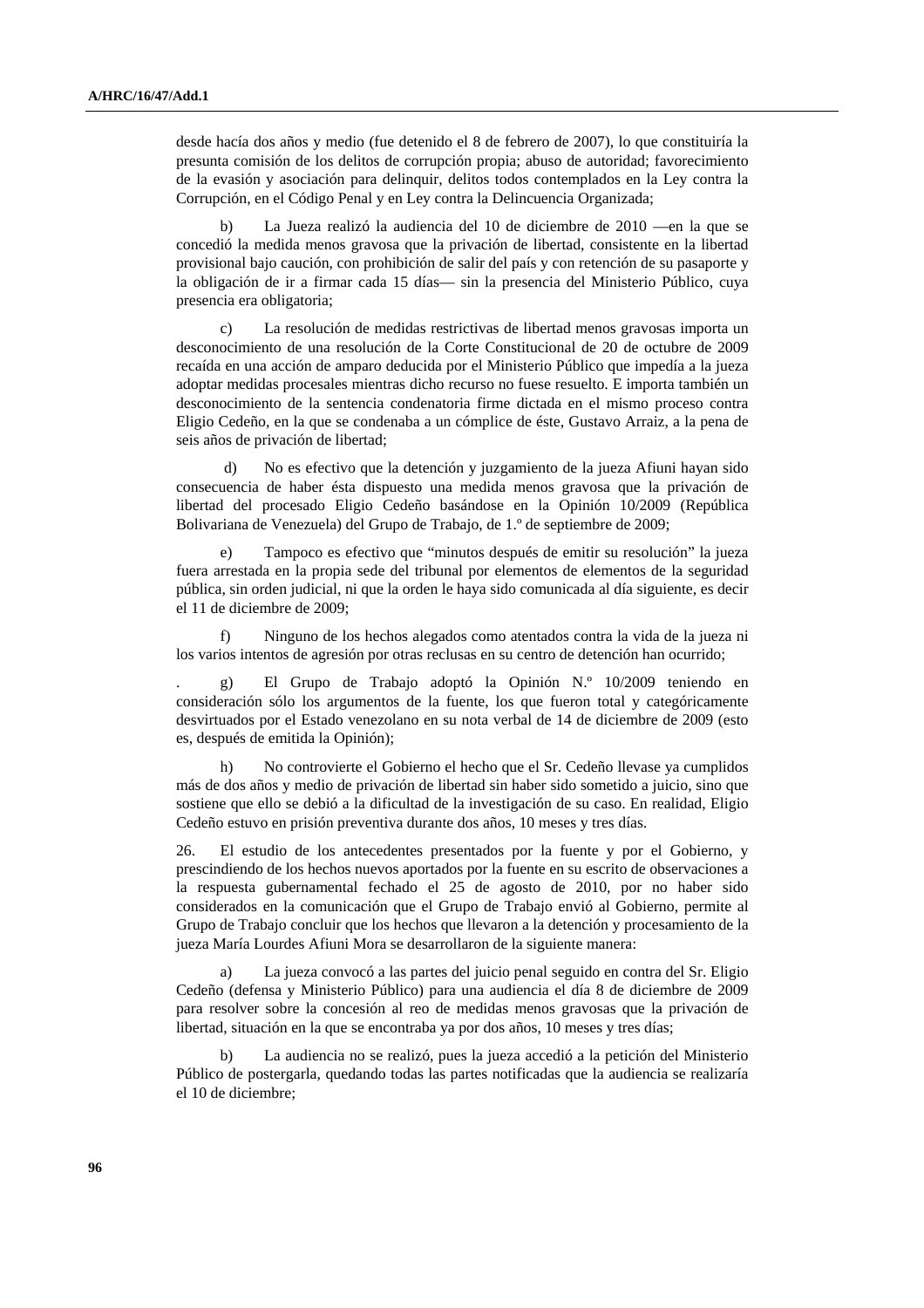desde hacía dos años y medio (fue detenido el 8 de febrero de 2007), lo que constituiría la presunta comisión de los delitos de corrupción propia; abuso de autoridad; favorecimiento de la evasión y asociación para delinquir, delitos todos contemplados en la Ley contra la Corrupción, en el Código Penal y en Ley contra la Delincuencia Organizada;

b) La Jueza realizó la audiencia del 10 de diciembre de 2010 —en la que se concedió la medida menos gravosa que la privación de libertad, consistente en la libertad provisional bajo caución, con prohibición de salir del país y con retención de su pasaporte y la obligación de ir a firmar cada 15 días— sin la presencia del Ministerio Público, cuya presencia era obligatoria;

c) La resolución de medidas restrictivas de libertad menos gravosas importa un desconocimiento de una resolución de la Corte Constitucional de 20 de octubre de 2009 recaída en una acción de amparo deducida por el Ministerio Público que impedía a la jueza adoptar medidas procesales mientras dicho recurso no fuese resuelto. E importa también un desconocimiento de la sentencia condenatoria firme dictada en el mismo proceso contra Eligio Cedeño, en la que se condenaba a un cómplice de éste, Gustavo Arraiz, a la pena de seis años de privación de libertad;

d) No es efectivo que la detención y juzgamiento de la jueza Afiuni hayan sido consecuencia de haber ésta dispuesto una medida menos gravosa que la privación de libertad del procesado Eligio Cedeño basándose en la Opinión 10/2009 (República Bolivariana de Venezuela) del Grupo de Trabajo, de 1.º de septiembre de 2009;

e) Tampoco es efectivo que "minutos después de emitir su resolución" la jueza fuera arrestada en la propia sede del tribunal por elementos de elementos de la seguridad pública, sin orden judicial, ni que la orden le haya sido comunicada al día siguiente, es decir el 11 de diciembre de 2009;

f) Ninguno de los hechos alegados como atentados contra la vida de la jueza ni los varios intentos de agresión por otras reclusas en su centro de detención han ocurrido;

g) El Grupo de Trabajo adoptó la Opinión N.º 10/2009 teniendo en consideración sólo los argumentos de la fuente, los que fueron total y categóricamente desvirtuados por el Estado venezolano en su nota verbal de 14 de diciembre de 2009 (esto es, después de emitida la Opinión);

h) No controvierte el Gobierno el hecho que el Sr. Cedeño llevase ya cumplidos más de dos años y medio de privación de libertad sin haber sido sometido a juicio, sino que sostiene que ello se debió a la dificultad de la investigación de su caso. En realidad, Eligio Cedeño estuvo en prisión preventiva durante dos años, 10 meses y tres días.

26. El estudio de los antecedentes presentados por la fuente y por el Gobierno, y prescindiendo de los hechos nuevos aportados por la fuente en su escrito de observaciones a la respuesta gubernamental fechado el 25 de agosto de 2010, por no haber sido considerados en la comunicación que el Grupo de Trabajo envió al Gobierno, permite al Grupo de Trabajo concluir que los hechos que llevaron a la detención y procesamiento de la jueza María Lourdes Afiuni Mora se desarrollaron de la siguiente manera:

a) La jueza convocó a las partes del juicio penal seguido en contra del Sr. Eligio Cedeño (defensa y Ministerio Público) para una audiencia el día 8 de diciembre de 2009 para resolver sobre la concesión al reo de medidas menos gravosas que la privación de libertad, situación en la que se encontraba ya por dos años, 10 meses y tres días;

b) La audiencia no se realizó, pues la jueza accedió a la petición del Ministerio Público de postergarla, quedando todas las partes notificadas que la audiencia se realizaría el 10 de diciembre;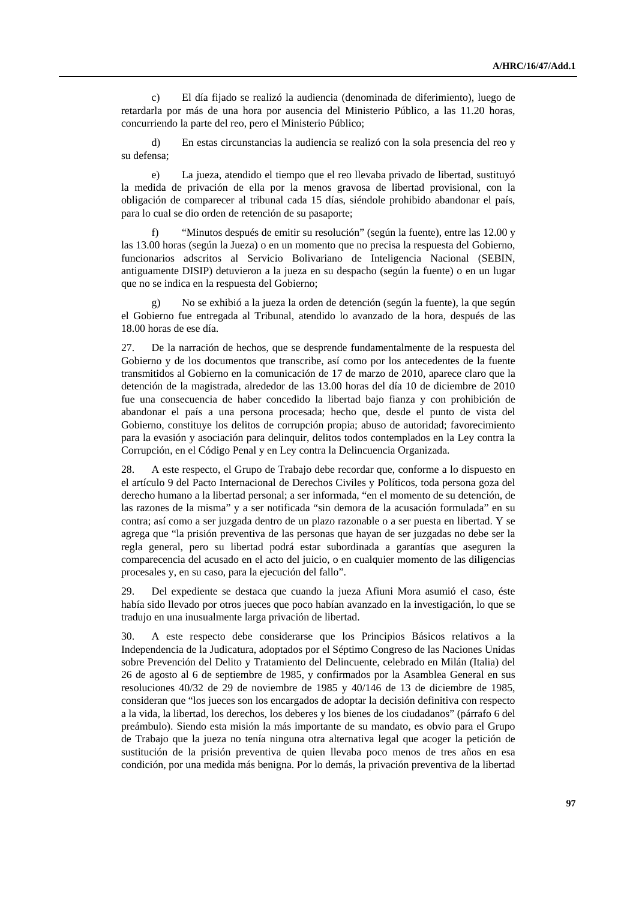c) El día fijado se realizó la audiencia (denominada de diferimiento), luego de retardarla por más de una hora por ausencia del Ministerio Público, a las 11.20 horas, concurriendo la parte del reo, pero el Ministerio Público;

d) En estas circunstancias la audiencia se realizó con la sola presencia del reo y su defensa;

e) La jueza, atendido el tiempo que el reo llevaba privado de libertad, sustituyó la medida de privación de ella por la menos gravosa de libertad provisional, con la obligación de comparecer al tribunal cada 15 días, siéndole prohibido abandonar el país, para lo cual se dio orden de retención de su pasaporte;

f) "Minutos después de emitir su resolución" (según la fuente), entre las 12.00 y las 13.00 horas (según la Jueza) o en un momento que no precisa la respuesta del Gobierno, funcionarios adscritos al Servicio Bolivariano de Inteligencia Nacional (SEBIN, antiguamente DISIP) detuvieron a la jueza en su despacho (según la fuente) o en un lugar que no se indica en la respuesta del Gobierno;

g) No se exhibió a la jueza la orden de detención (según la fuente), la que según el Gobierno fue entregada al Tribunal, atendido lo avanzado de la hora, después de las 18.00 horas de ese día.

27. De la narración de hechos, que se desprende fundamentalmente de la respuesta del Gobierno y de los documentos que transcribe, así como por los antecedentes de la fuente transmitidos al Gobierno en la comunicación de 17 de marzo de 2010, aparece claro que la detención de la magistrada, alrededor de las 13.00 horas del día 10 de diciembre de 2010 fue una consecuencia de haber concedido la libertad bajo fianza y con prohibición de abandonar el país a una persona procesada; hecho que, desde el punto de vista del Gobierno, constituye los delitos de corrupción propia; abuso de autoridad; favorecimiento para la evasión y asociación para delinquir, delitos todos contemplados en la Ley contra la Corrupción, en el Código Penal y en Ley contra la Delincuencia Organizada.

28. A este respecto, el Grupo de Trabajo debe recordar que, conforme a lo dispuesto en el artículo 9 del Pacto Internacional de Derechos Civiles y Políticos, toda persona goza del derecho humano a la libertad personal; a ser informada, "en el momento de su detención, de las razones de la misma" y a ser notificada "sin demora de la acusación formulada" en su contra; así como a ser juzgada dentro de un plazo razonable o a ser puesta en libertad. Y se agrega que "la prisión preventiva de las personas que hayan de ser juzgadas no debe ser la regla general, pero su libertad podrá estar subordinada a garantías que aseguren la comparecencia del acusado en el acto del juicio, o en cualquier momento de las diligencias procesales y, en su caso, para la ejecución del fallo".

29. Del expediente se destaca que cuando la jueza Afiuni Mora asumió el caso, éste había sido llevado por otros jueces que poco habían avanzado en la investigación, lo que se tradujo en una inusualmente larga privación de libertad.

30. A este respecto debe considerarse que los Principios Básicos relativos a la Independencia de la Judicatura, adoptados por el Séptimo Congreso de las Naciones Unidas sobre Prevención del Delito y Tratamiento del Delincuente, celebrado en Milán (Italia) del 26 de agosto al 6 de septiembre de 1985, y confirmados por la Asamblea General en sus resoluciones 40/32 de 29 de noviembre de 1985 y 40/146 de 13 de diciembre de 1985, consideran que "los jueces son los encargados de adoptar la decisión definitiva con respecto a la vida, la libertad, los derechos, los deberes y los bienes de los ciudadanos" (párrafo 6 del preámbulo). Siendo esta misión la más importante de su mandato, es obvio para el Grupo de Trabajo que la jueza no tenía ninguna otra alternativa legal que acoger la petición de sustitución de la prisión preventiva de quien llevaba poco menos de tres años en esa condición, por una medida más benigna. Por lo demás, la privación preventiva de la libertad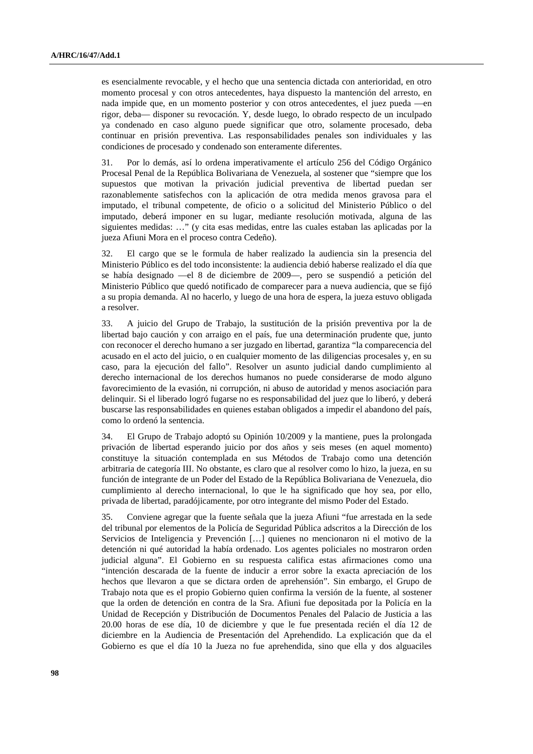es esencialmente revocable, y el hecho que una sentencia dictada con anterioridad, en otro momento procesal y con otros antecedentes, haya dispuesto la mantención del arresto, en nada impide que, en un momento posterior y con otros antecedentes, el juez pueda —en rigor, deba— disponer su revocación. Y, desde luego, lo obrado respecto de un inculpado ya condenado en caso alguno puede significar que otro, solamente procesado, deba continuar en prisión preventiva. Las responsabilidades penales son individuales y las condiciones de procesado y condenado son enteramente diferentes.

31. Por lo demás, así lo ordena imperativamente el artículo 256 del Código Orgánico Procesal Penal de la República Bolivariana de Venezuela, al sostener que "siempre que los supuestos que motivan la privación judicial preventiva de libertad puedan ser razonablemente satisfechos con la aplicación de otra medida menos gravosa para el imputado, el tribunal competente, de oficio o a solicitud del Ministerio Público o del imputado, deberá imponer en su lugar, mediante resolución motivada, alguna de las siguientes medidas: …" (y cita esas medidas, entre las cuales estaban las aplicadas por la jueza Afiuni Mora en el proceso contra Cedeño).

32. El cargo que se le formula de haber realizado la audiencia sin la presencia del Ministerio Público es del todo inconsistente: la audiencia debió haberse realizado el día que se había designado —el 8 de diciembre de 2009—, pero se suspendió a petición del Ministerio Público que quedó notificado de comparecer para a una nueva audiencia, que se fijó a su propia demanda. Al no hacerlo, y luego de una hora de espera, la jueza estuvo obligada a resolver.

33. A juicio del Grupo de Trabajo, la sustitución de la prisión preventiva por la de libertad bajo caución y con arraigo en el país, fue una determinación prudente que, junto con reconocer el derecho humano a ser juzgado en libertad, garantiza "la comparecencia del acusado en el acto del juicio, o en cualquier momento de las diligencias procesales y, en su caso, para la ejecución del fallo". Resolver un asunto judicial dando cumplimiento al derecho internacional de los derechos humanos no puede considerarse de modo alguno favorecimiento de la evasión, ni corrupción, ni abuso de autoridad y menos asociación para delinquir. Si el liberado logró fugarse no es responsabilidad del juez que lo liberó, y deberá buscarse las responsabilidades en quienes estaban obligados a impedir el abandono del país, como lo ordenó la sentencia.

34. El Grupo de Trabajo adoptó su Opinión 10/2009 y la mantiene, pues la prolongada privación de libertad esperando juicio por dos años y seis meses (en aquel momento) constituye la situación contemplada en sus Métodos de Trabajo como una detención arbitraria de categoría III. No obstante, es claro que al resolver como lo hizo, la jueza, en su función de integrante de un Poder del Estado de la República Bolivariana de Venezuela, dio cumplimiento al derecho internacional, lo que le ha significado que hoy sea, por ello, privada de libertad, paradójicamente, por otro integrante del mismo Poder del Estado.

35. Conviene agregar que la fuente señala que la jueza Afiuni "fue arrestada en la sede del tribunal por elementos de la Policía de Seguridad Pública adscritos a la Dirección de los Servicios de Inteligencia y Prevención […] quienes no mencionaron ni el motivo de la detención ni qué autoridad la había ordenado. Los agentes policiales no mostraron orden judicial alguna". El Gobierno en su respuesta califica estas afirmaciones como una "intención descarada de la fuente de inducir a error sobre la exacta apreciación de los hechos que llevaron a que se dictara orden de aprehensión". Sin embargo, el Grupo de Trabajo nota que es el propio Gobierno quien confirma la versión de la fuente, al sostener que la orden de detención en contra de la Sra. Afiuni fue depositada por la Policía en la Unidad de Recepción y Distribución de Documentos Penales del Palacio de Justicia a las 20.00 horas de ese día, 10 de diciembre y que le fue presentada recién el día 12 de diciembre en la Audiencia de Presentación del Aprehendido. La explicación que da el Gobierno es que el día 10 la Jueza no fue aprehendida, sino que ella y dos alguaciles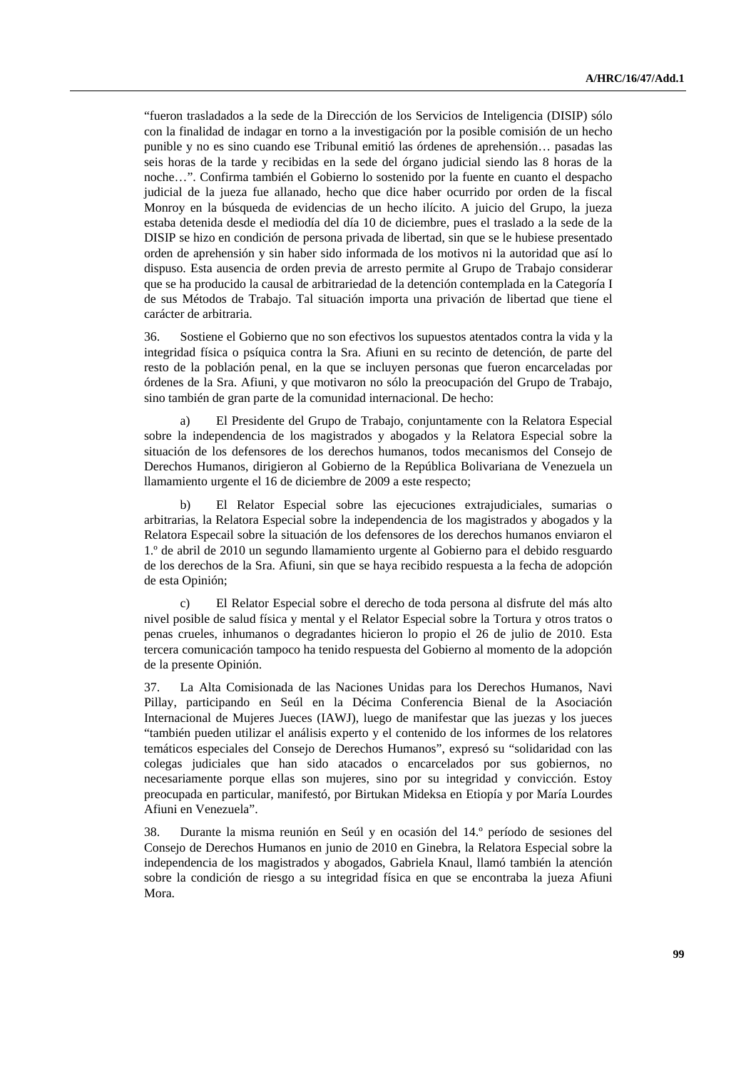"fueron trasladados a la sede de la Dirección de los Servicios de Inteligencia (DISIP) sólo con la finalidad de indagar en torno a la investigación por la posible comisión de un hecho punible y no es sino cuando ese Tribunal emitió las órdenes de aprehensión… pasadas las seis horas de la tarde y recibidas en la sede del órgano judicial siendo las 8 horas de la noche…". Confirma también el Gobierno lo sostenido por la fuente en cuanto el despacho judicial de la jueza fue allanado, hecho que dice haber ocurrido por orden de la fiscal Monroy en la búsqueda de evidencias de un hecho ilícito. A juicio del Grupo, la jueza estaba detenida desde el mediodía del día 10 de diciembre, pues el traslado a la sede de la DISIP se hizo en condición de persona privada de libertad, sin que se le hubiese presentado orden de aprehensión y sin haber sido informada de los motivos ni la autoridad que así lo dispuso. Esta ausencia de orden previa de arresto permite al Grupo de Trabajo considerar que se ha producido la causal de arbitrariedad de la detención contemplada en la Categoría I de sus Métodos de Trabajo. Tal situación importa una privación de libertad que tiene el carácter de arbitraria.

36. Sostiene el Gobierno que no son efectivos los supuestos atentados contra la vida y la integridad física o psíquica contra la Sra. Afiuni en su recinto de detención, de parte del resto de la población penal, en la que se incluyen personas que fueron encarceladas por órdenes de la Sra. Afiuni, y que motivaron no sólo la preocupación del Grupo de Trabajo, sino también de gran parte de la comunidad internacional. De hecho:

a) El Presidente del Grupo de Trabajo, conjuntamente con la Relatora Especial sobre la independencia de los magistrados y abogados y la Relatora Especial sobre la situación de los defensores de los derechos humanos, todos mecanismos del Consejo de Derechos Humanos, dirigieron al Gobierno de la República Bolivariana de Venezuela un llamamiento urgente el 16 de diciembre de 2009 a este respecto;

b) El Relator Especial sobre las ejecuciones extrajudiciales, sumarias o arbitrarias, la Relatora Especial sobre la independencia de los magistrados y abogados y la Relatora Especail sobre la situación de los defensores de los derechos humanos enviaron el 1.º de abril de 2010 un segundo llamamiento urgente al Gobierno para el debido resguardo de los derechos de la Sra. Afiuni, sin que se haya recibido respuesta a la fecha de adopción de esta Opinión;

c) El Relator Especial sobre el derecho de toda persona al disfrute del más alto nivel posible de salud física y mental y el Relator Especial sobre la Tortura y otros tratos o penas crueles, inhumanos o degradantes hicieron lo propio el 26 de julio de 2010. Esta tercera comunicación tampoco ha tenido respuesta del Gobierno al momento de la adopción de la presente Opinión.

37. La Alta Comisionada de las Naciones Unidas para los Derechos Humanos, Navi Pillay, participando en Seúl en la Décima Conferencia Bienal de la Asociación Internacional de Mujeres Jueces (IAWJ), luego de manifestar que las juezas y los jueces "también pueden utilizar el análisis experto y el contenido de los informes de los relatores temáticos especiales del Consejo de Derechos Humanos", expresó su "solidaridad con las colegas judiciales que han sido atacados o encarcelados por sus gobiernos, no necesariamente porque ellas son mujeres, sino por su integridad y convicción. Estoy preocupada en particular, manifestó, por Birtukan Mideksa en Etiopía y por María Lourdes Afiuni en Venezuela".

38. Durante la misma reunión en Seúl y en ocasión del 14.º período de sesiones del Consejo de Derechos Humanos en junio de 2010 en Ginebra, la Relatora Especial sobre la independencia de los magistrados y abogados, Gabriela Knaul, llamó también la atención sobre la condición de riesgo a su integridad física en que se encontraba la jueza Afiuni Mora.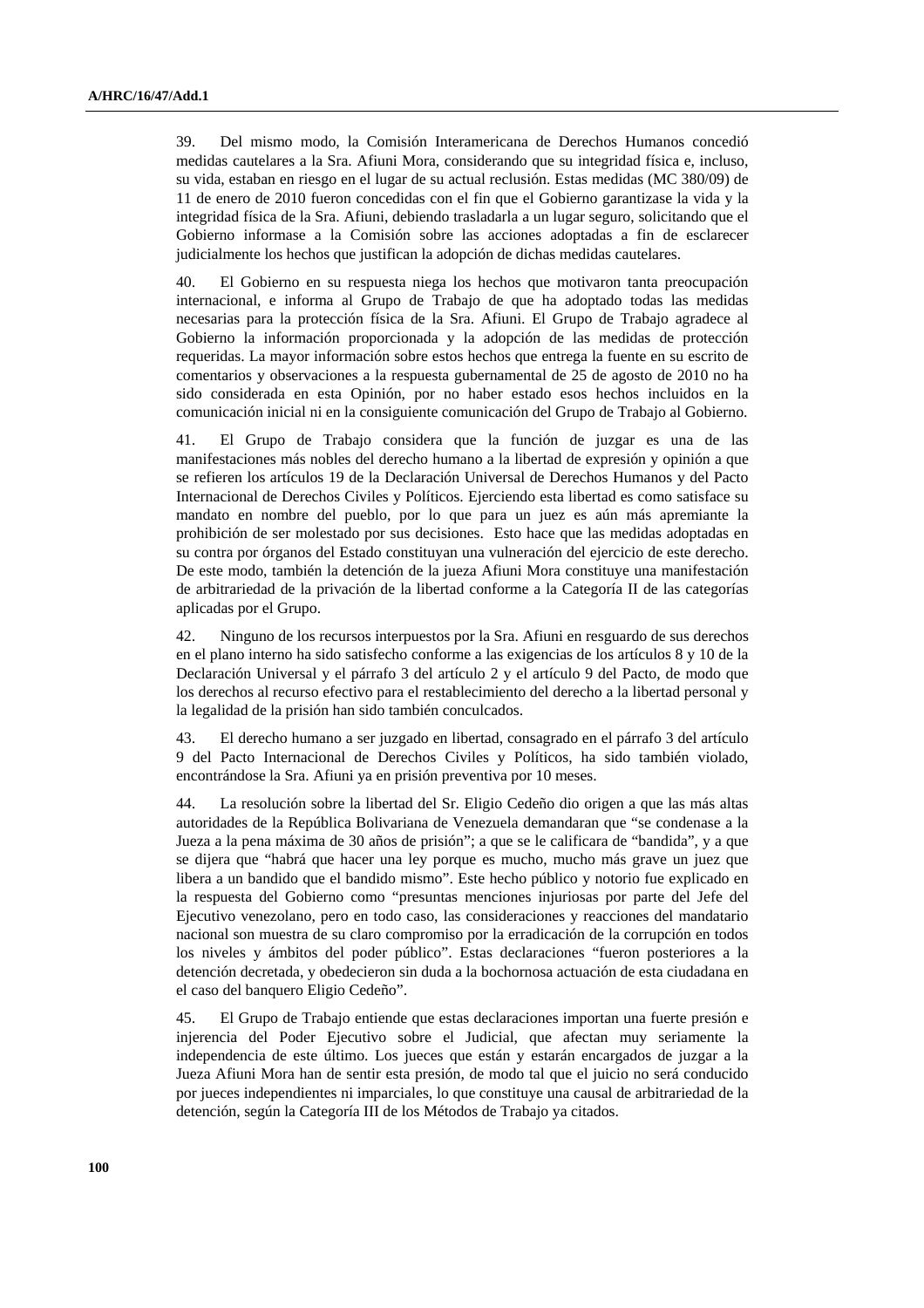39. Del mismo modo, la Comisión Interamericana de Derechos Humanos concedió medidas cautelares a la Sra. Afiuni Mora, considerando que su integridad física e, incluso, su vida, estaban en riesgo en el lugar de su actual reclusión. Estas medidas (MC 380/09) de 11 de enero de 2010 fueron concedidas con el fin que el Gobierno garantizase la vida y la integridad física de la Sra. Afiuni, debiendo trasladarla a un lugar seguro, solicitando que el Gobierno informase a la Comisión sobre las acciones adoptadas a fin de esclarecer judicialmente los hechos que justifican la adopción de dichas medidas cautelares.

40. El Gobierno en su respuesta niega los hechos que motivaron tanta preocupación internacional, e informa al Grupo de Trabajo de que ha adoptado todas las medidas necesarias para la protección física de la Sra. Afiuni. El Grupo de Trabajo agradece al Gobierno la información proporcionada y la adopción de las medidas de protección requeridas. La mayor información sobre estos hechos que entrega la fuente en su escrito de comentarios y observaciones a la respuesta gubernamental de 25 de agosto de 2010 no ha sido considerada en esta Opinión, por no haber estado esos hechos incluidos en la comunicación inicial ni en la consiguiente comunicación del Grupo de Trabajo al Gobierno.

41. El Grupo de Trabajo considera que la función de juzgar es una de las manifestaciones más nobles del derecho humano a la libertad de expresión y opinión a que se refieren los artículos 19 de la Declaración Universal de Derechos Humanos y del Pacto Internacional de Derechos Civiles y Políticos. Ejerciendo esta libertad es como satisface su mandato en nombre del pueblo, por lo que para un juez es aún más apremiante la prohibición de ser molestado por sus decisiones. Esto hace que las medidas adoptadas en su contra por órganos del Estado constituyan una vulneración del ejercicio de este derecho. De este modo, también la detención de la jueza Afiuni Mora constituye una manifestación de arbitrariedad de la privación de la libertad conforme a la Categoría II de las categorías aplicadas por el Grupo.

42. Ninguno de los recursos interpuestos por la Sra. Afiuni en resguardo de sus derechos en el plano interno ha sido satisfecho conforme a las exigencias de los artículos 8 y 10 de la Declaración Universal y el párrafo 3 del artículo 2 y el artículo 9 del Pacto, de modo que los derechos al recurso efectivo para el restablecimiento del derecho a la libertad personal y la legalidad de la prisión han sido también conculcados.

43. El derecho humano a ser juzgado en libertad, consagrado en el párrafo 3 del artículo 9 del Pacto Internacional de Derechos Civiles y Políticos, ha sido también violado, encontrándose la Sra. Afiuni ya en prisión preventiva por 10 meses.

44. La resolución sobre la libertad del Sr. Eligio Cedeño dio origen a que las más altas autoridades de la República Bolivariana de Venezuela demandaran que "se condenase a la Jueza a la pena máxima de 30 años de prisión"; a que se le calificara de "bandida", y a que se dijera que "habrá que hacer una ley porque es mucho, mucho más grave un juez que libera a un bandido que el bandido mismo". Este hecho público y notorio fue explicado en la respuesta del Gobierno como "presuntas menciones injuriosas por parte del Jefe del Ejecutivo venezolano, pero en todo caso, las consideraciones y reacciones del mandatario nacional son muestra de su claro compromiso por la erradicación de la corrupción en todos los niveles y ámbitos del poder público". Estas declaraciones "fueron posteriores a la detención decretada, y obedecieron sin duda a la bochornosa actuación de esta ciudadana en el caso del banquero Eligio Cedeño".

45. El Grupo de Trabajo entiende que estas declaraciones importan una fuerte presión e injerencia del Poder Ejecutivo sobre el Judicial, que afectan muy seriamente la independencia de este último. Los jueces que están y estarán encargados de juzgar a la Jueza Afiuni Mora han de sentir esta presión, de modo tal que el juicio no será conducido por jueces independientes ni imparciales, lo que constituye una causal de arbitrariedad de la detención, según la Categoría III de los Métodos de Trabajo ya citados.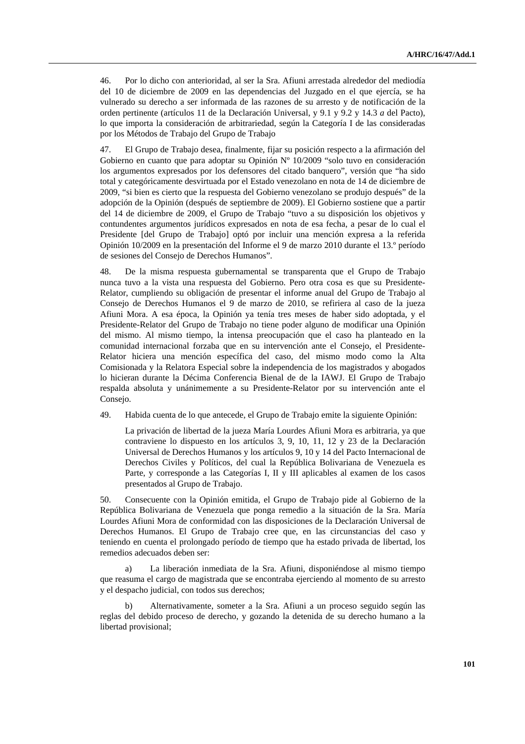46. Por lo dicho con anterioridad, al ser la Sra. Afiuni arrestada alrededor del mediodía del 10 de diciembre de 2009 en las dependencias del Juzgado en el que ejercía, se ha vulnerado su derecho a ser informada de las razones de su arresto y de notificación de la orden pertinente (artículos 11 de la Declaración Universal, y 9.1 y 9.2 y 14.3 *a* del Pacto), lo que importa la consideración de arbitrariedad, según la Categoría I de las consideradas por los Métodos de Trabajo del Grupo de Trabajo

47. El Grupo de Trabajo desea, finalmente, fijar su posición respecto a la afirmación del Gobierno en cuanto que para adoptar su Opinión Nº 10/2009 "solo tuvo en consideración los argumentos expresados por los defensores del citado banquero", versión que "ha sido total y categóricamente desvirtuada por el Estado venezolano en nota de 14 de diciembre de 2009, "si bien es cierto que la respuesta del Gobierno venezolano se produjo después" de la adopción de la Opinión (después de septiembre de 2009). El Gobierno sostiene que a partir del 14 de diciembre de 2009, el Grupo de Trabajo "tuvo a su disposición los objetivos y contundentes argumentos jurídicos expresados en nota de esa fecha, a pesar de lo cual el Presidente [del Grupo de Trabajo] optó por incluir una mención expresa a la referida Opinión 10/2009 en la presentación del Informe el 9 de marzo 2010 durante el 13.º período de sesiones del Consejo de Derechos Humanos".

48. De la misma respuesta gubernamental se transparenta que el Grupo de Trabajo nunca tuvo a la vista una respuesta del Gobierno. Pero otra cosa es que su Presidente-Relator, cumpliendo su obligación de presentar el informe anual del Grupo de Trabajo al Consejo de Derechos Humanos el 9 de marzo de 2010, se refiriera al caso de la jueza Afiuni Mora. A esa época, la Opinión ya tenía tres meses de haber sido adoptada, y el Presidente-Relator del Grupo de Trabajo no tiene poder alguno de modificar una Opinión del mismo. Al mismo tiempo, la intensa preocupación que el caso ha planteado en la comunidad internacional forzaba que en su intervención ante el Consejo, el Presidente-Relator hiciera una mención específica del caso, del mismo modo como la Alta Comisionada y la Relatora Especial sobre la independencia de los magistrados y abogados lo hicieran durante la Décima Conferencia Bienal de de la IAWJ. El Grupo de Trabajo respalda absoluta y unánimemente a su Presidente-Relator por su intervención ante el Consejo.

49. Habida cuenta de lo que antecede, el Grupo de Trabajo emite la siguiente Opinión:

> La privación de libertad de la jueza María Lourdes Afiuni Mora es arbitraria, ya que contraviene lo dispuesto en los artículos 3, 9, 10, 11, 12 y 23 de la Declaración Universal de Derechos Humanos y los artículos 9, 10 y 14 del Pacto Internacional de Derechos Civiles y Políticos, del cual la República Bolivariana de Venezuela es Parte, y corresponde a las Categorías I, II y III aplicables al examen de los casos presentados al Grupo de Trabajo.

50. Consecuente con la Opinión emitida, el Grupo de Trabajo pide al Gobierno de la República Bolivariana de Venezuela que ponga remedio a la situación de la Sra. María Lourdes Afiuni Mora de conformidad con las disposiciones de la Declaración Universal de Derechos Humanos. El Grupo de Trabajo cree que, en las circunstancias del caso y teniendo en cuenta el prolongado período de tiempo que ha estado privada de libertad, los remedios adecuados deben ser:

a) La liberación inmediata de la Sra. Afiuni, disponiéndose al mismo tiempo que reasuma el cargo de magistrada que se encontraba ejerciendo al momento de su arresto y el despacho judicial, con todos sus derechos;

b) Alternativamente, someter a la Sra. Afiuni a un proceso seguido según las reglas del debido proceso de derecho, y gozando la detenida de su derecho humano a la libertad provisional;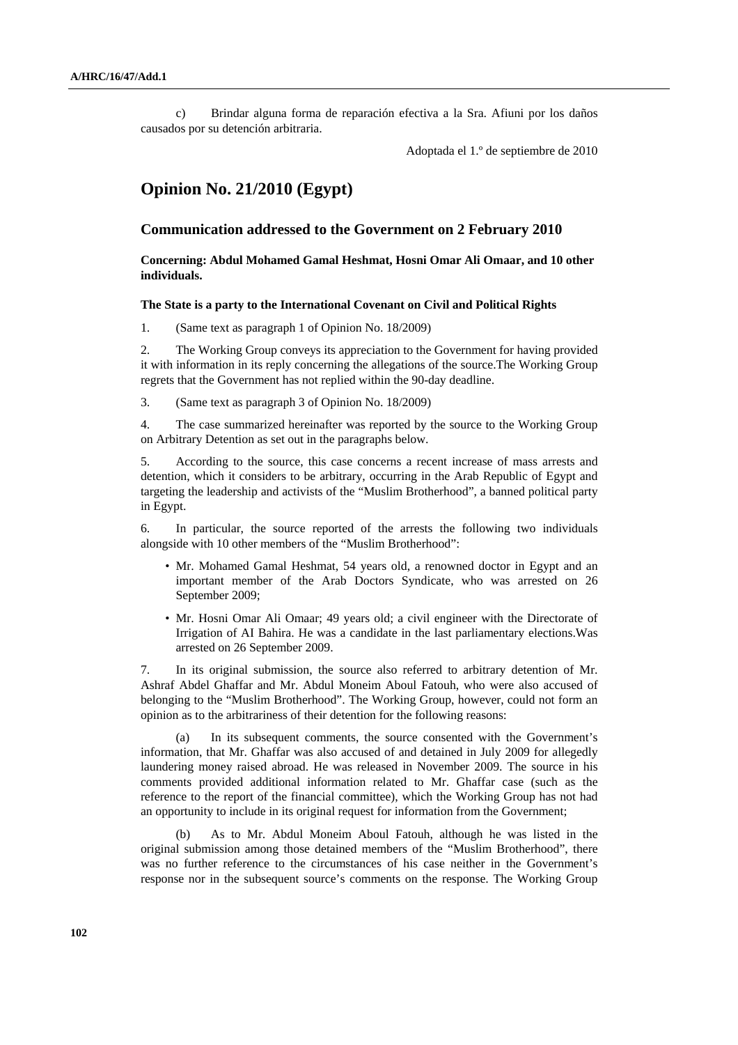c) Brindar alguna forma de reparación efectiva a la Sra. Afiuni por los daños causados por su detención arbitraria.

Adoptada el 1.º de septiembre de 2010

## Opinion No. 21/2010 (Egypt)

### Communication addressed to the Government on 2 February 2010

**Concerning: Abdul Mohamed Gamal Heshmat, Hosni Omar Ali Omaar, and 10 other individuals.**

**The State is a party to the International Covenant on Civil and Political Rights**

1. (Same text as paragraph 1 of Opinion No. 18/2009)

2. The Working Group conveys its appreciation to the Government for having provided it with information in its reply concerning the allegations of the source.The Working Group regrets that the Government has not replied within the 90-day deadline.

3. (Same text as paragraph 3 of Opinion No. 18/2009)

4. The case summarized hereinafter was reported by the source to the Working Group on Arbitrary Detention as set out in the paragraphs below.

5. According to the source, this case concerns a recent increase of mass arrests and detention, which it considers to be arbitrary, occurring in the Arab Republic of Egypt and targeting the leadership and activists of the "Muslim Brotherhood", a banned political party in Egypt.

6. In particular, the source reported of the arrests the following two individuals alongside with 10 other members of the "Muslim Brotherhood":

- Mr. Mohamed Gamal Heshmat, 54 years old, a renowned doctor in Egypt and an important member of the Arab Doctors Syndicate, who was arrested on 26 September 2009;
- Mr. Hosni Omar Ali Omaar; 49 years old; a civil engineer with the Directorate of Irrigation of AI Bahira. He was a candidate in the last parliamentary elections.Was arrested on 26 September 2009.

7. In its original submission, the source also referred to arbitrary detention of Mr. Ashraf Abdel Ghaffar and Mr. Abdul Moneim Aboul Fatouh, who were also accused of belonging to the "Muslim Brotherhood". The Working Group, however, could not form an opinion as to the arbitrariness of their detention for the following reasons:

(a) In its subsequent comments, the source consented with the Government's information, that Mr. Ghaffar was also accused of and detained in July 2009 for allegedly laundering money raised abroad. He was released in November 2009. The source in his comments provided additional information related to Mr. Ghaffar case (such as the reference to the report of the financial committee), which the Working Group has not had an opportunity to include in its original request for information from the Government;

(b) As to Mr. Abdul Moneim Aboul Fatouh, although he was listed in the original submission among those detained members of the "Muslim Brotherhood", there was no further reference to the circumstances of his case neither in the Government's response nor in the subsequent source's comments on the response. The Working Group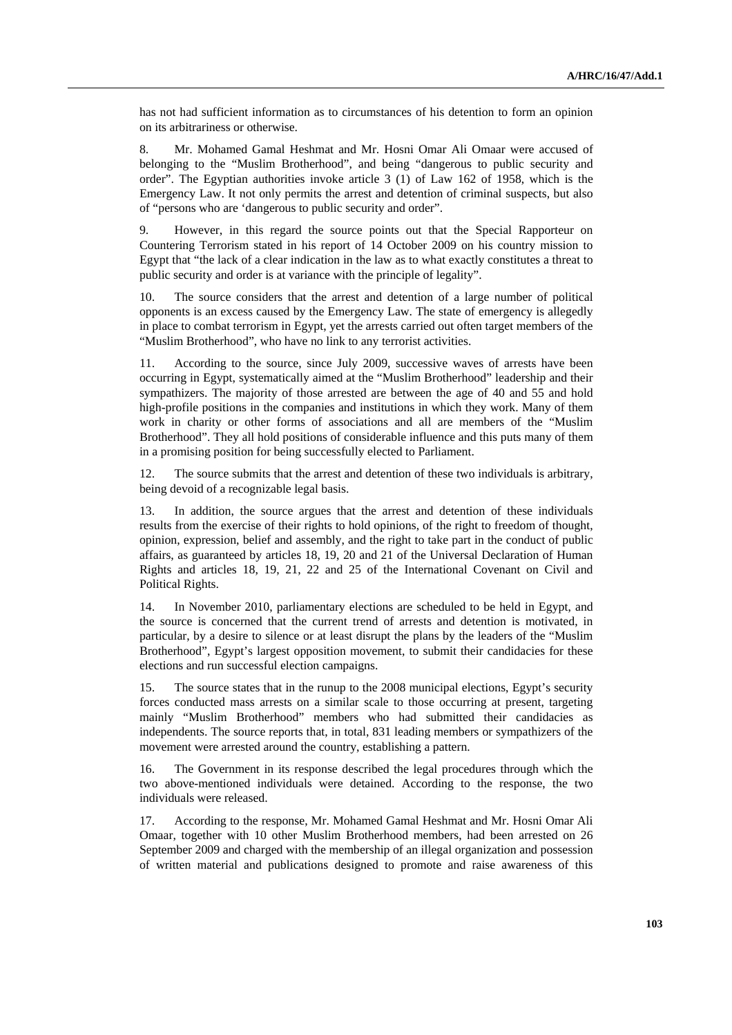has not had sufficient information as to circumstances of his detention to form an opinion on its arbitrariness or otherwise.

8. Mr. Mohamed Gamal Heshmat and Mr. Hosni Omar Ali Omaar were accused of belonging to the "Muslim Brotherhood", and being "dangerous to public security and order". The Egyptian authorities invoke article 3 (1) of Law 162 of 1958, which is the Emergency Law. It not only permits the arrest and detention of criminal suspects, but also of "persons who are 'dangerous to public security and order".

9. However, in this regard the source points out that the Special Rapporteur on Countering Terrorism stated in his report of 14 October 2009 on his country mission to Egypt that "the lack of a clear indication in the law as to what exactly constitutes a threat to public security and order is at variance with the principle of legality".

10. The source considers that the arrest and detention of a large number of political opponents is an excess caused by the Emergency Law. The state of emergency is allegedly in place to combat terrorism in Egypt, yet the arrests carried out often target members of the "Muslim Brotherhood", who have no link to any terrorist activities.

11. According to the source, since July 2009, successive waves of arrests have been occurring in Egypt, systematically aimed at the "Muslim Brotherhood" leadership and their sympathizers. The majority of those arrested are between the age of 40 and 55 and hold high-profile positions in the companies and institutions in which they work. Many of them work in charity or other forms of associations and all are members of the "Muslim Brotherhood". They all hold positions of considerable influence and this puts many of them in a promising position for being successfully elected to Parliament.

12. The source submits that the arrest and detention of these two individuals is arbitrary, being devoid of a recognizable legal basis.

13. In addition, the source argues that the arrest and detention of these individuals results from the exercise of their rights to hold opinions, of the right to freedom of thought, opinion, expression, belief and assembly, and the right to take part in the conduct of public affairs, as guaranteed by articles 18, 19, 20 and 21 of the Universal Declaration of Human Rights and articles 18, 19, 21, 22 and 25 of the International Covenant on Civil and Political Rights.

14. In November 2010, parliamentary elections are scheduled to be held in Egypt, and the source is concerned that the current trend of arrests and detention is motivated, in particular, by a desire to silence or at least disrupt the plans by the leaders of the "Muslim Brotherhood", Egypt's largest opposition movement, to submit their candidacies for these elections and run successful election campaigns.

15. The source states that in the runup to the 2008 municipal elections, Egypt's security forces conducted mass arrests on a similar scale to those occurring at present, targeting mainly "Muslim Brotherhood" members who had submitted their candidacies as independents. The source reports that, in total, 831 leading members or sympathizers of the movement were arrested around the country, establishing a pattern.

16. The Government in its response described the legal procedures through which the two above-mentioned individuals were detained. According to the response, the two individuals were released.

17. According to the response, Mr. Mohamed Gamal Heshmat and Mr. Hosni Omar Ali Omaar, together with 10 other Muslim Brotherhood members, had been arrested on 26 September 2009 and charged with the membership of an illegal organization and possession of written material and publications designed to promote and raise awareness of this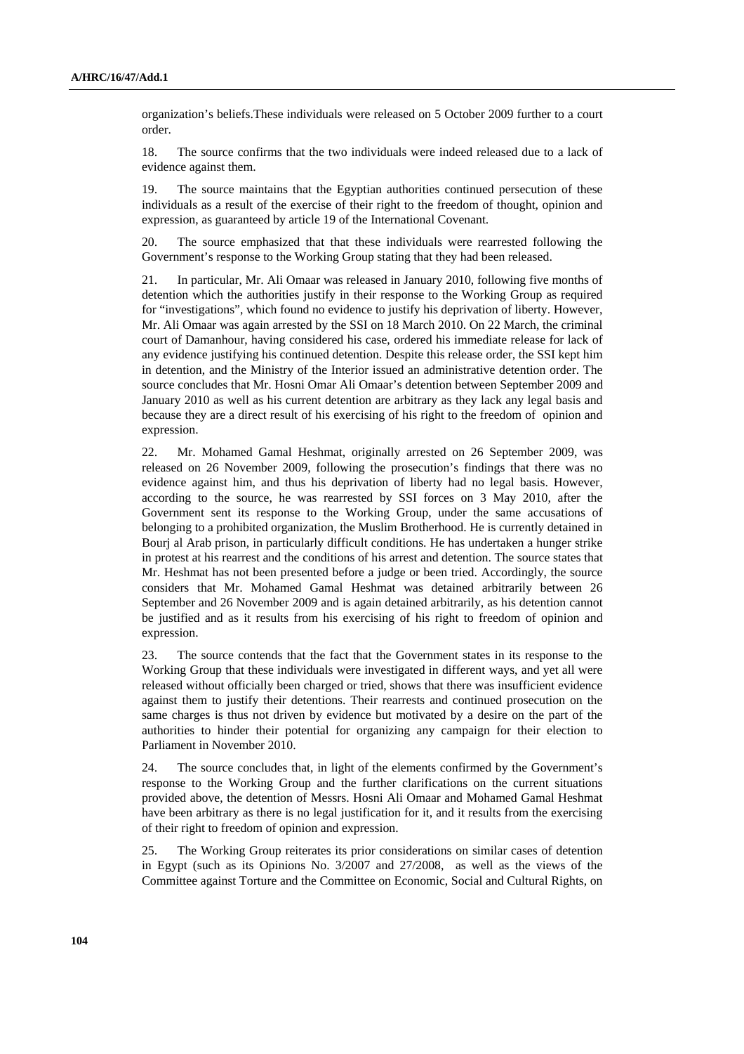organization's beliefs.These individuals were released on 5 October 2009 further to a court order.

18. The source confirms that the two individuals were indeed released due to a lack of evidence against them.

19. The source maintains that the Egyptian authorities continued persecution of these individuals as a result of the exercise of their right to the freedom of thought, opinion and expression, as guaranteed by article 19 of the International Covenant.

20. The source emphasized that that these individuals were rearrested following the Government's response to the Working Group stating that they had been released.

21. In particular, Mr. Ali Omaar was released in January 2010, following five months of detention which the authorities justify in their response to the Working Group as required for "investigations", which found no evidence to justify his deprivation of liberty. However, Mr. Ali Omaar was again arrested by the SSI on 18 March 2010. On 22 March, the criminal court of Damanhour, having considered his case, ordered his immediate release for lack of any evidence justifying his continued detention. Despite this release order, the SSI kept him in detention, and the Ministry of the Interior issued an administrative detention order. The source concludes that Mr. Hosni Omar Ali Omaar's detention between September 2009 and January 2010 as well as his current detention are arbitrary as they lack any legal basis and because they are a direct result of his exercising of his right to the freedom of opinion and expression.

22. Mr. Mohamed Gamal Heshmat, originally arrested on 26 September 2009, was released on 26 November 2009, following the prosecution's findings that there was no evidence against him, and thus his deprivation of liberty had no legal basis. However, according to the source, he was rearrested by SSI forces on 3 May 2010, after the Government sent its response to the Working Group, under the same accusations of belonging to a prohibited organization, the Muslim Brotherhood. He is currently detained in Bourj al Arab prison, in particularly difficult conditions. He has undertaken a hunger strike in protest at his rearrest and the conditions of his arrest and detention. The source states that Mr. Heshmat has not been presented before a judge or been tried. Accordingly, the source considers that Mr. Mohamed Gamal Heshmat was detained arbitrarily between 26 September and 26 November 2009 and is again detained arbitrarily, as his detention cannot be justified and as it results from his exercising of his right to freedom of opinion and expression.

23. The source contends that the fact that the Government states in its response to the Working Group that these individuals were investigated in different ways, and yet all were released without officially been charged or tried, shows that there was insufficient evidence against them to justify their detentions. Their rearrests and continued prosecution on the same charges is thus not driven by evidence but motivated by a desire on the part of the authorities to hinder their potential for organizing any campaign for their election to Parliament in November 2010.

24. The source concludes that, in light of the elements confirmed by the Government's response to the Working Group and the further clarifications on the current situations provided above, the detention of Messrs. Hosni Ali Omaar and Mohamed Gamal Heshmat have been arbitrary as there is no legal justification for it, and it results from the exercising of their right to freedom of opinion and expression.

25. The Working Group reiterates its prior considerations on similar cases of detention in Egypt (such as its Opinions No. 3/2007 and 27/2008, as well as the views of the Committee against Torture and the Committee on Economic, Social and Cultural Rights, on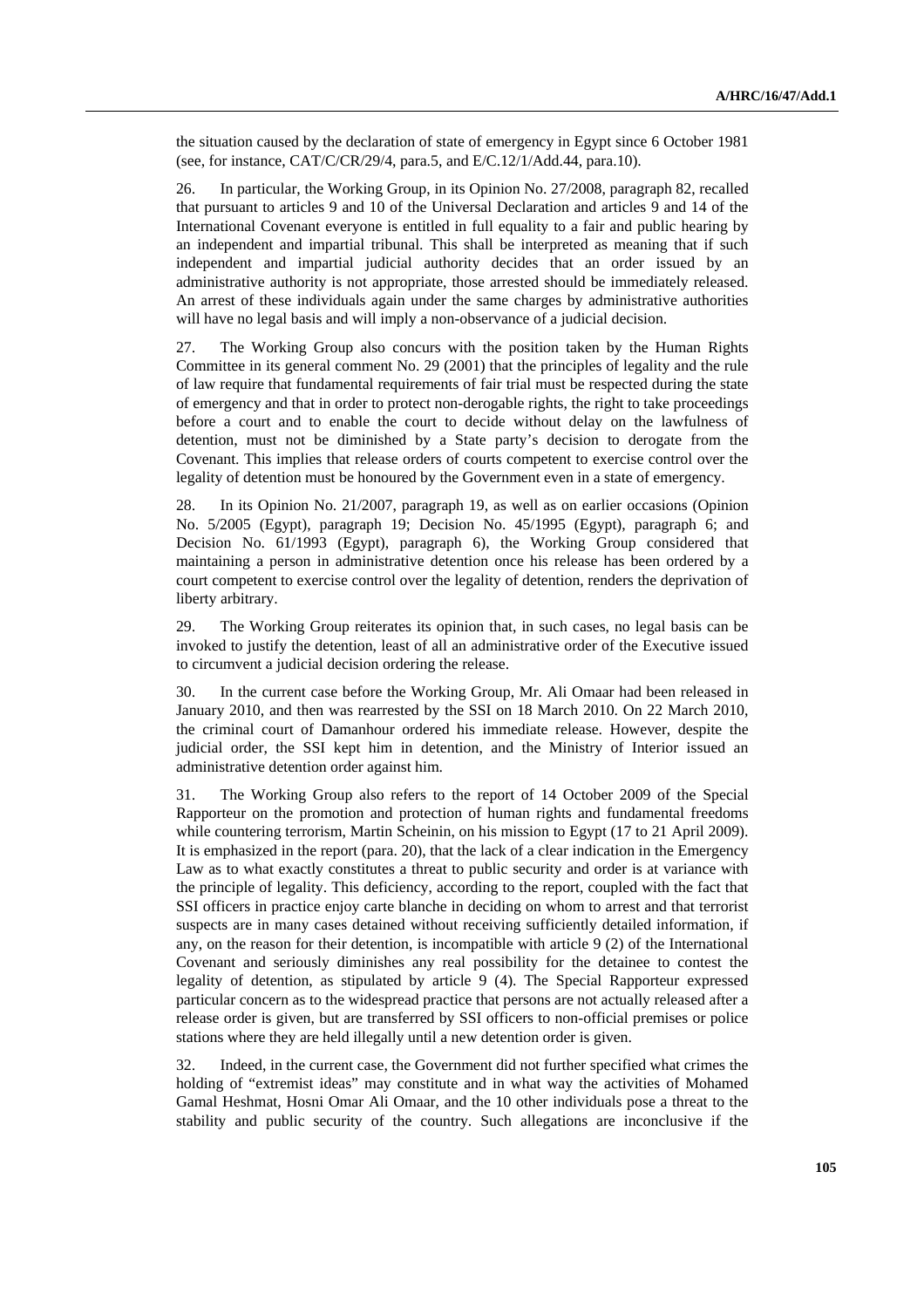the situation caused by the declaration of state of emergency in Egypt since 6 October 1981 (see, for instance, CAT/C/CR/29/4, para.5, and E/C.12/1/Add.44, para.10).

26. In particular, the Working Group, in its Opinion No. 27/2008, paragraph 82, recalled that pursuant to articles 9 and 10 of the Universal Declaration and articles 9 and 14 of the International Covenant everyone is entitled in full equality to a fair and public hearing by an independent and impartial tribunal. This shall be interpreted as meaning that if such independent and impartial judicial authority decides that an order issued by an administrative authority is not appropriate, those arrested should be immediately released. An arrest of these individuals again under the same charges by administrative authorities will have no legal basis and will imply a non-observance of a judicial decision.

27. The Working Group also concurs with the position taken by the Human Rights Committee in its general comment No. 29 (2001) that the principles of legality and the rule of law require that fundamental requirements of fair trial must be respected during the state of emergency and that in order to protect non-derogable rights, the right to take proceedings before a court and to enable the court to decide without delay on the lawfulness of detention, must not be diminished by a State party's decision to derogate from the Covenant. This implies that release orders of courts competent to exercise control over the legality of detention must be honoured by the Government even in a state of emergency.

28. In its Opinion No. 21/2007, paragraph 19, as well as on earlier occasions (Opinion No. 5/2005 (Egypt), paragraph 19; Decision No. 45/1995 (Egypt), paragraph 6; and Decision No. 61/1993 (Egypt), paragraph 6), the Working Group considered that maintaining a person in administrative detention once his release has been ordered by a court competent to exercise control over the legality of detention, renders the deprivation of liberty arbitrary.

29. The Working Group reiterates its opinion that, in such cases, no legal basis can be invoked to justify the detention, least of all an administrative order of the Executive issued to circumvent a judicial decision ordering the release.

30. In the current case before the Working Group, Mr. Ali Omaar had been released in January 2010, and then was rearrested by the SSI on 18 March 2010. On 22 March 2010, the criminal court of Damanhour ordered his immediate release. However, despite the judicial order, the SSI kept him in detention, and the Ministry of Interior issued an administrative detention order against him.

31. The Working Group also refers to the report of 14 October 2009 of the Special Rapporteur on the promotion and protection of human rights and fundamental freedoms while countering terrorism, Martin Scheinin, on his mission to Egypt (17 to 21 April 2009). It is emphasized in the report (para. 20), that the lack of a clear indication in the Emergency Law as to what exactly constitutes a threat to public security and order is at variance with the principle of legality. This deficiency, according to the report, coupled with the fact that SSI officers in practice enjoy carte blanche in deciding on whom to arrest and that terrorist suspects are in many cases detained without receiving sufficiently detailed information, if any, on the reason for their detention, is incompatible with article 9 (2) of the International Covenant and seriously diminishes any real possibility for the detainee to contest the legality of detention, as stipulated by article 9 (4). The Special Rapporteur expressed particular concern as to the widespread practice that persons are not actually released after a release order is given, but are transferred by SSI officers to non-official premises or police stations where they are held illegally until a new detention order is given.

32. Indeed, in the current case, the Government did not further specified what crimes the holding of "extremist ideas" may constitute and in what way the activities of Mohamed Gamal Heshmat, Hosni Omar Ali Omaar, and the 10 other individuals pose a threat to the stability and public security of the country. Such allegations are inconclusive if the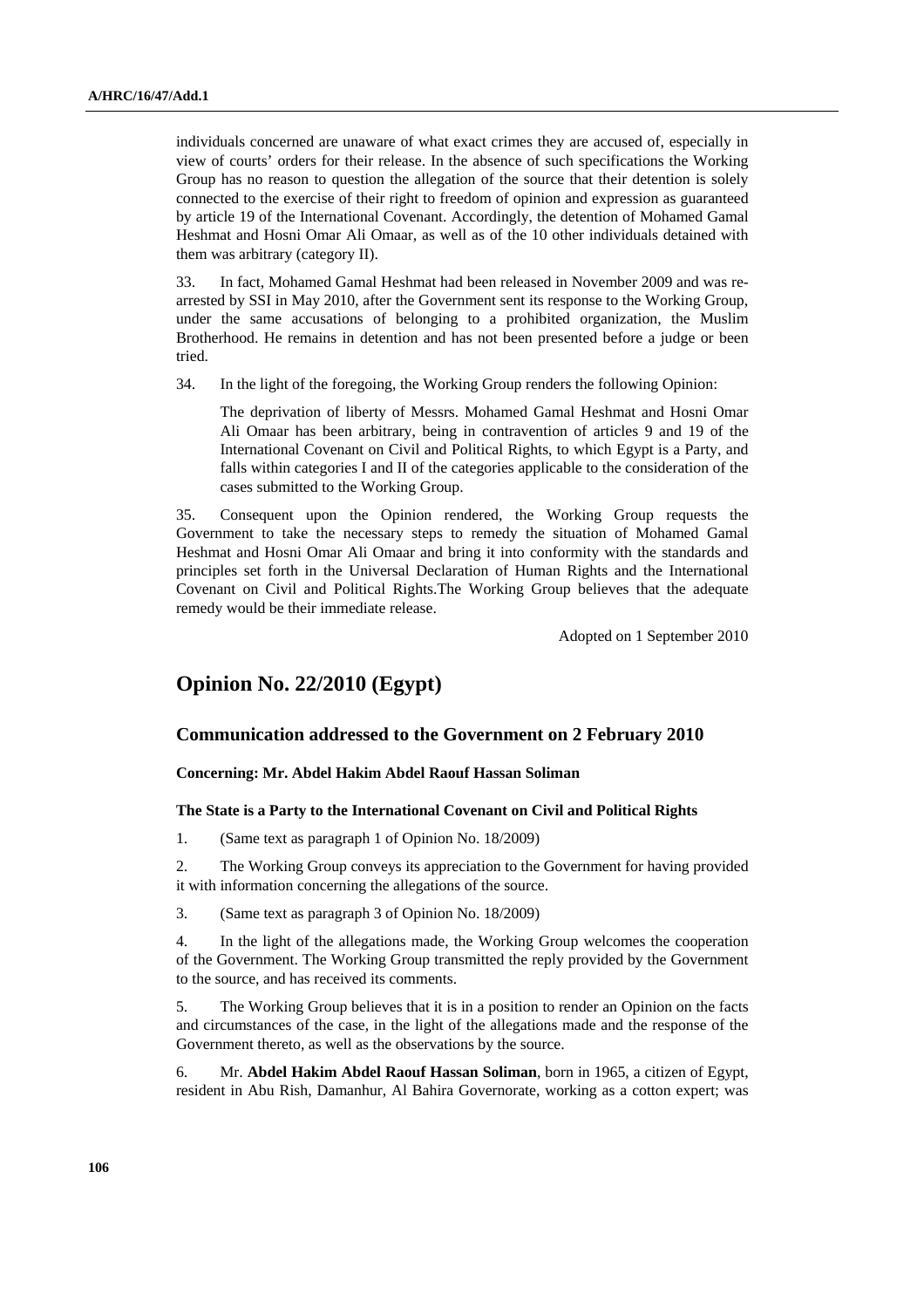individuals concerned are unaware of what exact crimes they are accused of, especially in view of courts' orders for their release. In the absence of such specifications the Working Group has no reason to question the allegation of the source that their detention is solely connected to the exercise of their right to freedom of opinion and expression as guaranteed by article 19 of the International Covenant. Accordingly, the detention of Mohamed Gamal Heshmat and Hosni Omar Ali Omaar, as well as of the 10 other individuals detained with them was arbitrary (category II).

33. In fact, Mohamed Gamal Heshmat had been released in November 2009 and was re-arrested by SSI in May 2010, after the Government sent its response to the Working Group, under the same accusations of belonging to a prohibited organization, the Muslim Brotherhood. He remains in detention and has not been presented before a judge or been tried.

34. In the light of the foregoing, the Working Group renders the following Opinion:

> The deprivation of liberty of Messrs. Mohamed Gamal Heshmat and Hosni Omar Ali Omaar has been arbitrary, being in contravention of articles 9 and 19 of the International Covenant on Civil and Political Rights, to which Egypt is a Party, and falls within categories I and II of the categories applicable to the consideration of the cases submitted to the Working Group.

35. Consequent upon the Opinion rendered, the Working Group requests the Government to take the necessary steps to remedy the situation of Mohamed Gamal Heshmat and Hosni Omar Ali Omaar and bring it into conformity with the standards and principles set forth in the Universal Declaration of Human Rights and the International Covenant on Civil and Political Rights.The Working Group believes that the adequate remedy would be their immediate release.

Adopted on 1 September 2010

## Opinion No. 22/2010 (Egypt)

### Communication addressed to the Government on 2 February 2010

**Concerning: Mr. Abdel Hakim Abdel Raouf Hassan Soliman**

**The State is a Party to the International Covenant on Civil and Political Rights**

1. (Same text as paragraph 1 of Opinion No. 18/2009)

2. The Working Group conveys its appreciation to the Government for having provided it with information concerning the allegations of the source.

3. (Same text as paragraph 3 of Opinion No. 18/2009)

4. In the light of the allegations made, the Working Group welcomes the cooperation of the Government. The Working Group transmitted the reply provided by the Government to the source, and has received its comments.

5. The Working Group believes that it is in a position to render an Opinion on the facts and circumstances of the case, in the light of the allegations made and the response of the Government thereto, as well as the observations by the source.

6. Mr. **Abdel Hakim Abdel Raouf Hassan Soliman**, born in 1965, a citizen of Egypt, resident in Abu Rish, Damanhur, Al Bahira Governorate, working as a cotton expert; was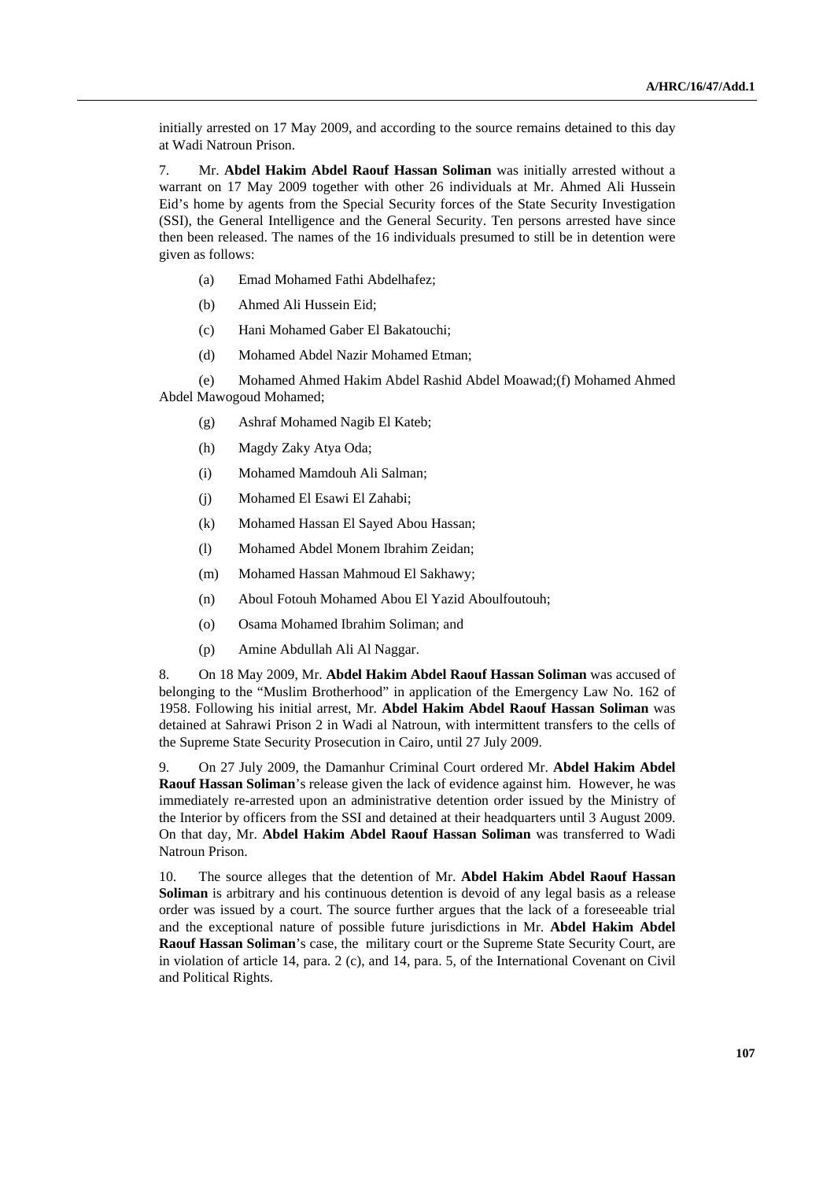initially arrested on 17 May 2009, and according to the source remains detained to this day at Wadi Natroun Prison.

7. Mr. **Abdel Hakim Abdel Raouf Hassan Soliman** was initially arrested without a warrant on 17 May 2009 together with other 26 individuals at Mr. Ahmed Ali Hussein Eid's home by agents from the Special Security forces of the State Security Investigation (SSI), the General Intelligence and the General Security. Ten persons arrested have since then been released. The names of the 16 individuals presumed to still be in detention were given as follows:

(a) Emad Mohamed Fathi Abdelhafez;

(b) Ahmed Ali Hussein Eid;

(c) Hani Mohamed Gaber El Bakatouchi;

(d) Mohamed Abdel Nazir Mohamed Etman;

(e) Mohamed Ahmed Hakim Abdel Rashid Abdel Moawad;(f) Mohamed Ahmed Abdel Mawogoud Mohamed;

(g) Ashraf Mohamed Nagib El Kateb;

(h) Magdy Zaky Atya Oda;

(i) Mohamed Mamdouh Ali Salman;

(j) Mohamed El Esawi El Zahabi;

(k) Mohamed Hassan El Sayed Abou Hassan;

(l) Mohamed Abdel Monem Ibrahim Zeidan;

(m) Mohamed Hassan Mahmoud El Sakhawy;

(n) Aboul Fotouh Mohamed Abou El Yazid Aboulfoutouh;

(o) Osama Mohamed Ibrahim Soliman; and

(p) Amine Abdullah Ali Al Naggar.

8. On 18 May 2009, Mr. **Abdel Hakim Abdel Raouf Hassan Soliman** was accused of belonging to the "Muslim Brotherhood" in application of the Emergency Law No. 162 of 1958. Following his initial arrest, Mr. **Abdel Hakim Abdel Raouf Hassan Soliman** was detained at Sahrawi Prison 2 in Wadi al Natroun, with intermittent transfers to the cells of the Supreme State Security Prosecution in Cairo, until 27 July 2009.

9. On 27 July 2009, the Damanhur Criminal Court ordered Mr. **Abdel Hakim Abdel Raouf Hassan Soliman**'s release given the lack of evidence against him. However, he was immediately re-arrested upon an administrative detention order issued by the Ministry of the Interior by officers from the SSI and detained at their headquarters until 3 August 2009. On that day, Mr. **Abdel Hakim Abdel Raouf Hassan Soliman** was transferred to Wadi Natroun Prison.

10. The source alleges that the detention of Mr. **Abdel Hakim Abdel Raouf Hassan Soliman** is arbitrary and his continuous detention is devoid of any legal basis as a release order was issued by a court. The source further argues that the lack of a foreseeable trial and the exceptional nature of possible future jurisdictions in Mr. **Abdel Hakim Abdel Raouf Hassan Soliman**'s case, the military court or the Supreme State Security Court, are in violation of article 14, para. 2 (c), and 14, para. 5, of the International Covenant on Civil and Political Rights.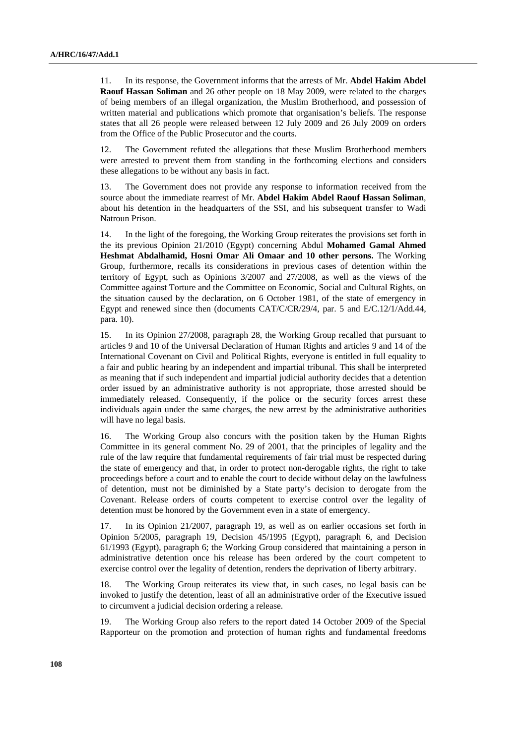11. In its response, the Government informs that the arrests of Mr. **Abdel Hakim Abdel Raouf Hassan Soliman** and 26 other people on 18 May 2009, were related to the charges of being members of an illegal organization, the Muslim Brotherhood, and possession of written material and publications which promote that organisation's beliefs. The response states that all 26 people were released between 12 July 2009 and 26 July 2009 on orders from the Office of the Public Prosecutor and the courts.

12. The Government refuted the allegations that these Muslim Brotherhood members were arrested to prevent them from standing in the forthcoming elections and considers these allegations to be without any basis in fact.

13. The Government does not provide any response to information received from the source about the immediate rearrest of Mr. **Abdel Hakim Abdel Raouf Hassan Soliman**, about his detention in the headquarters of the SSI, and his subsequent transfer to Wadi Natroun Prison.

14. In the light of the foregoing, the Working Group reiterates the provisions set forth in the its previous Opinion 21/2010 (Egypt) concerning Abdul **Mohamed Gamal Ahmed Heshmat Abdalhamid, Hosni Omar Ali Omaar and 10 other persons.** The Working Group, furthermore, recalls its considerations in previous cases of detention within the territory of Egypt, such as Opinions 3/2007 and 27/2008, as well as the views of the Committee against Torture and the Committee on Economic, Social and Cultural Rights, on the situation caused by the declaration, on 6 October 1981, of the state of emergency in Egypt and renewed since then (documents CAT/C/CR/29/4, par. 5 and E/C.12/1/Add.44, para. 10).

15. In its Opinion 27/2008, paragraph 28, the Working Group recalled that pursuant to articles 9 and 10 of the Universal Declaration of Human Rights and articles 9 and 14 of the International Covenant on Civil and Political Rights, everyone is entitled in full equality to a fair and public hearing by an independent and impartial tribunal. This shall be interpreted as meaning that if such independent and impartial judicial authority decides that a detention order issued by an administrative authority is not appropriate, those arrested should be immediately released. Consequently, if the police or the security forces arrest these individuals again under the same charges, the new arrest by the administrative authorities will have no legal basis.

16. The Working Group also concurs with the position taken by the Human Rights Committee in its general comment No. 29 of 2001, that the principles of legality and the rule of the law require that fundamental requirements of fair trial must be respected during the state of emergency and that, in order to protect non-derogable rights, the right to take proceedings before a court and to enable the court to decide without delay on the lawfulness of detention, must not be diminished by a State party's decision to derogate from the Covenant. Release orders of courts competent to exercise control over the legality of detention must be honored by the Government even in a state of emergency.

17. In its Opinion 21/2007, paragraph 19, as well as on earlier occasions set forth in Opinion 5/2005, paragraph 19, Decision 45/1995 (Egypt), paragraph 6, and Decision 61/1993 (Egypt), paragraph 6; the Working Group considered that maintaining a person in administrative detention once his release has been ordered by the court competent to exercise control over the legality of detention, renders the deprivation of liberty arbitrary.

18. The Working Group reiterates its view that, in such cases, no legal basis can be invoked to justify the detention, least of all an administrative order of the Executive issued to circumvent a judicial decision ordering a release.

19. The Working Group also refers to the report dated 14 October 2009 of the Special Rapporteur on the promotion and protection of human rights and fundamental freedoms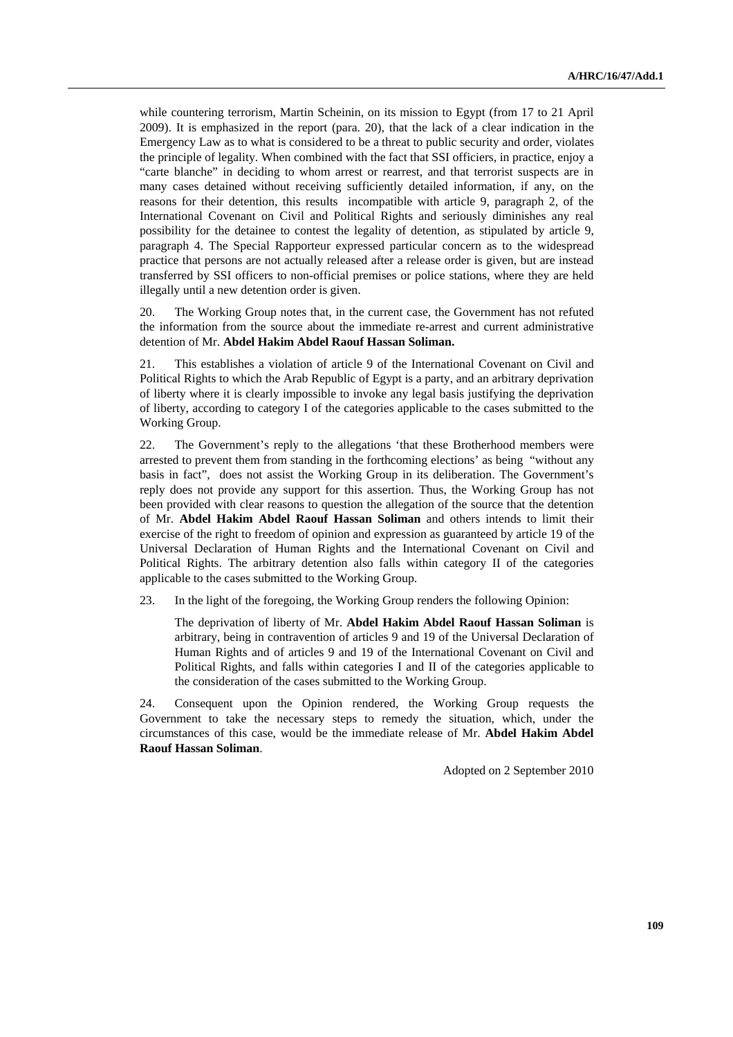while countering terrorism, Martin Scheinin, on its mission to Egypt (from 17 to 21 April 2009). It is emphasized in the report (para. 20), that the lack of a clear indication in the Emergency Law as to what is considered to be a threat to public security and order, violates the principle of legality. When combined with the fact that SSI officiers, in practice, enjoy a "carte blanche" in deciding to whom arrest or rearrest, and that terrorist suspects are in many cases detained without receiving sufficiently detailed information, if any, on the reasons for their detention, this results incompatible with article 9, paragraph 2, of the International Covenant on Civil and Political Rights and seriously diminishes any real possibility for the detainee to contest the legality of detention, as stipulated by article 9, paragraph 4. The Special Rapporteur expressed particular concern as to the widespread practice that persons are not actually released after a release order is given, but are instead transferred by SSI officers to non-official premises or police stations, where they are held illegally until a new detention order is given.

20. The Working Group notes that, in the current case, the Government has not refuted the information from the source about the immediate re-arrest and current administrative detention of Mr. **Abdel Hakim Abdel Raouf Hassan Soliman.**

21. This establishes a violation of article 9 of the International Covenant on Civil and Political Rights to which the Arab Republic of Egypt is a party, and an arbitrary deprivation of liberty where it is clearly impossible to invoke any legal basis justifying the deprivation of liberty, according to category I of the categories applicable to the cases submitted to the Working Group.

22. The Government's reply to the allegations 'that these Brotherhood members were arrested to prevent them from standing in the forthcoming elections' as being "without any basis in fact", does not assist the Working Group in its deliberation. The Government's reply does not provide any support for this assertion. Thus, the Working Group has not been provided with clear reasons to question the allegation of the source that the detention of Mr. **Abdel Hakim Abdel Raouf Hassan Soliman** and others intends to limit their exercise of the right to freedom of opinion and expression as guaranteed by article 19 of the Universal Declaration of Human Rights and the International Covenant on Civil and Political Rights. The arbitrary detention also falls within category II of the categories applicable to the cases submitted to the Working Group.

23. In the light of the foregoing, the Working Group renders the following Opinion:

> The deprivation of liberty of Mr. **Abdel Hakim Abdel Raouf Hassan Soliman** is arbitrary, being in contravention of articles 9 and 19 of the Universal Declaration of Human Rights and of articles 9 and 19 of the International Covenant on Civil and Political Rights, and falls within categories I and II of the categories applicable to the consideration of the cases submitted to the Working Group.

24. Consequent upon the Opinion rendered, the Working Group requests the Government to take the necessary steps to remedy the situation, which, under the circumstances of this case, would be the immediate release of Mr. **Abdel Hakim Abdel Raouf Hassan Soliman**.

Adopted on 2 September 2010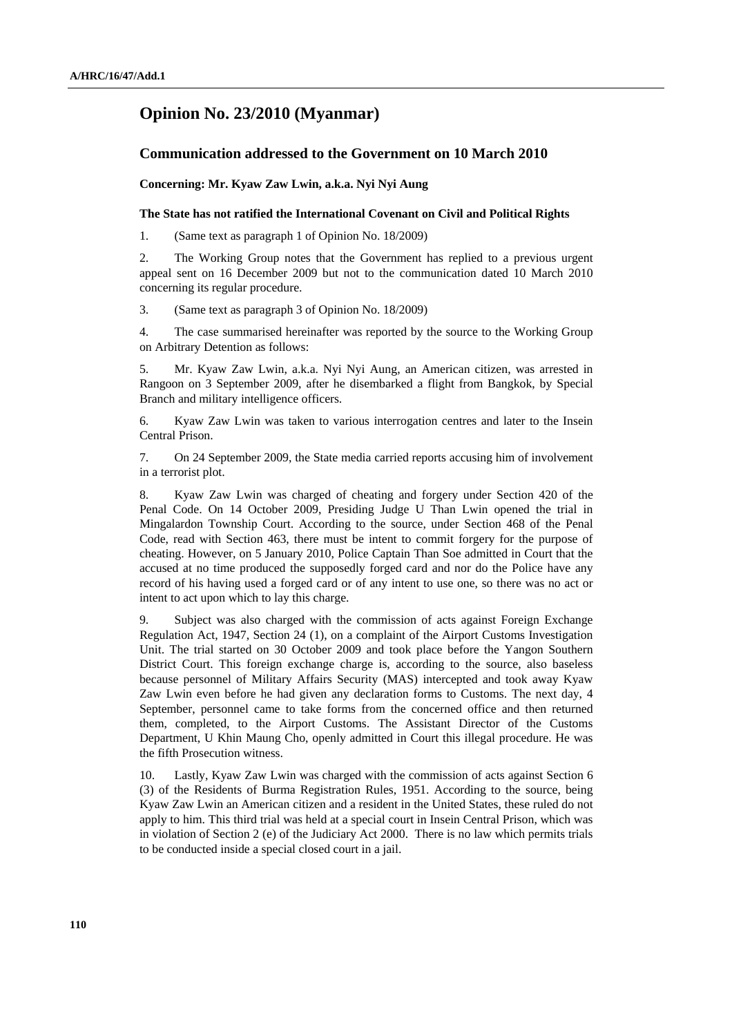## Opinion No. 23/2010 (Myanmar)

### Communication addressed to the Government on 10 March 2010

**Concerning: Mr. Kyaw Zaw Lwin, a.k.a. Nyi Nyi Aung**

**The State has not ratified the International Covenant on Civil and Political Rights**

1. (Same text as paragraph 1 of Opinion No. 18/2009)

2. The Working Group notes that the Government has replied to a previous urgent appeal sent on 16 December 2009 but not to the communication dated 10 March 2010 concerning its regular procedure.

3. (Same text as paragraph 3 of Opinion No. 18/2009)

4. The case summarised hereinafter was reported by the source to the Working Group on Arbitrary Detention as follows:

5. Mr. Kyaw Zaw Lwin, a.k.a. Nyi Nyi Aung, an American citizen, was arrested in Rangoon on 3 September 2009, after he disembarked a flight from Bangkok, by Special Branch and military intelligence officers.

6. Kyaw Zaw Lwin was taken to various interrogation centres and later to the Insein Central Prison.

7. On 24 September 2009, the State media carried reports accusing him of involvement in a terrorist plot.

8. Kyaw Zaw Lwin was charged of cheating and forgery under Section 420 of the Penal Code. On 14 October 2009, Presiding Judge U Than Lwin opened the trial in Mingalardon Township Court. According to the source, under Section 468 of the Penal Code, read with Section 463, there must be intent to commit forgery for the purpose of cheating. However, on 5 January 2010, Police Captain Than Soe admitted in Court that the accused at no time produced the supposedly forged card and nor do the Police have any record of his having used a forged card or of any intent to use one, so there was no act or intent to act upon which to lay this charge.

9. Subject was also charged with the commission of acts against Foreign Exchange Regulation Act, 1947, Section 24 (1), on a complaint of the Airport Customs Investigation Unit. The trial started on 30 October 2009 and took place before the Yangon Southern District Court. This foreign exchange charge is, according to the source, also baseless because personnel of Military Affairs Security (MAS) intercepted and took away Kyaw Zaw Lwin even before he had given any declaration forms to Customs. The next day, 4 September, personnel came to take forms from the concerned office and then returned them, completed, to the Airport Customs. The Assistant Director of the Customs Department, U Khin Maung Cho, openly admitted in Court this illegal procedure. He was the fifth Prosecution witness.

10. Lastly, Kyaw Zaw Lwin was charged with the commission of acts against Section 6 (3) of the Residents of Burma Registration Rules, 1951. According to the source, being Kyaw Zaw Lwin an American citizen and a resident in the United States, these ruled do not apply to him. This third trial was held at a special court in Insein Central Prison, which was in violation of Section 2 (e) of the Judiciary Act 2000. There is no law which permits trials to be conducted inside a special closed court in a jail.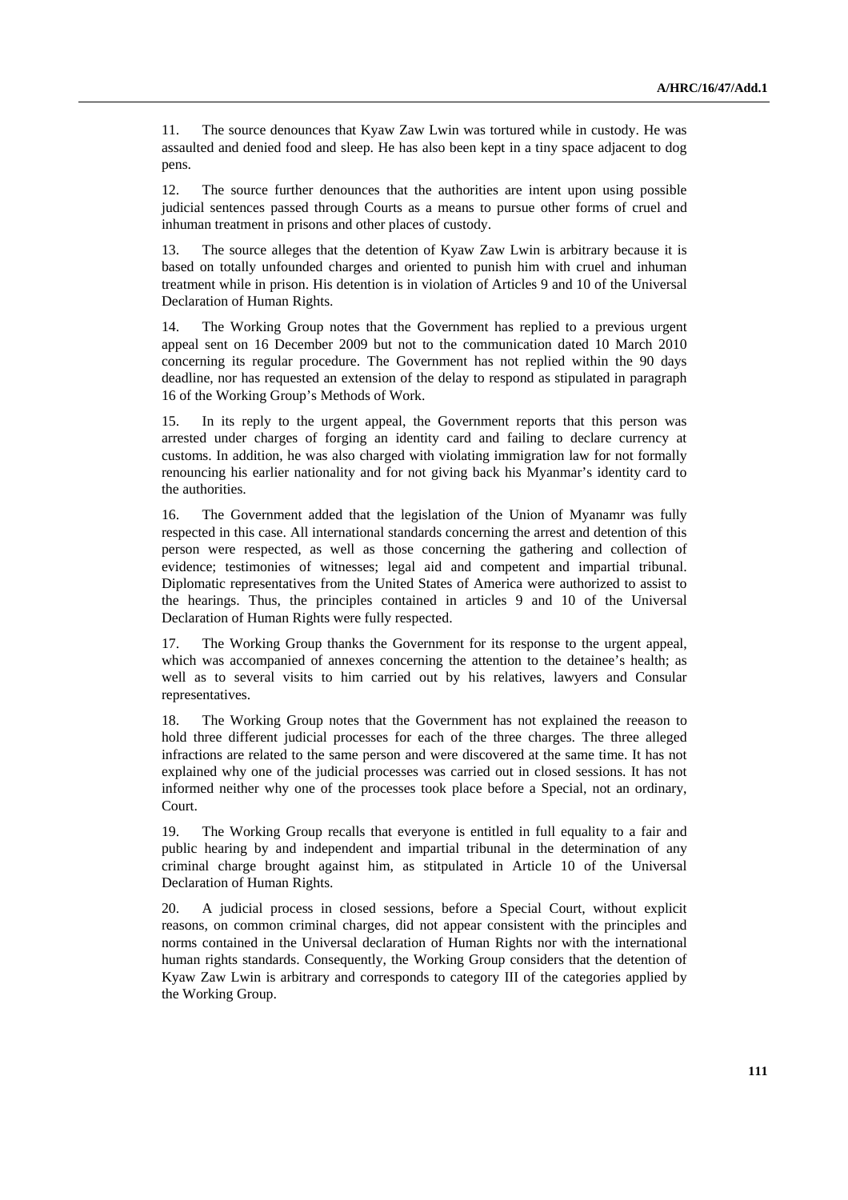11. The source denounces that Kyaw Zaw Lwin was tortured while in custody. He was assaulted and denied food and sleep. He has also been kept in a tiny space adjacent to dog pens.

12. The source further denounces that the authorities are intent upon using possible judicial sentences passed through Courts as a means to pursue other forms of cruel and inhuman treatment in prisons and other places of custody.

13. The source alleges that the detention of Kyaw Zaw Lwin is arbitrary because it is based on totally unfounded charges and oriented to punish him with cruel and inhuman treatment while in prison. His detention is in violation of Articles 9 and 10 of the Universal Declaration of Human Rights.

14. The Working Group notes that the Government has replied to a previous urgent appeal sent on 16 December 2009 but not to the communication dated 10 March 2010 concerning its regular procedure. The Government has not replied within the 90 days deadline, nor has requested an extension of the delay to respond as stipulated in paragraph 16 of the Working Group's Methods of Work.

15. In its reply to the urgent appeal, the Government reports that this person was arrested under charges of forging an identity card and failing to declare currency at customs. In addition, he was also charged with violating immigration law for not formally renouncing his earlier nationality and for not giving back his Myanmar's identity card to the authorities.

16. The Government added that the legislation of the Union of Myanamr was fully respected in this case. All international standards concerning the arrest and detention of this person were respected, as well as those concerning the gathering and collection of evidence; testimonies of witnesses; legal aid and competent and impartial tribunal. Diplomatic representatives from the United States of America were authorized to assist to the hearings. Thus, the principles contained in articles 9 and 10 of the Universal Declaration of Human Rights were fully respected.

17. The Working Group thanks the Government for its response to the urgent appeal, which was accompanied of annexes concerning the attention to the detainee's health; as well as to several visits to him carried out by his relatives, lawyers and Consular representatives.

18. The Working Group notes that the Government has not explained the reeason to hold three different judicial processes for each of the three charges. The three alleged infractions are related to the same person and were discovered at the same time. It has not explained why one of the judicial processes was carried out in closed sessions. It has not informed neither why one of the processes took place before a Special, not an ordinary, Court.

19. The Working Group recalls that everyone is entitled in full equality to a fair and public hearing by and independent and impartial tribunal in the determination of any criminal charge brought against him, as stitpulated in Article 10 of the Universal Declaration of Human Rights.

20. A judicial process in closed sessions, before a Special Court, without explicit reasons, on common criminal charges, did not appear consistent with the principles and norms contained in the Universal declaration of Human Rights nor with the international human rights standards. Consequently, the Working Group considers that the detention of Kyaw Zaw Lwin is arbitrary and corresponds to category III of the categories applied by the Working Group.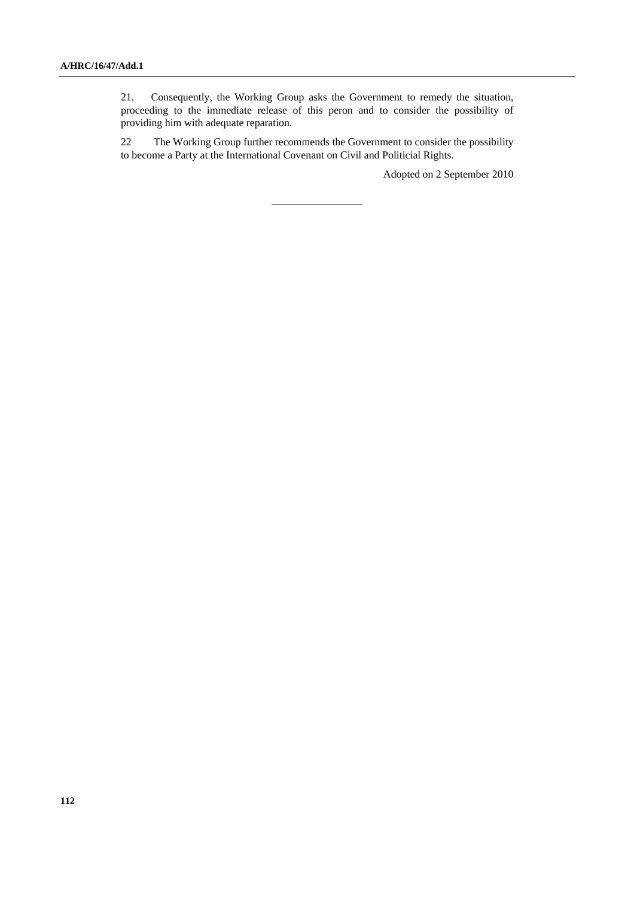21. Consequently, the Working Group asks the Government to remedy the situation, proceeding to the immediate release of this peron and to consider the possibility of providing him with adequate reparation.

22 The Working Group further recommends the Government to consider the possibility to become a Party at the International Covenant on Civil and Politicial Rights.

Adopted on 2 September 2010